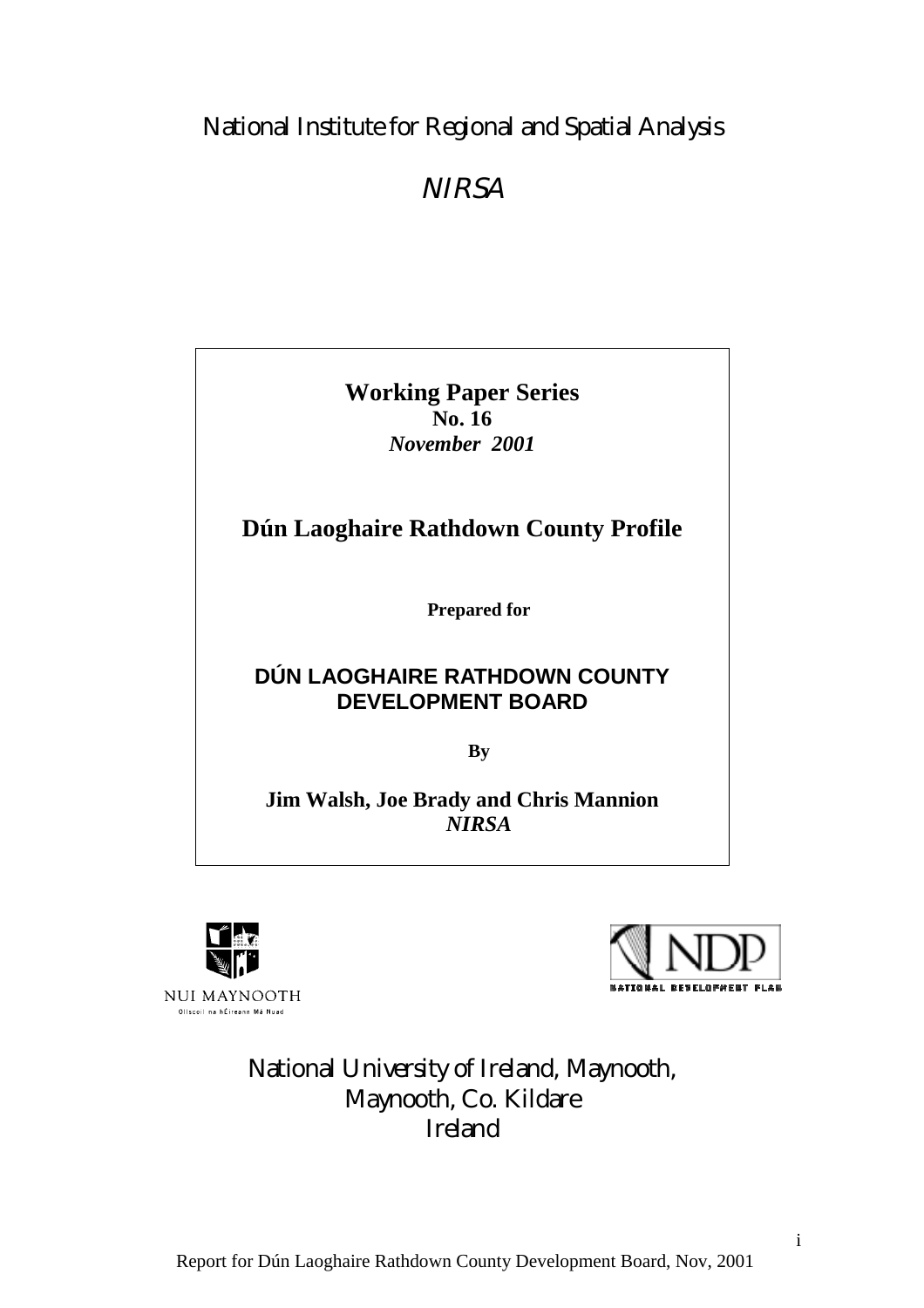National Institute for Regional and Spatial Analysis

*NIRSA*

**Working Paper Series**
**No. 16**
***November 2001***

# Dún Laoghaire Rathdown County Profile

**Prepared for**

**DÚN LAOGHAIRE RATHDOWN COUNTY DEVELOPMENT BOARD**

**By**

**Jim Walsh, Joe Brady and Chris Mannion**
***NIRSA***

NUI MAYNOOTH
Ollscoil na hÉireann Má Nuad

NDP
NATIONAL DEVELOPMENT PLAN

National University of Ireland, Maynooth,
Maynooth, Co. Kildare
Ireland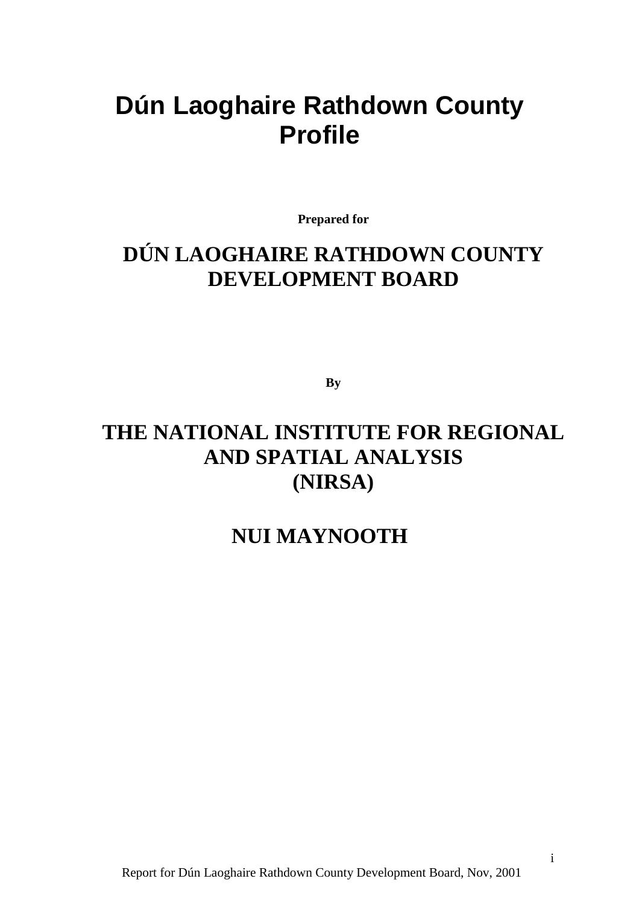# Dún Laoghaire Rathdown County Profile

**Prepared for**

## DÚN LAOGHAIRE RATHDOWN COUNTY DEVELOPMENT BOARD

**By**

## THE NATIONAL INSTITUTE FOR REGIONAL AND SPATIAL ANALYSIS (NIRSA)

## NUI MAYNOOTH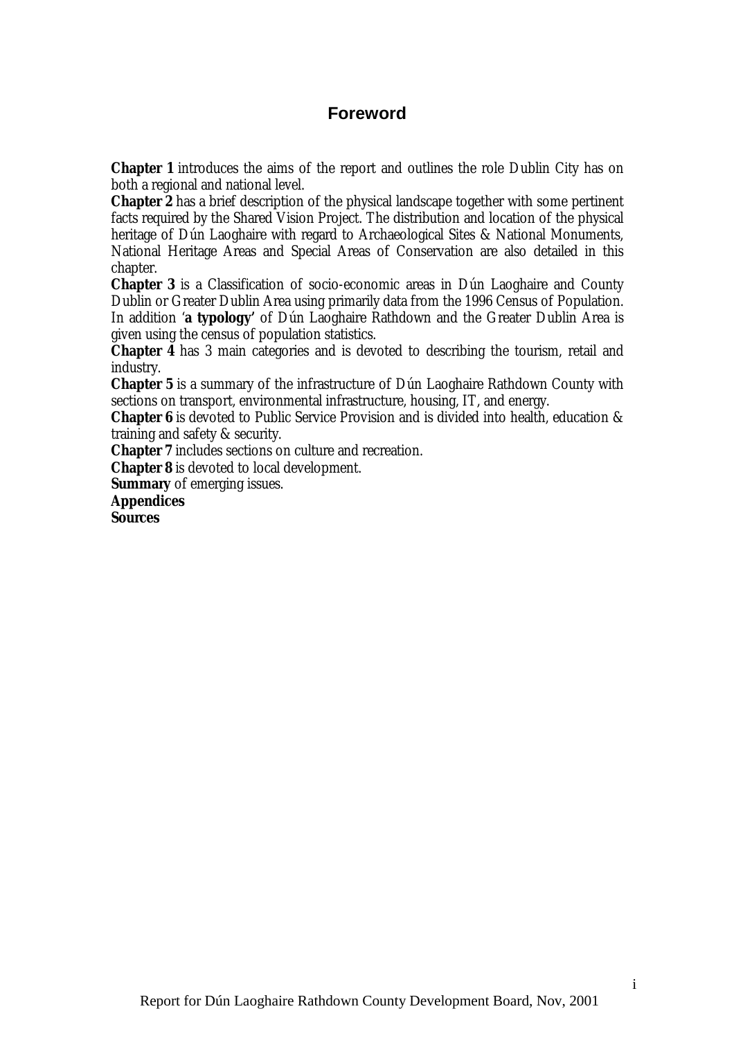# Foreword

**Chapter 1** introduces the aims of the report and outlines the role Dublin City has on both a regional and national level.

**Chapter 2** has a brief description of the physical landscape together with some pertinent facts required by the Shared Vision Project. The distribution and location of the physical heritage of Dún Laoghaire with regard to Archaeological Sites & National Monuments, National Heritage Areas and Special Areas of Conservation are also detailed in this chapter.

**Chapter 3** is a Classification of socio-economic areas in Dún Laoghaire and County Dublin or Greater Dublin Area using primarily data from the 1996 Census of Population. In addition '**a typology**' of Dún Laoghaire Rathdown and the Greater Dublin Area is given using the census of population statistics.

**Chapter 4** has 3 main categories and is devoted to describing the tourism, retail and industry.

**Chapter 5** is a summary of the infrastructure of Dún Laoghaire Rathdown County with sections on transport, environmental infrastructure, housing, IT, and energy.

**Chapter 6** is devoted to Public Service Provision and is divided into health, education & training and safety & security.

**Chapter 7** includes sections on culture and recreation.

**Chapter 8** is devoted to local development.

**Summary** of emerging issues.

**Appendices**

**Sources**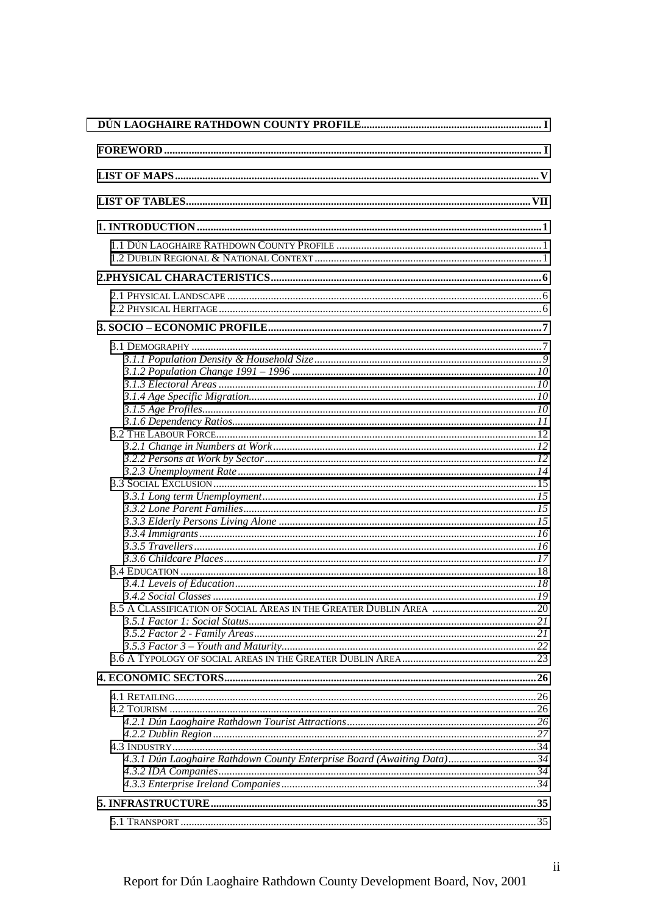**DÚN LAOGHAIRE RATHDOWN COUNTY PROFILE** .......... I

**FOREWORD** .......... I

**LIST OF MAPS** .......... V

**LIST OF TABLES** .......... VII

**1. INTRODUCTION** .......... 1

- 1.1 Dún Laoghaire Rathdown County Profile .......... 1
- 1.2 Dublin Regional & National Context .......... 1

**2.PHYSICAL CHARACTERISTICS** .......... 6

- 2.1 Physical Landscape .......... 6
- 2.2 Physical Heritage .......... 6

**3. SOCIO – ECONOMIC PROFILE** .......... 7

- 3.1 Demography .......... 7
  - *3.1.1 Population Density & Household Size* .......... 9
  - *3.1.2 Population Change 1991 – 1996* .......... 10
  - *3.1.3 Electoral Areas* .......... 10
  - *3.1.4 Age Specific Migration* .......... 10
  - *3.1.5 Age Profiles* .......... 10
  - *3.1.6 Dependency Ratios* .......... 11
- 3.2 The Labour Force .......... 12
  - *3.2.1 Change in Numbers at Work* .......... 12
  - *3.2.2 Persons at Work by Sector* .......... 12
  - *3.2.3 Unemployment Rate* .......... 14
- 3.3 Social Exclusion .......... 15
  - *3.3.1 Long term Unemployment* .......... 15
  - *3.3.2 Lone Parent Families* .......... 15
  - *3.3.3 Elderly Persons Living Alone* .......... 15
  - *3.3.4 Immigrants* .......... 16
  - *3.3.5 Travellers* .......... 16
  - *3.3.6 Childcare Places* .......... 17
- 3.4 Education .......... 18
  - *3.4.1 Levels of Education* .......... 18
  - *3.4.2 Social Classes* .......... 19
- 3.5 A Classification of Social Areas in the Greater Dublin Area .......... 20
  - *3.5.1 Factor 1: Social Status* .......... 21
  - *3.5.2 Factor 2 - Family Areas* .......... 21
  - *3.5.3 Factor 3 – Youth and Maturity* .......... 22
- 3.6 A Typology of social areas in the Greater Dublin Area .......... 23

**4. ECONOMIC SECTORS** .......... 26

- 4.1 Retailing .......... 26
- 4.2 Tourism .......... 26
  - *4.2.1 Dún Laoghaire Rathdown Tourist Attractions* .......... 26
  - *4.2.2 Dublin Region* .......... 27
- 4.3 Industry .......... 34
  - *4.3.1 Dún Laoghaire Rathdown County Enterprise Board (Awaiting Data)* .......... 34
  - *4.3.2 IDA Companies* .......... 34
  - *4.3.3 Enterprise Ireland Companies* .......... 34

**5. INFRASTRUCTURE** .......... 35

- 5.1 Transport .......... 35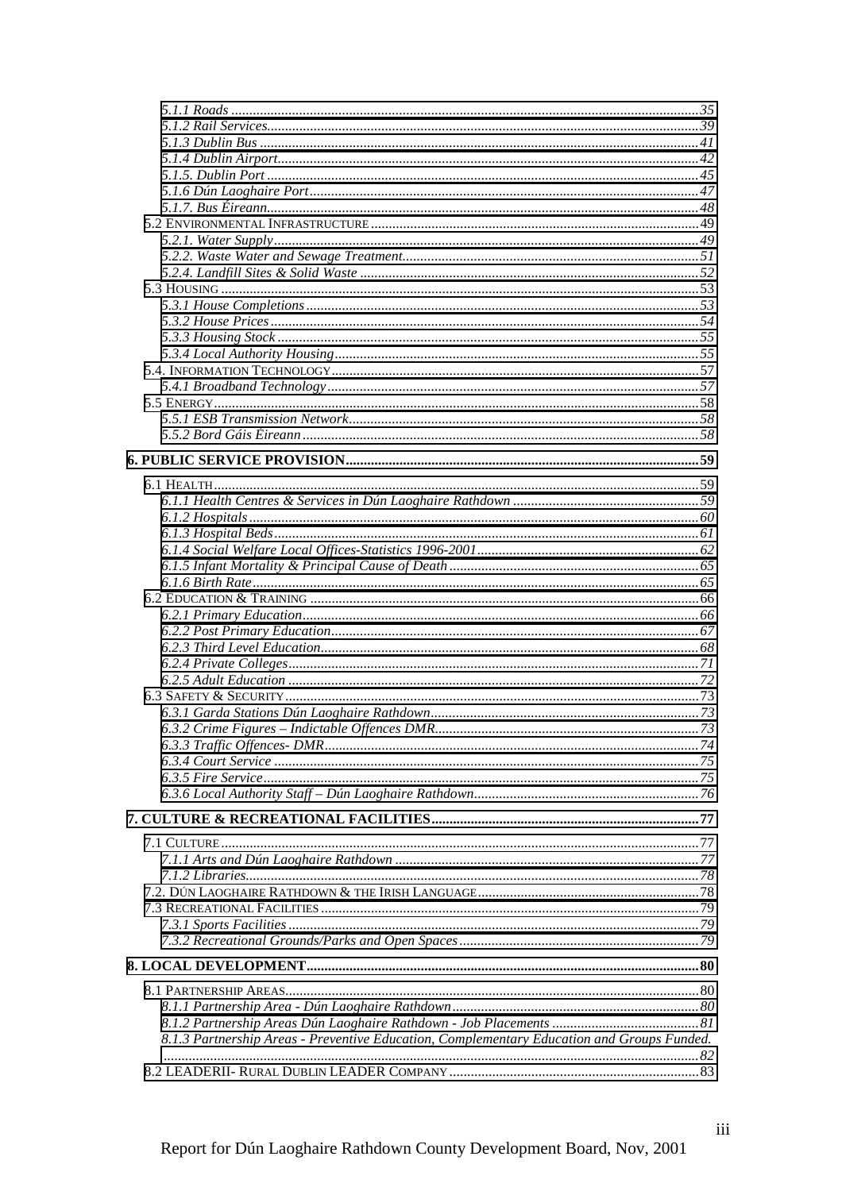*5.1.1 Roads* .......... 35
*5.1.2 Rail Services* .......... 39
*5.1.3 Dublin Bus* .......... 41
*5.1.4 Dublin Airport* .......... 42
*5.1.5. Dublin Port* .......... 45
*5.1.6 Dún Laoghaire Port* .......... 47
*5.1.7. Bus Éireann* .......... 48
5.2 Environmental Infrastructure .......... 49
*5.2.1. Water Supply* .......... 49
*5.2.2. Waste Water and Sewage Treatment* .......... 51
*5.2.4. Landfill Sites & Solid Waste* .......... 52
5.3 Housing .......... 53
*5.3.1 House Completions* .......... 53
*5.3.2 House Prices* .......... 54
*5.3.3 Housing Stock* .......... 55
*5.3.4 Local Authority Housing* .......... 55
5.4. Information Technology .......... 57
*5.4.1 Broadband Technology* .......... 57
5.5 Energy .......... 58
*5.5.1 ESB Transmission Network* .......... 58
*5.5.2 Bord Gáis Éireann* .......... 58

**6. PUBLIC SERVICE PROVISION .......... 59**

6.1 Health .......... 59
*6.1.1 Health Centres & Services in Dún Laoghaire Rathdown* .......... 59
*6.1.2 Hospitals* .......... 60
*6.1.3 Hospital Beds* .......... 61
*6.1.4 Social Welfare Local Offices-Statistics 1996-2001* .......... 62
*6.1.5 Infant Mortality & Principal Cause of Death* .......... 65
*6.1.6 Birth Rate* .......... 65
6.2 Education & Training .......... 66
*6.2.1 Primary Education* .......... 66
*6.2.2 Post Primary Education* .......... 67
*6.2.3 Third Level Education* .......... 68
*6.2.4 Private Colleges* .......... 71
*6.2.5 Adult Education* .......... 72
6.3 Safety & Security .......... 73
*6.3.1 Garda Stations Dún Laoghaire Rathdown* .......... 73
*6.3.2 Crime Figures – Indictable Offences DMR* .......... 73
*6.3.3 Traffic Offences- DMR* .......... 74
*6.3.4 Court Service* .......... 75
*6.3.5 Fire Service* .......... 75
*6.3.6 Local Authority Staff – Dún Laoghaire Rathdown* .......... 76

**7. CULTURE & RECREATIONAL FACILITIES .......... 77**

7.1 Culture .......... 77
*7.1.1 Arts and Dún Laoghaire Rathdown* .......... 77
*7.1.2 Libraries* .......... 78
7.2. Dún Laoghaire Rathdown & the Irish Language .......... 78
7.3 Recreational Facilities .......... 79
*7.3.1 Sports Facilities* .......... 79
*7.3.2 Recreational Grounds/Parks and Open Spaces* .......... 79

**8. LOCAL DEVELOPMENT .......... 80**

8.1 Partnership Areas .......... 80
*8.1.1 Partnership Area - Dún Laoghaire Rathdown* .......... 80
*8.1.2 Partnership Areas Dún Laoghaire Rathdown - Job Placements* .......... 81
*8.1.3 Partnership Areas - Preventive Education, Complementary Education and Groups Funded.* .......... 82
8.2 LEADERII- Rural Dublin LEADER Company .......... 83

Report for Dún Laoghaire Rathdown County Development Board, Nov, 2001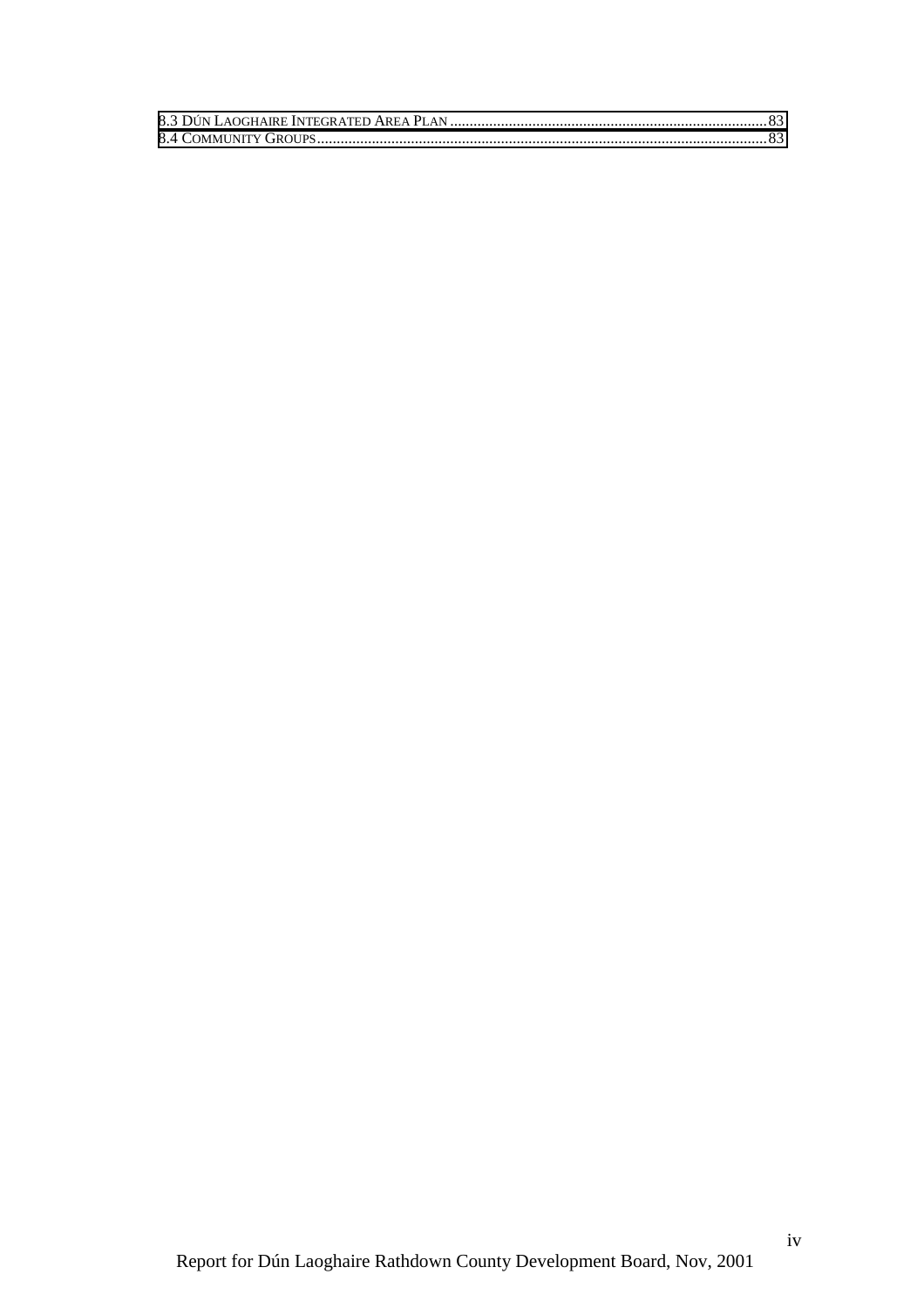8.3 DÚN LAOGHAIRE INTEGRATED AREA PLAN ..................................................................................83
8.4 COMMUNITY GROUPS.....................................................................................................................83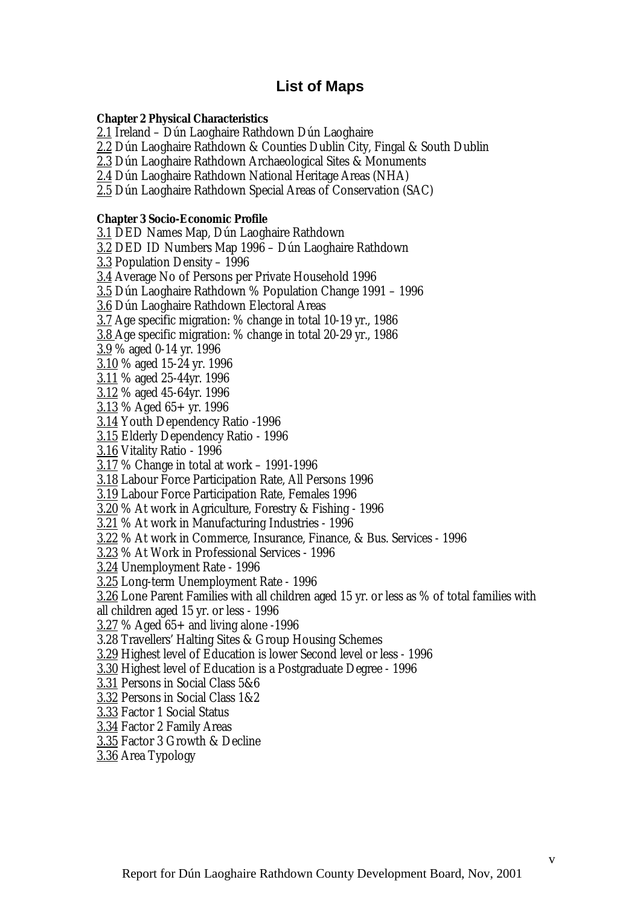# List of Maps

**Chapter 2 Physical Characteristics**

2.1 Ireland – Dún Laoghaire Rathdown Dún Laoghaire
2.2 Dún Laoghaire Rathdown & Counties Dublin City, Fingal & South Dublin
2.3 Dún Laoghaire Rathdown Archaeological Sites & Monuments
2.4 Dún Laoghaire Rathdown National Heritage Areas (NHA)
2.5 Dún Laoghaire Rathdown Special Areas of Conservation (SAC)

**Chapter 3 Socio-Economic Profile**

3.1 DED Names Map, Dún Laoghaire Rathdown
3.2 DED ID Numbers Map 1996 – Dún Laoghaire Rathdown
3.3 Population Density – 1996
3.4 Average No of Persons per Private Household 1996
3.5 Dún Laoghaire Rathdown % Population Change 1991 – 1996
3.6 Dún Laoghaire Rathdown Electoral Areas
3.7 Age specific migration: % change in total 10-19 yr., 1986
3.8 Age specific migration: % change in total 20-29 yr., 1986
3.9 % aged 0-14 yr. 1996
3.10 % aged 15-24 yr. 1996
3.11 % aged 25-44yr. 1996
3.12 % aged 45-64yr. 1996
3.13 % Aged 65+ yr. 1996
3.14 Youth Dependency Ratio -1996
3.15 Elderly Dependency Ratio - 1996
3.16 Vitality Ratio - 1996
3.17 % Change in total at work – 1991-1996
3.18 Labour Force Participation Rate, All Persons 1996
3.19 Labour Force Participation Rate, Females 1996
3.20 % At work in Agriculture, Forestry & Fishing - 1996
3.21 % At work in Manufacturing Industries - 1996
3.22 % At work in Commerce, Insurance, Finance, & Bus. Services - 1996
3.23 % At Work in Professional Services - 1996
3.24 Unemployment Rate - 1996
3.25 Long-term Unemployment Rate - 1996
3.26 Lone Parent Families with all children aged 15 yr. or less as % of total families with all children aged 15 yr. or less - 1996
3.27 % Aged 65+ and living alone -1996
3.28 Travellers' Halting Sites & Group Housing Schemes
3.29 Highest level of Education is lower Second level or less - 1996
3.30 Highest level of Education is a Postgraduate Degree - 1996
3.31 Persons in Social Class 5&6
3.32 Persons in Social Class 1&2
3.33 Factor 1 Social Status
3.34 Factor 2 Family Areas
3.35 Factor 3 Growth & Decline
3.36 Area Typology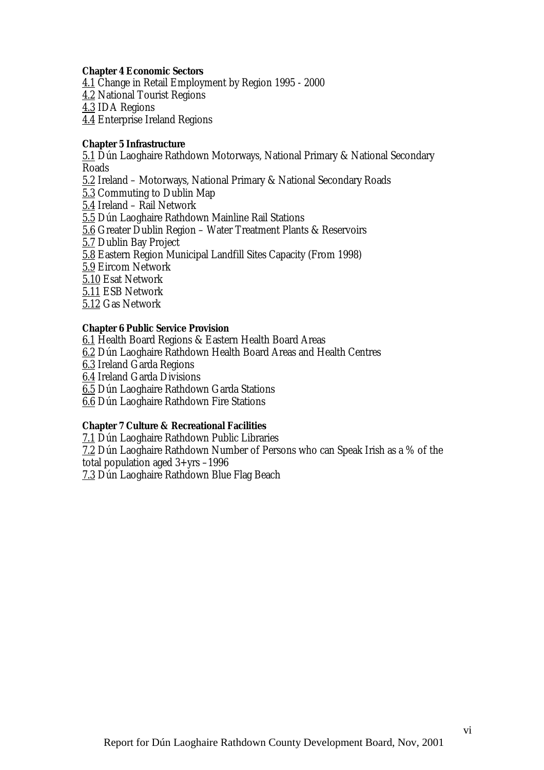**Chapter 4 Economic Sectors**

4.1 Change in Retail Employment by Region 1995 - 2000
4.2 National Tourist Regions
4.3 IDA Regions
4.4 Enterprise Ireland Regions

**Chapter 5 Infrastructure**

5.1 Dún Laoghaire Rathdown Motorways, National Primary & National Secondary Roads
5.2 Ireland – Motorways, National Primary & National Secondary Roads
5.3 Commuting to Dublin Map
5.4 Ireland – Rail Network
5.5 Dún Laoghaire Rathdown Mainline Rail Stations
5.6 Greater Dublin Region – Water Treatment Plants & Reservoirs
5.7 Dublin Bay Project
5.8 Eastern Region Municipal Landfill Sites Capacity (From 1998)
5.9 Eircom Network
5.10 Esat Network
5.11 ESB Network
5.12 Gas Network

**Chapter 6 Public Service Provision**

6.1 Health Board Regions & Eastern Health Board Areas
6.2 Dún Laoghaire Rathdown Health Board Areas and Health Centres
6.3 Ireland Garda Regions
6.4 Ireland Garda Divisions
6.5 Dún Laoghaire Rathdown Garda Stations
6.6 Dún Laoghaire Rathdown Fire Stations

**Chapter 7 Culture & Recreational Facilities**

7.1 Dún Laoghaire Rathdown Public Libraries
7.2 Dún Laoghaire Rathdown Number of Persons who can Speak Irish as a % of the total population aged 3+yrs –1996
7.3 Dún Laoghaire Rathdown Blue Flag Beach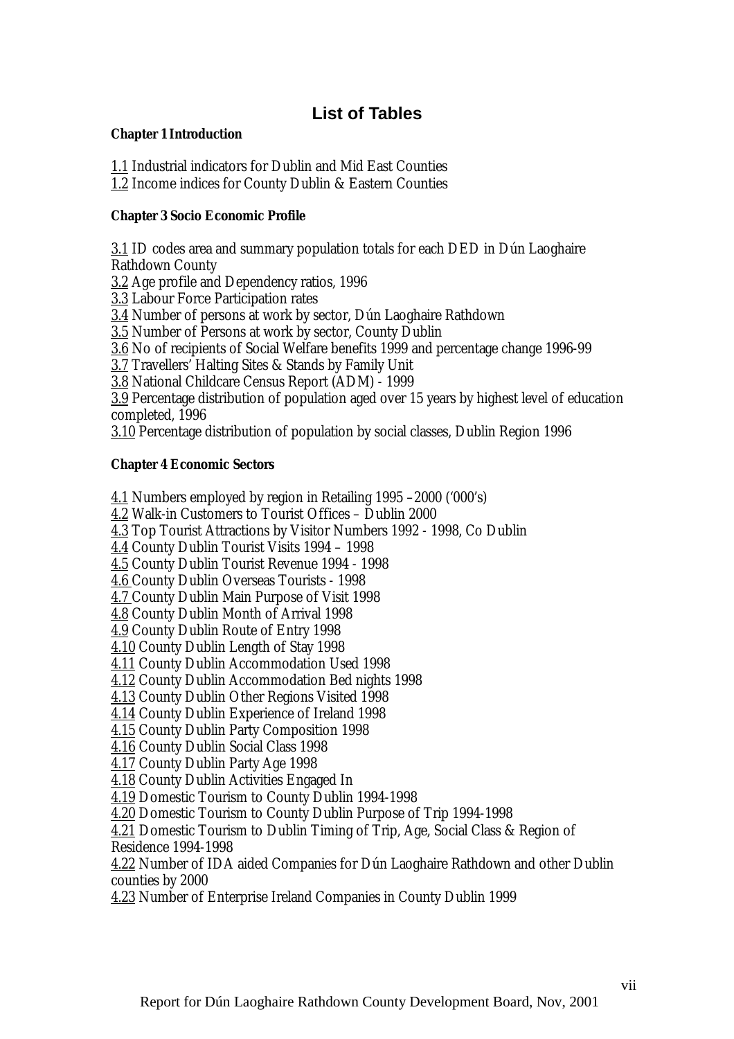# List of Tables

**Chapter 1 Introduction**

1.1 Industrial indicators for Dublin and Mid East Counties
1.2 Income indices for County Dublin & Eastern Counties

**Chapter 3 Socio Economic Profile**

3.1 ID codes area and summary population totals for each DED in Dún Laoghaire Rathdown County
3.2 Age profile and Dependency ratios, 1996
3.3 Labour Force Participation rates
3.4 Number of persons at work by sector, Dún Laoghaire Rathdown
3.5 Number of Persons at work by sector, County Dublin
3.6 No of recipients of Social Welfare benefits 1999 and percentage change 1996-99
3.7 Travellers' Halting Sites & Stands by Family Unit
3.8 National Childcare Census Report (ADM) - 1999
3.9 Percentage distribution of population aged over 15 years by highest level of education completed, 1996
3.10 Percentage distribution of population by social classes, Dublin Region 1996

**Chapter 4 Economic Sectors**

4.1 Numbers employed by region in Retailing 1995 –2000 ('000's)
4.2 Walk-in Customers to Tourist Offices – Dublin 2000
4.3 Top Tourist Attractions by Visitor Numbers 1992 - 1998, Co Dublin
4.4 County Dublin Tourist Visits 1994 – 1998
4.5 County Dublin Tourist Revenue 1994 - 1998
4.6 County Dublin Overseas Tourists - 1998
4.7 County Dublin Main Purpose of Visit 1998
4.8 County Dublin Month of Arrival 1998
4.9 County Dublin Route of Entry 1998
4.10 County Dublin Length of Stay 1998
4.11 County Dublin Accommodation Used 1998
4.12 County Dublin Accommodation Bed nights 1998
4.13 County Dublin Other Regions Visited 1998
4.14 County Dublin Experience of Ireland 1998
4.15 County Dublin Party Composition 1998
4.16 County Dublin Social Class 1998
4.17 County Dublin Party Age 1998
4.18 County Dublin Activities Engaged In
4.19 Domestic Tourism to County Dublin 1994-1998
4.20 Domestic Tourism to County Dublin Purpose of Trip 1994-1998
4.21 Domestic Tourism to Dublin Timing of Trip, Age, Social Class & Region of Residence 1994-1998
4.22 Number of IDA aided Companies for Dún Laoghaire Rathdown and other Dublin counties by 2000
4.23 Number of Enterprise Ireland Companies in County Dublin 1999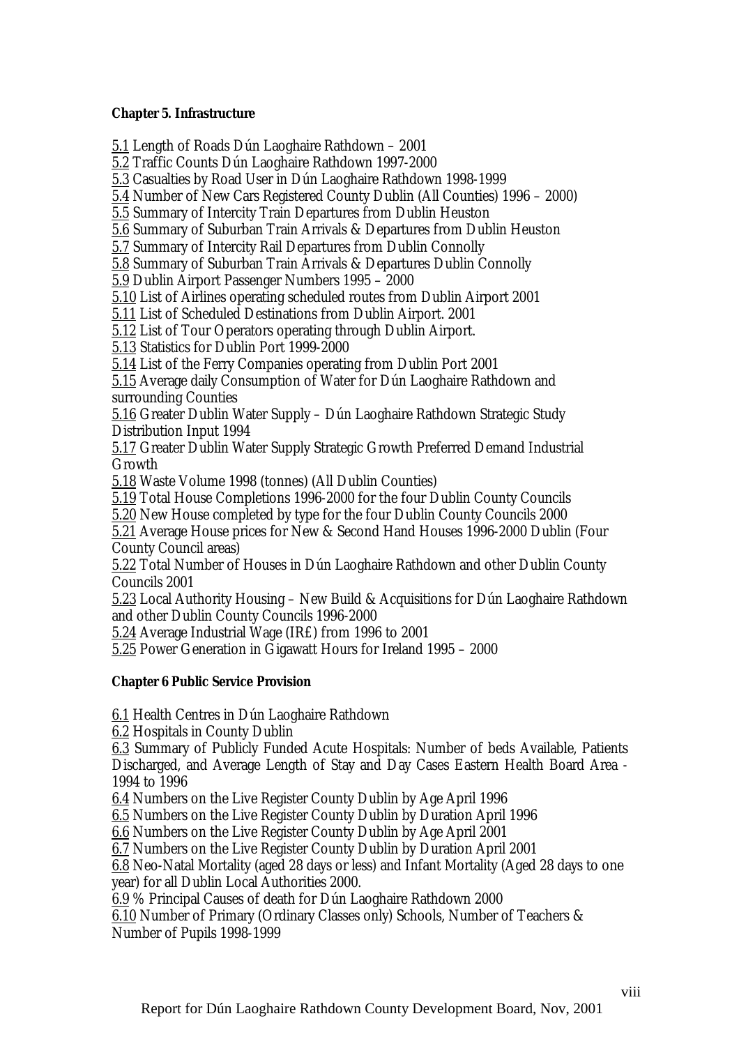**Chapter 5. Infrastructure**

5.1 Length of Roads Dún Laoghaire Rathdown – 2001
5.2 Traffic Counts Dún Laoghaire Rathdown 1997-2000
5.3 Casualties by Road User in Dún Laoghaire Rathdown 1998-1999
5.4 Number of New Cars Registered County Dublin (All Counties) 1996 – 2000)
5.5 Summary of Intercity Train Departures from Dublin Heuston
5.6 Summary of Suburban Train Arrivals & Departures from Dublin Heuston
5.7 Summary of Intercity Rail Departures from Dublin Connolly
5.8 Summary of Suburban Train Arrivals & Departures Dublin Connolly
5.9 Dublin Airport Passenger Numbers 1995 – 2000
5.10 List of Airlines operating scheduled routes from Dublin Airport 2001
5.11 List of Scheduled Destinations from Dublin Airport. 2001
5.12 List of Tour Operators operating through Dublin Airport.
5.13 Statistics for Dublin Port 1999-2000
5.14 List of the Ferry Companies operating from Dublin Port 2001
5.15 Average daily Consumption of Water for Dún Laoghaire Rathdown and surrounding Counties
5.16 Greater Dublin Water Supply – Dún Laoghaire Rathdown Strategic Study Distribution Input 1994
5.17 Greater Dublin Water Supply Strategic Growth Preferred Demand Industrial Growth
5.18 Waste Volume 1998 (tonnes) (All Dublin Counties)
5.19 Total House Completions 1996-2000 for the four Dublin County Councils
5.20 New House completed by type for the four Dublin County Councils 2000
5.21 Average House prices for New & Second Hand Houses 1996-2000 Dublin (Four County Council areas)
5.22 Total Number of Houses in Dún Laoghaire Rathdown and other Dublin County Councils 2001
5.23 Local Authority Housing – New Build & Acquisitions for Dún Laoghaire Rathdown and other Dublin County Councils 1996-2000
5.24 Average Industrial Wage (IR£) from 1996 to 2001
5.25 Power Generation in Gigawatt Hours for Ireland 1995 – 2000

**Chapter 6 Public Service Provision**

6.1 Health Centres in Dún Laoghaire Rathdown
6.2 Hospitals in County Dublin
6.3 Summary of Publicly Funded Acute Hospitals: Number of beds Available, Patients Discharged, and Average Length of Stay and Day Cases Eastern Health Board Area - 1994 to 1996
6.4 Numbers on the Live Register County Dublin by Age April 1996
6.5 Numbers on the Live Register County Dublin by Duration April 1996
6.6 Numbers on the Live Register County Dublin by Age April 2001
6.7 Numbers on the Live Register County Dublin by Duration April 2001
6.8 Neo-Natal Mortality (aged 28 days or less) and Infant Mortality (Aged 28 days to one year) for all Dublin Local Authorities 2000.
6.9 % Principal Causes of death for Dún Laoghaire Rathdown 2000
6.10 Number of Primary (Ordinary Classes only) Schools, Number of Teachers & Number of Pupils 1998-1999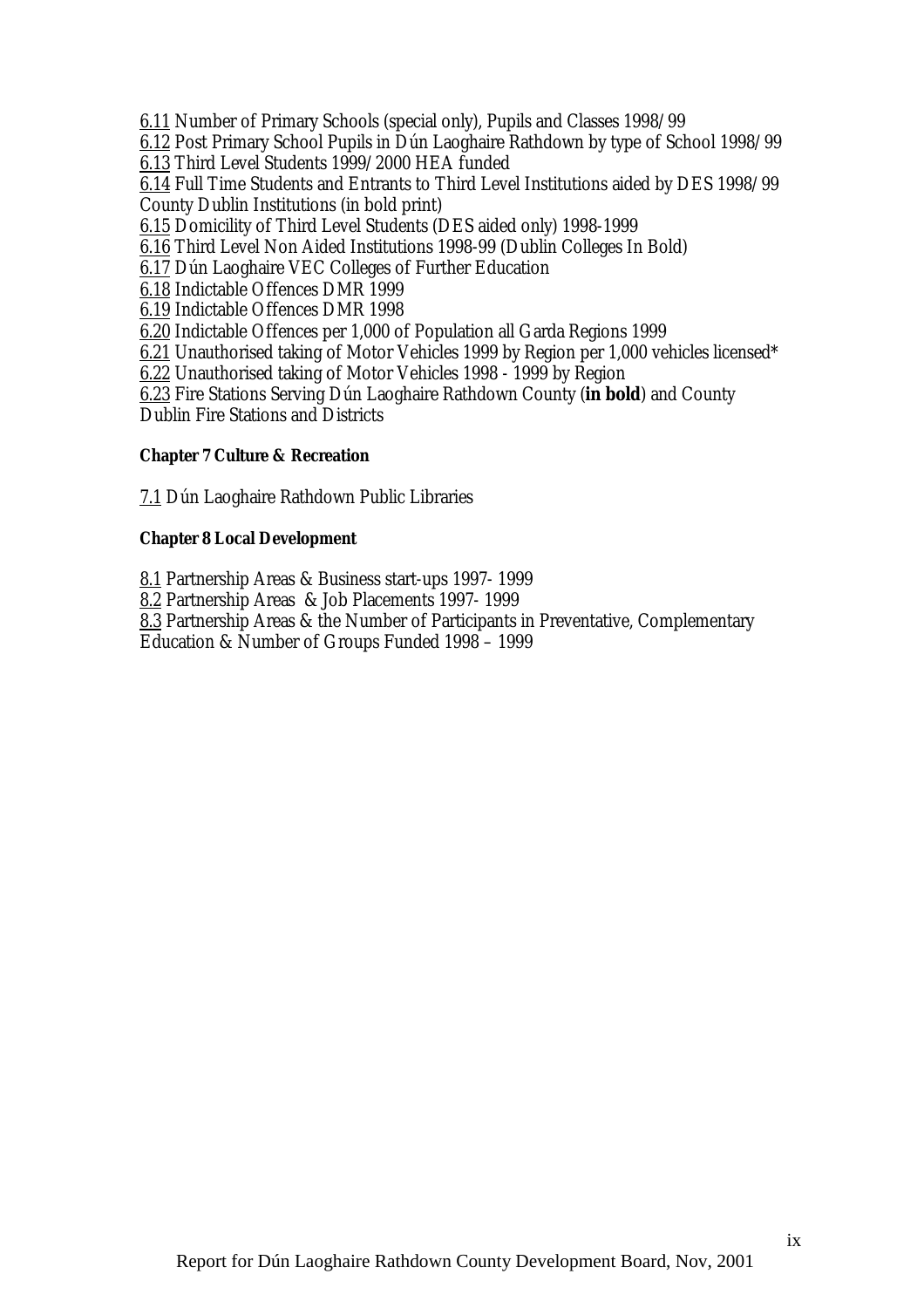6.11 Number of Primary Schools (special only), Pupils and Classes 1998/99

6.12 Post Primary School Pupils in Dún Laoghaire Rathdown by type of School 1998/99

6.13 Third Level Students 1999/2000 HEA funded

6.14 Full Time Students and Entrants to Third Level Institutions aided by DES 1998/99 County Dublin Institutions (in bold print)

6.15 Domicility of Third Level Students (DES aided only) 1998-1999

6.16 Third Level Non Aided Institutions 1998-99 (Dublin Colleges In Bold)

6.17 Dún Laoghaire VEC Colleges of Further Education

6.18 Indictable Offences DMR 1999

6.19 Indictable Offences DMR 1998

6.20 Indictable Offences per 1,000 of Population all Garda Regions 1999

6.21 Unauthorised taking of Motor Vehicles 1999 by Region per 1,000 vehicles licensed*

6.22 Unauthorised taking of Motor Vehicles 1998 - 1999 by Region

6.23 Fire Stations Serving Dún Laoghaire Rathdown County (**in bold**) and County Dublin Fire Stations and Districts

**Chapter 7 Culture & Recreation**

7.1 Dún Laoghaire Rathdown Public Libraries

**Chapter 8 Local Development**

8.1 Partnership Areas & Business start-ups 1997- 1999

8.2 Partnership Areas & Job Placements 1997- 1999

8.3 Partnership Areas & the Number of Participants in Preventative, Complementary Education & Number of Groups Funded 1998 – 1999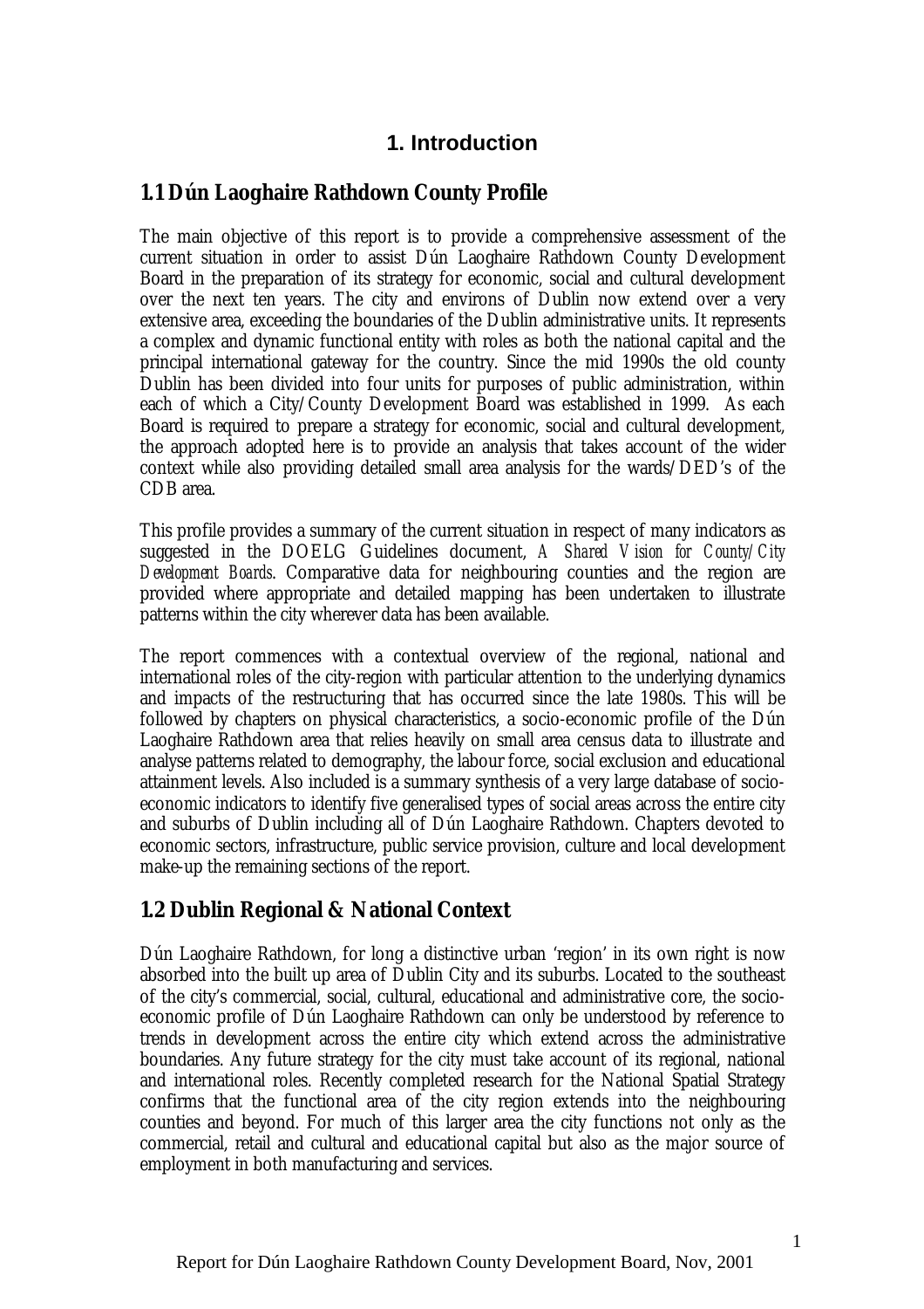# 1. Introduction

## 1.1 Dún Laoghaire Rathdown County Profile

The main objective of this report is to provide a comprehensive assessment of the current situation in order to assist Dún Laoghaire Rathdown County Development Board in the preparation of its strategy for economic, social and cultural development over the next ten years. The city and environs of Dublin now extend over a very extensive area, exceeding the boundaries of the Dublin administrative units. It represents a complex and dynamic functional entity with roles as both the national capital and the principal international gateway for the country. Since the mid 1990s the old county Dublin has been divided into four units for purposes of public administration, within each of which a City/County Development Board was established in 1999. As each Board is required to prepare a strategy for economic, social and cultural development, the approach adopted here is to provide an analysis that takes account of the wider context while also providing detailed small area analysis for the wards/DED's of the CDB area.

This profile provides a summary of the current situation in respect of many indicators as suggested in the DOELG Guidelines document, *A Shared Vision for County/City Development Boards*. Comparative data for neighbouring counties and the region are provided where appropriate and detailed mapping has been undertaken to illustrate patterns within the city wherever data has been available.

The report commences with a contextual overview of the regional, national and international roles of the city-region with particular attention to the underlying dynamics and impacts of the restructuring that has occurred since the late 1980s. This will be followed by chapters on physical characteristics, a socio-economic profile of the Dún Laoghaire Rathdown area that relies heavily on small area census data to illustrate and analyse patterns related to demography, the labour force, social exclusion and educational attainment levels. Also included is a summary synthesis of a very large database of socio-economic indicators to identify five generalised types of social areas across the entire city and suburbs of Dublin including all of Dún Laoghaire Rathdown. Chapters devoted to economic sectors, infrastructure, public service provision, culture and local development make-up the remaining sections of the report.

## 1.2 Dublin Regional & National Context

Dún Laoghaire Rathdown, for long a distinctive urban 'region' in its own right is now absorbed into the built up area of Dublin City and its suburbs. Located to the southeast of the city's commercial, social, cultural, educational and administrative core, the socio-economic profile of Dún Laoghaire Rathdown can only be understood by reference to trends in development across the entire city which extend across the administrative boundaries. Any future strategy for the city must take account of its regional, national and international roles. Recently completed research for the National Spatial Strategy confirms that the functional area of the city region extends into the neighbouring counties and beyond. For much of this larger area the city functions not only as the commercial, retail and cultural and educational capital but also as the major source of employment in both manufacturing and services.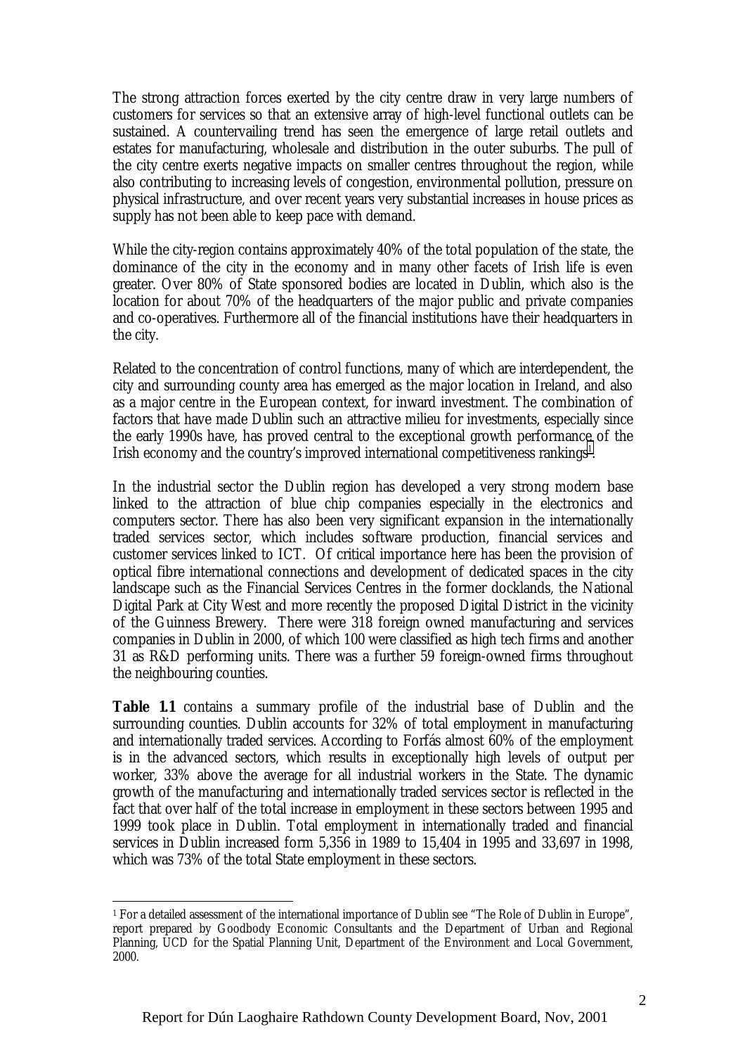The strong attraction forces exerted by the city centre draw in very large numbers of customers for services so that an extensive array of high-level functional outlets can be sustained. A countervailing trend has seen the emergence of large retail outlets and estates for manufacturing, wholesale and distribution in the outer suburbs. The pull of the city centre exerts negative impacts on smaller centres throughout the region, while also contributing to increasing levels of congestion, environmental pollution, pressure on physical infrastructure, and over recent years very substantial increases in house prices as supply has not been able to keep pace with demand.

While the city-region contains approximately 40% of the total population of the state, the dominance of the city in the economy and in many other facets of Irish life is even greater. Over 80% of State sponsored bodies are located in Dublin, which also is the location for about 70% of the headquarters of the major public and private companies and co-operatives. Furthermore all of the financial institutions have their headquarters in the city.

Related to the concentration of control functions, many of which are interdependent, the city and surrounding county area has emerged as the major location in Ireland, and also as a major centre in the European context, for inward investment. The combination of factors that have made Dublin such an attractive milieu for investments, especially since the early 1990s have, has proved central to the exceptional growth performance of the Irish economy and the country's improved international competitiveness rankings[1].

In the industrial sector the Dublin region has developed a very strong modern base linked to the attraction of blue chip companies especially in the electronics and computers sector. There has also been very significant expansion in the internationally traded services sector, which includes software production, financial services and customer services linked to ICT. Of critical importance here has been the provision of optical fibre international connections and development of dedicated spaces in the city landscape such as the Financial Services Centres in the former docklands, the National Digital Park at City West and more recently the proposed Digital District in the vicinity of the Guinness Brewery. There were 318 foreign owned manufacturing and services companies in Dublin in 2000, of which 100 were classified as high tech firms and another 31 as R&D performing units. There was a further 59 foreign-owned firms throughout the neighbouring counties.

**Table 1.1** contains a summary profile of the industrial base of Dublin and the surrounding counties. Dublin accounts for 32% of total employment in manufacturing and internationally traded services. According to Forfás almost 60% of the employment is in the advanced sectors, which results in exceptionally high levels of output per worker, 33% above the average for all industrial workers in the State. The dynamic growth of the manufacturing and internationally traded services sector is reflected in the fact that over half of the total increase in employment in these sectors between 1995 and 1999 took place in Dublin. Total employment in internationally traded and financial services in Dublin increased form 5,356 in 1989 to 15,404 in 1995 and 33,697 in 1998, which was 73% of the total State employment in these sectors.

---

[1] For a detailed assessment of the international importance of Dublin see "The Role of Dublin in Europe", report prepared by Goodbody Economic Consultants and the Department of Urban and Regional Planning, UCD for the Spatial Planning Unit, Department of the Environment and Local Government, 2000.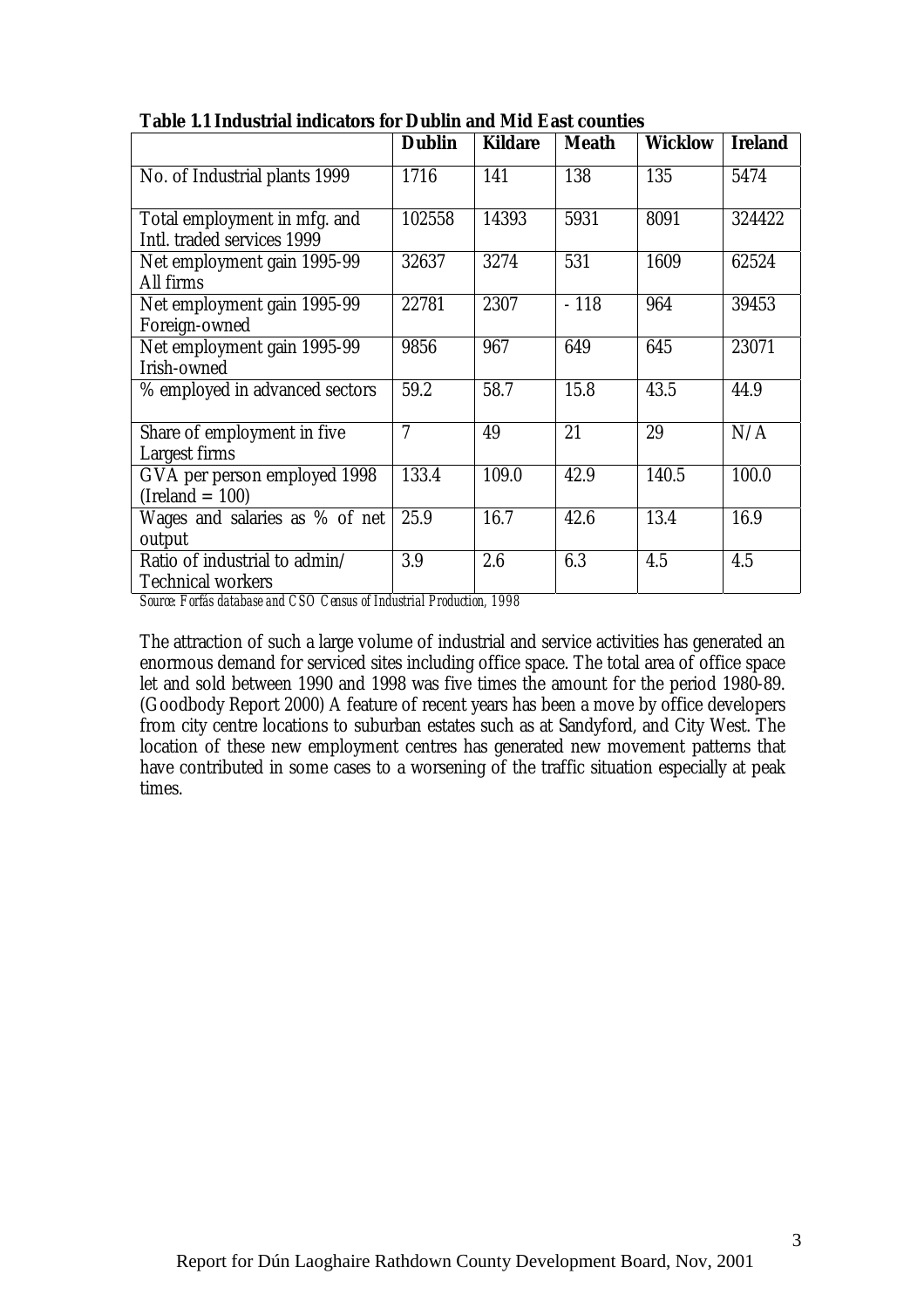**Table 1.1 Industrial indicators for Dublin and Mid East counties**

| | Dublin | Kildare | Meath | Wicklow | Ireland |
|---|---|---|---|---|---|
| No. of Industrial plants 1999 | 1716 | 141 | 138 | 135 | 5474 |
| Total employment in mfg. and Intl. traded services 1999 | 102558 | 14393 | 5931 | 8091 | 324422 |
| Net employment gain 1995-99 All firms | 32637 | 3274 | 531 | 1609 | 62524 |
| Net employment gain 1995-99 Foreign-owned | 22781 | 2307 | - 118 | 964 | 39453 |
| Net employment gain 1995-99 Irish-owned | 9856 | 967 | 649 | 645 | 23071 |
| % employed in advanced sectors | 59.2 | 58.7 | 15.8 | 43.5 | 44.9 |
| Share of employment in five Largest firms | 7 | 49 | 21 | 29 | N/A |
| GVA per person employed 1998 (Ireland = 100) | 133.4 | 109.0 | 42.9 | 140.5 | 100.0 |
| Wages and salaries as % of net output | 25.9 | 16.7 | 42.6 | 13.4 | 16.9 |
| Ratio of industrial to admin/ Technical workers | 3.9 | 2.6 | 6.3 | 4.5 | 4.5 |

*Source: Forfás database and CSO Census of Industrial Production, 1998*

The attraction of such a large volume of industrial and service activities has generated an enormous demand for serviced sites including office space. The total area of office space let and sold between 1990 and 1998 was five times the amount for the period 1980-89. (Goodbody Report 2000) A feature of recent years has been a move by office developers from city centre locations to suburban estates such as at Sandyford, and City West. The location of these new employment centres has generated new movement patterns that have contributed in some cases to a worsening of the traffic situation especially at peak times.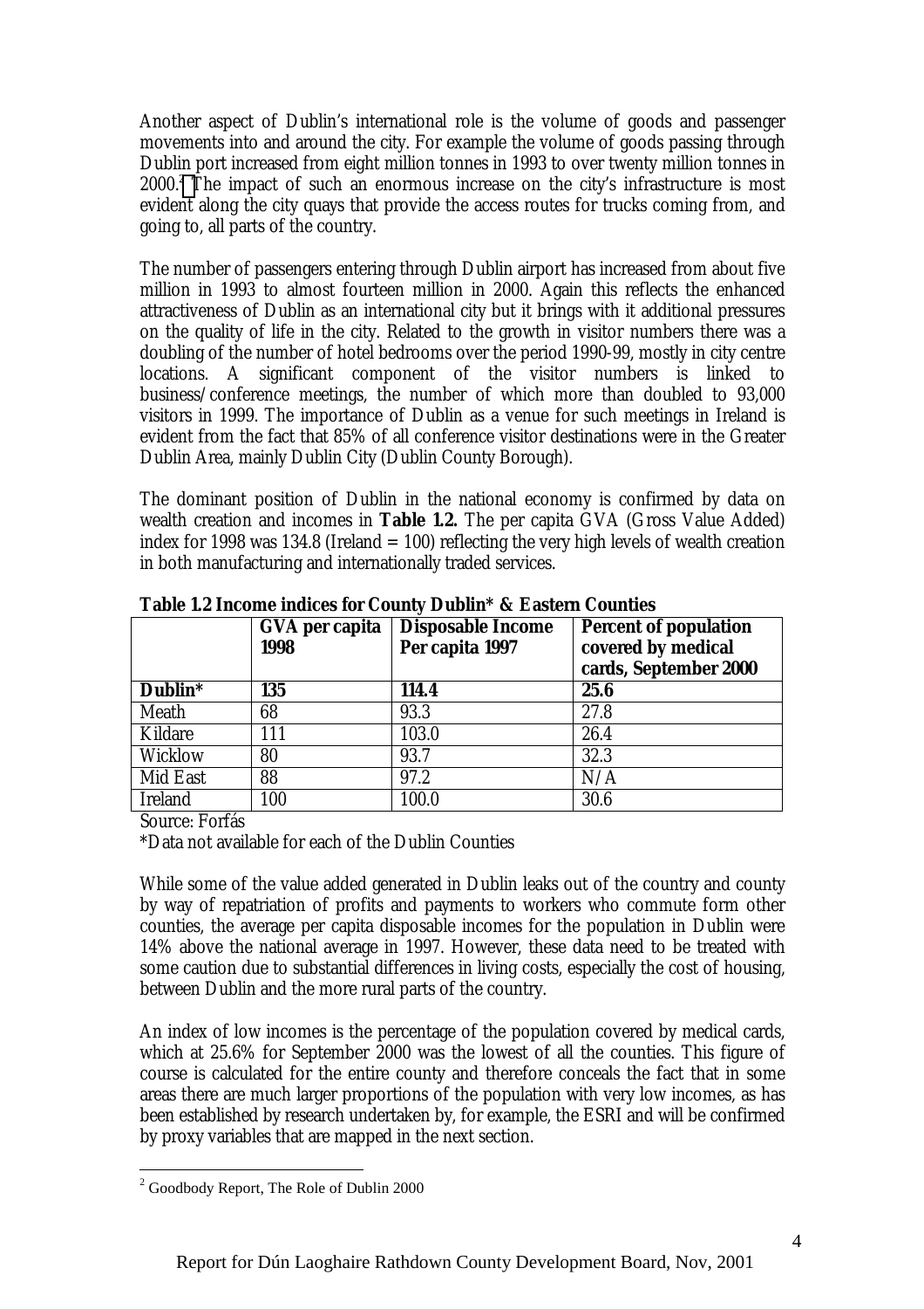Another aspect of Dublin's international role is the volume of goods and passenger movements into and around the city. For example the volume of goods passing through Dublin port increased from eight million tonnes in 1993 to over twenty million tonnes in 2000.[2] The impact of such an enormous increase on the city's infrastructure is most evident along the city quays that provide the access routes for trucks coming from, and going to, all parts of the country.

The number of passengers entering through Dublin airport has increased from about five million in 1993 to almost fourteen million in 2000. Again this reflects the enhanced attractiveness of Dublin as an international city but it brings with it additional pressures on the quality of life in the city. Related to the growth in visitor numbers there was a doubling of the number of hotel bedrooms over the period 1990-99, mostly in city centre locations. A significant component of the visitor numbers is linked to business/conference meetings, the number of which more than doubled to 93,000 visitors in 1999. The importance of Dublin as a venue for such meetings in Ireland is evident from the fact that 85% of all conference visitor destinations were in the Greater Dublin Area, mainly Dublin City (Dublin County Borough).

The dominant position of Dublin in the national economy is confirmed by data on wealth creation and incomes in **Table 1.2.** The per capita GVA (Gross Value Added) index for 1998 was 134.8 (Ireland = 100) reflecting the very high levels of wealth creation in both manufacturing and internationally traded services.

**Table 1.2 Income indices for County Dublin* & Eastern Counties**

| | **GVA per capita 1998** | **Disposable Income Per capita 1997** | **Percent of population covered by medical cards, September 2000** |
|---|---|---|---|
| **Dublin*** | **135** | **114.4** | **25.6** |
| Meath | 68 | 93.3 | 27.8 |
| Kildare | 111 | 103.0 | 26.4 |
| Wicklow | 80 | 93.7 | 32.3 |
| Mid East | 88 | 97.2 | N/A |
| Ireland | 100 | 100.0 | 30.6 |

Source: Forfás

*Data not available for each of the Dublin Counties

While some of the value added generated in Dublin leaks out of the country and county by way of repatriation of profits and payments to workers who commute form other counties, the average per capita disposable incomes for the population in Dublin were 14% above the national average in 1997. However, these data need to be treated with some caution due to substantial differences in living costs, especially the cost of housing, between Dublin and the more rural parts of the country.

An index of low incomes is the percentage of the population covered by medical cards, which at 25.6% for September 2000 was the lowest of all the counties. This figure of course is calculated for the entire county and therefore conceals the fact that in some areas there are much larger proportions of the population with very low incomes, as has been established by research undertaken by, for example, the ESRI and will be confirmed by proxy variables that are mapped in the next section.

[2] Goodbody Report, The Role of Dublin 2000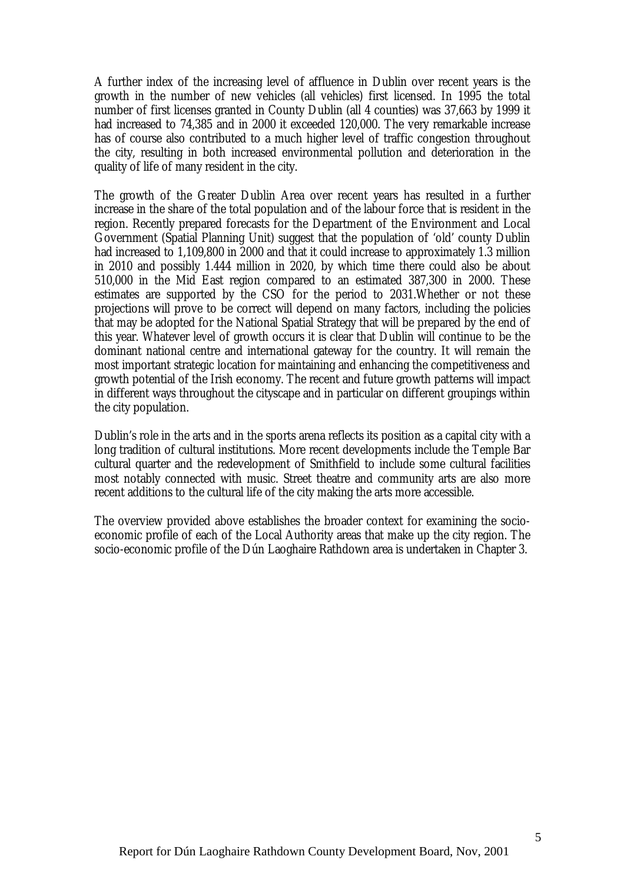A further index of the increasing level of affluence in Dublin over recent years is the growth in the number of new vehicles (all vehicles) first licensed. In 1995 the total number of first licenses granted in County Dublin (all 4 counties) was 37,663 by 1999 it had increased to 74,385 and in 2000 it exceeded 120,000. The very remarkable increase has of course also contributed to a much higher level of traffic congestion throughout the city, resulting in both increased environmental pollution and deterioration in the quality of life of many resident in the city.

The growth of the Greater Dublin Area over recent years has resulted in a further increase in the share of the total population and of the labour force that is resident in the region. Recently prepared forecasts for the Department of the Environment and Local Government (Spatial Planning Unit) suggest that the population of 'old' county Dublin had increased to 1,109,800 in 2000 and that it could increase to approximately 1.3 million in 2010 and possibly 1.444 million in 2020, by which time there could also be about 510,000 in the Mid East region compared to an estimated 387,300 in 2000. These estimates are supported by the CSO for the period to 2031.Whether or not these projections will prove to be correct will depend on many factors, including the policies that may be adopted for the National Spatial Strategy that will be prepared by the end of this year. Whatever level of growth occurs it is clear that Dublin will continue to be the dominant national centre and international gateway for the country. It will remain the most important strategic location for maintaining and enhancing the competitiveness and growth potential of the Irish economy. The recent and future growth patterns will impact in different ways throughout the cityscape and in particular on different groupings within the city population.

Dublin's role in the arts and in the sports arena reflects its position as a capital city with a long tradition of cultural institutions. More recent developments include the Temple Bar cultural quarter and the redevelopment of Smithfield to include some cultural facilities most notably connected with music. Street theatre and community arts are also more recent additions to the cultural life of the city making the arts more accessible.

The overview provided above establishes the broader context for examining the socio-economic profile of each of the Local Authority areas that make up the city region. The socio-economic profile of the Dún Laoghaire Rathdown area is undertaken in Chapter 3.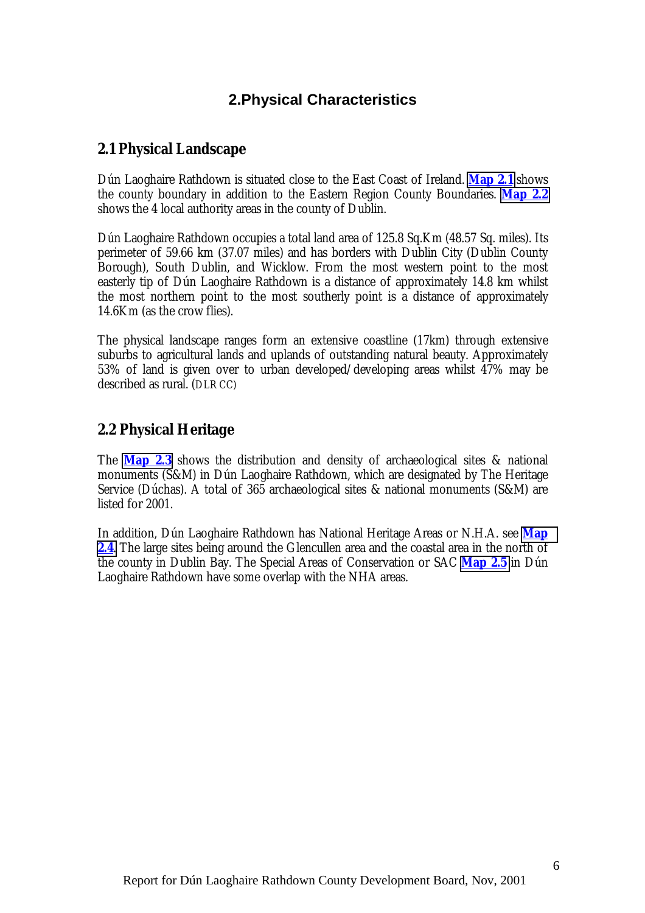# 2. Physical Characteristics

## 2.1 Physical Landscape

Dún Laoghaire Rathdown is situated close to the East Coast of Ireland. **Map 2.1** shows the county boundary in addition to the Eastern Region County Boundaries. **Map 2.2** shows the 4 local authority areas in the county of Dublin.

Dún Laoghaire Rathdown occupies a total land area of 125.8 Sq.Km (48.57 Sq. miles). Its perimeter of 59.66 km (37.07 miles) and has borders with Dublin City (Dublin County Borough), South Dublin, and Wicklow. From the most western point to the most easterly tip of Dún Laoghaire Rathdown is a distance of approximately 14.8 km whilst the most northern point to the most southerly point is a distance of approximately 14.6Km (as the crow flies).

The physical landscape ranges form an extensive coastline (17km) through extensive suburbs to agricultural lands and uplands of outstanding natural beauty. Approximately 53% of land is given over to urban developed/developing areas whilst 47% may be described as rural. (DLR CC)

## 2.2 Physical Heritage

The **Map 2.3** shows the distribution and density of archaeological sites & national monuments (S&M) in Dún Laoghaire Rathdown, which are designated by The Heritage Service (Dúchas). A total of 365 archaeological sites & national monuments (S&M) are listed for 2001.

In addition, Dún Laoghaire Rathdown has National Heritage Areas or N.H.A. see **Map 2.4**. The large sites being around the Glencullen area and the coastal area in the north of the county in Dublin Bay. The Special Areas of Conservation or SAC **Map 2.5** in Dún Laoghaire Rathdown have some overlap with the NHA areas.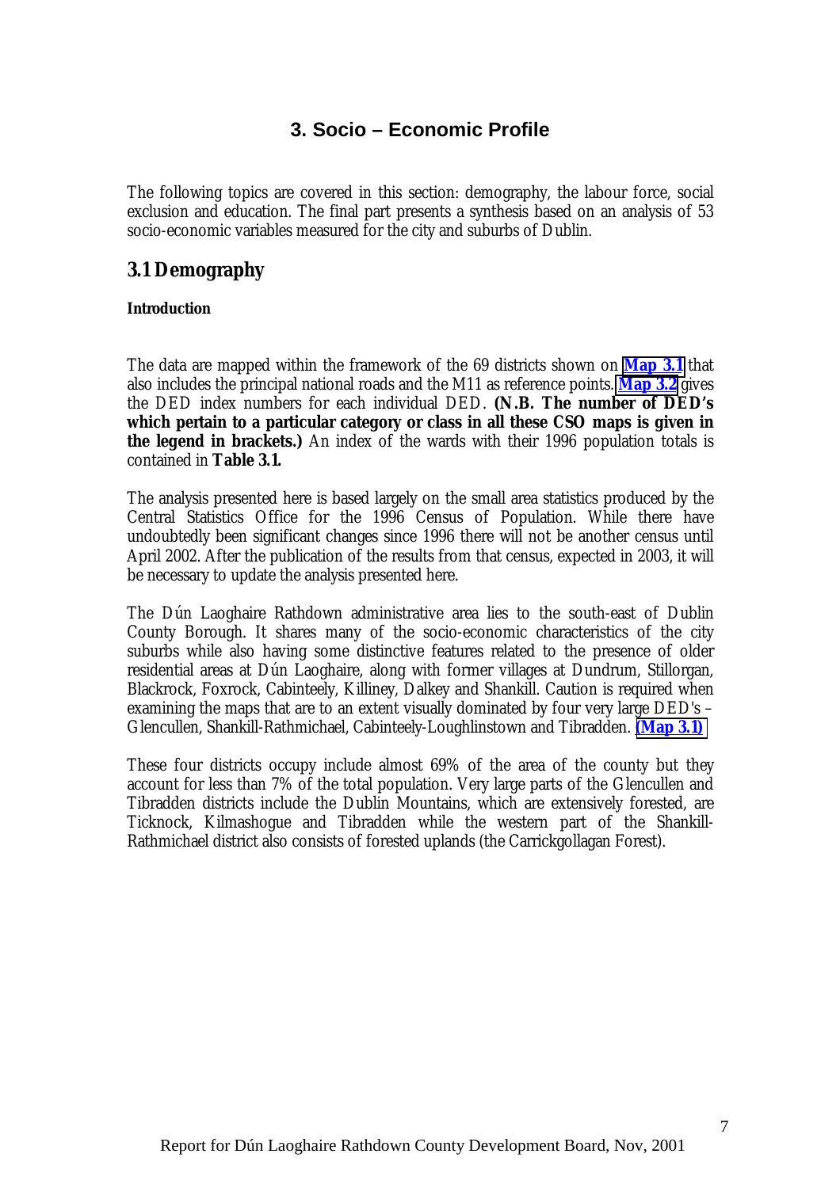# 3. Socio – Economic Profile

The following topics are covered in this section: demography, the labour force, social exclusion and education. The final part presents a synthesis based on an analysis of 53 socio-economic variables measured for the city and suburbs of Dublin.

## 3.1 Demography

**Introduction**

The data are mapped within the framework of the 69 districts shown on **Map 3.1** that also includes the principal national roads and the M11 as reference points. **Map 3.2** gives the DED index numbers for each individual DED. **(N.B. The number of DED's which pertain to a particular category or class in all these CSO maps is given in the legend in brackets.)** An index of the wards with their 1996 population totals is contained in **Table 3.1.**

The analysis presented here is based largely on the small area statistics produced by the Central Statistics Office for the 1996 Census of Population. While there have undoubtedly been significant changes since 1996 there will not be another census until April 2002. After the publication of the results from that census, expected in 2003, it will be necessary to update the analysis presented here.

The Dún Laoghaire Rathdown administrative area lies to the south-east of Dublin County Borough. It shares many of the socio-economic characteristics of the city suburbs while also having some distinctive features related to the presence of older residential areas at Dún Laoghaire, along with former villages at Dundrum, Stillorgan, Blackrock, Foxrock, Cabinteely, Killiney, Dalkey and Shankill. Caution is required when examining the maps that are to an extent visually dominated by four very large DED's – Glencullen, Shankill-Rathmichael, Cabinteely-Loughlinstown and Tibradden. **(Map 3.1)**

These four districts occupy include almost 69% of the area of the county but they account for less than 7% of the total population. Very large parts of the Glencullen and Tibradden districts include the Dublin Mountains, which are extensively forested, are Ticknock, Kilmashogue and Tibradden while the western part of the Shankill-Rathmichael district also consists of forested uplands (the Carrickgollagan Forest).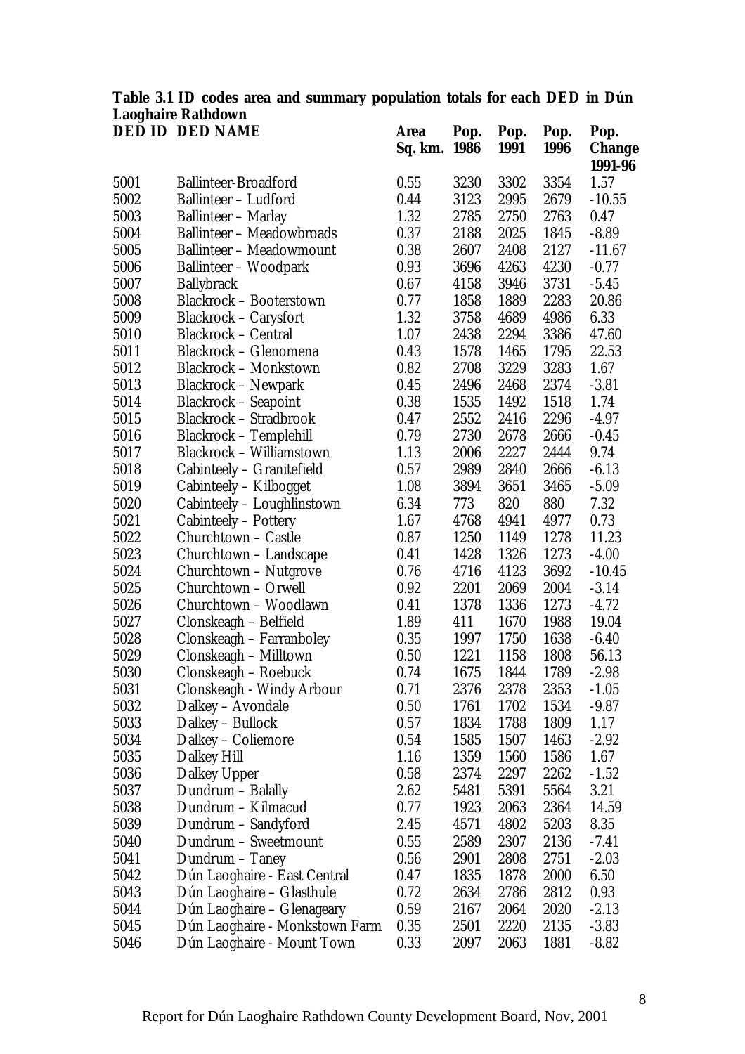**Table 3.1 ID codes area and summary population totals for each DED in Dún Laoghaire Rathdown**

| DED ID | DED NAME | Area Sq. km. | Pop. 1986 | Pop. 1991 | Pop. 1996 | Pop. Change 1991-96 |
|---|---|---|---|---|---|---|
| 5001 | Ballinteer-Broadford | 0.55 | 3230 | 3302 | 3354 | 1.57 |
| 5002 | Ballinteer – Ludford | 0.44 | 3123 | 2995 | 2679 | -10.55 |
| 5003 | Ballinteer – Marlay | 1.32 | 2785 | 2750 | 2763 | 0.47 |
| 5004 | Ballinteer – Meadowbroads | 0.37 | 2188 | 2025 | 1845 | -8.89 |
| 5005 | Ballinteer – Meadowmount | 0.38 | 2607 | 2408 | 2127 | -11.67 |
| 5006 | Ballinteer – Woodpark | 0.93 | 3696 | 4263 | 4230 | -0.77 |
| 5007 | Ballybrack | 0.67 | 4158 | 3946 | 3731 | -5.45 |
| 5008 | Blackrock – Booterstown | 0.77 | 1858 | 1889 | 2283 | 20.86 |
| 5009 | Blackrock – Carysfort | 1.32 | 3758 | 4689 | 4986 | 6.33 |
| 5010 | Blackrock – Central | 1.07 | 2438 | 2294 | 3386 | 47.60 |
| 5011 | Blackrock – Glenomena | 0.43 | 1578 | 1465 | 1795 | 22.53 |
| 5012 | Blackrock – Monkstown | 0.82 | 2708 | 3229 | 3283 | 1.67 |
| 5013 | Blackrock – Newpark | 0.45 | 2496 | 2468 | 2374 | -3.81 |
| 5014 | Blackrock – Seapoint | 0.38 | 1535 | 1492 | 1518 | 1.74 |
| 5015 | Blackrock – Stradbrook | 0.47 | 2552 | 2416 | 2296 | -4.97 |
| 5016 | Blackrock – Templehill | 0.79 | 2730 | 2678 | 2666 | -0.45 |
| 5017 | Blackrock – Williamstown | 1.13 | 2006 | 2227 | 2444 | 9.74 |
| 5018 | Cabinteely – Granitefield | 0.57 | 2989 | 2840 | 2666 | -6.13 |
| 5019 | Cabinteely – Kilbogget | 1.08 | 3894 | 3651 | 3465 | -5.09 |
| 5020 | Cabinteely – Loughlinstown | 6.34 | 773 | 820 | 880 | 7.32 |
| 5021 | Cabinteely – Pottery | 1.67 | 4768 | 4941 | 4977 | 0.73 |
| 5022 | Churchtown – Castle | 0.87 | 1250 | 1149 | 1278 | 11.23 |
| 5023 | Churchtown – Landscape | 0.41 | 1428 | 1326 | 1273 | -4.00 |
| 5024 | Churchtown – Nutgrove | 0.76 | 4716 | 4123 | 3692 | -10.45 |
| 5025 | Churchtown – Orwell | 0.92 | 2201 | 2069 | 2004 | -3.14 |
| 5026 | Churchtown – Woodlawn | 0.41 | 1378 | 1336 | 1273 | -4.72 |
| 5027 | Clonskeagh – Belfield | 1.89 | 411 | 1670 | 1988 | 19.04 |
| 5028 | Clonskeagh – Farranboley | 0.35 | 1997 | 1750 | 1638 | -6.40 |
| 5029 | Clonskeagh – Milltown | 0.50 | 1221 | 1158 | 1808 | 56.13 |
| 5030 | Clonskeagh – Roebuck | 0.74 | 1675 | 1844 | 1789 | -2.98 |
| 5031 | Clonskeagh - Windy Arbour | 0.71 | 2376 | 2378 | 2353 | -1.05 |
| 5032 | Dalkey – Avondale | 0.50 | 1761 | 1702 | 1534 | -9.87 |
| 5033 | Dalkey – Bullock | 0.57 | 1834 | 1788 | 1809 | 1.17 |
| 5034 | Dalkey – Coliemore | 0.54 | 1585 | 1507 | 1463 | -2.92 |
| 5035 | Dalkey Hill | 1.16 | 1359 | 1560 | 1586 | 1.67 |
| 5036 | Dalkey Upper | 0.58 | 2374 | 2297 | 2262 | -1.52 |
| 5037 | Dundrum – Balally | 2.62 | 5481 | 5391 | 5564 | 3.21 |
| 5038 | Dundrum – Kilmacud | 0.77 | 1923 | 2063 | 2364 | 14.59 |
| 5039 | Dundrum – Sandyford | 2.45 | 4571 | 4802 | 5203 | 8.35 |
| 5040 | Dundrum – Sweetmount | 0.55 | 2589 | 2307 | 2136 | -7.41 |
| 5041 | Dundrum – Taney | 0.56 | 2901 | 2808 | 2751 | -2.03 |
| 5042 | Dún Laoghaire - East Central | 0.47 | 1835 | 1878 | 2000 | 6.50 |
| 5043 | Dún Laoghaire – Glasthule | 0.72 | 2634 | 2786 | 2812 | 0.93 |
| 5044 | Dún Laoghaire – Glenageary | 0.59 | 2167 | 2064 | 2020 | -2.13 |
| 5045 | Dún Laoghaire - Monkstown Farm | 0.35 | 2501 | 2220 | 2135 | -3.83 |
| 5046 | Dún Laoghaire - Mount Town | 0.33 | 2097 | 2063 | 1881 | -8.82 |

Report for Dún Laoghaire Rathdown County Development Board, Nov, 2001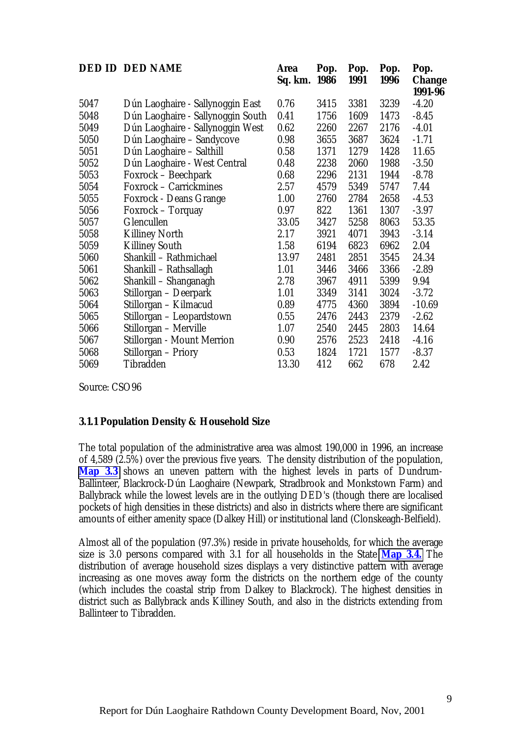| DED ID | DED NAME | Area Sq. km. | Pop. 1986 | Pop. 1991 | Pop. 1996 | Pop. Change 1991-96 |
|---|---|---|---|---|---|---|
| 5047 | Dún Laoghaire - Sallynoggin East | 0.76 | 3415 | 3381 | 3239 | -4.20 |
| 5048 | Dún Laoghaire - Sallynoggin South | 0.41 | 1756 | 1609 | 1473 | -8.45 |
| 5049 | Dún Laoghaire - Sallynoggin West | 0.62 | 2260 | 2267 | 2176 | -4.01 |
| 5050 | Dún Laoghaire – Sandycove | 0.98 | 3655 | 3687 | 3624 | -1.71 |
| 5051 | Dún Laoghaire – Salthill | 0.58 | 1371 | 1279 | 1428 | 11.65 |
| 5052 | Dún Laoghaire - West Central | 0.48 | 2238 | 2060 | 1988 | -3.50 |
| 5053 | Foxrock – Beechpark | 0.68 | 2296 | 2131 | 1944 | -8.78 |
| 5054 | Foxrock – Carrickmines | 2.57 | 4579 | 5349 | 5747 | 7.44 |
| 5055 | Foxrock - Deans Grange | 1.00 | 2760 | 2784 | 2658 | -4.53 |
| 5056 | Foxrock – Torquay | 0.97 | 822 | 1361 | 1307 | -3.97 |
| 5057 | Glencullen | 33.05 | 3427 | 5258 | 8063 | 53.35 |
| 5058 | Killiney North | 2.17 | 3921 | 4071 | 3943 | -3.14 |
| 5059 | Killiney South | 1.58 | 6194 | 6823 | 6962 | 2.04 |
| 5060 | Shankill – Rathmichael | 13.97 | 2481 | 2851 | 3545 | 24.34 |
| 5061 | Shankill – Rathsallagh | 1.01 | 3446 | 3466 | 3366 | -2.89 |
| 5062 | Shankill – Shanganagh | 2.78 | 3967 | 4911 | 5399 | 9.94 |
| 5063 | Stillorgan – Deerpark | 1.01 | 3349 | 3141 | 3024 | -3.72 |
| 5064 | Stillorgan – Kilmacud | 0.89 | 4775 | 4360 | 3894 | -10.69 |
| 5065 | Stillorgan – Leopardstown | 0.55 | 2476 | 2443 | 2379 | -2.62 |
| 5066 | Stillorgan – Merville | 1.07 | 2540 | 2445 | 2803 | 14.64 |
| 5067 | Stillorgan - Mount Merrion | 0.90 | 2576 | 2523 | 2418 | -4.16 |
| 5068 | Stillorgan – Priory | 0.53 | 1824 | 1721 | 1577 | -8.37 |
| 5069 | Tibradden | 13.30 | 412 | 662 | 678 | 2.42 |

Source: CSO96

### 3.1.1 Population Density & Household Size

The total population of the administrative area was almost 190,000 in 1996, an increase of 4,589 (2.5%) over the previous five years. The density distribution of the population, **Map 3.3** shows an uneven pattern with the highest levels in parts of Dundrum-Ballinteer, Blackrock-Dún Laoghaire (Newpark, Stradbrook and Monkstown Farm) and Ballybrack while the lowest levels are in the outlying DED's (though there are localised pockets of high densities in these districts) and also in districts where there are significant amounts of either amenity space (Dalkey Hill) or institutional land (Clonskeagh-Belfield).

Almost all of the population (97.3%) reside in private households, for which the average size is 3.0 persons compared with 3.1 for all households in the State **Map 3.4.** The distribution of average household sizes displays a very distinctive pattern with average increasing as one moves away form the districts on the northern edge of the county (which includes the coastal strip from Dalkey to Blackrock). The highest densities in district such as Ballybrack ands Killiney South, and also in the districts extending from Ballinteer to Tibradden.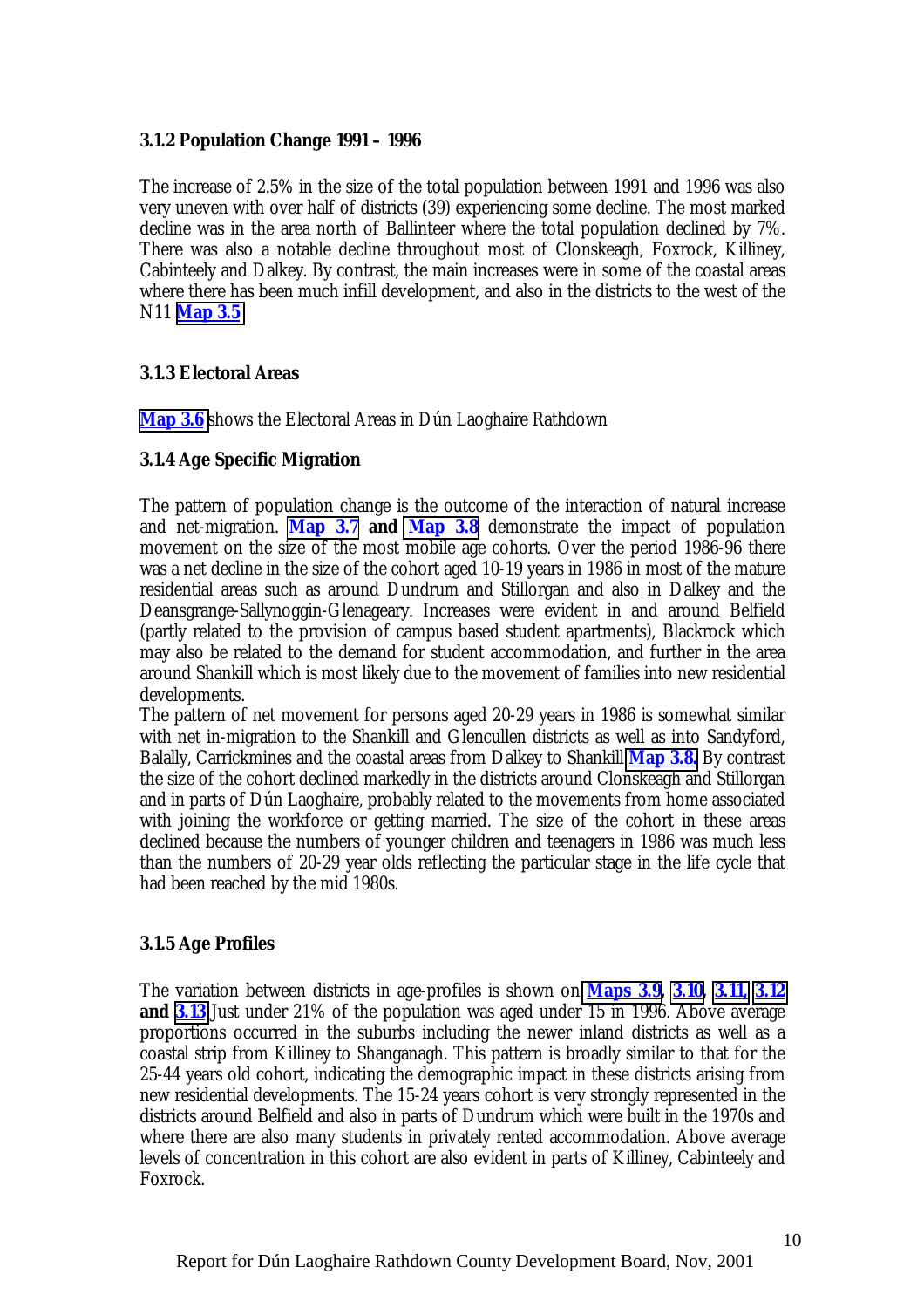### 3.1.2 Population Change 1991 – 1996

The increase of 2.5% in the size of the total population between 1991 and 1996 was also very uneven with over half of districts (39) experiencing some decline. The most marked decline was in the area north of Ballinteer where the total population declined by 7%. There was also a notable decline throughout most of Clonskeagh, Foxrock, Killiney, Cabinteely and Dalkey. By contrast, the main increases were in some of the coastal areas where there has been much infill development, and also in the districts to the west of the N11 **Map 3.5**

### 3.1.3 Electoral Areas

**Map 3.6** shows the Electoral Areas in Dún Laoghaire Rathdown

### 3.1.4 Age Specific Migration

The pattern of population change is the outcome of the interaction of natural increase and net-migration. **Map 3.7 and Map 3.8** demonstrate the impact of population movement on the size of the most mobile age cohorts. Over the period 1986-96 there was a net decline in the size of the cohort aged 10-19 years in 1986 in most of the mature residential areas such as around Dundrum and Stillorgan and also in Dalkey and the Deansgrange-Sallynoggin-Glenageary. Increases were evident in and around Belfield (partly related to the provision of campus based student apartments), Blackrock which may also be related to the demand for student accommodation, and further in the area around Shankill which is most likely due to the movement of families into new residential developments.

The pattern of net movement for persons aged 20-29 years in 1986 is somewhat similar with net in-migration to the Shankill and Glencullen districts as well as into Sandyford, Balally, Carrickmines and the coastal areas from Dalkey to Shankill **Map 3.8.** By contrast the size of the cohort declined markedly in the districts around Clonskeagh and Stillorgan and in parts of Dún Laoghaire, probably related to the movements from home associated with joining the workforce or getting married. The size of the cohort in these areas declined because the numbers of younger children and teenagers in 1986 was much less than the numbers of 20-29 year olds reflecting the particular stage in the life cycle that had been reached by the mid 1980s.

### 3.1.5 Age Profiles

The variation between districts in age-profiles is shown on **Maps 3.9, 3.10, 3.11, 3.12 and 3.13** Just under 21% of the population was aged under 15 in 1996. Above average proportions occurred in the suburbs including the newer inland districts as well as a coastal strip from Killiney to Shanganagh. This pattern is broadly similar to that for the 25-44 years old cohort, indicating the demographic impact in these districts arising from new residential developments. The 15-24 years cohort is very strongly represented in the districts around Belfield and also in parts of Dundrum which were built in the 1970s and where there are also many students in privately rented accommodation. Above average levels of concentration in this cohort are also evident in parts of Killiney, Cabinteely and Foxrock.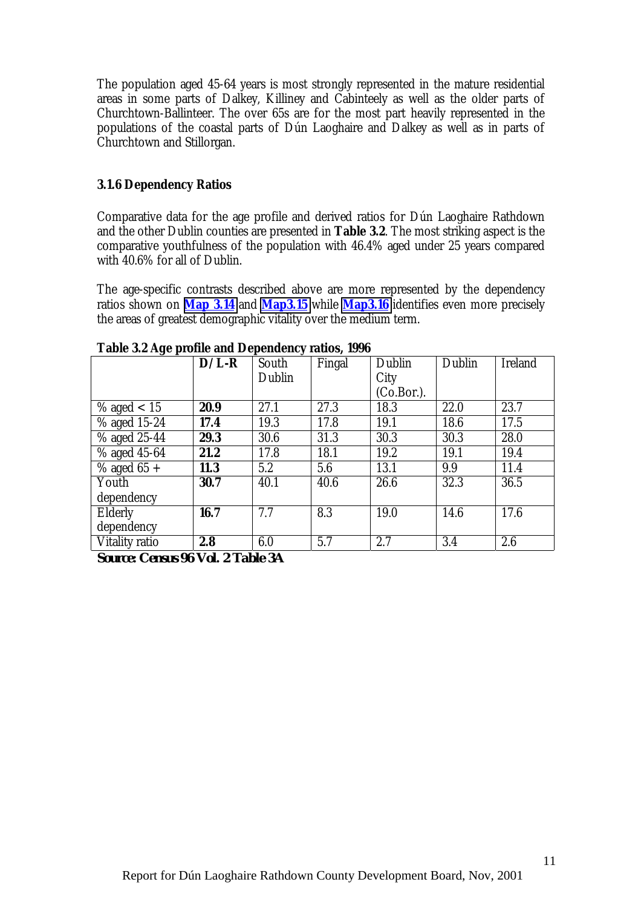The population aged 45-64 years is most strongly represented in the mature residential areas in some parts of Dalkey, Killiney and Cabinteely as well as the older parts of Churchtown-Ballinteer. The over 65s are for the most part heavily represented in the populations of the coastal parts of Dún Laoghaire and Dalkey as well as in parts of Churchtown and Stillorgan.

### 3.1.6 Dependency Ratios

Comparative data for the age profile and derived ratios for Dún Laoghaire Rathdown and the other Dublin counties are presented in **Table 3.2**. The most striking aspect is the comparative youthfulness of the population with 46.4% aged under 25 years compared with 40.6% for all of Dublin.

The age-specific contrasts described above are more represented by the dependency ratios shown on **Map 3.14** and **Map3.15** while **Map3.16** identifies even more precisely the areas of greatest demographic vitality over the medium term.

**Table 3.2 Age profile and Dependency ratios, 1996**

| | **D/L-R** | South Dublin | Fingal | Dublin City (Co.Bor.). | Dublin | Ireland |
|---|---|---|---|---|---|---|
| % aged < 15 | **20.9** | 27.1 | 27.3 | 18.3 | 22.0 | 23.7 |
| % aged 15-24 | **17.4** | 19.3 | 17.8 | 19.1 | 18.6 | 17.5 |
| % aged 25-44 | **29.3** | 30.6 | 31.3 | 30.3 | 30.3 | 28.0 |
| % aged 45-64 | **21.2** | 17.8 | 18.1 | 19.2 | 19.1 | 19.4 |
| % aged 65 + | **11.3** | 5.2 | 5.6 | 13.1 | 9.9 | 11.4 |
| Youth dependency | **30.7** | 40.1 | 40.6 | 26.6 | 32.3 | 36.5 |
| Elderly dependency | **16.7** | 7.7 | 8.3 | 19.0 | 14.6 | 17.6 |
| Vitality ratio | **2.8** | 6.0 | 5.7 | 2.7 | 3.4 | 2.6 |

***Source: Census 96 Vol. 2 Table 3A***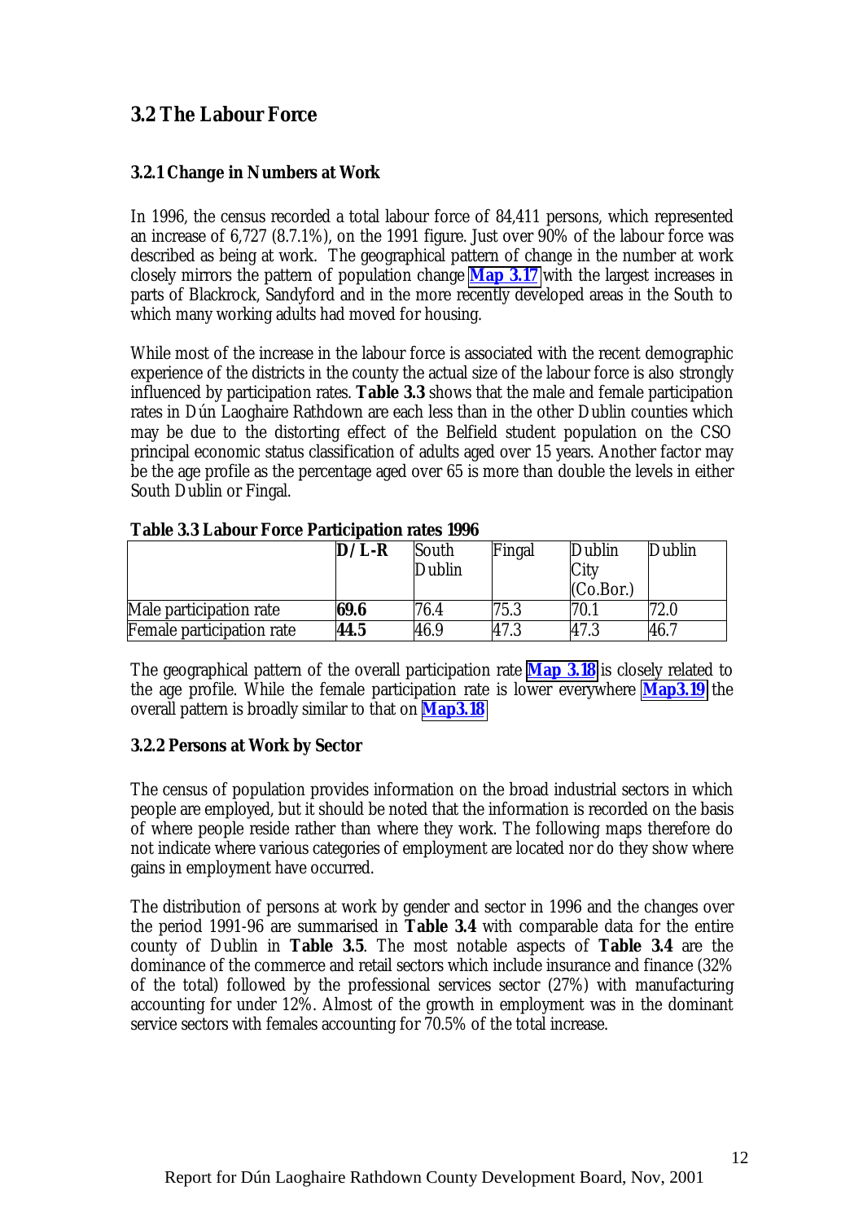## 3.2 The Labour Force

### 3.2.1 Change in Numbers at Work

In 1996, the census recorded a total labour force of 84,411 persons, which represented an increase of 6,727 (8.7.1%), on the 1991 figure. Just over 90% of the labour force was described as being at work. The geographical pattern of change in the number at work closely mirrors the pattern of population change **Map 3.17** with the largest increases in parts of Blackrock, Sandyford and in the more recently developed areas in the South to which many working adults had moved for housing.

While most of the increase in the labour force is associated with the recent demographic experience of the districts in the county the actual size of the labour force is also strongly influenced by participation rates. **Table 3.3** shows that the male and female participation rates in Dún Laoghaire Rathdown are each less than in the other Dublin counties which may be due to the distorting effect of the Belfield student population on the CSO principal economic status classification of adults aged over 15 years. Another factor may be the age profile as the percentage aged over 65 is more than double the levels in either South Dublin or Fingal.

**Table 3.3 Labour Force Participation rates 1996**

| | **D/L-R** | South Dublin | Fingal | Dublin City (Co.Bor.) | Dublin |
|---|---|---|---|---|---|
| Male participation rate | **69.6** | 76.4 | 75.3 | 70.1 | 72.0 |
| Female participation rate | **44.5** | 46.9 | 47.3 | 47.3 | 46.7 |

The geographical pattern of the overall participation rate **Map 3.18** is closely related to the age profile. While the female participation rate is lower everywhere **Map3.19** the overall pattern is broadly similar to that on **Map3.18**

### 3.2.2 Persons at Work by Sector

The census of population provides information on the broad industrial sectors in which people are employed, but it should be noted that the information is recorded on the basis of where people reside rather than where they work. The following maps therefore do not indicate where various categories of employment are located nor do they show where gains in employment have occurred.

The distribution of persons at work by gender and sector in 1996 and the changes over the period 1991-96 are summarised in **Table 3.4** with comparable data for the entire county of Dublin in **Table 3.5**. The most notable aspects of **Table 3.4** are the dominance of the commerce and retail sectors which include insurance and finance (32% of the total) followed by the professional services sector (27%) with manufacturing accounting for under 12%. Almost of the growth in employment was in the dominant service sectors with females accounting for 70.5% of the total increase.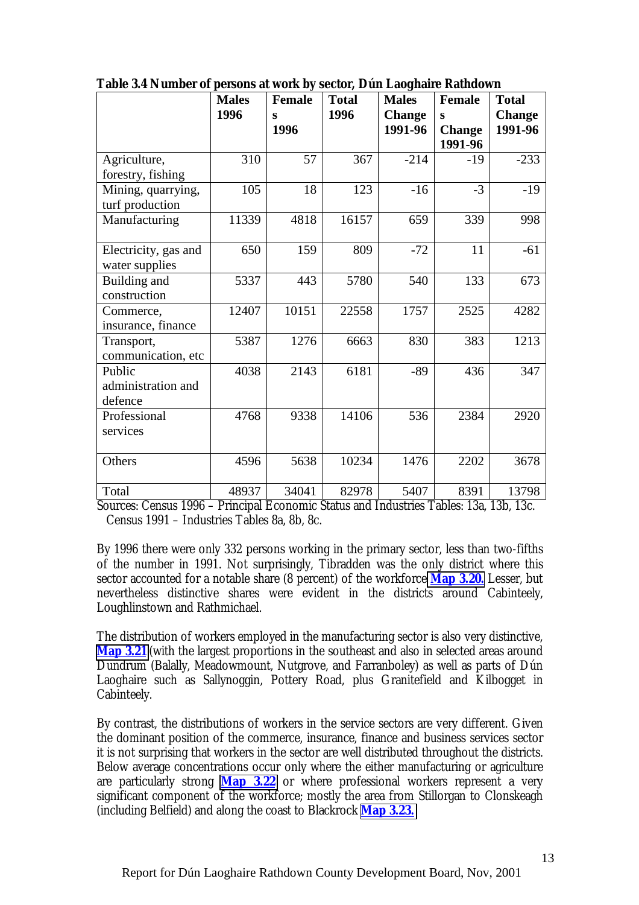**Table 3.4 Number of persons at work by sector, Dún Laoghaire Rathdown**

| | Males 1996 | Females 1996 | Total 1996 | Males Change 1991-96 | Females Change 1991-96 | Total Change 1991-96 |
|---|---|---|---|---|---|---|
| Agriculture, forestry, fishing | 310 | 57 | 367 | -214 | -19 | -233 |
| Mining, quarrying, turf production | 105 | 18 | 123 | -16 | -3 | -19 |
| Manufacturing | 11339 | 4818 | 16157 | 659 | 339 | 998 |
| Electricity, gas and water supplies | 650 | 159 | 809 | -72 | 11 | -61 |
| Building and construction | 5337 | 443 | 5780 | 540 | 133 | 673 |
| Commerce, insurance, finance | 12407 | 10151 | 22558 | 1757 | 2525 | 4282 |
| Transport, communication, etc | 5387 | 1276 | 6663 | 830 | 383 | 1213 |
| Public administration and defence | 4038 | 2143 | 6181 | -89 | 436 | 347 |
| Professional services | 4768 | 9338 | 14106 | 536 | 2384 | 2920 |
| Others | 4596 | 5638 | 10234 | 1476 | 2202 | 3678 |
| Total | 48937 | 34041 | 82978 | 5407 | 8391 | 13798 |

Sources: Census 1996 – Principal Economic Status and Industries Tables: 13a, 13b, 13c. Census 1991 – Industries Tables 8a, 8b, 8c.

By 1996 there were only 332 persons working in the primary sector, less than two-fifths of the number in 1991. Not surprisingly, Tibradden was the only district where this sector accounted for a notable share (8 percent) of the workforce **Map 3.20.** Lesser, but nevertheless distinctive shares were evident in the districts around Cabinteely, Loughlinstown and Rathmichael.

The distribution of workers employed in the manufacturing sector is also very distinctive, **Map 3.21** (with the largest proportions in the southeast and also in selected areas around Dundrum (Balally, Meadowmount, Nutgrove, and Farranboley) as well as parts of Dún Laoghaire such as Sallynoggin, Pottery Road, plus Granitefield and Kilbogget in Cabinteely.

By contrast, the distributions of workers in the service sectors are very different. Given the dominant position of the commerce, insurance, finance and business services sector it is not surprising that workers in the sector are well distributed throughout the districts. Below average concentrations occur only where the either manufacturing or agriculture are particularly strong **Map 3.22** or where professional workers represent a very significant component of the workforce; mostly the area from Stillorgan to Clonskeagh (including Belfield) and along the coast to Blackrock **Map 3.23.**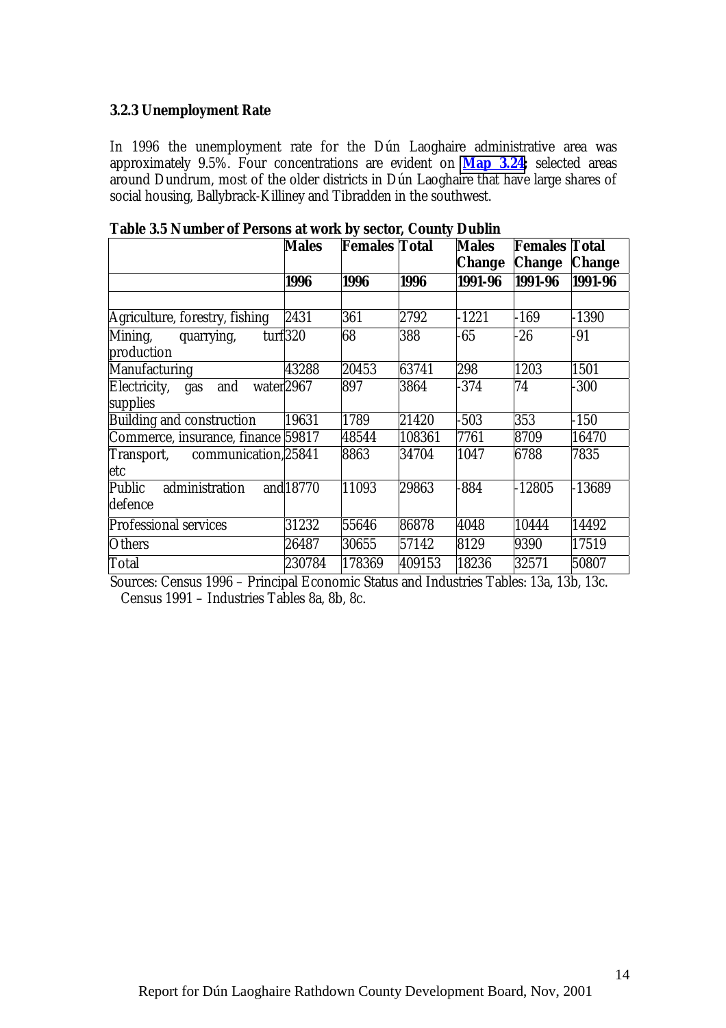### 3.2.3 Unemployment Rate

In 1996 the unemployment rate for the Dún Laoghaire administrative area was approximately 9.5%. Four concentrations are evident on **Map 3.24**: selected areas around Dundrum, most of the older districts in Dún Laoghaire that have large shares of social housing, Ballybrack-Killiney and Tibradden in the southwest.

**Table 3.5 Number of Persons at work by sector, County Dublin**

| | Males | Females | Total | Males Change | Females Change | Total Change |
|---|---|---|---|---|---|---|
| | 1996 | 1996 | 1996 | 1991-96 | 1991-96 | 1991-96 |
| | | | | | | |
| Agriculture, forestry, fishing | 2431 | 361 | 2792 | -1221 | -169 | -1390 |
| Mining, quarrying, turf production | 320 | 68 | 388 | -65 | -26 | -91 |
| Manufacturing | 43288 | 20453 | 63741 | 298 | 1203 | 1501 |
| Electricity, gas and water supplies | 2967 | 897 | 3864 | -374 | 74 | -300 |
| Building and construction | 19631 | 1789 | 21420 | -503 | 353 | -150 |
| Commerce, insurance, finance | 59817 | 48544 | 108361 | 7761 | 8709 | 16470 |
| Transport, communication, etc | 25841 | 8863 | 34704 | 1047 | 6788 | 7835 |
| Public administration and defence | 18770 | 11093 | 29863 | -884 | -12805 | -13689 |
| Professional services | 31232 | 55646 | 86878 | 4048 | 10444 | 14492 |
| Others | 26487 | 30655 | 57142 | 8129 | 9390 | 17519 |
| Total | 230784 | 178369 | 409153 | 18236 | 32571 | 50807 |

Sources: Census 1996 – Principal Economic Status and Industries Tables: 13a, 13b, 13c.
Census 1991 – Industries Tables 8a, 8b, 8c.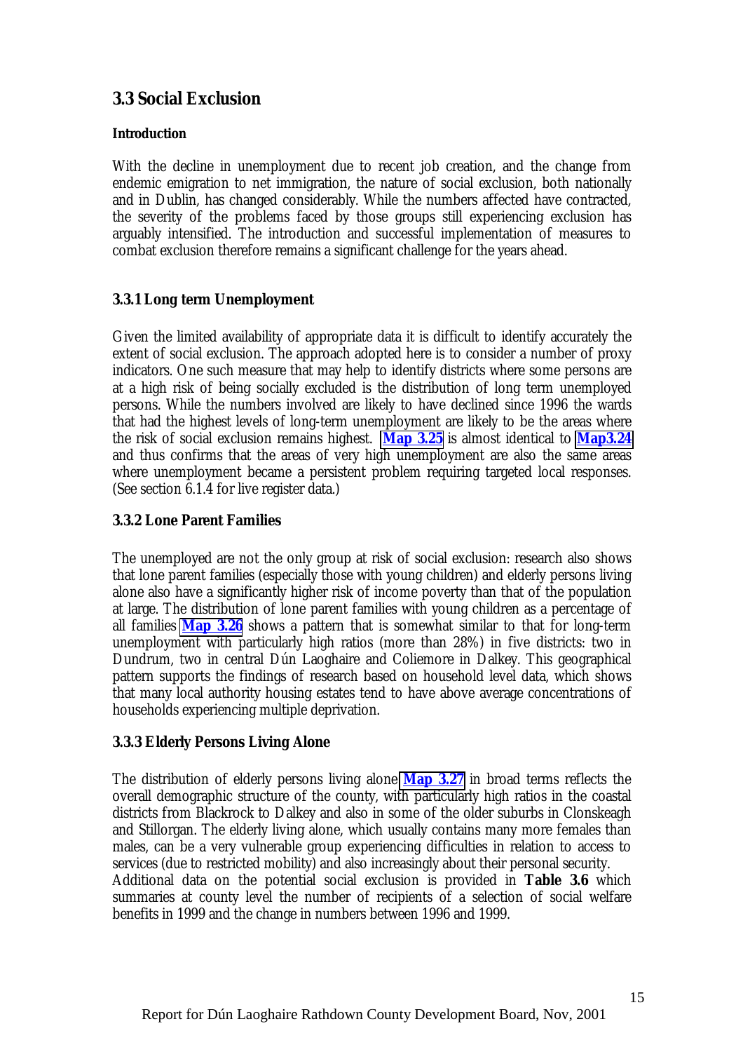## 3.3 Social Exclusion

**Introduction**

With the decline in unemployment due to recent job creation, and the change from endemic emigration to net immigration, the nature of social exclusion, both nationally and in Dublin, has changed considerably. While the numbers affected have contracted, the severity of the problems faced by those groups still experiencing exclusion has arguably intensified. The introduction and successful implementation of measures to combat exclusion therefore remains a significant challenge for the years ahead.

### 3.3.1 Long term Unemployment

Given the limited availability of appropriate data it is difficult to identify accurately the extent of social exclusion. The approach adopted here is to consider a number of proxy indicators. One such measure that may help to identify districts where some persons are at a high risk of being socially excluded is the distribution of long term unemployed persons. While the numbers involved are likely to have declined since 1996 the wards that had the highest levels of long-term unemployment are likely to be the areas where the risk of social exclusion remains highest. **Map 3.25** is almost identical to **Map3.24** and thus confirms that the areas of very high unemployment are also the same areas where unemployment became a persistent problem requiring targeted local responses. (See section 6.1.4 for live register data.)

### 3.3.2 Lone Parent Families

The unemployed are not the only group at risk of social exclusion: research also shows that lone parent families (especially those with young children) and elderly persons living alone also have a significantly higher risk of income poverty than that of the population at large. The distribution of lone parent families with young children as a percentage of all families **Map 3.26** shows a pattern that is somewhat similar to that for long-term unemployment with particularly high ratios (more than 28%) in five districts: two in Dundrum, two in central Dún Laoghaire and Coliemore in Dalkey. This geographical pattern supports the findings of research based on household level data, which shows that many local authority housing estates tend to have above average concentrations of households experiencing multiple deprivation.

### 3.3.3 Elderly Persons Living Alone

The distribution of elderly persons living alone **Map 3.27** in broad terms reflects the overall demographic structure of the county, with particularly high ratios in the coastal districts from Blackrock to Dalkey and also in some of the older suburbs in Clonskeagh and Stillorgan. The elderly living alone, which usually contains many more females than males, can be a very vulnerable group experiencing difficulties in relation to access to services (due to restricted mobility) and also increasingly about their personal security.
Additional data on the potential social exclusion is provided in **Table 3.6** which summaries at county level the number of recipients of a selection of social welfare benefits in 1999 and the change in numbers between 1996 and 1999.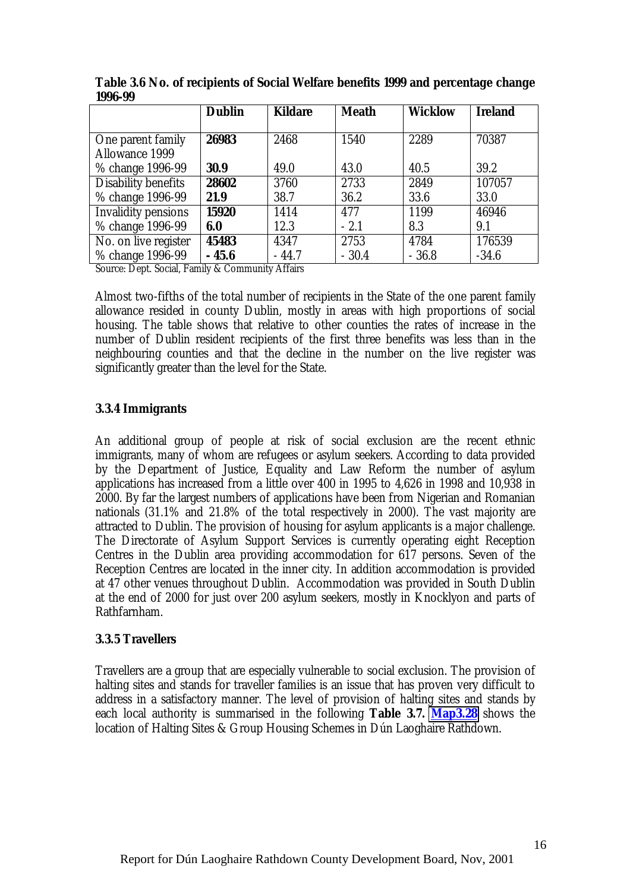**Table 3.6 No. of recipients of Social Welfare benefits 1999 and percentage change 1996-99**

| | **Dublin** | **Kildare** | **Meath** | **Wicklow** | **Ireland** |
|---|---|---|---|---|---|
| One parent family Allowance 1999 | **26983** | 2468 | 1540 | 2289 | 70387 |
| % change 1996-99 | **30.9** | 49.0 | 43.0 | 40.5 | 39.2 |
| Disability benefits | **28602** | 3760 | 2733 | 2849 | 107057 |
| % change 1996-99 | **21.9** | 38.7 | 36.2 | 33.6 | 33.0 |
| Invalidity pensions | **15920** | 1414 | 477 | 1199 | 46946 |
| % change 1996-99 | **6.0** | 12.3 | - 2.1 | 8.3 | 9.1 |
| No. on live register | **45483** | 4347 | 2753 | 4784 | 176539 |
| % change 1996-99 | **- 45.6** | - 44.7 | - 30.4 | - 36.8 | -34.6 |

Source: Dept. Social, Family & Community Affairs

Almost two-fifths of the total number of recipients in the State of the one parent family allowance resided in county Dublin, mostly in areas with high proportions of social housing. The table shows that relative to other counties the rates of increase in the number of Dublin resident recipients of the first three benefits was less than in the neighbouring counties and that the decline in the number on the live register was significantly greater than the level for the State.

### 3.3.4 Immigrants

An additional group of people at risk of social exclusion are the recent ethnic immigrants, many of whom are refugees or asylum seekers. According to data provided by the Department of Justice, Equality and Law Reform the number of asylum applications has increased from a little over 400 in 1995 to 4,626 in 1998 and 10,938 in 2000. By far the largest numbers of applications have been from Nigerian and Romanian nationals (31.1% and 21.8% of the total respectively in 2000). The vast majority are attracted to Dublin. The provision of housing for asylum applicants is a major challenge. The Directorate of Asylum Support Services is currently operating eight Reception Centres in the Dublin area providing accommodation for 617 persons. Seven of the Reception Centres are located in the inner city. In addition accommodation is provided at 47 other venues throughout Dublin. Accommodation was provided in South Dublin at the end of 2000 for just over 200 asylum seekers, mostly in Knocklyon and parts of Rathfarnham.

### 3.3.5 Travellers

Travellers are a group that are especially vulnerable to social exclusion. The provision of halting sites and stands for traveller families is an issue that has proven very difficult to address in a satisfactory manner. The level of provision of halting sites and stands by each local authority is summarised in the following **Table 3.7.** **Map3.28** shows the location of Halting Sites & Group Housing Schemes in Dún Laoghaire Rathdown.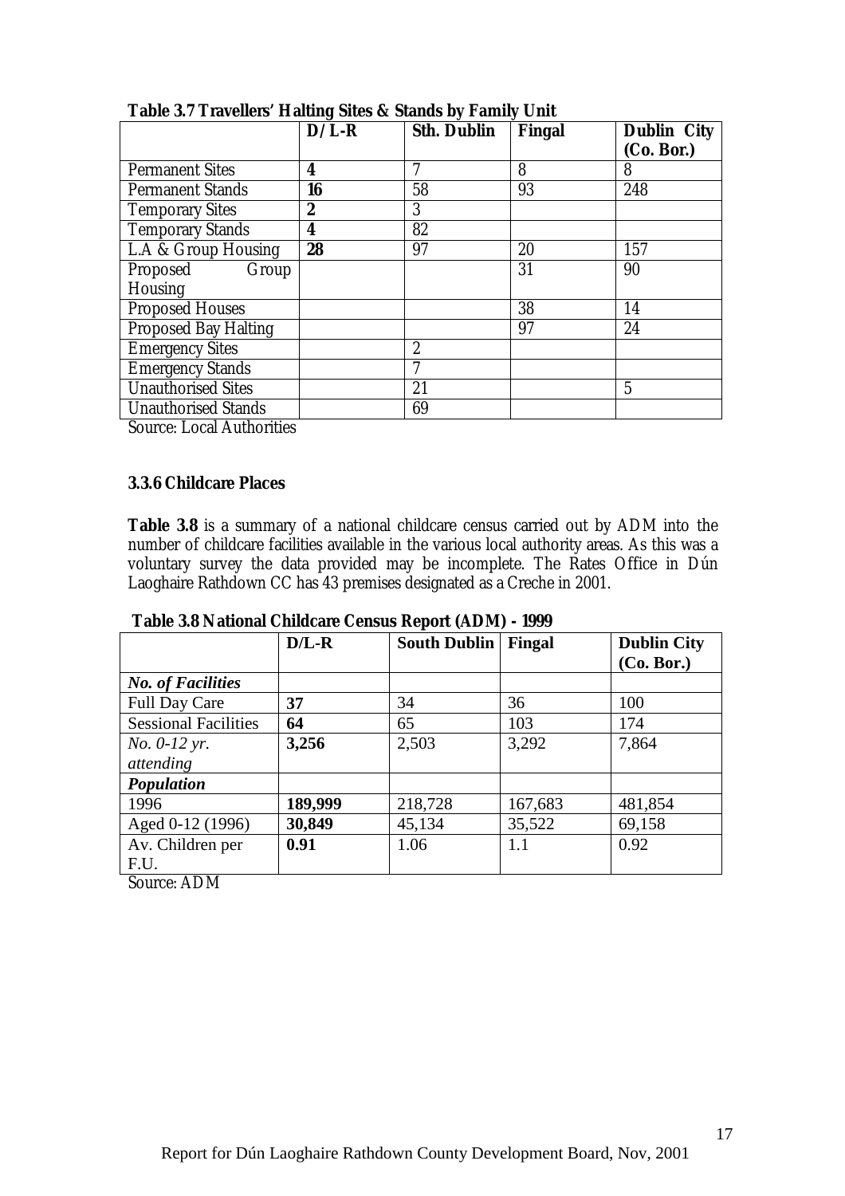**Table 3.7 Travellers' Halting Sites & Stands by Family Unit**

| | D/L-R | Sth. Dublin | Fingal | Dublin City (Co. Bor.) |
|---|---|---|---|---|
| Permanent Sites | **4** | 7 | 8 | 8 |
| Permanent Stands | **16** | 58 | 93 | 248 |
| Temporary Sites | **2** | 3 | | |
| Temporary Stands | **4** | 82 | | |
| L.A & Group Housing | **28** | 97 | 20 | 157 |
| Proposed Group Housing | | | 31 | 90 |
| Proposed Houses | | | 38 | 14 |
| Proposed Bay Halting | | | 97 | 24 |
| Emergency Sites | | 2 | | |
| Emergency Stands | | 7 | | |
| Unauthorised Sites | | 21 | | 5 |
| Unauthorised Stands | | 69 | | |

Source: Local Authorities

### 3.3.6 Childcare Places

**Table 3.8** is a summary of a national childcare census carried out by ADM into the number of childcare facilities available in the various local authority areas. As this was a voluntary survey the data provided may be incomplete. The Rates Office in Dún Laoghaire Rathdown CC has 43 premises designated as a Creche in 2001.

**Table 3.8 National Childcare Census Report (ADM) - 1999**

| | D/L-R | South Dublin | Fingal | Dublin City (Co. Bor.) |
|---|---|---|---|---|
| ***No. of Facilities*** | | | | |
| Full Day Care | **37** | 34 | 36 | 100 |
| Sessional Facilities | **64** | 65 | 103 | 174 |
| *No. 0-12 yr. attending* | **3,256** | 2,503 | 3,292 | 7,864 |
| ***Population*** | | | | |
| 1996 | **189,999** | 218,728 | 167,683 | 481,854 |
| Aged 0-12 (1996) | **30,849** | 45,134 | 35,522 | 69,158 |
| Av. Children per F.U. | **0.91** | 1.06 | 1.1 | 0.92 |

Source: ADM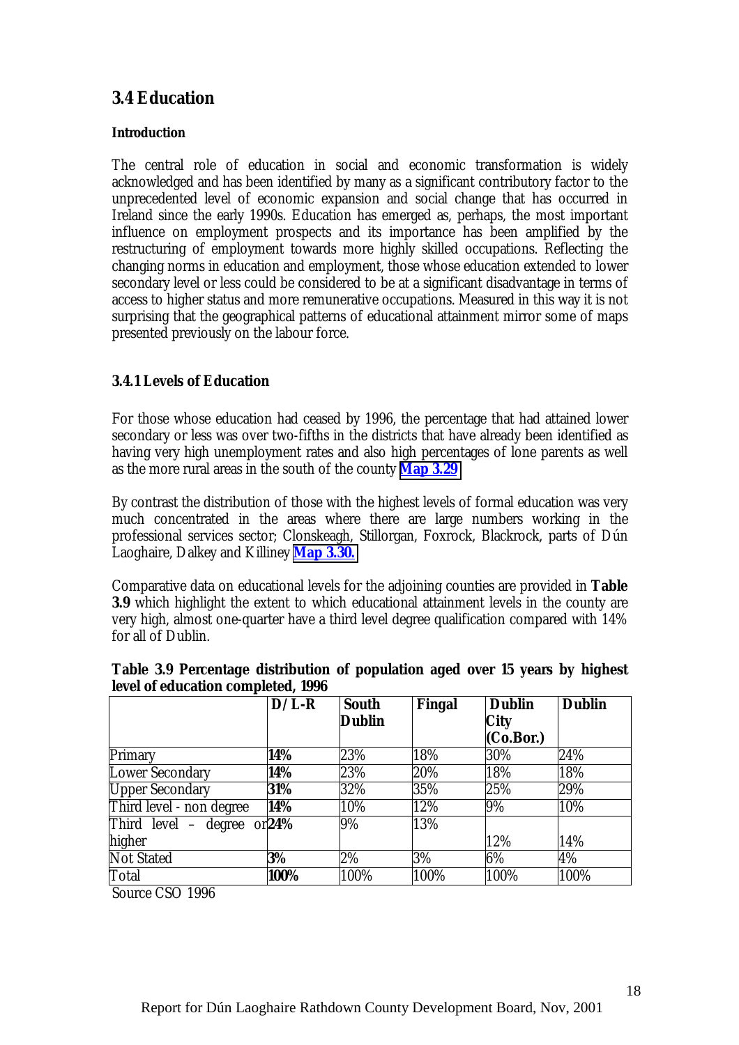## 3.4 Education

**Introduction**

The central role of education in social and economic transformation is widely acknowledged and has been identified by many as a significant contributory factor to the unprecedented level of economic expansion and social change that has occurred in Ireland since the early 1990s. Education has emerged as, perhaps, the most important influence on employment prospects and its importance has been amplified by the restructuring of employment towards more highly skilled occupations. Reflecting the changing norms in education and employment, those whose education extended to lower secondary level or less could be considered to be at a significant disadvantage in terms of access to higher status and more remunerative occupations. Measured in this way it is not surprising that the geographical patterns of educational attainment mirror some of maps presented previously on the labour force.

### 3.4.1 Levels of Education

For those whose education had ceased by 1996, the percentage that had attained lower secondary or less was over two-fifths in the districts that have already been identified as having very high unemployment rates and also high percentages of lone parents as well as the more rural areas in the south of the county **Map 3.29**

By contrast the distribution of those with the highest levels of formal education was very much concentrated in the areas where there are large numbers working in the professional services sector; Clonskeagh, Stillorgan, Foxrock, Blackrock, parts of Dún Laoghaire, Dalkey and Killiney **Map 3.30.**

Comparative data on educational levels for the adjoining counties are provided in **Table 3.9** which highlight the extent to which educational attainment levels in the county are very high, almost one-quarter have a third level degree qualification compared with 14% for all of Dublin.

**Table 3.9 Percentage distribution of population aged over 15 years by highest level of education completed, 1996**

| | **D/L-R** | **South Dublin** | **Fingal** | **Dublin City (Co.Bor.)** | **Dublin** |
|---|---|---|---|---|---|
| Primary | **14%** | 23% | 18% | 30% | 24% |
| Lower Secondary | **14%** | 23% | 20% | 18% | 18% |
| Upper Secondary | **31%** | 32% | 35% | 25% | 29% |
| Third level - non degree | **14%** | 10% | 12% | 9% | 10% |
| Third level – degree or higher | **24%** | 9% | 13% | 12% | 14% |
| Not Stated | **3%** | 2% | 3% | 6% | 4% |
| Total | **100%** | 100% | 100% | 100% | 100% |

Source CSO 1996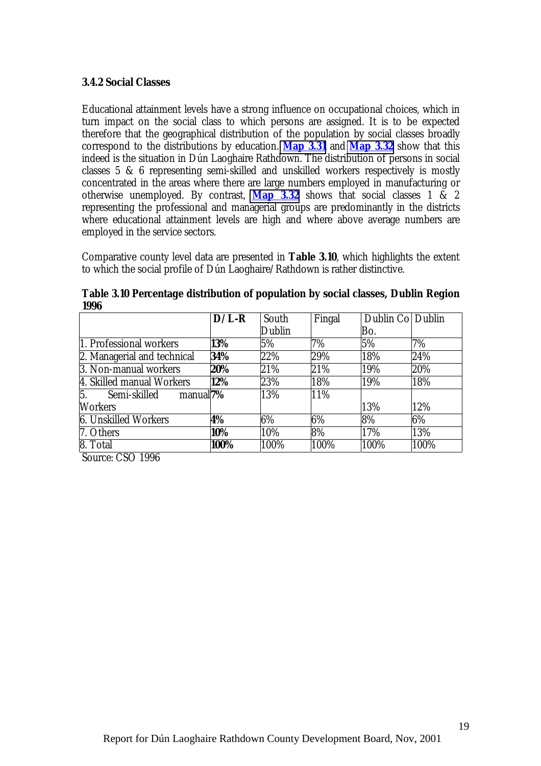### 3.4.2 Social Classes

Educational attainment levels have a strong influence on occupational choices, which in turn impact on the social class to which persons are assigned. It is to be expected therefore that the geographical distribution of the population by social classes broadly correspond to the distributions by education. **Map 3.31** and **Map 3.32** show that this indeed is the situation in Dún Laoghaire Rathdown. The distribution of persons in social classes 5 & 6 representing semi-skilled and unskilled workers respectively is mostly concentrated in the areas where there are large numbers employed in manufacturing or otherwise unemployed. By contrast, **Map 3.32** shows that social classes 1 & 2 representing the professional and managerial groups are predominantly in the districts where educational attainment levels are high and where above average numbers are employed in the service sectors.

Comparative county level data are presented in **Table 3.10**, which highlights the extent to which the social profile of Dún Laoghaire/Rathdown is rather distinctive.

**Table 3.10 Percentage distribution of population by social classes, Dublin Region 1996**

| | **D/L-R** | South Dublin | Fingal | Dublin Co Bo. | Dublin |
|---|---|---|---|---|---|
| 1. Professional workers | **13%** | 5% | 7% | 5% | 7% |
| 2. Managerial and technical | **34%** | 22% | 29% | 18% | 24% |
| 3. Non-manual workers | **20%** | 21% | 21% | 19% | 20% |
| 4. Skilled manual Workers | **12%** | 23% | 18% | 19% | 18% |
| 5. Semi-skilled manual Workers | **7%** | 13% | 11% | 13% | 12% |
| 6. Unskilled Workers | **4%** | 6% | 6% | 8% | 6% |
| 7. Others | **10%** | 10% | 8% | 17% | 13% |
| 8. Total | **100%** | 100% | 100% | 100% | 100% |

Source: CSO 1996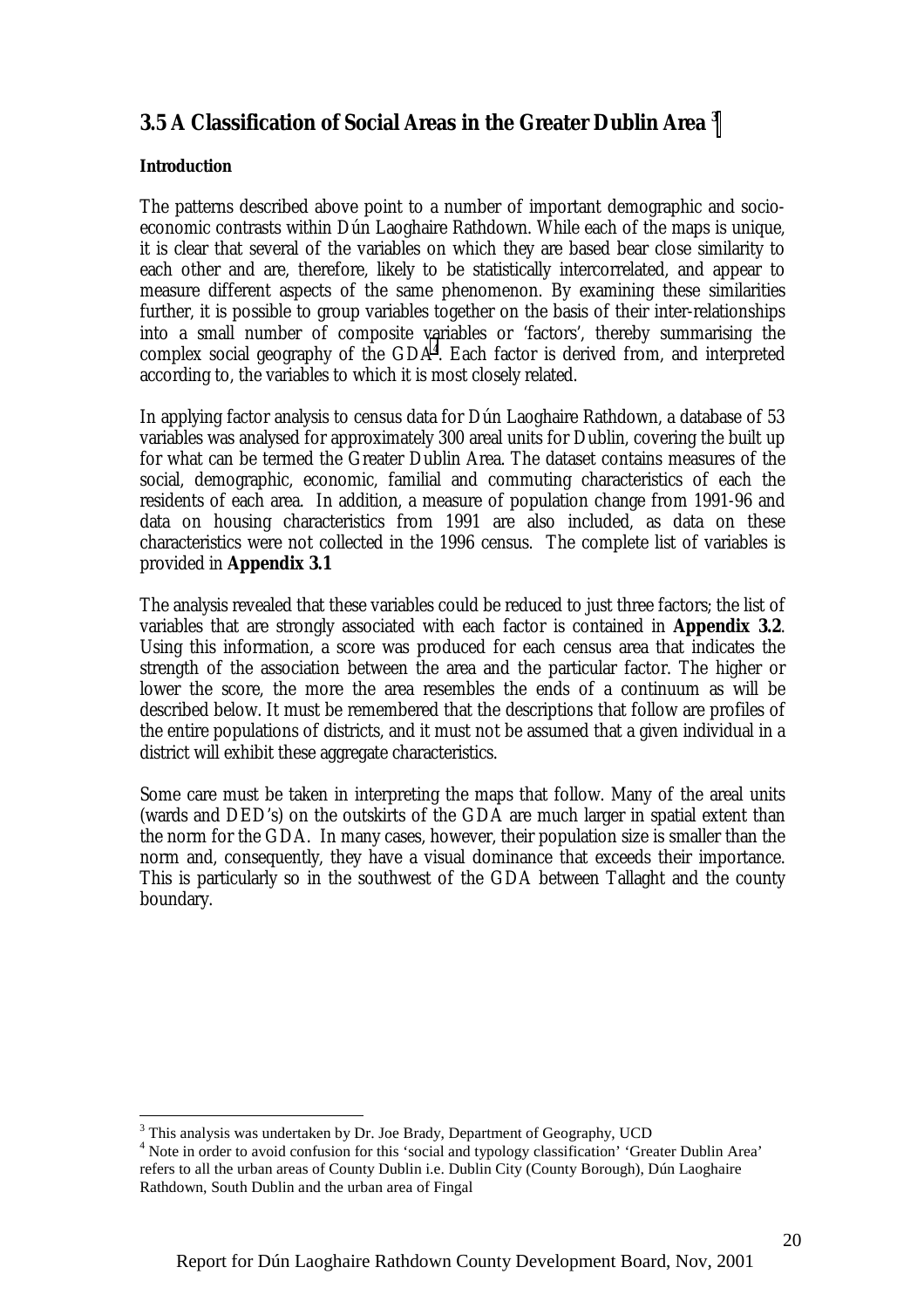## 3.5 A Classification of Social Areas in the Greater Dublin Area [3]

**Introduction**

The patterns described above point to a number of important demographic and socio-economic contrasts within Dún Laoghaire Rathdown. While each of the maps is unique, it is clear that several of the variables on which they are based bear close similarity to each other and are, therefore, likely to be statistically intercorrelated, and appear to measure different aspects of the same phenomenon. By examining these similarities further, it is possible to group variables together on the basis of their inter-relationships into a small number of composite variables or 'factors', thereby summarising the complex social geography of the GDA[4]. Each factor is derived from, and interpreted according to, the variables to which it is most closely related.

In applying factor analysis to census data for Dún Laoghaire Rathdown, a database of 53 variables was analysed for approximately 300 areal units for Dublin, covering the built up for what can be termed the Greater Dublin Area. The dataset contains measures of the social, demographic, economic, familial and commuting characteristics of each the residents of each area. In addition, a measure of population change from 1991-96 and data on housing characteristics from 1991 are also included, as data on these characteristics were not collected in the 1996 census. The complete list of variables is provided in **Appendix 3.1**

The analysis revealed that these variables could be reduced to just three factors; the list of variables that are strongly associated with each factor is contained in **Appendix 3.2**. Using this information, a score was produced for each census area that indicates the strength of the association between the area and the particular factor. The higher or lower the score, the more the area resembles the ends of a continuum as will be described below. It must be remembered that the descriptions that follow are profiles of the entire populations of districts, and it must not be assumed that a given individual in a district will exhibit these aggregate characteristics.

Some care must be taken in interpreting the maps that follow. Many of the areal units (wards and DED's) on the outskirts of the GDA are much larger in spatial extent than the norm for the GDA. In many cases, however, their population size is smaller than the norm and, consequently, they have a visual dominance that exceeds their importance. This is particularly so in the southwest of the GDA between Tallaght and the county boundary.

---

[3] This analysis was undertaken by Dr. Joe Brady, Department of Geography, UCD

[4] Note in order to avoid confusion for this 'social and typology classification' 'Greater Dublin Area' refers to all the urban areas of County Dublin i.e. Dublin City (County Borough), Dún Laoghaire Rathdown, South Dublin and the urban area of Fingal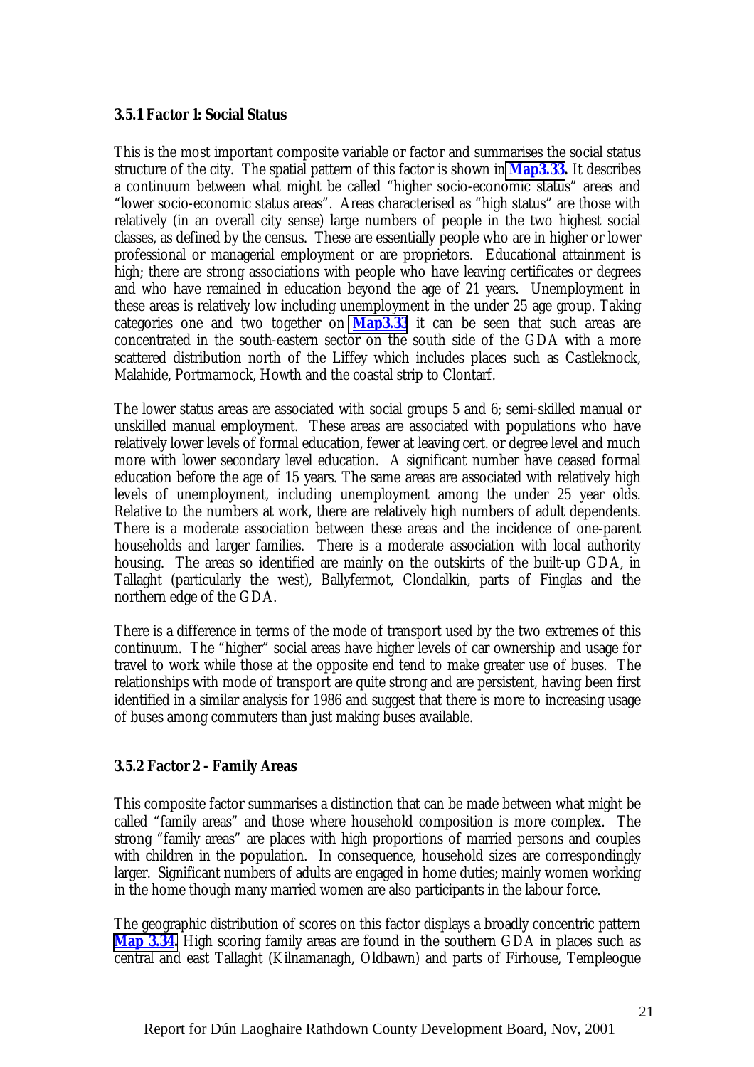### 3.5.1 Factor 1: Social Status

This is the most important composite variable or factor and summarises the social status structure of the city. The spatial pattern of this factor is shown in **Map3.33**. It describes a continuum between what might be called "higher socio-economic status" areas and "lower socio-economic status areas". Areas characterised as "high status" are those with relatively (in an overall city sense) large numbers of people in the two highest social classes, as defined by the census. These are essentially people who are in higher or lower professional or managerial employment or are proprietors. Educational attainment is high; there are strong associations with people who have leaving certificates or degrees and who have remained in education beyond the age of 21 years. Unemployment in these areas is relatively low including unemployment in the under 25 age group. Taking categories one and two together on **Map3.33** it can be seen that such areas are concentrated in the south-eastern sector on the south side of the GDA with a more scattered distribution north of the Liffey which includes places such as Castleknock, Malahide, Portmarnock, Howth and the coastal strip to Clontarf.

The lower status areas are associated with social groups 5 and 6; semi-skilled manual or unskilled manual employment. These areas are associated with populations who have relatively lower levels of formal education, fewer at leaving cert. or degree level and much more with lower secondary level education. A significant number have ceased formal education before the age of 15 years. The same areas are associated with relatively high levels of unemployment, including unemployment among the under 25 year olds. Relative to the numbers at work, there are relatively high numbers of adult dependents. There is a moderate association between these areas and the incidence of one-parent households and larger families. There is a moderate association with local authority housing. The areas so identified are mainly on the outskirts of the built-up GDA, in Tallaght (particularly the west), Ballyfermot, Clondalkin, parts of Finglas and the northern edge of the GDA.

There is a difference in terms of the mode of transport used by the two extremes of this continuum. The "higher" social areas have higher levels of car ownership and usage for travel to work while those at the opposite end tend to make greater use of buses. The relationships with mode of transport are quite strong and are persistent, having been first identified in a similar analysis for 1986 and suggest that there is more to increasing usage of buses among commuters than just making buses available.

### 3.5.2 Factor 2 - Family Areas

This composite factor summarises a distinction that can be made between what might be called "family areas" and those where household composition is more complex. The strong "family areas" are places with high proportions of married persons and couples with children in the population. In consequence, household sizes are correspondingly larger. Significant numbers of adults are engaged in home duties; mainly women working in the home though many married women are also participants in the labour force.

The geographic distribution of scores on this factor displays a broadly concentric pattern **Map 3.34**. High scoring family areas are found in the southern GDA in places such as central and east Tallaght (Kilnamanagh, Oldbawn) and parts of Firhouse, Templeogue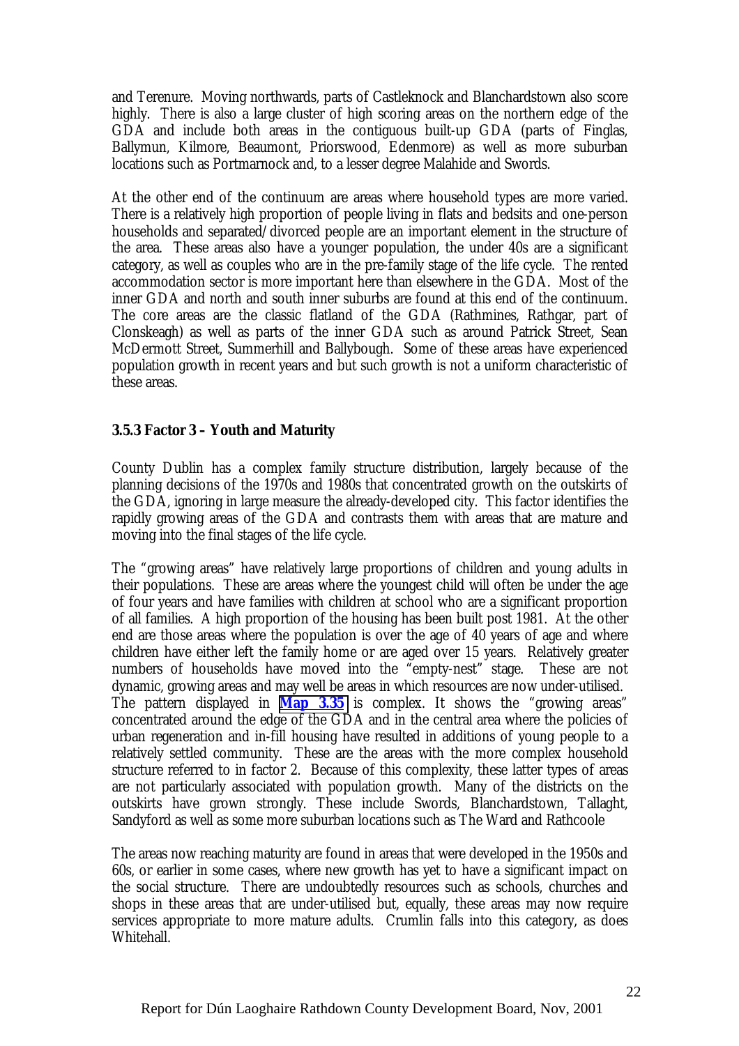and Terenure. Moving northwards, parts of Castleknock and Blanchardstown also score highly. There is also a large cluster of high scoring areas on the northern edge of the GDA and include both areas in the contiguous built-up GDA (parts of Finglas, Ballymun, Kilmore, Beaumont, Priorswood, Edenmore) as well as more suburban locations such as Portmarnock and, to a lesser degree Malahide and Swords.

At the other end of the continuum are areas where household types are more varied. There is a relatively high proportion of people living in flats and bedsits and one-person households and separated/divorced people are an important element in the structure of the area. These areas also have a younger population, the under 40s are a significant category, as well as couples who are in the pre-family stage of the life cycle. The rented accommodation sector is more important here than elsewhere in the GDA. Most of the inner GDA and north and south inner suburbs are found at this end of the continuum. The core areas are the classic flatland of the GDA (Rathmines, Rathgar, part of Clonskeagh) as well as parts of the inner GDA such as around Patrick Street, Sean McDermott Street, Summerhill and Ballybough. Some of these areas have experienced population growth in recent years and but such growth is not a uniform characteristic of these areas.

### 3.5.3 Factor 3 – Youth and Maturity

County Dublin has a complex family structure distribution, largely because of the planning decisions of the 1970s and 1980s that concentrated growth on the outskirts of the GDA, ignoring in large measure the already-developed city. This factor identifies the rapidly growing areas of the GDA and contrasts them with areas that are mature and moving into the final stages of the life cycle.

The "growing areas" have relatively large proportions of children and young adults in their populations. These are areas where the youngest child will often be under the age of four years and have families with children at school who are a significant proportion of all families. A high proportion of the housing has been built post 1981. At the other end are those areas where the population is over the age of 40 years of age and where children have either left the family home or are aged over 15 years. Relatively greater numbers of households have moved into the "empty-nest" stage. These are not dynamic, growing areas and may well be areas in which resources are now under-utilised. The pattern displayed in **Map 3.35** is complex. It shows the "growing areas" concentrated around the edge of the GDA and in the central area where the policies of urban regeneration and in-fill housing have resulted in additions of young people to a relatively settled community. These are the areas with the more complex household structure referred to in factor 2. Because of this complexity, these latter types of areas are not particularly associated with population growth. Many of the districts on the outskirts have grown strongly. These include Swords, Blanchardstown, Tallaght, Sandyford as well as some more suburban locations such as The Ward and Rathcoole

The areas now reaching maturity are found in areas that were developed in the 1950s and 60s, or earlier in some cases, where new growth has yet to have a significant impact on the social structure. There are undoubtedly resources such as schools, churches and shops in these areas that are under-utilised but, equally, these areas may now require services appropriate to more mature adults. Crumlin falls into this category, as does Whitehall.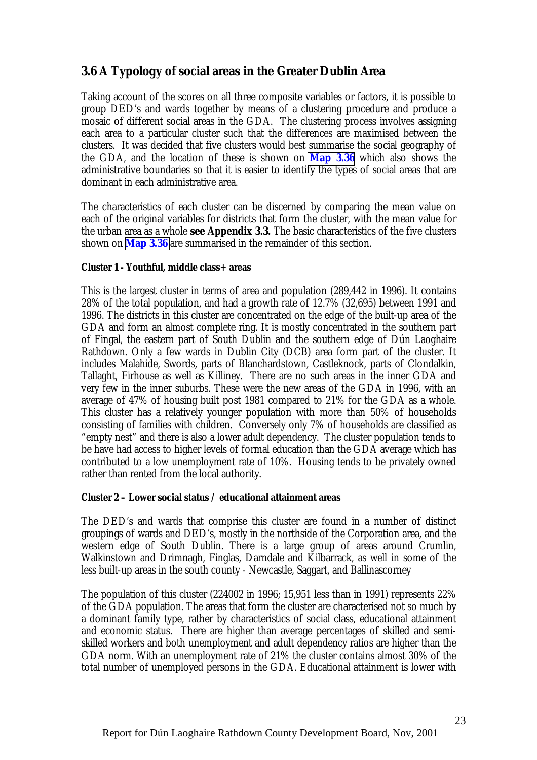## 3.6 A Typology of social areas in the Greater Dublin Area

Taking account of the scores on all three composite variables or factors, it is possible to group DED's and wards together by means of a clustering procedure and produce a mosaic of different social areas in the GDA. The clustering process involves assigning each area to a particular cluster such that the differences are maximised between the clusters. It was decided that five clusters would best summarise the social geography of the GDA, and the location of these is shown on **Map 3.36** which also shows the administrative boundaries so that it is easier to identify the types of social areas that are dominant in each administrative area.

The characteristics of each cluster can be discerned by comparing the mean value on each of the original variables for districts that form the cluster, with the mean value for the urban area as a whole **see Appendix 3.3.** The basic characteristics of the five clusters shown on **Map 3.36** are summarised in the remainder of this section.

**Cluster 1 - Youthful, middle class+ areas**

This is the largest cluster in terms of area and population (289,442 in 1996). It contains 28% of the total population, and had a growth rate of 12.7% (32,695) between 1991 and 1996. The districts in this cluster are concentrated on the edge of the built-up area of the GDA and form an almost complete ring. It is mostly concentrated in the southern part of Fingal, the eastern part of South Dublin and the southern edge of Dún Laoghaire Rathdown. Only a few wards in Dublin City (DCB) area form part of the cluster. It includes Malahide, Swords, parts of Blanchardstown, Castleknock, parts of Clondalkin, Tallaght, Firhouse as well as Killiney. There are no such areas in the inner GDA and very few in the inner suburbs. These were the new areas of the GDA in 1996, with an average of 47% of housing built post 1981 compared to 21% for the GDA as a whole. This cluster has a relatively younger population with more than 50% of households consisting of families with children. Conversely only 7% of households are classified as "empty nest" and there is also a lower adult dependency. The cluster population tends to be have had access to higher levels of formal education than the GDA average which has contributed to a low unemployment rate of 10%. Housing tends to be privately owned rather than rented from the local authority.

**Cluster 2 – Lower social status / educational attainment areas**

The DED's and wards that comprise this cluster are found in a number of distinct groupings of wards and DED's, mostly in the northside of the Corporation area, and the western edge of South Dublin. There is a large group of areas around Crumlin, Walkinstown and Drimnagh, Finglas, Darndale and Kilbarrack, as well in some of the less built-up areas in the south county - Newcastle, Saggart, and Ballinascorney

The population of this cluster (224002 in 1996; 15,951 less than in 1991) represents 22% of the GDA population. The areas that form the cluster are characterised not so much by a dominant family type, rather by characteristics of social class, educational attainment and economic status. There are higher than average percentages of skilled and semi-skilled workers and both unemployment and adult dependency ratios are higher than the GDA norm. With an unemployment rate of 21% the cluster contains almost 30% of the total number of unemployed persons in the GDA. Educational attainment is lower with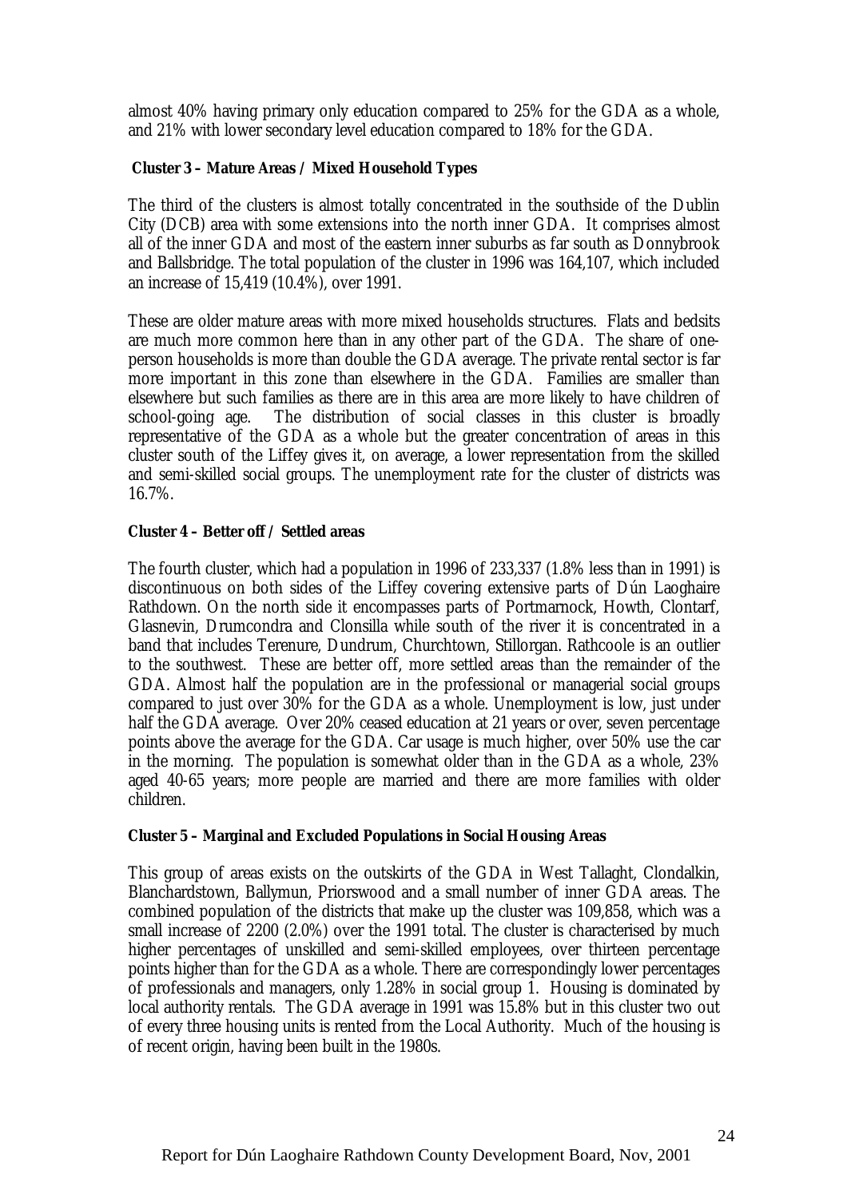almost 40% having primary only education compared to 25% for the GDA as a whole, and 21% with lower secondary level education compared to 18% for the GDA.

**Cluster 3 – Mature Areas / Mixed Household Types**

The third of the clusters is almost totally concentrated in the southside of the Dublin City (DCB) area with some extensions into the north inner GDA. It comprises almost all of the inner GDA and most of the eastern inner suburbs as far south as Donnybrook and Ballsbridge. The total population of the cluster in 1996 was 164,107, which included an increase of 15,419 (10.4%), over 1991.

These are older mature areas with more mixed households structures. Flats and bedsits are much more common here than in any other part of the GDA. The share of one-person households is more than double the GDA average. The private rental sector is far more important in this zone than elsewhere in the GDA. Families are smaller than elsewhere but such families as there are in this area are more likely to have children of school-going age. The distribution of social classes in this cluster is broadly representative of the GDA as a whole but the greater concentration of areas in this cluster south of the Liffey gives it, on average, a lower representation from the skilled and semi-skilled social groups. The unemployment rate for the cluster of districts was 16.7%.

**Cluster 4 – Better off / Settled areas**

The fourth cluster, which had a population in 1996 of 233,337 (1.8% less than in 1991) is discontinuous on both sides of the Liffey covering extensive parts of Dún Laoghaire Rathdown. On the north side it encompasses parts of Portmarnock, Howth, Clontarf, Glasnevin, Drumcondra and Clonsilla while south of the river it is concentrated in a band that includes Terenure, Dundrum, Churchtown, Stillorgan. Rathcoole is an outlier to the southwest. These are better off, more settled areas than the remainder of the GDA. Almost half the population are in the professional or managerial social groups compared to just over 30% for the GDA as a whole. Unemployment is low, just under half the GDA average. Over 20% ceased education at 21 years or over, seven percentage points above the average for the GDA. Car usage is much higher, over 50% use the car in the morning. The population is somewhat older than in the GDA as a whole, 23% aged 40-65 years; more people are married and there are more families with older children.

**Cluster 5 – Marginal and Excluded Populations in Social Housing Areas**

This group of areas exists on the outskirts of the GDA in West Tallaght, Clondalkin, Blanchardstown, Ballymun, Priorswood and a small number of inner GDA areas. The combined population of the districts that make up the cluster was 109,858, which was a small increase of 2200 (2.0%) over the 1991 total. The cluster is characterised by much higher percentages of unskilled and semi-skilled employees, over thirteen percentage points higher than for the GDA as a whole. There are correspondingly lower percentages of professionals and managers, only 1.28% in social group 1. Housing is dominated by local authority rentals. The GDA average in 1991 was 15.8% but in this cluster two out of every three housing units is rented from the Local Authority. Much of the housing is of recent origin, having been built in the 1980s.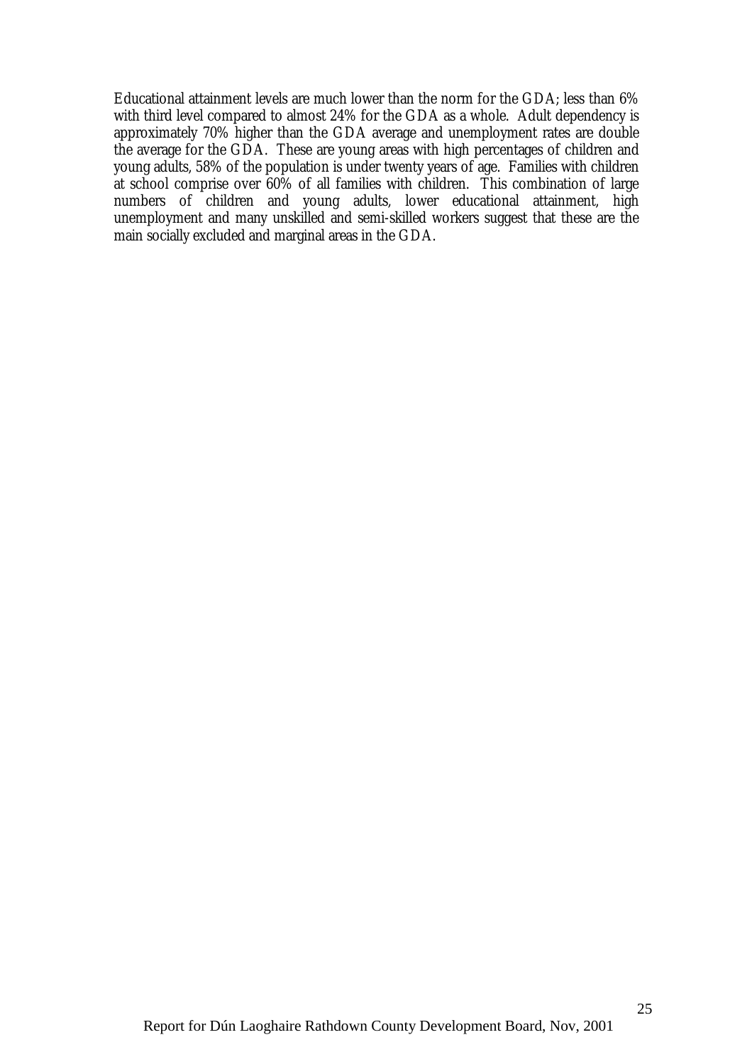Educational attainment levels are much lower than the norm for the GDA; less than 6% with third level compared to almost 24% for the GDA as a whole. Adult dependency is approximately 70% higher than the GDA average and unemployment rates are double the average for the GDA. These are young areas with high percentages of children and young adults, 58% of the population is under twenty years of age. Families with children at school comprise over 60% of all families with children. This combination of large numbers of children and young adults, lower educational attainment, high unemployment and many unskilled and semi-skilled workers suggest that these are the main socially excluded and marginal areas in the GDA.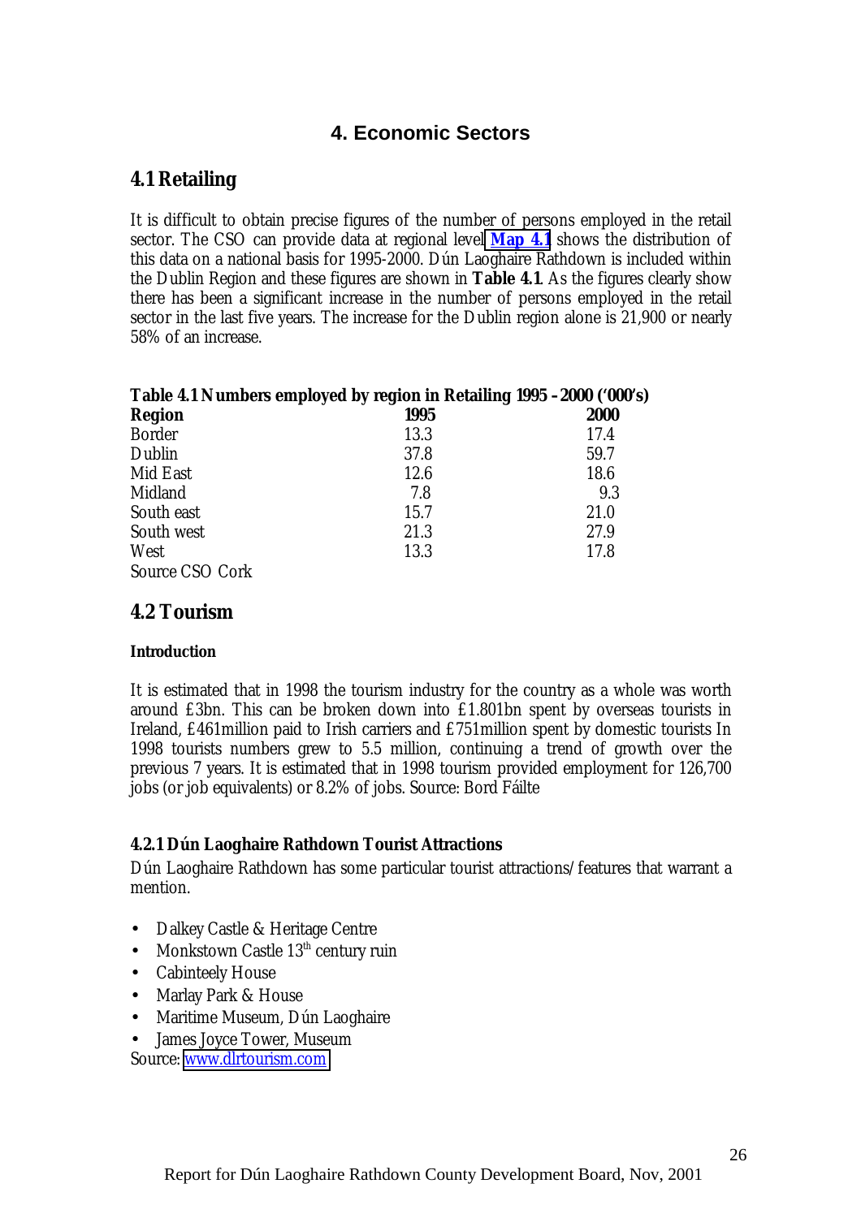# 4. Economic Sectors

## 4.1 Retailing

It is difficult to obtain precise figures of the number of persons employed in the retail sector. The CSO can provide data at regional level **Map 4.1** shows the distribution of this data on a national basis for 1995-2000. Dún Laoghaire Rathdown is included within the Dublin Region and these figures are shown in **Table 4.1**. As the figures clearly show there has been a significant increase in the number of persons employed in the retail sector in the last five years. The increase for the Dublin region alone is 21,900 or nearly 58% of an increase.

**Table 4.1 Numbers employed by region in Retailing 1995 –2000 ('000's)**

| Region | 1995 | 2000 |
|---|---|---|
| Border | 13.3 | 17.4 |
| Dublin | 37.8 | 59.7 |
| Mid East | 12.6 | 18.6 |
| Midland | 7.8 | 9.3 |
| South east | 15.7 | 21.0 |
| South west | 21.3 | 27.9 |
| West | 13.3 | 17.8 |

Source CSO Cork

## 4.2 Tourism

**Introduction**

It is estimated that in 1998 the tourism industry for the country as a whole was worth around £3bn. This can be broken down into £1.801bn spent by overseas tourists in Ireland, £461million paid to Irish carriers and £751million spent by domestic tourists In 1998 tourists numbers grew to 5.5 million, continuing a trend of growth over the previous 7 years. It is estimated that in 1998 tourism provided employment for 126,700 jobs (or job equivalents) or 8.2% of jobs. Source: Bord Fáilte

### 4.2.1 Dún Laoghaire Rathdown Tourist Attractions

Dún Laoghaire Rathdown has some particular tourist attractions/features that warrant a mention.

- Dalkey Castle & Heritage Centre
- Monkstown Castle 13th century ruin
- Cabinteely House
- Marlay Park & House
- Maritime Museum, Dún Laoghaire
- James Joyce Tower, Museum

Source: www.dlrtourism.com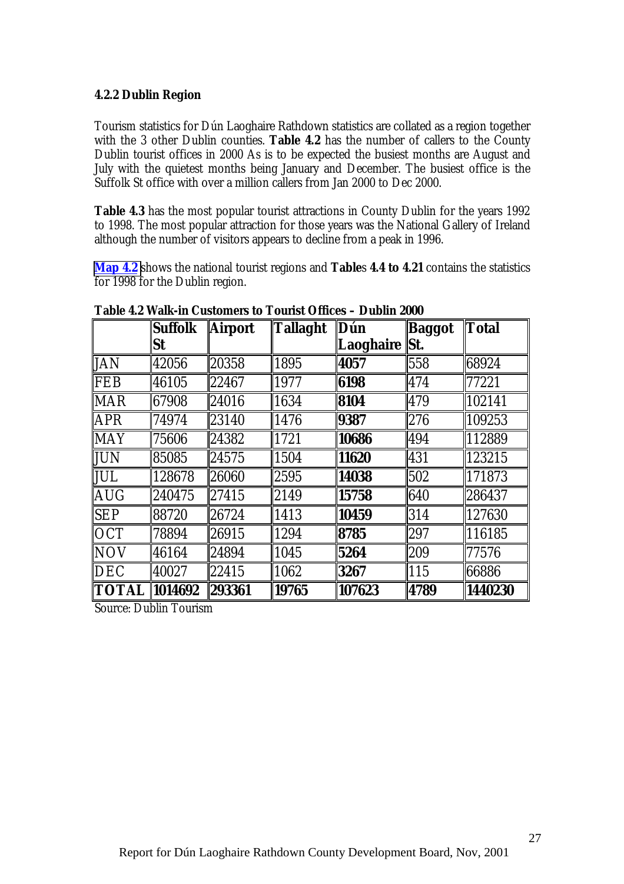**4.2.2 Dublin Region**

Tourism statistics for Dún Laoghaire Rathdown statistics are collated as a region together with the 3 other Dublin counties. **Table 4.2** has the number of callers to the County Dublin tourist offices in 2000 As is to be expected the busiest months are August and July with the quietest months being January and December. The busiest office is the Suffolk St office with over a million callers from Jan 2000 to Dec 2000.

**Table 4.3** has the most popular tourist attractions in County Dublin for the years 1992 to 1998. The most popular attraction for those years was the National Gallery of Ireland although the number of visitors appears to decline from a peak in 1996.

**Map 4.2** shows the national tourist regions and **Table**s **4.4 to 4.21** contains the statistics for 1998 for the Dublin region.

**Table 4.2 Walk-in Customers to Tourist Offices – Dublin 2000**

| | **Suffolk St** | **Airport** | **Tallaght** | **Dún Laoghaire** | **Baggot St.** | **Total** |
|---|---|---|---|---|---|---|
| JAN | 42056 | 20358 | 1895 | **4057** | 558 | 68924 |
| FEB | 46105 | 22467 | 1977 | **6198** | 474 | 77221 |
| MAR | 67908 | 24016 | 1634 | **8104** | 479 | 102141 |
| APR | 74974 | 23140 | 1476 | **9387** | 276 | 109253 |
| MAY | 75606 | 24382 | 1721 | **10686** | 494 | 112889 |
| JUN | 85085 | 24575 | 1504 | **11620** | 431 | 123215 |
| JUL | 128678 | 26060 | 2595 | **14038** | 502 | 171873 |
| AUG | 240475 | 27415 | 2149 | **15758** | 640 | 286437 |
| SEP | 88720 | 26724 | 1413 | **10459** | 314 | 127630 |
| OCT | 78894 | 26915 | 1294 | **8785** | 297 | 116185 |
| NOV | 46164 | 24894 | 1045 | **5264** | 209 | 77576 |
| DEC | 40027 | 22415 | 1062 | **3267** | 115 | 66886 |
| **TOTAL** | **1014692** | **293361** | **19765** | **107623** | **4789** | **1440230** |

Source: Dublin Tourism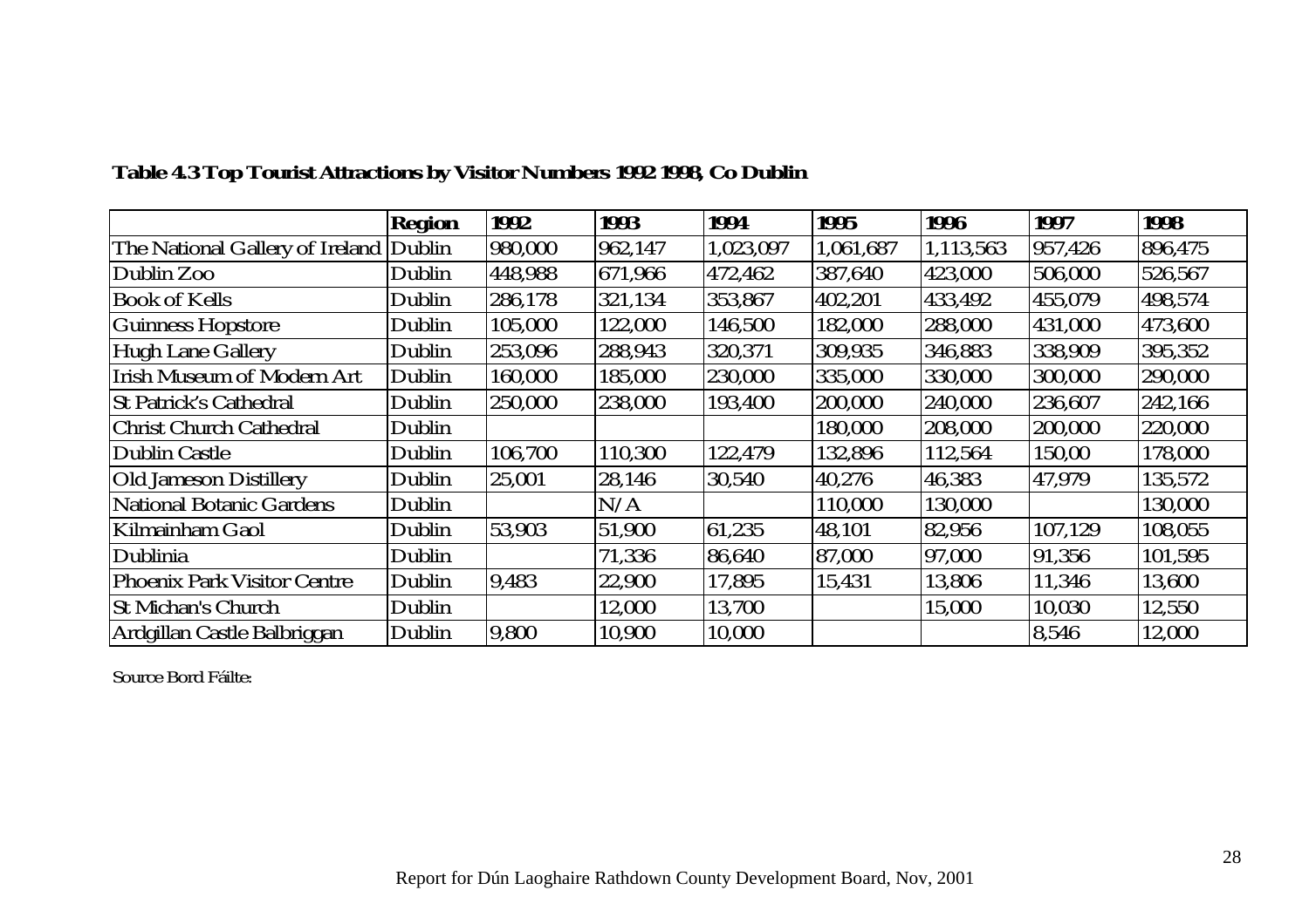**Table 4.3 Top Tourist Attractions by Visitor Numbers 1992 1998, Co Dublin**

| | Region | 1992 | 1993 | 1994 | 1995 | 1996 | 1997 | 1998 |
|---|---|---|---|---|---|---|---|---|
| The National Gallery of Ireland | Dublin | 980,000 | 962,147 | 1,023,097 | 1,061,687 | 1,113,563 | 957,426 | 896,475 |
| Dublin Zoo | Dublin | 448,988 | 671,966 | 472,462 | 387,640 | 423,000 | 506,000 | 526,567 |
| Book of Kells | Dublin | 286,178 | 321,134 | 353,867 | 402,201 | 433,492 | 455,079 | 498,574 |
| Guinness Hopstore | Dublin | 105,000 | 122,000 | 146,500 | 182,000 | 288,000 | 431,000 | 473,600 |
| Hugh Lane Gallery | Dublin | 253,096 | 288,943 | 320,371 | 309,935 | 346,883 | 338,909 | 395,352 |
| Irish Museum of Modern Art | Dublin | 160,000 | 185,000 | 230,000 | 335,000 | 330,000 | 300,000 | 290,000 |
| St Patrick's Cathedral | Dublin | 250,000 | 238,000 | 193,400 | 200,000 | 240,000 | 236,607 | 242,166 |
| Christ Church Cathedral | Dublin | | | | 180,000 | 208,000 | 200,000 | 220,000 |
| Dublin Castle | Dublin | 106,700 | 110,300 | 122,479 | 132,896 | 112,564 | 150,00 | 178,000 |
| Old Jameson Distillery | Dublin | 25,001 | 28,146 | 30,540 | 40,276 | 46,383 | 47,979 | 135,572 |
| National Botanic Gardens | Dublin | | N/A | | 110,000 | 130,000 | | 130,000 |
| Kilmainham Gaol | Dublin | 53,903 | 51,900 | 61,235 | 48,101 | 82,956 | 107,129 | 108,055 |
| Dublinia | Dublin | | 71,336 | 86,640 | 87,000 | 97,000 | 91,356 | 101,595 |
| Phoenix Park Visitor Centre | Dublin | 9,483 | 22,900 | 17,895 | 15,431 | 13,806 | 11,346 | 13,600 |
| St Michan's Church | Dublin | | 12,000 | 13,700 | | 15,000 | 10,030 | 12,550 |
| Ardgillan Castle Balbriggan | Dublin | 9,800 | 10,900 | 10,000 | | | 8,546 | 12,000 |

Source Bord Fáilte: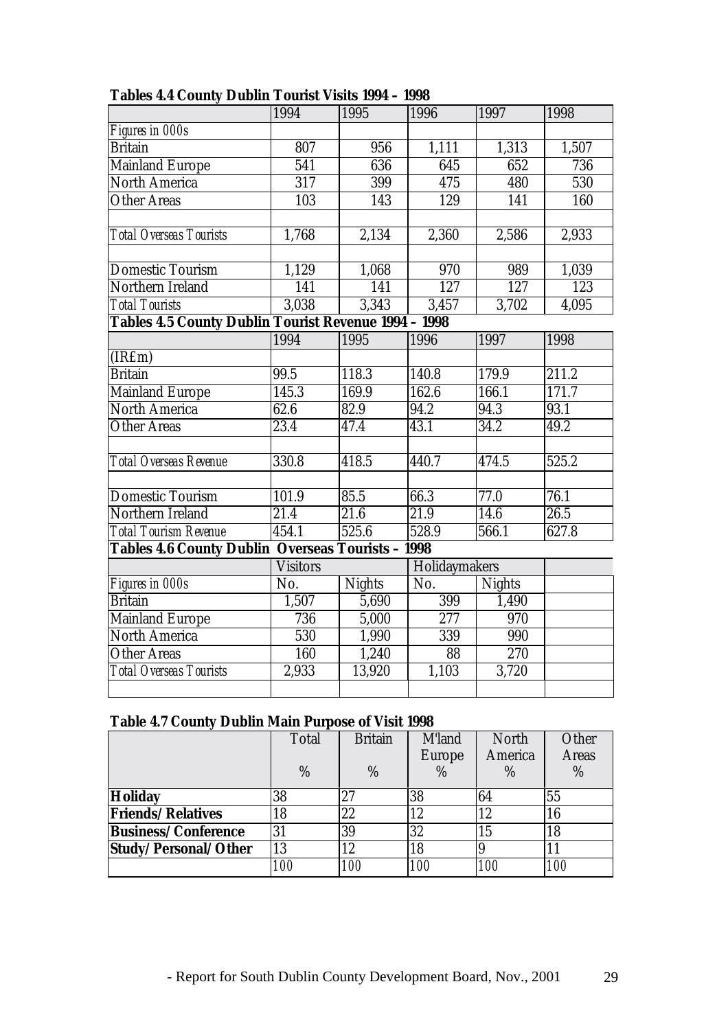**Tables 4.4 County Dublin Tourist Visits 1994 – 1998**

| | 1994 | 1995 | 1996 | 1997 | 1998 |
|---|---|---|---|---|---|
| *Figures in 000s* | | | | | |
| Britain | 807 | 956 | 1,111 | 1,313 | 1,507 |
| Mainland Europe | 541 | 636 | 645 | 652 | 736 |
| North America | 317 | 399 | 475 | 480 | 530 |
| Other Areas | 103 | 143 | 129 | 141 | 160 |
| | | | | | |
| *Total Overseas Tourists* | 1,768 | 2,134 | 2,360 | 2,586 | 2,933 |
| | | | | | |
| Domestic Tourism | 1,129 | 1,068 | 970 | 989 | 1,039 |
| Northern Ireland | 141 | 141 | 127 | 127 | 123 |
| *Total Tourists* | 3,038 | 3,343 | 3,457 | 3,702 | 4,095 |

**Tables 4.5 County Dublin Tourist Revenue 1994 – 1998**

| | 1994 | 1995 | 1996 | 1997 | 1998 |
|---|---|---|---|---|---|
| (IR£m) | | | | | |
| Britain | 99.5 | 118.3 | 140.8 | 179.9 | 211.2 |
| Mainland Europe | 145.3 | 169.9 | 162.6 | 166.1 | 171.7 |
| North America | 62.6 | 82.9 | 94.2 | 94.3 | 93.1 |
| Other Areas | 23.4 | 47.4 | 43.1 | 34.2 | 49.2 |
| | | | | | |
| *Total Overseas Revenue* | 330.8 | 418.5 | 440.7 | 474.5 | 525.2 |
| | | | | | |
| Domestic Tourism | 101.9 | 85.5 | 66.3 | 77.0 | 76.1 |
| Northern Ireland | 21.4 | 21.6 | 21.9 | 14.6 | 26.5 |
| *Total Tourism Revenue* | 454.1 | 525.6 | 528.9 | 566.1 | 627.8 |

**Tables 4.6 County Dublin Overseas Tourists – 1998**

| | Visitors | | Holidaymakers | | |
|---|---|---|---|---|---|
| *Figures in 000s* | No. | Nights | No. | Nights | |
| Britain | 1,507 | 5,690 | 399 | 1,490 | |
| Mainland Europe | 736 | 5,000 | 277 | 970 | |
| North America | 530 | 1,990 | 339 | 990 | |
| Other Areas | 160 | 1,240 | 88 | 270 | |
| *Total Overseas Tourists* | 2,933 | 13,920 | 1,103 | 3,720 | |

**Table 4.7 County Dublin Main Purpose of Visit 1998**

| | Total % | Britain % | M'land Europe % | North America % | Other Areas % |
|---|---|---|---|---|---|
| **Holiday** | 38 | 27 | 38 | 64 | 55 |
| **Friends/Relatives** | 18 | 22 | 12 | 12 | 16 |
| **Business/Conference** | 31 | 39 | 32 | 15 | 18 |
| **Study/Personal/Other** | 13 | 12 | 18 | 9 | 11 |
| | *100* | *100* | *100* | *100* | *100* |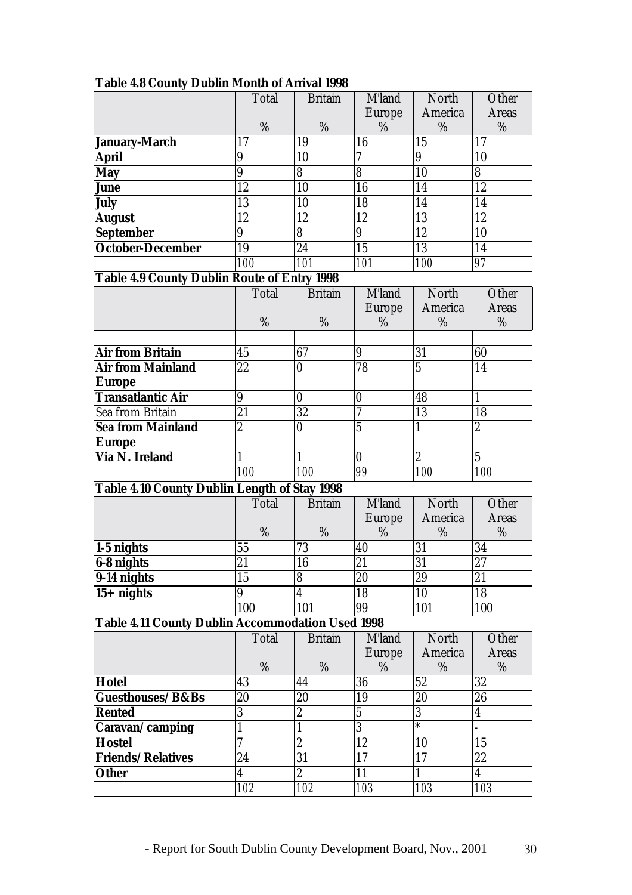**Table 4.8 County Dublin Month of Arrival 1998**

| | Total % | Britain % | M'land Europe % | North America % | Other Areas % |
|---|---|---|---|---|---|
| **January-March** | 17 | 19 | 16 | 15 | 17 |
| **April** | 9 | 10 | 7 | 9 | 10 |
| **May** | 9 | 8 | 8 | 10 | 8 |
| **June** | 12 | 10 | 16 | 14 | 12 |
| **July** | 13 | 10 | 18 | 14 | 14 |
| **August** | 12 | 12 | 12 | 13 | 12 |
| **September** | 9 | 8 | 9 | 12 | 10 |
| **October-December** | 19 | 24 | 15 | 13 | 14 |
| | 100 | 101 | 101 | 100 | 97 |

**Table 4.9 County Dublin Route of Entry 1998**

| | Total % | Britain % | M'land Europe % | North America % | Other Areas % |
|---|---|---|---|---|---|
| **Air from Britain** | 45 | 67 | 9 | 31 | 60 |
| **Air from Mainland Europe** | 22 | 0 | 78 | 5 | 14 |
| **Transatlantic Air** | 9 | 0 | 0 | 48 | 1 |
| Sea from Britain | 21 | 32 | 7 | 13 | 18 |
| **Sea from Mainland Europe** | 2 | 0 | 5 | 1 | 2 |
| **Via N. Ireland** | 1 | 1 | 0 | 2 | 5 |
| | 100 | 100 | 99 | 100 | 100 |

**Table 4.10 County Dublin Length of Stay 1998**

| | Total % | Britain % | M'land Europe % | North America % | Other Areas % |
|---|---|---|---|---|---|
| **1-5 nights** | 55 | 73 | 40 | 31 | 34 |
| **6-8 nights** | 21 | 16 | 21 | 31 | 27 |
| **9-14 nights** | 15 | 8 | 20 | 29 | 21 |
| **15+ nights** | 9 | 4 | 18 | 10 | 18 |
| | 100 | 101 | 99 | 101 | 100 |

**Table 4.11 County Dublin Accommodation Used 1998**

| | Total % | Britain % | M'land Europe % | North America % | Other Areas % |
|---|---|---|---|---|---|
| **Hotel** | 43 | 44 | 36 | 52 | 32 |
| **Guesthouses/B&Bs** | 20 | 20 | 19 | 20 | 26 |
| **Rented** | 3 | 2 | 5 | 3 | 4 |
| **Caravan/camping** | 1 | 1 | 3 | * | - |
| **Hostel** | 7 | 2 | 12 | 10 | 15 |
| **Friends/Relatives** | 24 | 31 | 17 | 17 | 22 |
| **Other** | 4 | 2 | 11 | 1 | 4 |
| | 102 | 102 | 103 | 103 | 103 |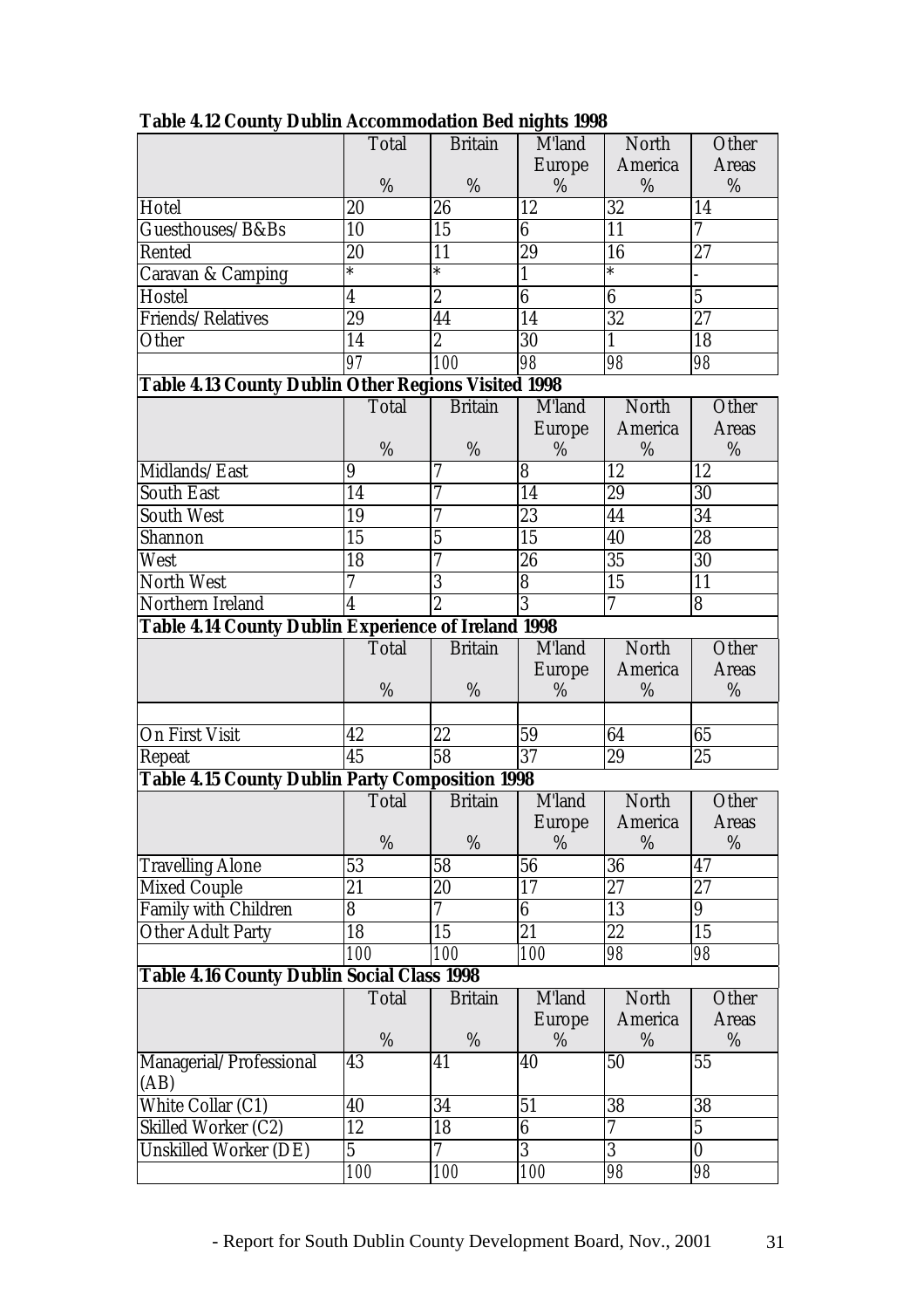**Table 4.12 County Dublin Accommodation Bed nights 1998**

| | Total % | Britain % | M'land Europe % | North America % | Other Areas % |
|---|---|---|---|---|---|
| Hotel | 20 | 26 | 12 | 32 | 14 |
| Guesthouses/B&Bs | 10 | 15 | 6 | 11 | 7 |
| Rented | 20 | 11 | 29 | 16 | 27 |
| Caravan & Camping | * | * | 1 | * | - |
| Hostel | 4 | 2 | 6 | 6 | 5 |
| Friends/Relatives | 29 | 44 | 14 | 32 | 27 |
| Other | 14 | 2 | 30 | 1 | 18 |
| | 97 | 100 | 98 | 98 | 98 |

**Table 4.13 County Dublin Other Regions Visited 1998**

| | Total % | Britain % | M'land Europe % | North America % | Other Areas % |
|---|---|---|---|---|---|
| Midlands/East | 9 | 7 | 8 | 12 | 12 |
| South East | 14 | 7 | 14 | 29 | 30 |
| South West | 19 | 7 | 23 | 44 | 34 |
| Shannon | 15 | 5 | 15 | 40 | 28 |
| West | 18 | 7 | 26 | 35 | 30 |
| North West | 7 | 3 | 8 | 15 | 11 |
| Northern Ireland | 4 | 2 | 3 | 7 | 8 |

**Table 4.14 County Dublin Experience of Ireland 1998**

| | Total % | Britain % | M'land Europe % | North America % | Other Areas % |
|---|---|---|---|---|---|
| | | | | | |
| On First Visit | 42 | 22 | 59 | 64 | 65 |
| Repeat | 45 | 58 | 37 | 29 | 25 |

**Table 4.15 County Dublin Party Composition 1998**

| | Total % | Britain % | M'land Europe % | North America % | Other Areas % |
|---|---|---|---|---|---|
| Travelling Alone | 53 | 58 | 56 | 36 | 47 |
| Mixed Couple | 21 | 20 | 17 | 27 | 27 |
| Family with Children | 8 | 7 | 6 | 13 | 9 |
| Other Adult Party | 18 | 15 | 21 | 22 | 15 |
| | 100 | 100 | 100 | 98 | 98 |

**Table 4.16 County Dublin Social Class 1998**

| | Total % | Britain % | M'land Europe % | North America % | Other Areas % |
|---|---|---|---|---|---|
| Managerial/Professional (AB) | 43 | 41 | 40 | 50 | 55 |
| White Collar (C1) | 40 | 34 | 51 | 38 | 38 |
| Skilled Worker (C2) | 12 | 18 | 6 | 7 | 5 |
| Unskilled Worker (DE) | 5 | 7 | 3 | 3 | 0 |
| | 100 | 100 | 100 | 98 | 98 |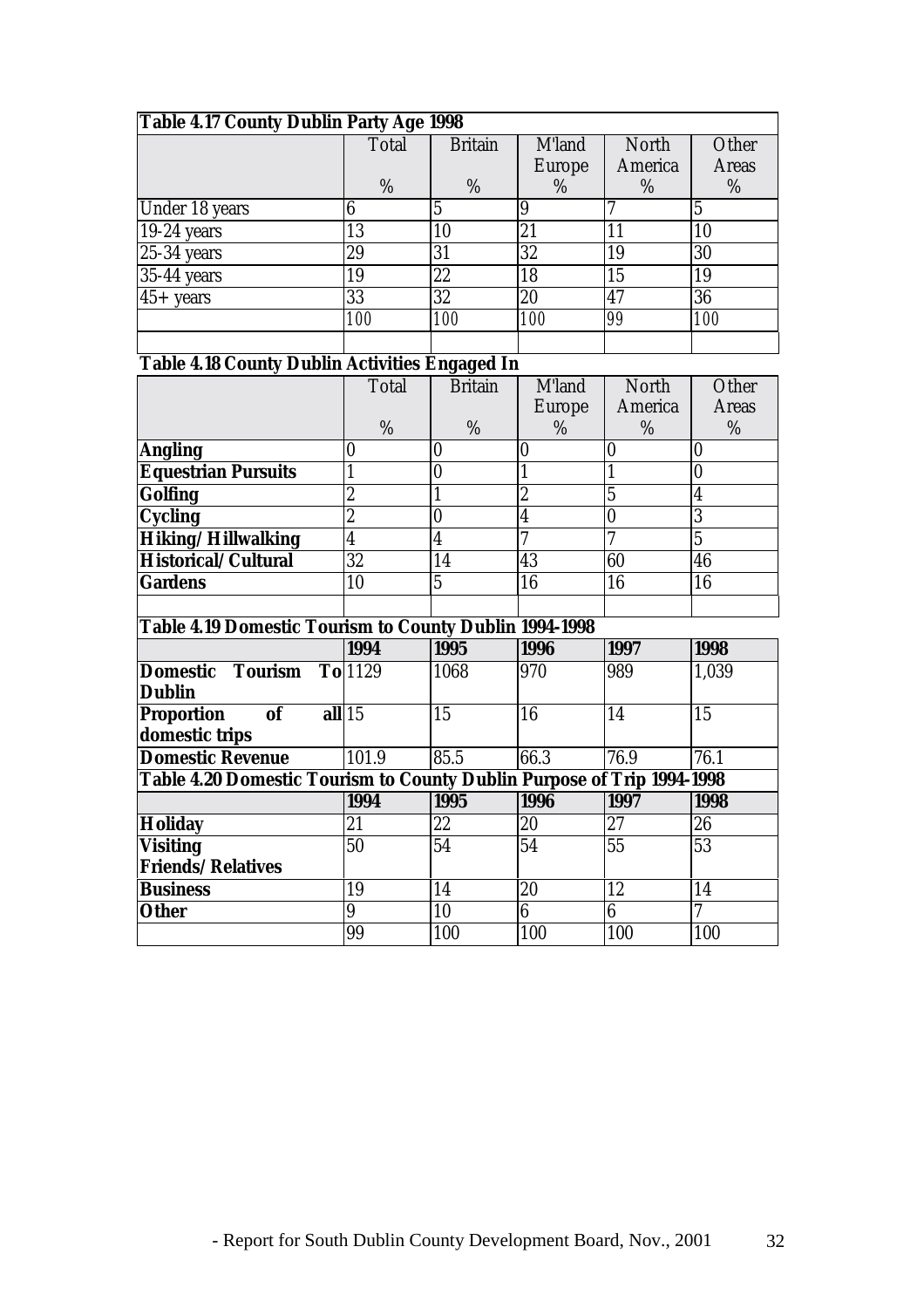**Table 4.17 County Dublin Party Age 1998**

| | Total % | Britain % | M'land Europe % | North America % | Other Areas % |
|---|---|---|---|---|---|
| Under 18 years | 6 | 5 | 9 | 7 | 5 |
| 19-24 years | 13 | 10 | 21 | 11 | 10 |
| 25-34 years | 29 | 31 | 32 | 19 | 30 |
| 35-44 years | 19 | 22 | 18 | 15 | 19 |
| 45+ years | 33 | 32 | 20 | 47 | 36 |
| | 100 | 100 | 100 | 99 | 100 |

**Table 4.18 County Dublin Activities Engaged In**

| | Total % | Britain % | M'land Europe % | North America % | Other Areas % |
|---|---|---|---|---|---|
| **Angling** | 0 | 0 | 0 | 0 | 0 |
| **Equestrian Pursuits** | 1 | 0 | 1 | 1 | 0 |
| **Golfing** | 2 | 1 | 2 | 5 | 4 |
| **Cycling** | 2 | 0 | 4 | 0 | 3 |
| **Hiking/Hillwalking** | 4 | 4 | 7 | 7 | 5 |
| **Historical/Cultural** | 32 | 14 | 43 | 60 | 46 |
| **Gardens** | 10 | 5 | 16 | 16 | 16 |

**Table 4.19 Domestic Tourism to County Dublin 1994-1998**

| | 1994 | 1995 | 1996 | 1997 | 1998 |
|---|---|---|---|---|---|
| **Domestic Tourism To Dublin** | 1129 | 1068 | 970 | 989 | 1,039 |
| **Proportion of all domestic trips** | 15 | 15 | 16 | 14 | 15 |
| **Domestic Revenue** | 101.9 | 85.5 | 66.3 | 76.9 | 76.1 |

**Table 4.20 Domestic Tourism to County Dublin Purpose of Trip 1994-1998**

| | 1994 | 1995 | 1996 | 1997 | 1998 |
|---|---|---|---|---|---|
| **Holiday** | 21 | 22 | 20 | 27 | 26 |
| **Visiting Friends/Relatives** | 50 | 54 | 54 | 55 | 53 |
| **Business** | 19 | 14 | 20 | 12 | 14 |
| **Other** | 9 | 10 | 6 | 6 | 7 |
| | 99 | 100 | 100 | 100 | 100 |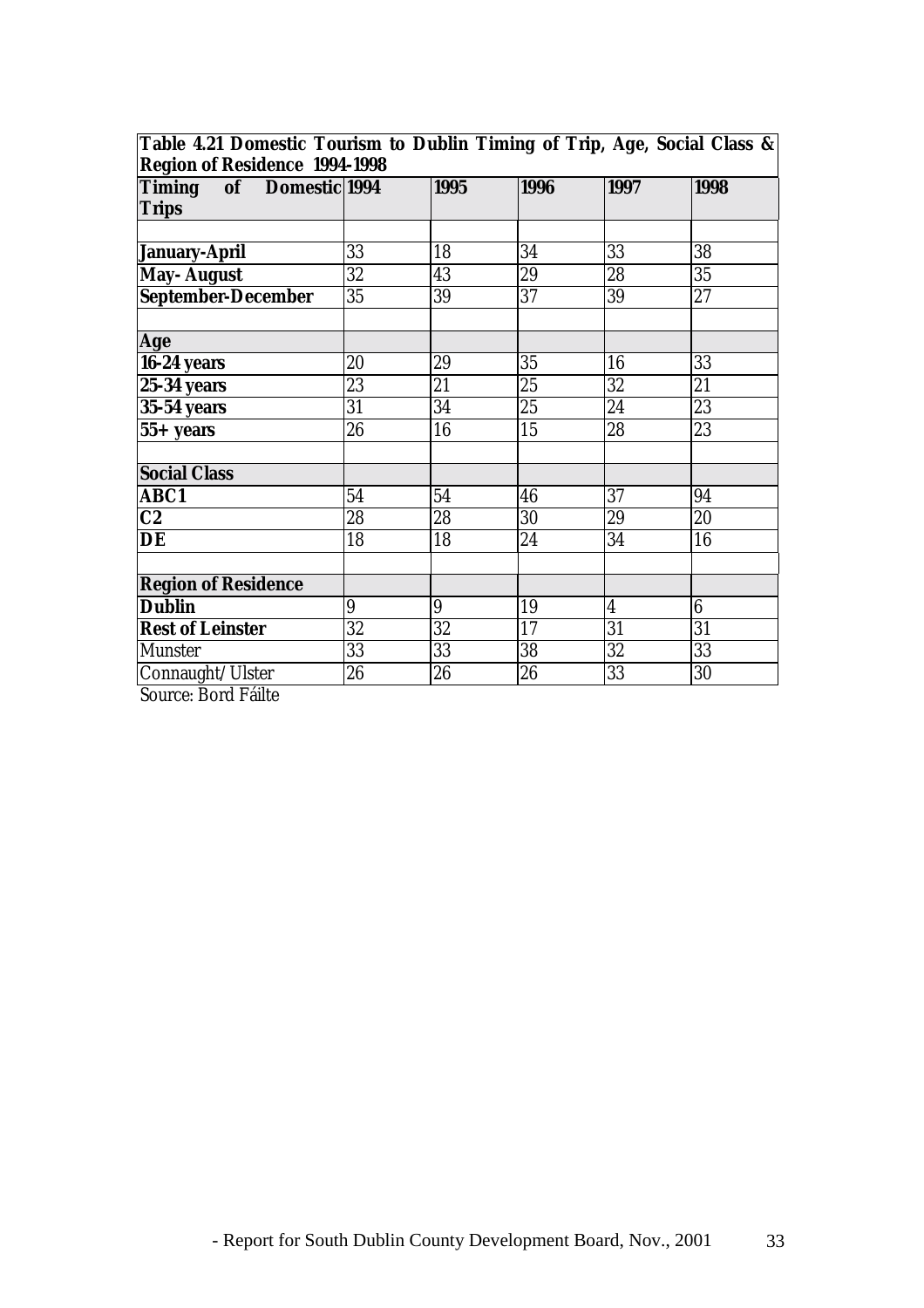**Table 4.21 Domestic Tourism to Dublin Timing of Trip, Age, Social Class & Region of Residence 1994-1998**

| Timing of Domestic Trips | 1994 | 1995 | 1996 | 1997 | 1998 |
|---|---|---|---|---|---|
| | | | | | |
| **January-April** | 33 | 18 | 34 | 33 | 38 |
| **May- August** | 32 | 43 | 29 | 28 | 35 |
| **September-December** | 35 | 39 | 37 | 39 | 27 |
| | | | | | |
| **Age** | | | | | |
| **16-24 years** | 20 | 29 | 35 | 16 | 33 |
| **25-34 years** | 23 | 21 | 25 | 32 | 21 |
| **35-54 years** | 31 | 34 | 25 | 24 | 23 |
| **55+ years** | 26 | 16 | 15 | 28 | 23 |
| | | | | | |
| **Social Class** | | | | | |
| **ABC1** | 54 | 54 | 46 | 37 | 94 |
| **C2** | 28 | 28 | 30 | 29 | 20 |
| **DE** | 18 | 18 | 24 | 34 | 16 |
| | | | | | |
| **Region of Residence** | | | | | |
| **Dublin** | 9 | 9 | 19 | 4 | 6 |
| **Rest of Leinster** | 32 | 32 | 17 | 31 | 31 |
| Munster | 33 | 33 | 38 | 32 | 33 |
| Connaught/Ulster | 26 | 26 | 26 | 33 | 30 |

Source: Bord Fáilte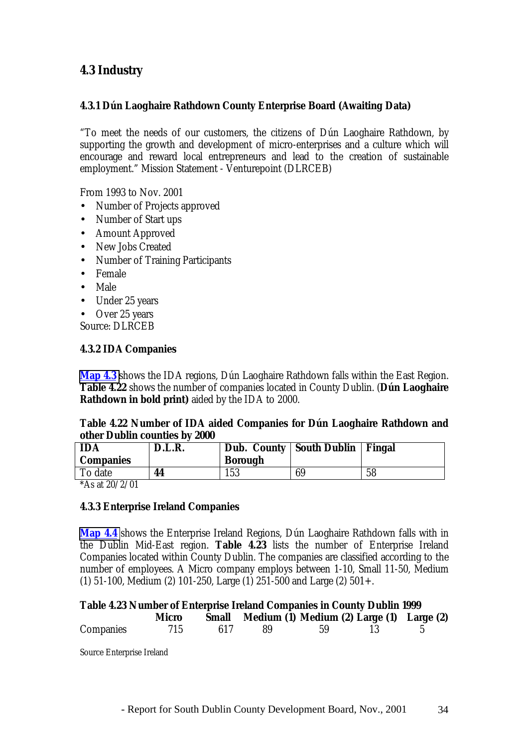## 4.3 Industry

### 4.3.1 Dún Laoghaire Rathdown County Enterprise Board (Awaiting Data)

"To meet the needs of our customers, the citizens of Dún Laoghaire Rathdown, by supporting the growth and development of micro-enterprises and a culture which will encourage and reward local entrepreneurs and lead to the creation of sustainable employment." Mission Statement - Venturepoint (DLRCEB)

From 1993 to Nov. 2001

- Number of Projects approved
- Number of Start ups
- Amount Approved
- New Jobs Created
- Number of Training Participants
- Female
- Male
- Under 25 years
- Over 25 years

Source: DLRCEB

### 4.3.2 IDA Companies

**Map 4.3** shows the IDA regions, Dún Laoghaire Rathdown falls within the East Region. **Table 4.22** shows the number of companies located in County Dublin. (**Dún Laoghaire Rathdown in bold print)** aided by the IDA to 2000.

**Table 4.22 Number of IDA aided Companies for Dún Laoghaire Rathdown and other Dublin counties by 2000**

| IDA Companies | D.L.R. | Dub. County Borough | South Dublin | Fingal |
|---|---|---|---|---|
| To date | **44** | 153 | 69 | 58 |

*As at 20/2/01

### 4.3.3 Enterprise Ireland Companies

**Map 4.4** shows the Enterprise Ireland Regions, Dún Laoghaire Rathdown falls with in the Dublin Mid-East region. **Table 4.23** lists the number of Enterprise Ireland Companies located within County Dublin. The companies are classified according to the number of employees. A Micro company employs between 1-10, Small 11-50, Medium (1) 51-100, Medium (2) 101-250, Large (1) 251-500 and Large (2) 501+.

**Table 4.23 Number of Enterprise Ireland Companies in County Dublin 1999**

| | Micro | Small | Medium (1) | Medium (2) | Large (1) | Large (2) |
|---|---|---|---|---|---|---|
| Companies | 715 | 617 | 89 | 59 | 13 | 5 |

Source Enterprise Ireland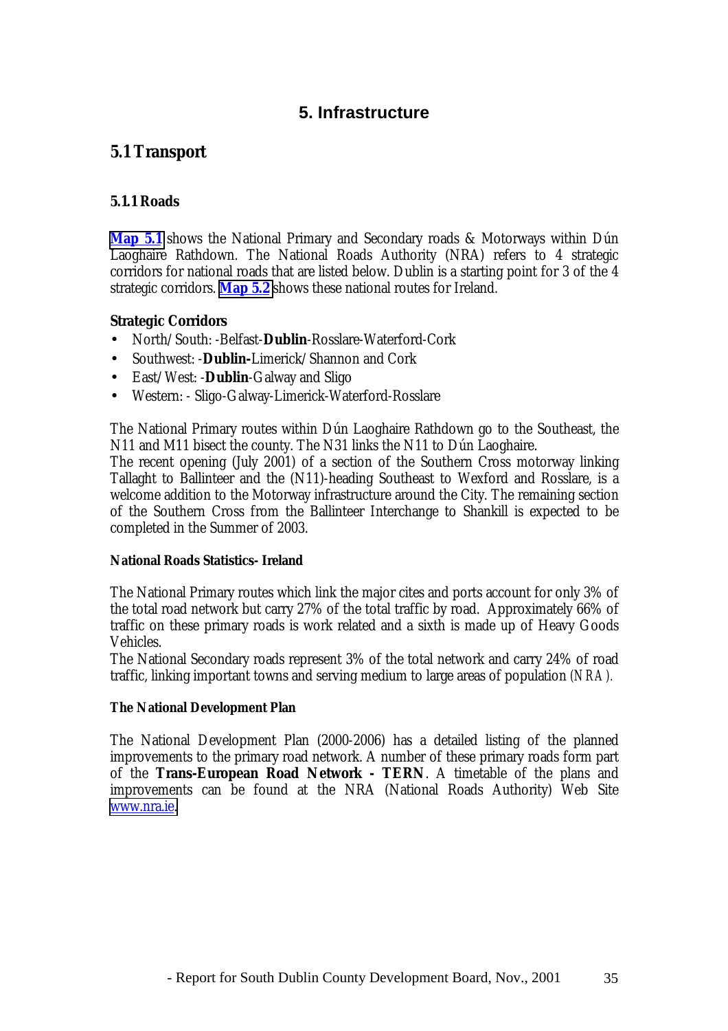# 5. Infrastructure

## 5.1 Transport

### 5.1.1 Roads

**Map 5.1** shows the National Primary and Secondary roads & Motorways within Dún Laoghaire Rathdown. The National Roads Authority (NRA) refers to 4 strategic corridors for national roads that are listed below. Dublin is a starting point for 3 of the 4 strategic corridors. **Map 5.2** shows these national routes for Ireland.

**Strategic Corridors**

- North/South: -Belfast-**Dublin**-Rosslare-Waterford-Cork
- Southwest: -**Dublin-**Limerick/Shannon and Cork
- East/West: -**Dublin**-Galway and Sligo
- Western: - Sligo-Galway-Limerick-Waterford-Rosslare

The National Primary routes within Dún Laoghaire Rathdown go to the Southeast, the N11 and M11 bisect the county. The N31 links the N11 to Dún Laoghaire.
The recent opening (July 2001) of a section of the Southern Cross motorway linking Tallaght to Ballinteer and the (N11)-heading Southeast to Wexford and Rosslare, is a welcome addition to the Motorway infrastructure around the City. The remaining section of the Southern Cross from the Ballinteer Interchange to Shankill is expected to be completed in the Summer of 2003.

**National Roads Statistics- Ireland**

The National Primary routes which link the major cites and ports account for only 3% of the total road network but carry 27% of the total traffic by road. Approximately 66% of traffic on these primary roads is work related and a sixth is made up of Heavy Goods Vehicles.
The National Secondary roads represent 3% of the total network and carry 24% of road traffic, linking important towns and serving medium to large areas of population *(NRA).*

**The National Development Plan**

The National Development Plan (2000-2006) has a detailed listing of the planned improvements to the primary road network. A number of these primary roads form part of the **Trans-European Road Network - TERN**. A timetable of the plans and improvements can be found at the NRA (National Roads Authority) Web Site www.nra.ie.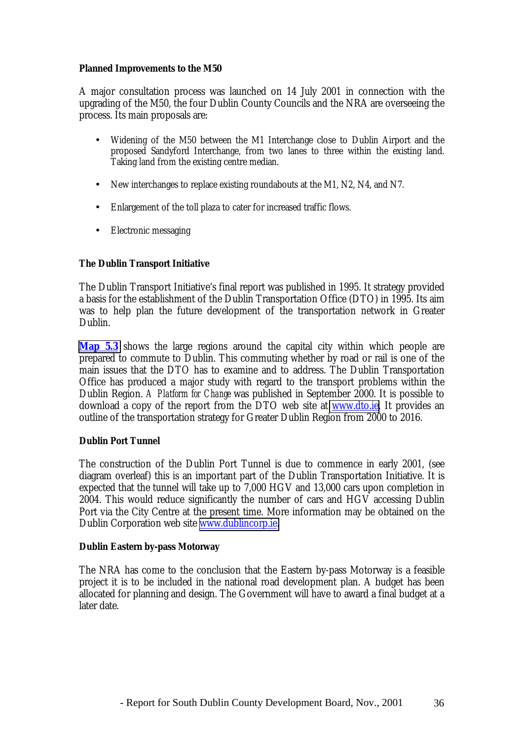**Planned Improvements to the M50**

A major consultation process was launched on 14 July 2001 in connection with the upgrading of the M50, the four Dublin County Councils and the NRA are overseeing the process. Its main proposals are:

- Widening of the M50 between the M1 Interchange close to Dublin Airport and the proposed Sandyford Interchange, from two lanes to three within the existing land. Taking land from the existing centre median.
- New interchanges to replace existing roundabouts at the M1, N2, N4, and N7.
- Enlargement of the toll plaza to cater for increased traffic flows.
- Electronic messaging

**The Dublin Transport Initiative**

The Dublin Transport Initiative's final report was published in 1995. It strategy provided a basis for the establishment of the Dublin Transportation Office (DTO) in 1995. Its aim was to help plan the future development of the transportation network in Greater Dublin.

**Map 5.3** shows the large regions around the capital city within which people are prepared to commute to Dublin. This commuting whether by road or rail is one of the main issues that the DTO has to examine and to address. The Dublin Transportation Office has produced a major study with regard to the transport problems within the Dublin Region. *A Platform for Change* was published in September 2000. It is possible to download a copy of the report from the DTO web site at www.dto.ie. It provides an outline of the transportation strategy for Greater Dublin Region from 2000 to 2016.

**Dublin Port Tunnel**

The construction of the Dublin Port Tunnel is due to commence in early 2001, (see diagram overleaf) this is an important part of the Dublin Transportation Initiative. It is expected that the tunnel will take up to 7,000 HGV and 13,000 cars upon completion in 2004. This would reduce significantly the number of cars and HGV accessing Dublin Port via the City Centre at the present time. More information may be obtained on the Dublin Corporation web site www.dublincorp.ie.

**Dublin Eastern by-pass Motorway**

The NRA has come to the conclusion that the Eastern by-pass Motorway is a feasible project it is to be included in the national road development plan. A budget has been allocated for planning and design. The Government will have to award a final budget at a later date.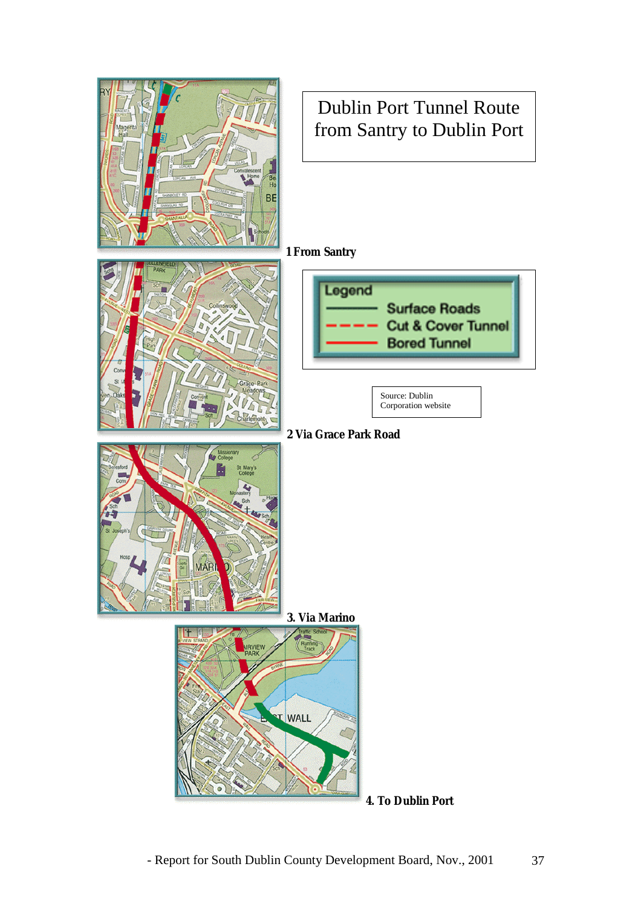# Dublin Port Tunnel Route from Santry to Dublin Port

**1 From Santry**

| Legend | |
|---|---|
| ———— | Surface Roads |
| - - - - | Cut & Cover Tunnel |
| ———— | Bored Tunnel |

Source: Dublin Corporation website

**2 Via Grace Park Road**

**3. Via Marino**

**4. To Dublin Port**

- Report for South Dublin County Development Board, Nov., 2001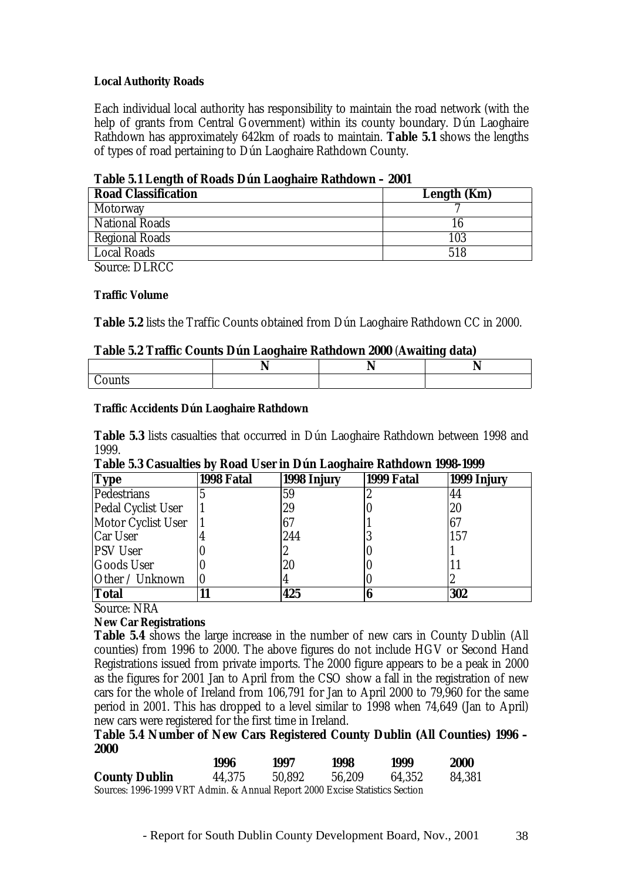**Local Authority Roads**

Each individual local authority has responsibility to maintain the road network (with the help of grants from Central Government) within its county boundary. Dún Laoghaire Rathdown has approximately 642km of roads to maintain. **Table 5.1** shows the lengths of types of road pertaining to Dún Laoghaire Rathdown County.

**Table 5.1 Length of Roads Dún Laoghaire Rathdown – 2001**

| Road Classification | Length (Km) |
|---|---|
| Motorway | 7 |
| National Roads | 16 |
| Regional Roads | 103 |
| Local Roads | 518 |

Source: DLRCC

**Traffic Volume**

**Table 5.2** lists the Traffic Counts obtained from Dún Laoghaire Rathdown CC in 2000.

**Table 5.2 Traffic Counts Dún Laoghaire Rathdown 2000 (Awaiting data)**

| | N | N | N |
|---|---|---|---|
| Counts | | | |

**Traffic Accidents Dún Laoghaire Rathdown**

**Table 5.3** lists casualties that occurred in Dún Laoghaire Rathdown between 1998 and 1999.

**Table 5.3 Casualties by Road User in Dún Laoghaire Rathdown 1998-1999**

| Type | 1998 Fatal | 1998 Injury | 1999 Fatal | 1999 Injury |
|---|---|---|---|---|
| Pedestrians | 5 | 59 | 2 | 44 |
| Pedal Cyclist User | 1 | 29 | 0 | 20 |
| Motor Cyclist User | 1 | 67 | 1 | 67 |
| Car User | 4 | 244 | 3 | 157 |
| PSV User | 0 | 2 | 0 | 1 |
| Goods User | 0 | 20 | 0 | 11 |
| Other / Unknown | 0 | 4 | 0 | 2 |
| **Total** | **11** | **425** | **6** | **302** |

Source: NRA

**New Car Registrations**

**Table 5.4** shows the large increase in the number of new cars in County Dublin (All counties) from 1996 to 2000. The above figures do not include HGV or Second Hand Registrations issued from private imports. The 2000 figure appears to be a peak in 2000 as the figures for 2001 Jan to April from the CSO show a fall in the registration of new cars for the whole of Ireland from 106,791 for Jan to April 2000 to 79,960 for the same period in 2001. This has dropped to a level similar to 1998 when 74,649 (Jan to April) new cars were registered for the first time in Ireland.

**Table 5.4 Number of New Cars Registered County Dublin (All Counties) 1996 – 2000**

| | 1996 | 1997 | 1998 | 1999 | 2000 |
|---|---|---|---|---|---|
| **County Dublin** | 44,375 | 50,892 | 56,209 | 64,352 | 84,381 |

Sources: 1996-1999 VRT Admin. & Annual Report 2000 Excise Statistics Section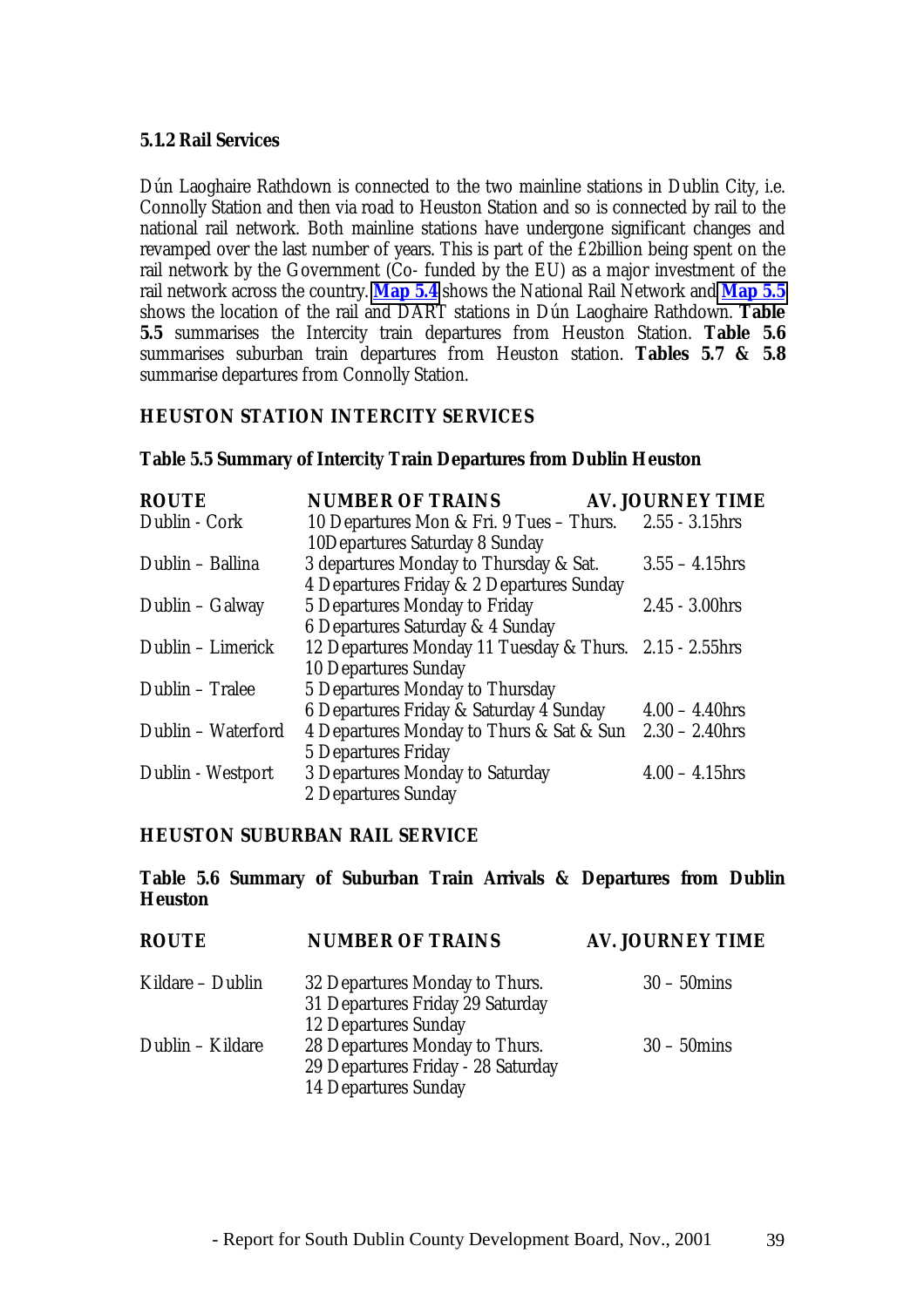### 5.1.2 Rail Services

Dún Laoghaire Rathdown is connected to the two mainline stations in Dublin City, i.e. Connolly Station and then via road to Heuston Station and so is connected by rail to the national rail network. Both mainline stations have undergone significant changes and revamped over the last number of years. This is part of the £2billion being spent on the rail network by the Government (Co- funded by the EU) as a major investment of the rail network across the country. **Map 5.4** shows the National Rail Network and **Map 5.5** shows the location of the rail and DART stations in Dún Laoghaire Rathdown. **Table 5.5** summarises the Intercity train departures from Heuston Station. **Table 5.6** summarises suburban train departures from Heuston station. **Tables 5.7 & 5.8** summarise departures from Connolly Station.

#### HEUSTON STATION INTERCITY SERVICES

**Table 5.5 Summary of Intercity Train Departures from Dublin Heuston**

| ROUTE | NUMBER OF TRAINS | AV. JOURNEY TIME |
|---|---|---|
| Dublin - Cork | 10 Departures Mon & Fri. 9 Tues – Thurs. 10Departures Saturday 8 Sunday | 2.55 - 3.15hrs |
| Dublin – Ballina | 3 departures Monday to Thursday & Sat. 4 Departures Friday & 2 Departures Sunday | 3.55 – 4.15hrs |
| Dublin – Galway | 5 Departures Monday to Friday 6 Departures Saturday & 4 Sunday | 2.45 - 3.00hrs |
| Dublin – Limerick | 12 Departures Monday 11 Tuesday & Thurs. 10 Departures Sunday | 2.15 - 2.55hrs |
| Dublin – Tralee | 5 Departures Monday to Thursday 6 Departures Friday & Saturday 4 Sunday | 4.00 – 4.40hrs |
| Dublin – Waterford | 4 Departures Monday to Thurs & Sat & Sun 5 Departures Friday | 2.30 – 2.40hrs |
| Dublin - Westport | 3 Departures Monday to Saturday 2 Departures Sunday | 4.00 – 4.15hrs |

#### HEUSTON SUBURBAN RAIL SERVICE

**Table 5.6 Summary of Suburban Train Arrivals & Departures from Dublin Heuston**

| ROUTE | NUMBER OF TRAINS | AV. JOURNEY TIME |
|---|---|---|
| Kildare – Dublin | 32 Departures Monday to Thurs. 31 Departures Friday 29 Saturday 12 Departures Sunday | 30 – 50mins |
| Dublin – Kildare | 28 Departures Monday to Thurs. 29 Departures Friday - 28 Saturday 14 Departures Sunday | 30 – 50mins |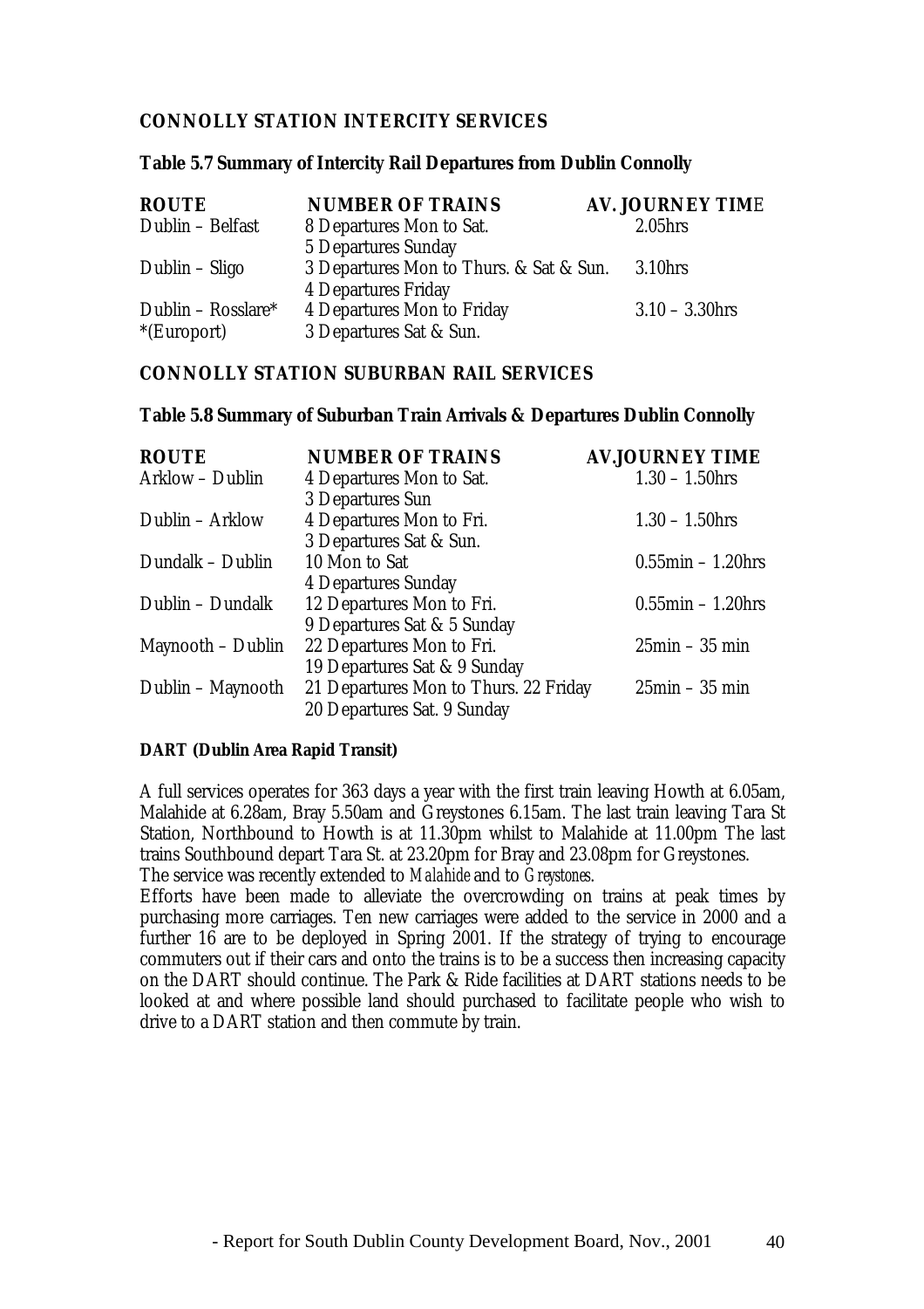### CONNOLLY STATION INTERCITY SERVICES

**Table 5.7 Summary of Intercity Rail Departures from Dublin Connolly**

| ROUTE | NUMBER OF TRAINS | AV. JOURNEY TIME |
|---|---|---|
| Dublin – Belfast | 8 Departures Mon to Sat.<br>5 Departures Sunday | 2.05hrs |
| Dublin – Sligo | 3 Departures Mon to Thurs. & Sat & Sun.<br>4 Departures Friday | 3.10hrs |
| Dublin – Rosslare*<br>*(Europort) | 4 Departures Mon to Friday<br>3 Departures Sat & Sun. | 3.10 – 3.30hrs |

### CONNOLLY STATION SUBURBAN RAIL SERVICES

**Table 5.8 Summary of Suburban Train Arrivals & Departures Dublin Connolly**

| ROUTE | NUMBER OF TRAINS | AV.JOURNEY TIME |
|---|---|---|
| Arklow – Dublin | 4 Departures Mon to Sat.<br>3 Departures Sun | 1.30 – 1.50hrs |
| Dublin – Arklow | 4 Departures Mon to Fri.<br>3 Departures Sat & Sun. | 1.30 – 1.50hrs |
| Dundalk – Dublin | 10 Mon to Sat<br>4 Departures Sunday | 0.55min – 1.20hrs |
| Dublin – Dundalk | 12 Departures Mon to Fri.<br>9 Departures Sat & 5 Sunday | 0.55min – 1.20hrs |
| Maynooth – Dublin | 22 Departures Mon to Fri.<br>19 Departures Sat & 9 Sunday | 25min – 35 min |
| Dublin – Maynooth | 21 Departures Mon to Thurs. 22 Friday<br>20 Departures Sat. 9 Sunday | 25min – 35 min |

**DART (Dublin Area Rapid Transit)**

A full services operates for 363 days a year with the first train leaving Howth at 6.05am, Malahide at 6.28am, Bray 5.50am and Greystones 6.15am. The last train leaving Tara St Station, Northbound to Howth is at 11.30pm whilst to Malahide at 11.00pm The last trains Southbound depart Tara St. at 23.20pm for Bray and 23.08pm for Greystones.
The service was recently extended to *Malahide* and to *Greystones*.
Efforts have been made to alleviate the overcrowding on trains at peak times by purchasing more carriages. Ten new carriages were added to the service in 2000 and a further 16 are to be deployed in Spring 2001. If the strategy of trying to encourage commuters out if their cars and onto the trains is to be a success then increasing capacity on the DART should continue. The Park & Ride facilities at DART stations needs to be looked at and where possible land should purchased to facilitate people who wish to drive to a DART station and then commute by train.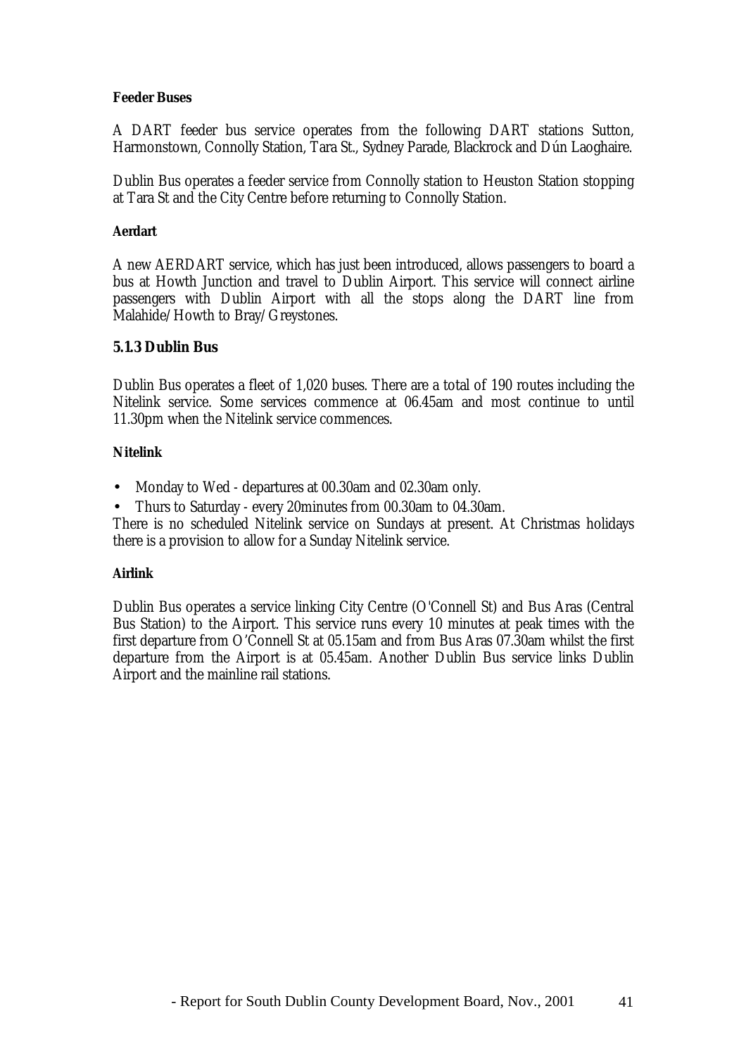**Feeder Buses**

A DART feeder bus service operates from the following DART stations Sutton, Harmonstown, Connolly Station, Tara St., Sydney Parade, Blackrock and Dún Laoghaire.

Dublin Bus operates a feeder service from Connolly station to Heuston Station stopping at Tara St and the City Centre before returning to Connolly Station.

**Aerdart**

A new AERDART service, which has just been introduced, allows passengers to board a bus at Howth Junction and travel to Dublin Airport. This service will connect airline passengers with Dublin Airport with all the stops along the DART line from Malahide/Howth to Bray/Greystones.

### 5.1.3 Dublin Bus

Dublin Bus operates a fleet of 1,020 buses. There are a total of 190 routes including the Nitelink service. Some services commence at 06.45am and most continue to until 11.30pm when the Nitelink service commences.

**Nitelink**

- Monday to Wed - departures at 00.30am and 02.30am only.
- Thurs to Saturday - every 20minutes from 00.30am to 04.30am.

There is no scheduled Nitelink service on Sundays at present. At Christmas holidays there is a provision to allow for a Sunday Nitelink service.

**Airlink**

Dublin Bus operates a service linking City Centre (O'Connell St) and Bus Aras (Central Bus Station) to the Airport. This service runs every 10 minutes at peak times with the first departure from O'Connell St at 05.15am and from Bus Aras 07.30am whilst the first departure from the Airport is at 05.45am. Another Dublin Bus service links Dublin Airport and the mainline rail stations.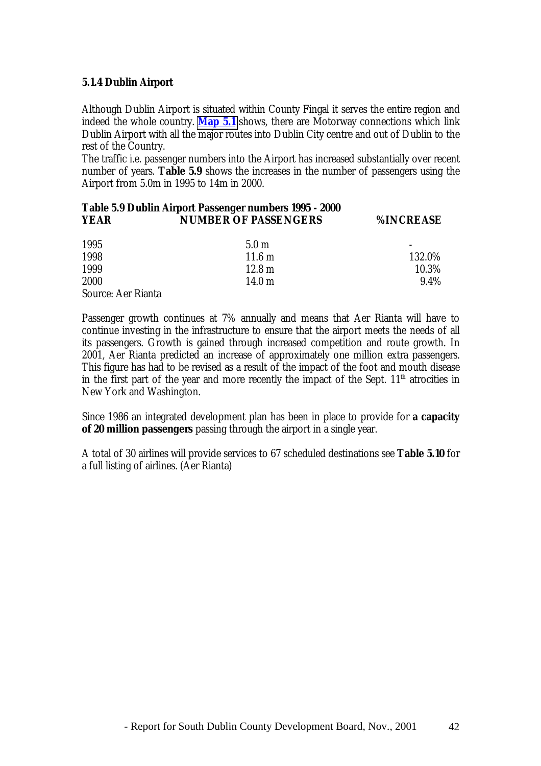### 5.1.4 Dublin Airport

Although Dublin Airport is situated within County Fingal it serves the entire region and indeed the whole country. **Map 5.1** shows, there are Motorway connections which link Dublin Airport with all the major routes into Dublin City centre and out of Dublin to the rest of the Country.
The traffic i.e. passenger numbers into the Airport has increased substantially over recent number of years. **Table 5.9** shows the increases in the number of passengers using the Airport from 5.0m in 1995 to 14m in 2000.

**Table 5.9 Dublin Airport Passenger numbers 1995 - 2000**

| YEAR | NUMBER OF PASSENGERS | %INCREASE |
|---|---|---|
| 1995 | 5.0 m | - |
| 1998 | 11.6 m | 132.0% |
| 1999 | 12.8 m | 10.3% |
| 2000 | 14.0 m | 9.4% |

Source: Aer Rianta

Passenger growth continues at 7% annually and means that Aer Rianta will have to continue investing in the infrastructure to ensure that the airport meets the needs of all its passengers. Growth is gained through increased competition and route growth. In 2001, Aer Rianta predicted an increase of approximately one million extra passengers. This figure has had to be revised as a result of the impact of the foot and mouth disease in the first part of the year and more recently the impact of the Sept. 11th atrocities in New York and Washington.

Since 1986 an integrated development plan has been in place to provide for **a capacity of 20 million passengers** passing through the airport in a single year.

A total of 30 airlines will provide services to 67 scheduled destinations see **Table 5.10** for a full listing of airlines. (Aer Rianta)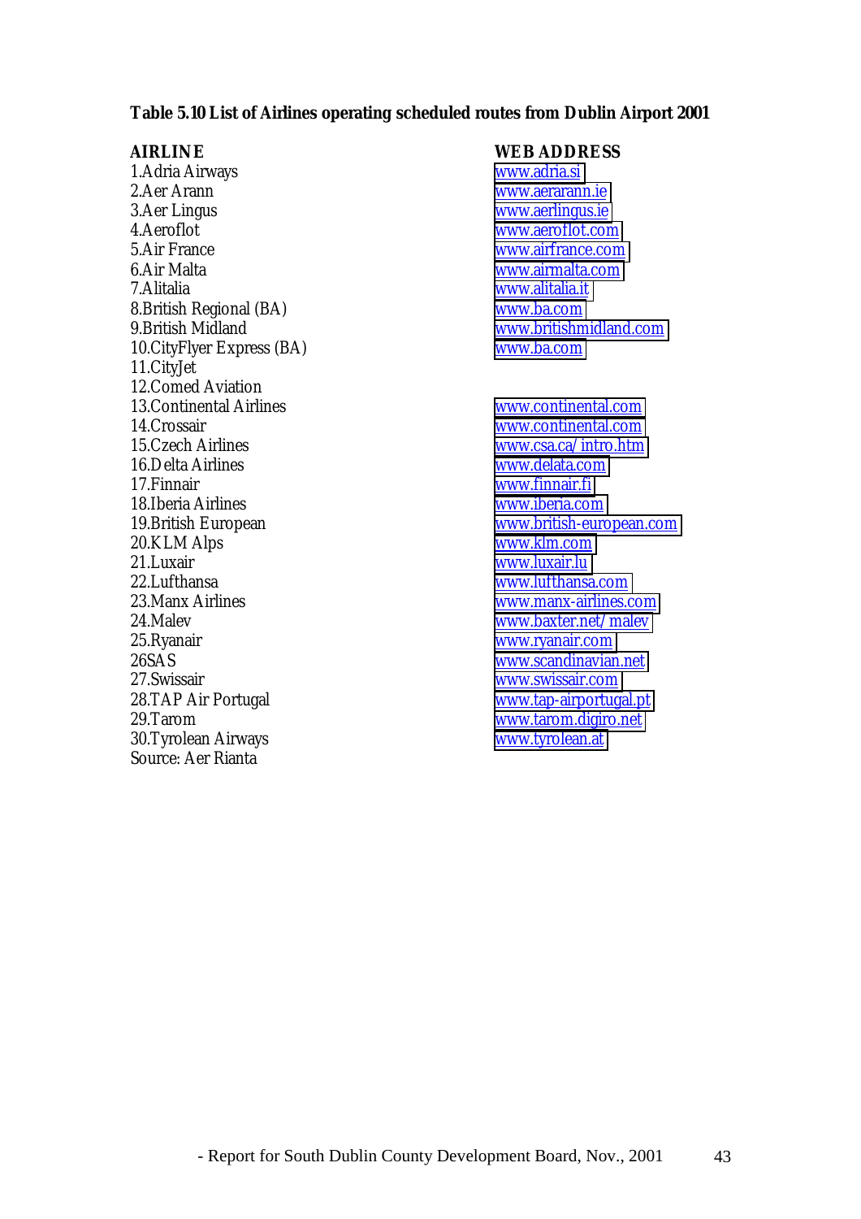**Table 5.10 List of Airlines operating scheduled routes from Dublin Airport 2001**

| AIRLINE | WEB ADDRESS |
|---|---|
| 1.Adria Airways | www.adria.si |
| 2.Aer Arann | www.aerarann.ie |
| 3.Aer Lingus | www.aerlingus.ie |
| 4.Aeroflot | www.aeroflot.com |
| 5.Air France | www.airfrance.com |
| 6.Air Malta | www.airmalta.com |
| 7.Alitalia | www.alitalia.it |
| 8.British Regional (BA) | www.ba.com |
| 9.British Midland | www.britishmidland.com |
| 10.CityFlyer Express (BA) | www.ba.com |
| 11.CityJet | |
| 12.Comed Aviation | |
| 13.Continental Airlines | www.continental.com |
| 14.Crossair | www.continental.com |
| 15.Czech Airlines | www.csa.ca/intro.htm |
| 16.Delta Airlines | www.delata.com |
| 17.Finnair | www.finnair.fi |
| 18.Iberia Airlines | www.iberia.com |
| 19.British European | www.british-european.com |
| 20.KLM Alps | www.klm.com |
| 21.Luxair | www.luxair.lu |
| 22.Lufthansa | www.lufthansa.com |
| 23.Manx Airlines | www.manx-airlines.com |
| 24.Malev | www.baxter.net/malev |
| 25.Ryanair | www.ryanair.com |
| 26SAS | www.scandinavian.net |
| 27.Swissair | www.swissair.com |
| 28.TAP Air Portugal | www.tap-airportugal.pt |
| 29.Tarom | www.tarom.digiro.net |
| 30.Tyrolean Airways | www.tyrolean.at |

Source: Aer Rianta

- Report for South Dublin County Development Board, Nov., 2001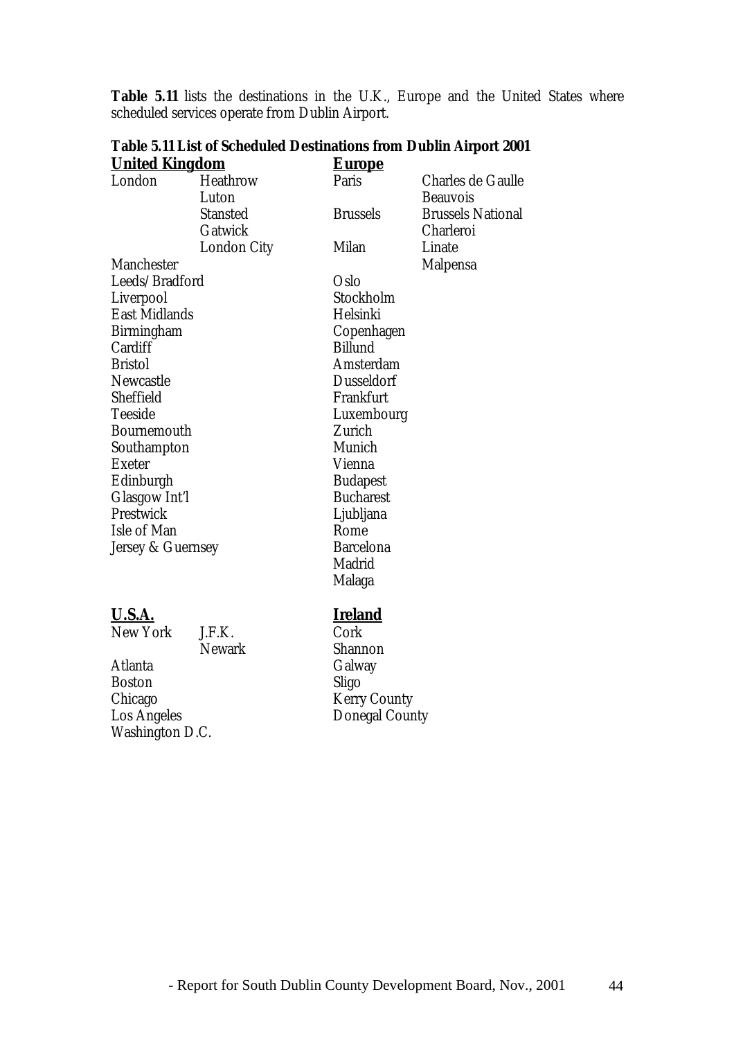**Table 5.11** lists the destinations in the U.K., Europe and the United States where scheduled services operate from Dublin Airport.

**Table 5.11 List of Scheduled Destinations from Dublin Airport 2001**

| **United Kingdom** | | **Europe** | |
|---|---|---|---|
| London | Heathrow | Paris | Charles de Gaulle |
| | Luton | | Beauvois |
| | Stansted | Brussels | Brussels National |
| | Gatwick | | Charleroi |
| | London City | Milan | Linate |
| Manchester | | | Malpensa |
| Leeds/Bradford | | Oslo | |
| Liverpool | | Stockholm | |
| East Midlands | | Helsinki | |
| Birmingham | | Copenhagen | |
| Cardiff | | Billund | |
| Bristol | | Amsterdam | |
| Newcastle | | Dusseldorf | |
| Sheffield | | Frankfurt | |
| Teeside | | Luxembourg | |
| Bournemouth | | Zurich | |
| Southampton | | Munich | |
| Exeter | | Vienna | |
| Edinburgh | | Budapest | |
| Glasgow Int'l | | Bucharest | |
| Prestwick | | Ljubljana | |
| Isle of Man | | Rome | |
| Jersey & Guernsey | | Barcelona | |
| | | Madrid | |
| | | Malaga | |
| **U.S.A.** | | **Ireland** | |
| New York | J.F.K. | Cork | |
| | Newark | Shannon | |
| Atlanta | | Galway | |
| Boston | | Sligo | |
| Chicago | | Kerry County | |
| Los Angeles | | Donegal County | |
| Washington D.C. | | | |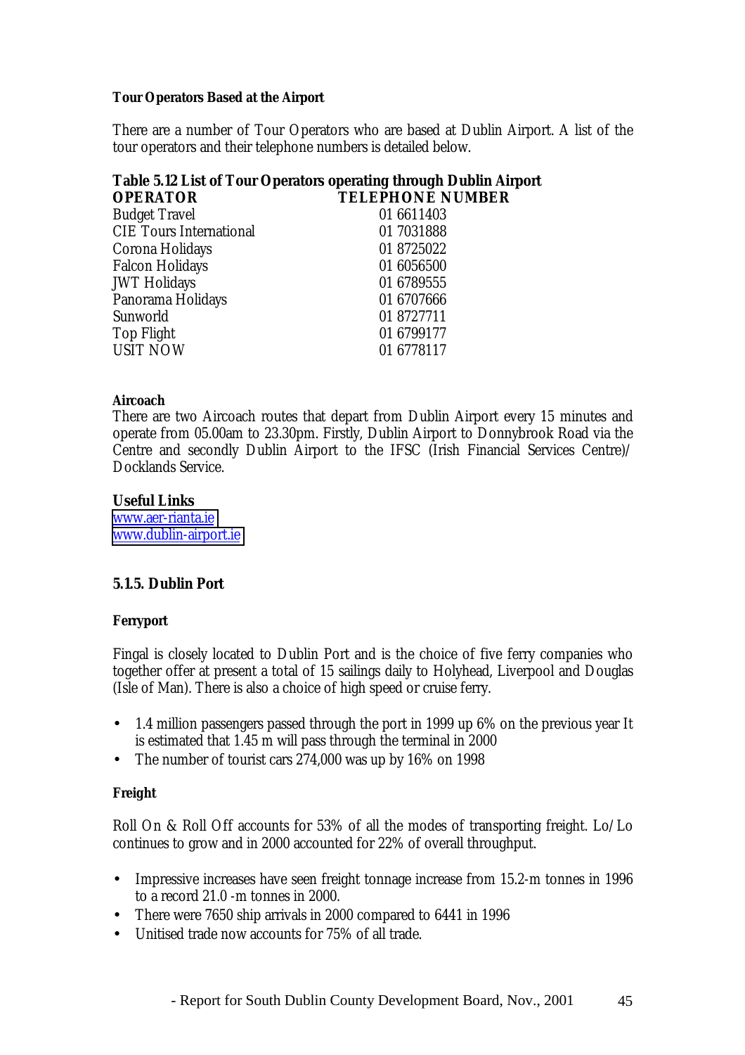**Tour Operators Based at the Airport**

There are a number of Tour Operators who are based at Dublin Airport. A list of the tour operators and their telephone numbers is detailed below.

**Table 5.12 List of Tour Operators operating through Dublin Airport**

| OPERATOR | TELEPHONE NUMBER |
|---|---|
| Budget Travel | 01 6611403 |
| CIE Tours International | 01 7031888 |
| Corona Holidays | 01 8725022 |
| Falcon Holidays | 01 6056500 |
| JWT Holidays | 01 6789555 |
| Panorama Holidays | 01 6707666 |
| Sunworld | 01 8727711 |
| Top Flight | 01 6799177 |
| USIT NOW | 01 6778117 |

**Aircoach**
There are two Aircoach routes that depart from Dublin Airport every 15 minutes and operate from 05.00am to 23.30pm. Firstly, Dublin Airport to Donnybrook Road via the Centre and secondly Dublin Airport to the IFSC (Irish Financial Services Centre)/ Docklands Service.

**Useful Links**
www.aer-rianta.ie
www.dublin-airport.ie

### 5.1.5. Dublin Port

**Ferryport**

Fingal is closely located to Dublin Port and is the choice of five ferry companies who together offer at present a total of 15 sailings daily to Holyhead, Liverpool and Douglas (Isle of Man). There is also a choice of high speed or cruise ferry.

- 1.4 million passengers passed through the port in 1999 up 6% on the previous year It is estimated that 1.45 m will pass through the terminal in 2000
- The number of tourist cars 274,000 was up by 16% on 1998

**Freight**

Roll On & Roll Off accounts for 53% of all the modes of transporting freight. Lo/Lo continues to grow and in 2000 accounted for 22% of overall throughput.

- Impressive increases have seen freight tonnage increase from 15.2-m tonnes in 1996 to a record 21.0 -m tonnes in 2000.
- There were 7650 ship arrivals in 2000 compared to 6441 in 1996
- Unitised trade now accounts for 75% of all trade.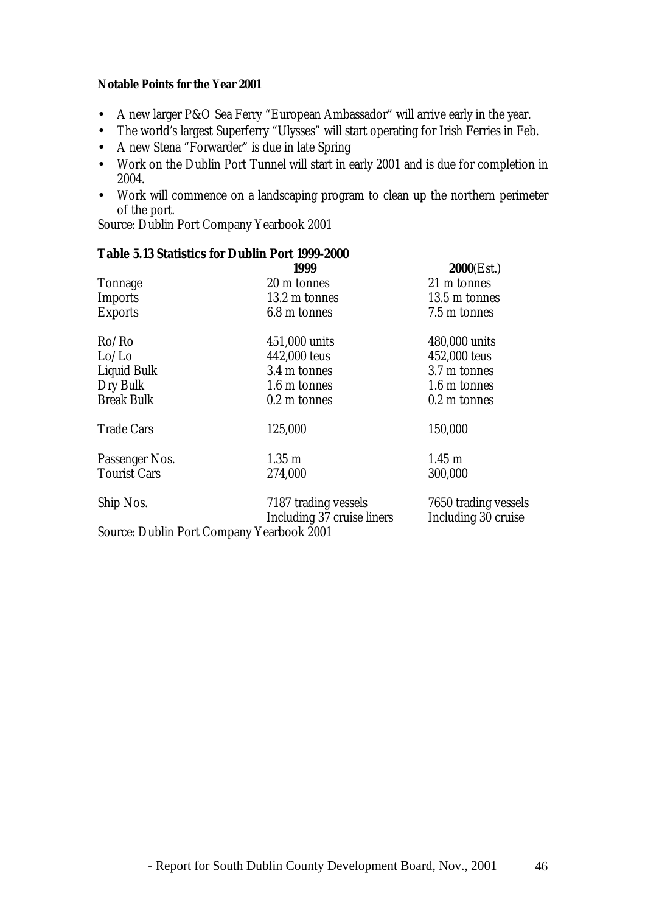**Notable Points for the Year 2001**

- A new larger P&O Sea Ferry "European Ambassador" will arrive early in the year.
- The world's largest Superferry "Ulysses" will start operating for Irish Ferries in Feb.
- A new Stena "Forwarder" is due in late Spring
- Work on the Dublin Port Tunnel will start in early 2001 and is due for completion in 2004.
- Work will commence on a landscaping program to clean up the northern perimeter of the port.

Source: Dublin Port Company Yearbook 2001

**Table 5.13 Statistics for Dublin Port 1999-2000**

| | **1999** | **2000**(Est.) |
|---|---|---|
| Tonnage | 20 m tonnes | 21 m tonnes |
| Imports | 13.2 m tonnes | 13.5 m tonnes |
| Exports | 6.8 m tonnes | 7.5 m tonnes |
| Ro/Ro | 451,000 units | 480,000 units |
| Lo/Lo | 442,000 teus | 452,000 teus |
| Liquid Bulk | 3.4 m tonnes | 3.7 m tonnes |
| Dry Bulk | 1.6 m tonnes | 1.6 m tonnes |
| Break Bulk | 0.2 m tonnes | 0.2 m tonnes |
| Trade Cars | 125,000 | 150,000 |
| Passenger Nos. | 1.35 m | 1.45 m |
| Tourist Cars | 274,000 | 300,000 |
| Ship Nos. | 7187 trading vessels Including 37 cruise liners | 7650 trading vessels Including 30 cruise |

Source: Dublin Port Company Yearbook 2001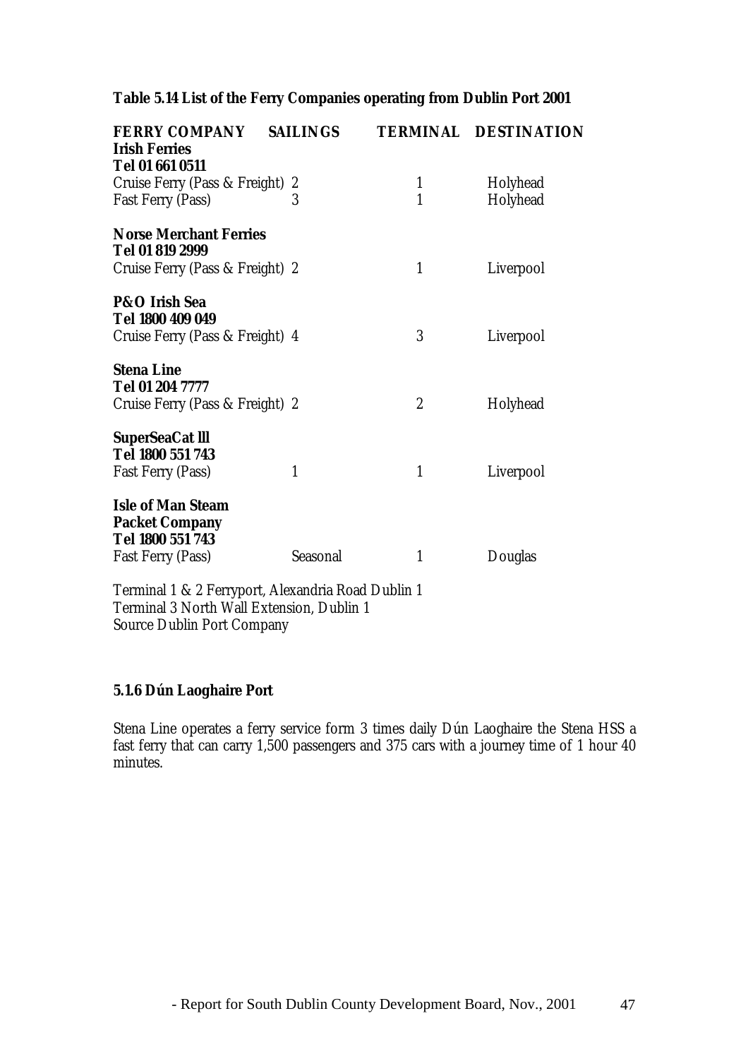**Table 5.14 List of the Ferry Companies operating from Dublin Port 2001**

| FERRY COMPANY | SAILINGS | TERMINAL | DESTINATION |
|---|---|---|---|
| **Irish Ferries** | | | |
| **Tel 01 661 0511** | | | |
| Cruise Ferry (Pass & Freight) | 2 | 1 | Holyhead |
| Fast Ferry (Pass) | 3 | 1 | Holyhead |
| **Norse Merchant Ferries** | | | |
| **Tel 01 819 2999** | | | |
| Cruise Ferry (Pass & Freight) | 2 | 1 | Liverpool |
| **P&O Irish Sea** | | | |
| **Tel 1800 409 049** | | | |
| Cruise Ferry (Pass & Freight) | 4 | 3 | Liverpool |
| **Stena Line** | | | |
| **Tel 01 204 7777** | | | |
| Cruise Ferry (Pass & Freight) | 2 | 2 | Holyhead |
| **SuperSeaCat lll** | | | |
| **Tel 1800 551 743** | | | |
| Fast Ferry (Pass) | 1 | 1 | Liverpool |
| **Isle of Man Steam Packet Company** | | | |
| **Tel 1800 551 743** | | | |
| Fast Ferry (Pass) | Seasonal | 1 | Douglas |

Terminal 1 & 2 Ferryport, Alexandria Road Dublin 1
Terminal 3 North Wall Extension, Dublin 1
Source Dublin Port Company

### 5.1.6 Dún Laoghaire Port

Stena Line operates a ferry service form 3 times daily Dún Laoghaire the Stena HSS a fast ferry that can carry 1,500 passengers and 375 cars with a journey time of 1 hour 40 minutes.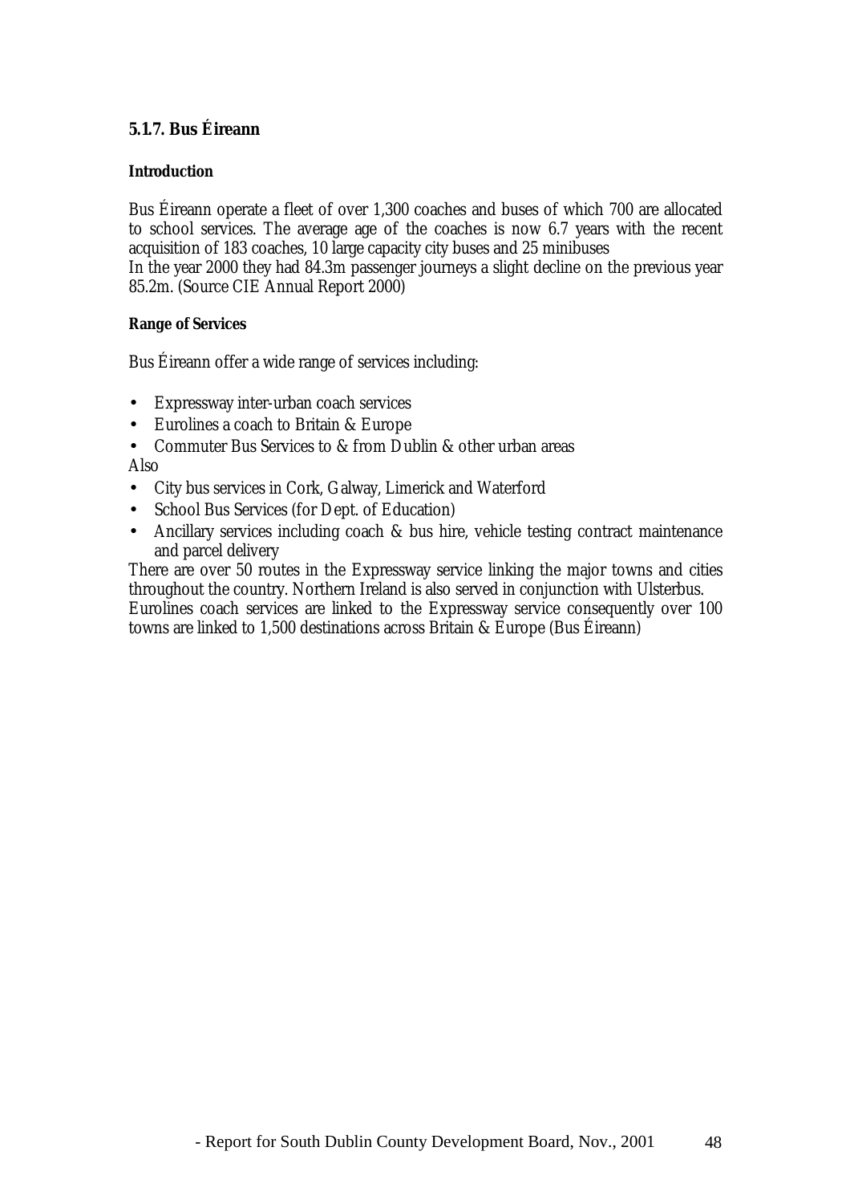### 5.1.7. Bus Éireann

#### Introduction

Bus Éireann operate a fleet of over 1,300 coaches and buses of which 700 are allocated to school services. The average age of the coaches is now 6.7 years with the recent acquisition of 183 coaches, 10 large capacity city buses and 25 minibuses
In the year 2000 they had 84.3m passenger journeys a slight decline on the previous year 85.2m. (Source CIE Annual Report 2000)

#### Range of Services

Bus Éireann offer a wide range of services including:

- Expressway inter-urban coach services
- Eurolines a coach to Britain & Europe
- Commuter Bus Services to & from Dublin & other urban areas

Also

- City bus services in Cork, Galway, Limerick and Waterford
- School Bus Services (for Dept. of Education)
- Ancillary services including coach & bus hire, vehicle testing contract maintenance and parcel delivery

There are over 50 routes in the Expressway service linking the major towns and cities throughout the country. Northern Ireland is also served in conjunction with Ulsterbus.
Eurolines coach services are linked to the Expressway service consequently over 100 towns are linked to 1,500 destinations across Britain & Europe (Bus Éireann)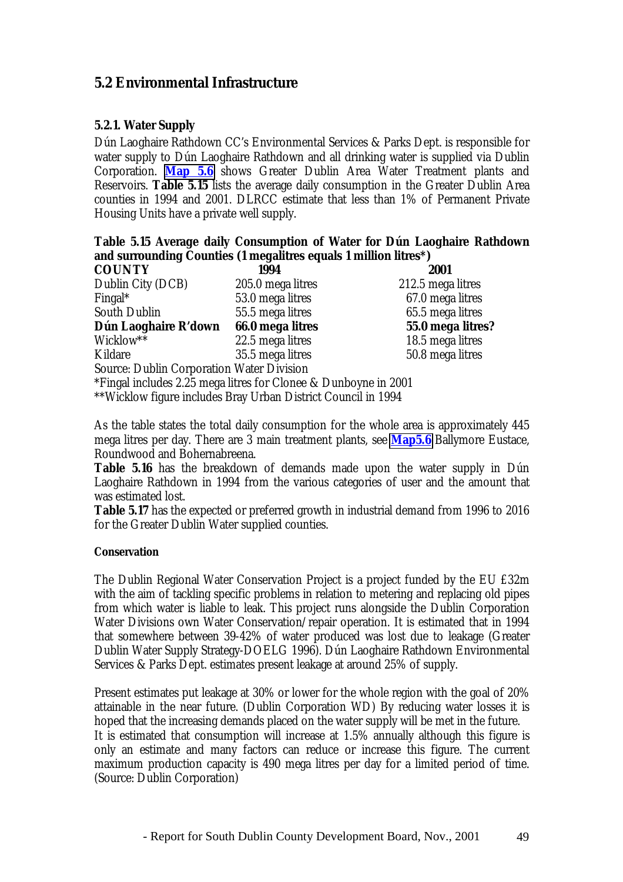## 5.2 Environmental Infrastructure

### 5.2.1. Water Supply

Dún Laoghaire Rathdown CC's Environmental Services & Parks Dept. is responsible for water supply to Dún Laoghaire Rathdown and all drinking water is supplied via Dublin Corporation. **Map 5.6** shows Greater Dublin Area Water Treatment plants and Reservoirs. **Table 5.15** lists the average daily consumption in the Greater Dublin Area counties in 1994 and 2001. DLRCC estimate that less than 1% of Permanent Private Housing Units have a private well supply.

**Table 5.15 Average daily Consumption of Water for Dún Laoghaire Rathdown and surrounding Counties (1 megalitres equals 1 million litres*)**

| COUNTY | 1994 | 2001 |
|---|---|---|
| Dublin City (DCB) | 205.0 mega litres | 212.5 mega litres |
| Fingal* | 53.0 mega litres | 67.0 mega litres |
| South Dublin | 55.5 mega litres | 65.5 mega litres |
| **Dún Laoghaire R'down** | **66.0 mega litres** | **55.0 mega litres?** |
| Wicklow** | 22.5 mega litres | 18.5 mega litres |
| Kildare | 35.5 mega litres | 50.8 mega litres |

Source: Dublin Corporation Water Division

*Fingal includes 2.25 mega litres for Clonee & Dunboyne in 2001

**Wicklow figure includes Bray Urban District Council in 1994

As the table states the total daily consumption for the whole area is approximately 445 mega litres per day. There are 3 main treatment plants, see **Map5.6** Ballymore Eustace, Roundwood and Bohernabreena.

**Table 5.16** has the breakdown of demands made upon the water supply in Dún Laoghaire Rathdown in 1994 from the various categories of user and the amount that was estimated lost.

**Table 5.17** has the expected or preferred growth in industrial demand from 1996 to 2016 for the Greater Dublin Water supplied counties.

#### Conservation

The Dublin Regional Water Conservation Project is a project funded by the EU £32m with the aim of tackling specific problems in relation to metering and replacing old pipes from which water is liable to leak. This project runs alongside the Dublin Corporation Water Divisions own Water Conservation/repair operation. It is estimated that in 1994 that somewhere between 39-42% of water produced was lost due to leakage (Greater Dublin Water Supply Strategy-DOELG 1996). Dún Laoghaire Rathdown Environmental Services & Parks Dept. estimates present leakage at around 25% of supply.

Present estimates put leakage at 30% or lower for the whole region with the goal of 20% attainable in the near future. (Dublin Corporation WD) By reducing water losses it is hoped that the increasing demands placed on the water supply will be met in the future. It is estimated that consumption will increase at 1.5% annually although this figure is only an estimate and many factors can reduce or increase this figure. The current maximum production capacity is 490 mega litres per day for a limited period of time. (Source: Dublin Corporation)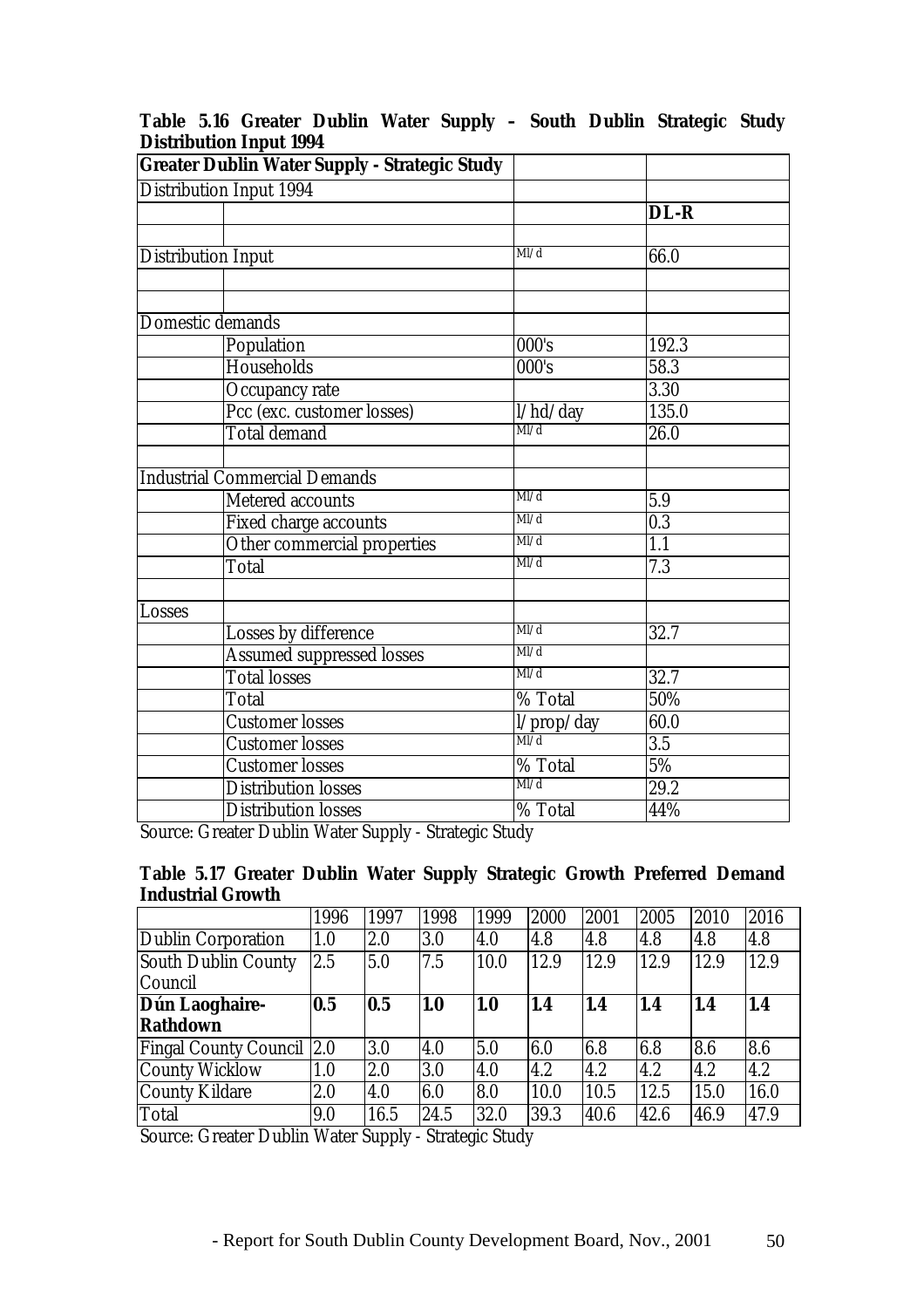**Table 5.16 Greater Dublin Water Supply – South Dublin Strategic Study Distribution Input 1994**

| **Greater Dublin Water Supply - Strategic Study** | | | |
|---|---|---|---|
| Distribution Input 1994 | | | |
| | | | **DL-R** |
| | | | |
| Distribution Input | | Ml/d | 66.0 |
| | | | |
| | | | |
| Domestic demands | | | |
| | Population | 000's | 192.3 |
| | Households | 000's | 58.3 |
| | Occupancy rate | | 3.30 |
| | Pcc (exc. customer losses) | l/hd/day | 135.0 |
| | Total demand | Ml/d | 26.0 |
| | | | |
| Industrial Commercial Demands | | | |
| | Metered accounts | Ml/d | 5.9 |
| | Fixed charge accounts | Ml/d | 0.3 |
| | Other commercial properties | Ml/d | 1.1 |
| | Total | Ml/d | 7.3 |
| | | | |
| Losses | | | |
| | Losses by difference | Ml/d | 32.7 |
| | Assumed suppressed losses | Ml/d | |
| | Total losses | Ml/d | 32.7 |
| | Total | % Total | 50% |
| | Customer losses | l/prop/day | 60.0 |
| | Customer losses | Ml/d | 3.5 |
| | Customer losses | % Total | 5% |
| | Distribution losses | Ml/d | 29.2 |
| | Distribution losses | % Total | 44% |

Source: Greater Dublin Water Supply - Strategic Study

**Table 5.17 Greater Dublin Water Supply Strategic Growth Preferred Demand Industrial Growth**

| | 1996 | 1997 | 1998 | 1999 | 2000 | 2001 | 2005 | 2010 | 2016 |
|---|---|---|---|---|---|---|---|---|---|
| Dublin Corporation | 1.0 | 2.0 | 3.0 | 4.0 | 4.8 | 4.8 | 4.8 | 4.8 | 4.8 |
| South Dublin County Council | 2.5 | 5.0 | 7.5 | 10.0 | 12.9 | 12.9 | 12.9 | 12.9 | 12.9 |
| **Dún Laoghaire-Rathdown** | **0.5** | **0.5** | **1.0** | **1.0** | **1.4** | **1.4** | **1.4** | **1.4** | **1.4** |
| Fingal County Council | 2.0 | 3.0 | 4.0 | 5.0 | 6.0 | 6.8 | 6.8 | 8.6 | 8.6 |
| County Wicklow | 1.0 | 2.0 | 3.0 | 4.0 | 4.2 | 4.2 | 4.2 | 4.2 | 4.2 |
| County Kildare | 2.0 | 4.0 | 6.0 | 8.0 | 10.0 | 10.5 | 12.5 | 15.0 | 16.0 |
| Total | 9.0 | 16.5 | 24.5 | 32.0 | 39.3 | 40.6 | 42.6 | 46.9 | 47.9 |

Source: Greater Dublin Water Supply - Strategic Study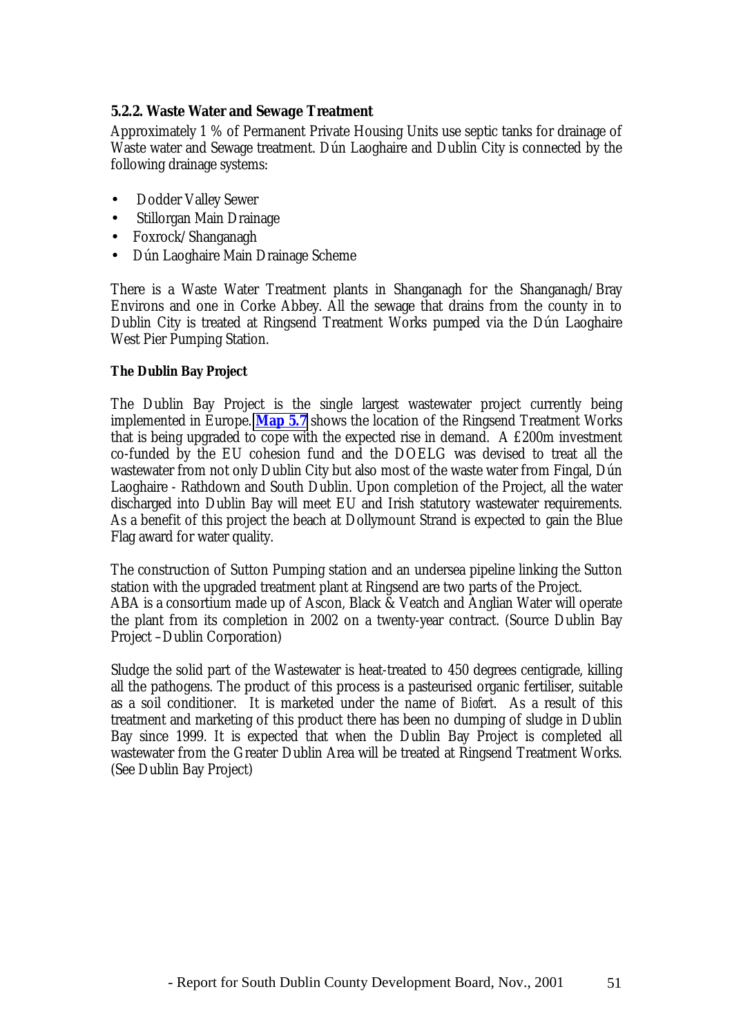### 5.2.2. Waste Water and Sewage Treatment

Approximately 1 % of Permanent Private Housing Units use septic tanks for drainage of Waste water and Sewage treatment. Dún Laoghaire and Dublin City is connected by the following drainage systems:

- Dodder Valley Sewer
- Stillorgan Main Drainage
- Foxrock/Shanganagh
- Dún Laoghaire Main Drainage Scheme

There is a Waste Water Treatment plants in Shanganagh for the Shanganagh/Bray Environs and one in Corke Abbey. All the sewage that drains from the county in to Dublin City is treated at Ringsend Treatment Works pumped via the Dún Laoghaire West Pier Pumping Station.

**The Dublin Bay Project**

The Dublin Bay Project is the single largest wastewater project currently being implemented in Europe. **Map 5.7** shows the location of the Ringsend Treatment Works that is being upgraded to cope with the expected rise in demand. A £200m investment co-funded by the EU cohesion fund and the DOELG was devised to treat all the wastewater from not only Dublin City but also most of the waste water from Fingal, Dún Laoghaire - Rathdown and South Dublin. Upon completion of the Project, all the water discharged into Dublin Bay will meet EU and Irish statutory wastewater requirements. As a benefit of this project the beach at Dollymount Strand is expected to gain the Blue Flag award for water quality.

The construction of Sutton Pumping station and an undersea pipeline linking the Sutton station with the upgraded treatment plant at Ringsend are two parts of the Project.
ABA is a consortium made up of Ascon, Black & Veatch and Anglian Water will operate the plant from its completion in 2002 on a twenty-year contract. (Source Dublin Bay Project –Dublin Corporation)

Sludge the solid part of the Wastewater is heat-treated to 450 degrees centigrade, killing all the pathogens. The product of this process is a pasteurised organic fertiliser, suitable as a soil conditioner. It is marketed under the name of *Biofert*. As a result of this treatment and marketing of this product there has been no dumping of sludge in Dublin Bay since 1999. It is expected that when the Dublin Bay Project is completed all wastewater from the Greater Dublin Area will be treated at Ringsend Treatment Works. (See Dublin Bay Project)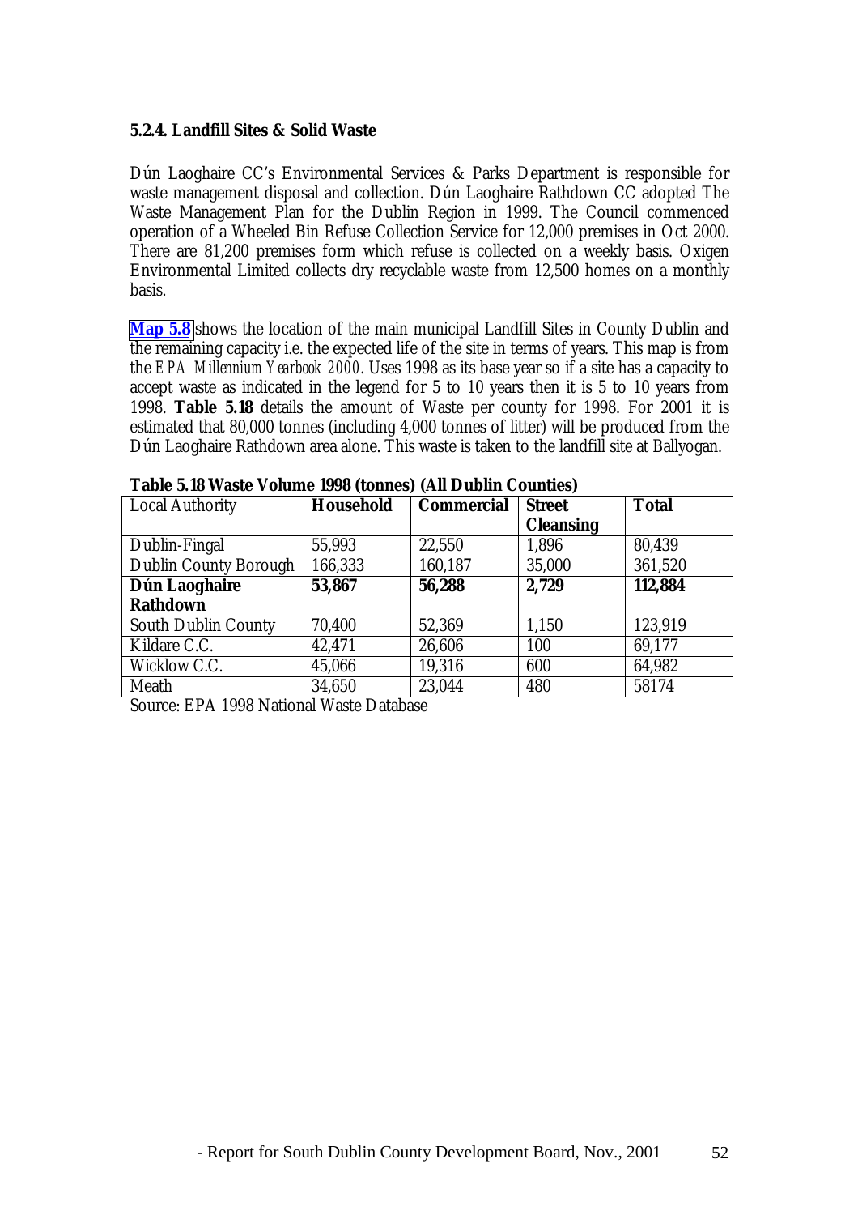### 5.2.4. Landfill Sites & Solid Waste

Dún Laoghaire CC's Environmental Services & Parks Department is responsible for waste management disposal and collection. Dún Laoghaire Rathdown CC adopted The Waste Management Plan for the Dublin Region in 1999. The Council commenced operation of a Wheeled Bin Refuse Collection Service for 12,000 premises in Oct 2000. There are 81,200 premises form which refuse is collected on a weekly basis. Oxigen Environmental Limited collects dry recyclable waste from 12,500 homes on a monthly basis.

**Map 5.8** shows the location of the main municipal Landfill Sites in County Dublin and the remaining capacity i.e. the expected life of the site in terms of years. This map is from the *EPA Millennium Yearbook 2000*. Uses 1998 as its base year so if a site has a capacity to accept waste as indicated in the legend for 5 to 10 years then it is 5 to 10 years from 1998. **Table 5.18** details the amount of Waste per county for 1998. For 2001 it is estimated that 80,000 tonnes (including 4,000 tonnes of litter) will be produced from the Dún Laoghaire Rathdown area alone. This waste is taken to the landfill site at Ballyogan.

**Table 5.18 Waste Volume 1998 (tonnes) (All Dublin Counties)**

| Local Authority | **Household** | **Commercial** | **Street Cleansing** | **Total** |
|---|---|---|---|---|
| Dublin-Fingal | 55,993 | 22,550 | 1,896 | 80,439 |
| Dublin County Borough | 166,333 | 160,187 | 35,000 | 361,520 |
| **Dún Laoghaire Rathdown** | **53,867** | **56,288** | **2,729** | **112,884** |
| South Dublin County | 70,400 | 52,369 | 1,150 | 123,919 |
| Kildare C.C. | 42,471 | 26,606 | 100 | 69,177 |
| Wicklow C.C. | 45,066 | 19,316 | 600 | 64,982 |
| Meath | 34,650 | 23,044 | 480 | 58174 |

Source: EPA 1998 National Waste Database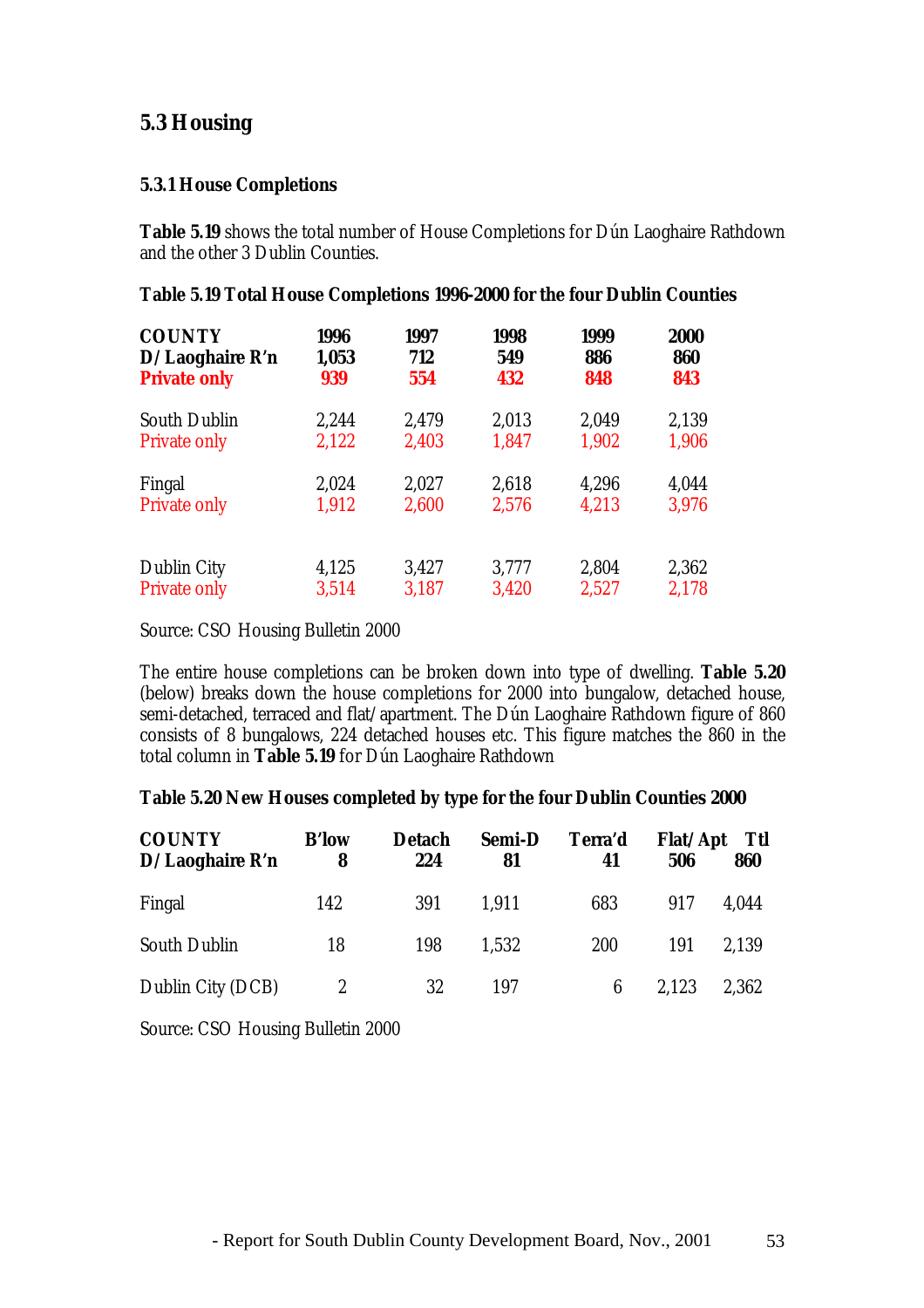## 5.3 Housing

### 5.3.1 House Completions

**Table 5.19** shows the total number of House Completions for Dún Laoghaire Rathdown and the other 3 Dublin Counties.

**Table 5.19 Total House Completions 1996-2000 for the four Dublin Counties**

| COUNTY | 1996 | 1997 | 1998 | 1999 | 2000 |
|---|---|---|---|---|---|
| **D/Laoghaire R'n** | **1,053** | **712** | **549** | **886** | **860** |
| **Private only** | **939** | **554** | **432** | **848** | **843** |
| South Dublin | 2,244 | 2,479 | 2,013 | 2,049 | 2,139 |
| Private only | 2,122 | 2,403 | 1,847 | 1,902 | 1,906 |
| Fingal | 2,024 | 2,027 | 2,618 | 4,296 | 4,044 |
| Private only | 1,912 | 2,600 | 2,576 | 4,213 | 3,976 |
| Dublin City | 4,125 | 3,427 | 3,777 | 2,804 | 2,362 |
| Private only | 3,514 | 3,187 | 3,420 | 2,527 | 2,178 |

Source: CSO Housing Bulletin 2000

The entire house completions can be broken down into type of dwelling. **Table 5.20** (below) breaks down the house completions for 2000 into bungalow, detached house, semi-detached, terraced and flat/apartment. The Dún Laoghaire Rathdown figure of 860 consists of 8 bungalows, 224 detached houses etc. This figure matches the 860 in the total column in **Table 5.19** for Dún Laoghaire Rathdown

**Table 5.20 New Houses completed by type for the four Dublin Counties 2000**

| COUNTY | B'low | Detach | Semi-D | Terra'd | Flat/Apt | Ttl |
|---|---|---|---|---|---|---|
| **D/Laoghaire R'n** | **8** | **224** | **81** | **41** | **506** | **860** |
| Fingal | 142 | 391 | 1,911 | 683 | 917 | 4,044 |
| South Dublin | 18 | 198 | 1,532 | 200 | 191 | 2,139 |
| Dublin City (DCB) | 2 | 32 | 197 | 6 | 2,123 | 2,362 |

Source: CSO Housing Bulletin 2000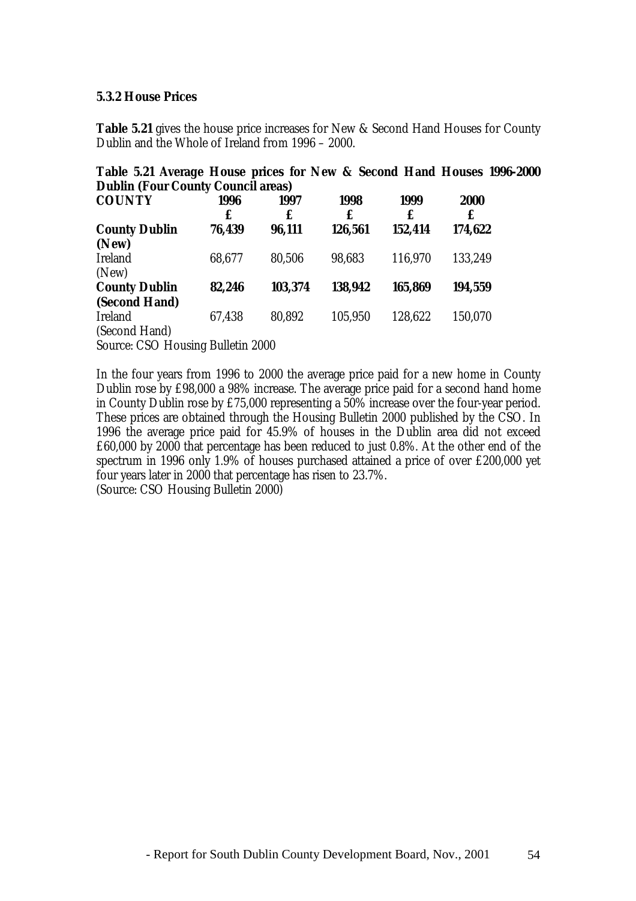### 5.3.2 House Prices

**Table 5.21** gives the house price increases for New & Second Hand Houses for County Dublin and the Whole of Ireland from 1996 – 2000.

**Table 5.21 Average House prices for New & Second Hand Houses 1996-2000 Dublin (Four County Council areas)**

| **COUNTY** | **1996** | **1997** | **1998** | **1999** | **2000** |
|---|---|---|---|---|---|
| | **£** | **£** | **£** | **£** | **£** |
| **County Dublin (New)** | **76,439** | **96,111** | **126,561** | **152,414** | **174,622** |
| Ireland (New) | 68,677 | 80,506 | 98,683 | 116,970 | 133,249 |
| **County Dublin (Second Hand)** | **82,246** | **103,374** | **138,942** | **165,869** | **194,559** |
| Ireland (Second Hand) | 67,438 | 80,892 | 105,950 | 128,622 | 150,070 |

Source: CSO Housing Bulletin 2000

In the four years from 1996 to 2000 the average price paid for a new home in County Dublin rose by £98,000 a 98% increase. The average price paid for a second hand home in County Dublin rose by £75,000 representing a 50% increase over the four-year period. These prices are obtained through the Housing Bulletin 2000 published by the CSO. In 1996 the average price paid for 45.9% of houses in the Dublin area did not exceed £60,000 by 2000 that percentage has been reduced to just 0.8%. At the other end of the spectrum in 1996 only 1.9% of houses purchased attained a price of over £200,000 yet four years later in 2000 that percentage has risen to 23.7%.
(Source: CSO Housing Bulletin 2000)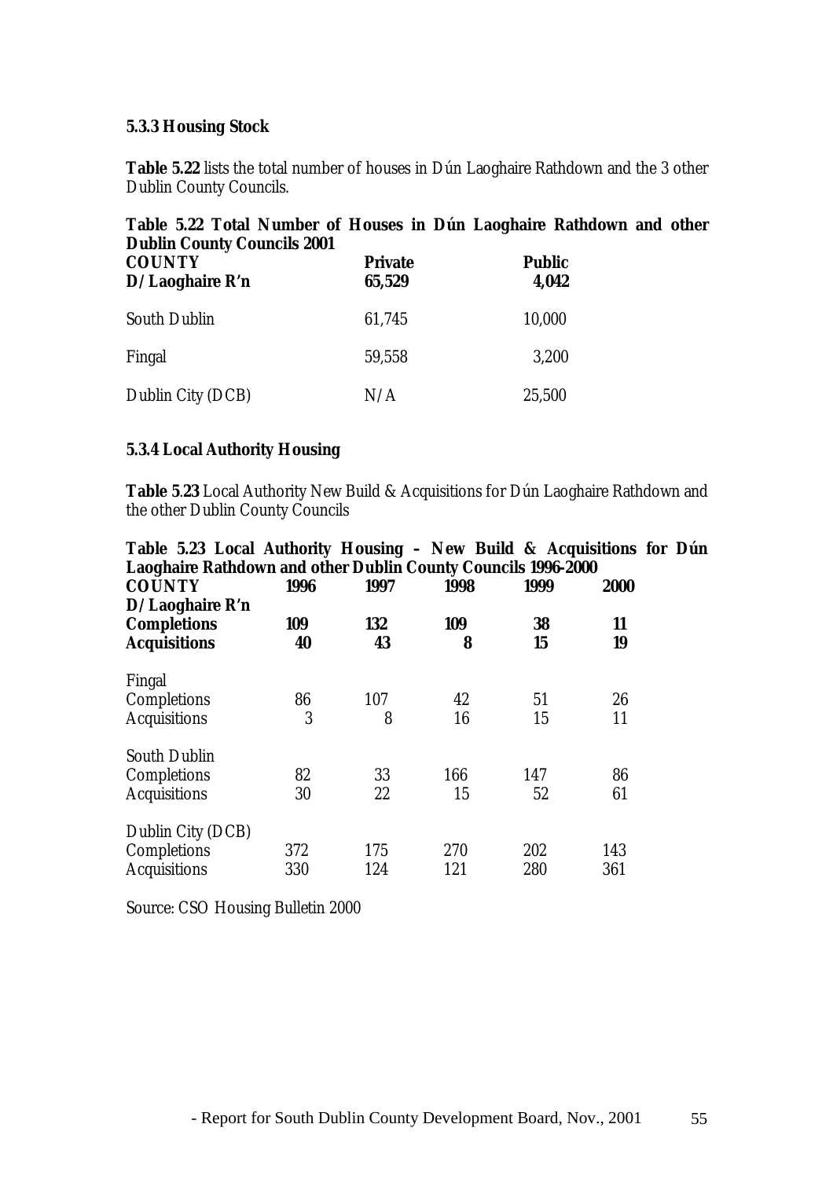### 5.3.3 Housing Stock

**Table 5.22** lists the total number of houses in Dún Laoghaire Rathdown and the 3 other Dublin County Councils.

**Table 5.22 Total Number of Houses in Dún Laoghaire Rathdown and other Dublin County Councils 2001**

| COUNTY | Private | Public |
|---|---|---|
| **D/Laoghaire R'n** | **65,529** | **4,042** |
| South Dublin | 61,745 | 10,000 |
| Fingal | 59,558 | 3,200 |
| Dublin City (DCB) | N/A | 25,500 |

### 5.3.4 Local Authority Housing

**Table 5.23** Local Authority New Build & Acquisitions for Dún Laoghaire Rathdown and the other Dublin County Councils

**Table 5.23 Local Authority Housing – New Build & Acquisitions for Dún Laoghaire Rathdown and other Dublin County Councils 1996-2000**

| COUNTY | 1996 | 1997 | 1998 | 1999 | 2000 |
|---|---|---|---|---|---|
| **D/Laoghaire R'n** | | | | | |
| **Completions** | **109** | **132** | **109** | **38** | **11** |
| **Acquisitions** | **40** | **43** | **8** | **15** | **19** |
| Fingal | | | | | |
| Completions | 86 | 107 | 42 | 51 | 26 |
| Acquisitions | 3 | 8 | 16 | 15 | 11 |
| South Dublin | | | | | |
| Completions | 82 | 33 | 166 | 147 | 86 |
| Acquisitions | 30 | 22 | 15 | 52 | 61 |
| Dublin City (DCB) | | | | | |
| Completions | 372 | 175 | 270 | 202 | 143 |
| Acquisitions | 330 | 124 | 121 | 280 | 361 |

Source: CSO Housing Bulletin 2000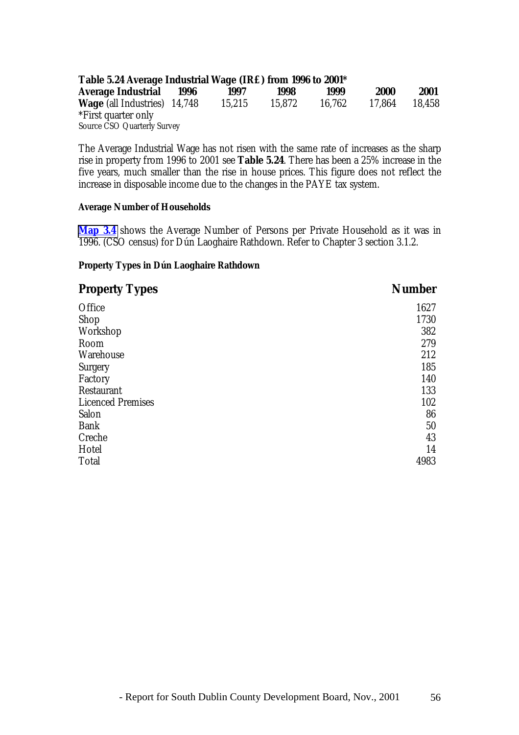**Table 5.24 Average Industrial Wage (IR£) from 1996 to 2001***

| Average Industrial | 1996 | 1997 | 1998 | 1999 | 2000 | 2001 |
|---|---|---|---|---|---|---|
| **Wage** (all Industries) | 14,748 | 15,215 | 15,872 | 16,762 | 17,864 | 18,458 |

*First quarter only

Source CSO Quarterly Survey

The Average Industrial Wage has not risen with the same rate of increases as the sharp rise in property from 1996 to 2001 see **Table 5.24**. There has been a 25% increase in the five years, much smaller than the rise in house prices. This figure does not reflect the increase in disposable income due to the changes in the PAYE tax system.

**Average Number of Households**

**Map 3.4** shows the Average Number of Persons per Private Household as it was in 1996. (CSO census) for Dún Laoghaire Rathdown. Refer to Chapter 3 section 3.1.2.

**Property Types in Dún Laoghaire Rathdown**

| Property Types | Number |
|---|---|
| Office | 1627 |
| Shop | 1730 |
| Workshop | 382 |
| Room | 279 |
| Warehouse | 212 |
| Surgery | 185 |
| Factory | 140 |
| Restaurant | 133 |
| Licenced Premises | 102 |
| Salon | 86 |
| Bank | 50 |
| Creche | 43 |
| Hotel | 14 |
| Total | 4983 |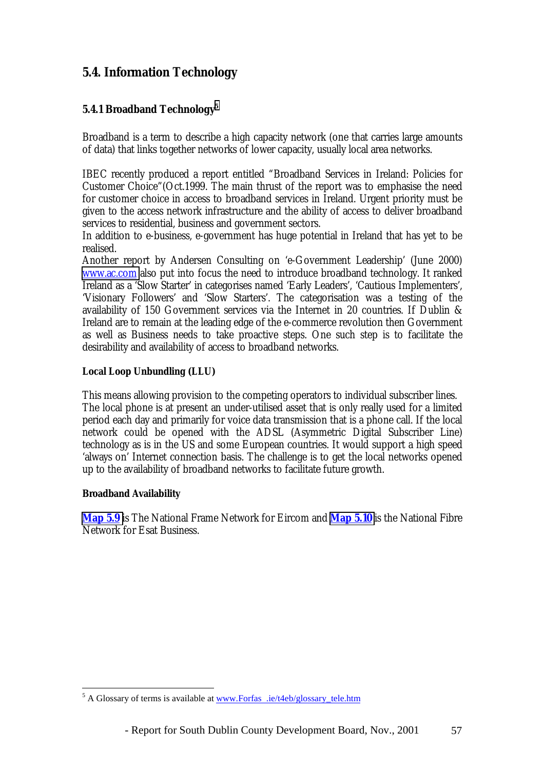## 5.4. Information Technology

### 5.4.1 Broadband Technology[5]

Broadband is a term to describe a high capacity network (one that carries large amounts of data) that links together networks of lower capacity, usually local area networks.

IBEC recently produced a report entitled "Broadband Services in Ireland: Policies for Customer Choice"(Oct.1999. The main thrust of the report was to emphasise the need for customer choice in access to broadband services in Ireland. Urgent priority must be given to the access network infrastructure and the ability of access to deliver broadband services to residential, business and government sectors.
In addition to e-business, e-government has huge potential in Ireland that has yet to be realised.
Another report by Andersen Consulting on 'e-Government Leadership' (June 2000) www.ac.com also put into focus the need to introduce broadband technology. It ranked Ireland as a 'Slow Starter' in categorises named 'Early Leaders', 'Cautious Implementers', 'Visionary Followers' and 'Slow Starters'. The categorisation was a testing of the availability of 150 Government services via the Internet in 20 countries. If Dublin & Ireland are to remain at the leading edge of the e-commerce revolution then Government as well as Business needs to take proactive steps. One such step is to facilitate the desirability and availability of access to broadband networks.

**Local Loop Unbundling (LLU)**

This means allowing provision to the competing operators to individual subscriber lines.
The local phone is at present an under-utilised asset that is only really used for a limited period each day and primarily for voice data transmission that is a phone call. If the local network could be opened with the ADSL (Asymmetric Digital Subscriber Line) technology as is in the US and some European countries. It would support a high speed 'always on' Internet connection basis. The challenge is to get the local networks opened up to the availability of broadband networks to facilitate future growth.

**Broadband Availability**

**Map 5.9** is The National Frame Network for Eircom and **Map 5.10** is the National Fibre Network for Esat Business.

---

[5] A Glossary of terms is available at www.Forfas .ie/t4eb/glossary_tele.htm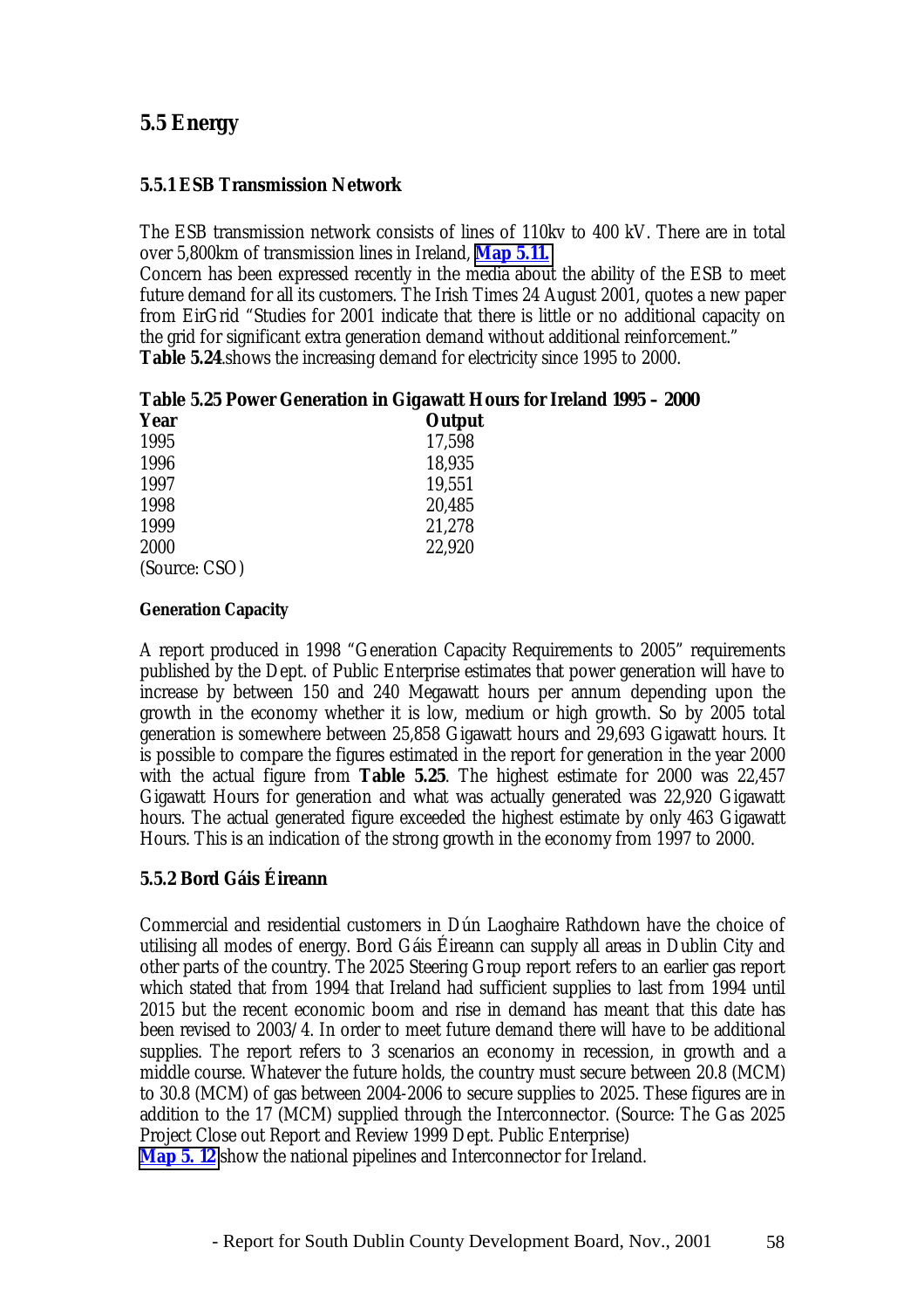## 5.5 Energy

### 5.5.1 ESB Transmission Network

The ESB transmission network consists of lines of 110kv to 400 kV. There are in total over 5,800km of transmission lines in Ireland, **Map 5.11.**
Concern has been expressed recently in the media about the ability of the ESB to meet future demand for all its customers. The Irish Times 24 August 2001, quotes a new paper from EirGrid "Studies for 2001 indicate that there is little or no additional capacity on the grid for significant extra generation demand without additional reinforcement."
**Table 5.24**.shows the increasing demand for electricity since 1995 to 2000.

**Table 5.25 Power Generation in Gigawatt Hours for Ireland 1995 – 2000**

| Year | Output |
|---|---|
| 1995 | 17,598 |
| 1996 | 18,935 |
| 1997 | 19,551 |
| 1998 | 20,485 |
| 1999 | 21,278 |
| 2000 | 22,920 |

(Source: CSO)

**Generation Capacity**

A report produced in 1998 "Generation Capacity Requirements to 2005" requirements published by the Dept. of Public Enterprise estimates that power generation will have to increase by between 150 and 240 Megawatt hours per annum depending upon the growth in the economy whether it is low, medium or high growth. So by 2005 total generation is somewhere between 25,858 Gigawatt hours and 29,693 Gigawatt hours. It is possible to compare the figures estimated in the report for generation in the year 2000 with the actual figure from **Table 5.25**. The highest estimate for 2000 was 22,457 Gigawatt Hours for generation and what was actually generated was 22,920 Gigawatt hours. The actual generated figure exceeded the highest estimate by only 463 Gigawatt Hours. This is an indication of the strong growth in the economy from 1997 to 2000.

### 5.5.2 Bord Gáis Éireann

Commercial and residential customers in Dún Laoghaire Rathdown have the choice of utilising all modes of energy. Bord Gáis Éireann can supply all areas in Dublin City and other parts of the country. The 2025 Steering Group report refers to an earlier gas report which stated that from 1994 that Ireland had sufficient supplies to last from 1994 until 2015 but the recent economic boom and rise in demand has meant that this date has been revised to 2003/4. In order to meet future demand there will have to be additional supplies. The report refers to 3 scenarios an economy in recession, in growth and a middle course. Whatever the future holds, the country must secure between 20.8 (MCM) to 30.8 (MCM) of gas between 2004-2006 to secure supplies to 2025. These figures are in addition to the 17 (MCM) supplied through the Interconnector. (Source: The Gas 2025 Project Close out Report and Review 1999 Dept. Public Enterprise)
**Map 5. 12** show the national pipelines and Interconnector for Ireland.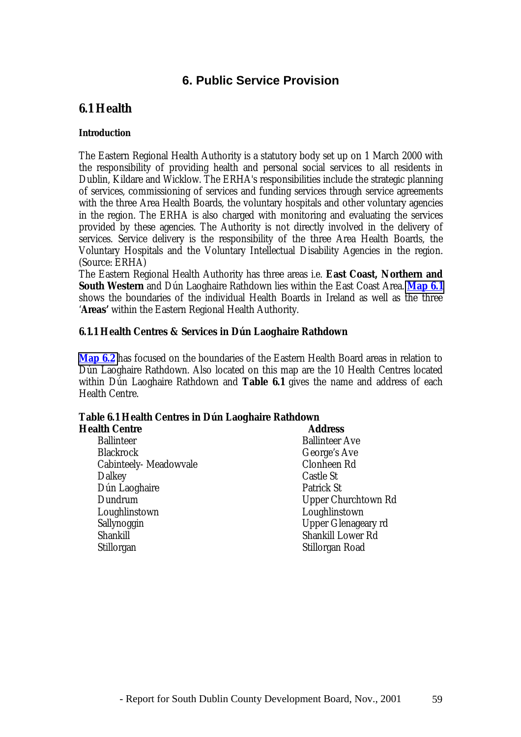# 6. Public Service Provision

## 6.1 Health

**Introduction**

The Eastern Regional Health Authority is a statutory body set up on 1 March 2000 with the responsibility of providing health and personal social services to all residents in Dublin, Kildare and Wicklow. The ERHA's responsibilities include the strategic planning of services, commissioning of services and funding services through service agreements with the three Area Health Boards, the voluntary hospitals and other voluntary agencies in the region. The ERHA is also charged with monitoring and evaluating the services provided by these agencies. The Authority is not directly involved in the delivery of services. Service delivery is the responsibility of the three Area Health Boards, the Voluntary Hospitals and the Voluntary Intellectual Disability Agencies in the region. (Source: ERHA)

The Eastern Regional Health Authority has three areas i.e. **East Coast, Northern and South Western** and Dún Laoghaire Rathdown lies within the East Coast Area. **Map 6.1** shows the boundaries of the individual Health Boards in Ireland as well as the three '**Areas'** within the Eastern Regional Health Authority.

### 6.1.1 Health Centres & Services in Dún Laoghaire Rathdown

**Map 6.2** has focused on the boundaries of the Eastern Health Board areas in relation to Dún Laoghaire Rathdown. Also located on this map are the 10 Health Centres located within Dún Laoghaire Rathdown and **Table 6.1** gives the name and address of each Health Centre.

**Table 6.1 Health Centres in Dún Laoghaire Rathdown**

| Health Centre | Address |
|---|---|
| Ballinteer | Ballinteer Ave |
| Blackrock | George's Ave |
| Cabinteely- Meadowvale | Clonheen Rd |
| Dalkey | Castle St |
| Dún Laoghaire | Patrick St |
| Dundrum | Upper Churchtown Rd |
| Loughlinstown | Loughlinstown |
| Sallynoggin | Upper Glenageary rd |
| Shankill | Shankill Lower Rd |
| Stillorgan | Stillorgan Road |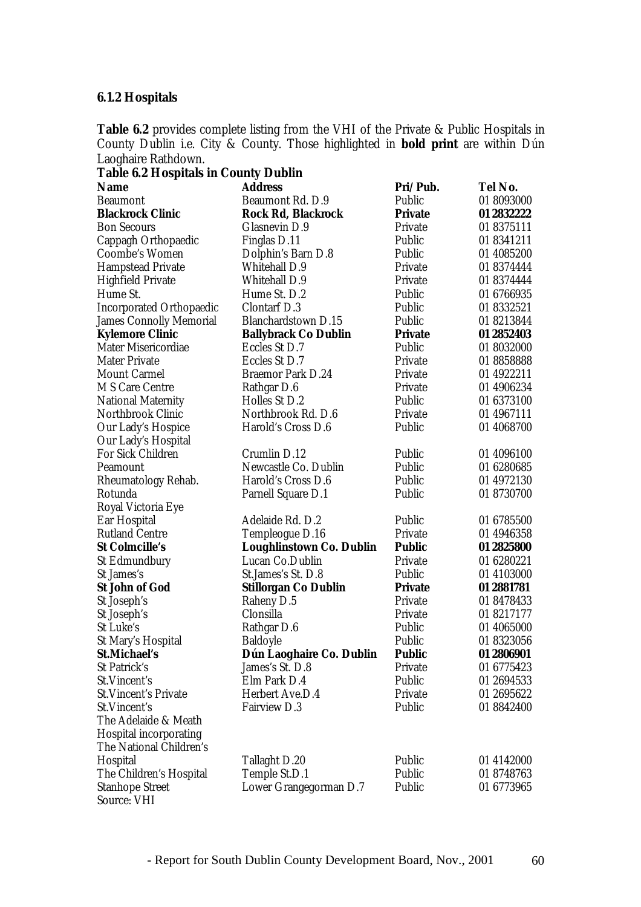### 6.1.2 Hospitals

**Table 6.2** provides complete listing from the VHI of the Private & Public Hospitals in County Dublin i.e. City & County. Those highlighted in **bold print** are within Dún Laoghaire Rathdown.

**Table 6.2 Hospitals in County Dublin**

| Name | Address | Pri/Pub. | Tel No. |
|---|---|---|---|
| Beaumont | Beaumont Rd. D.9 | Public | 01 8093000 |
| **Blackrock Clinic** | **Rock Rd, Blackrock** | **Private** | **01 2832222** |
| Bon Secours | Glasnevin D.9 | Private | 01 8375111 |
| Cappagh Orthopaedic | Finglas D.11 | Public | 01 8341211 |
| Coombe's Women | Dolphin's Barn D.8 | Public | 01 4085200 |
| Hampstead Private | Whitehall D.9 | Private | 01 8374444 |
| Highfield Private | Whitehall D.9 | Private | 01 8374444 |
| Hume St. | Hume St. D.2 | Public | 01 6766935 |
| Incorporated Orthopaedic | Clontarf D.3 | Public | 01 8332521 |
| James Connolly Memorial | Blanchardstown D.15 | Public | 01 8213844 |
| **Kylemore Clinic** | **Ballybrack Co Dublin** | **Private** | **01 2852403** |
| Mater Misericordiae | Eccles St D.7 | Public | 01 8032000 |
| Mater Private | Eccles St D.7 | Private | 01 8858888 |
| Mount Carmel | Braemor Park D.24 | Private | 01 4922211 |
| M S Care Centre | Rathgar D.6 | Private | 01 4906234 |
| National Maternity | Holles St D.2 | Public | 01 6373100 |
| Northbrook Clinic | Northbrook Rd. D.6 | Private | 01 4967111 |
| Our Lady's Hospice | Harold's Cross D.6 | Public | 01 4068700 |
| Our Lady's Hospital For Sick Children | Crumlin D.12 | Public | 01 4096100 |
| Peamount | Newcastle Co. Dublin | Public | 01 6280685 |
| Rheumatology Rehab. | Harold's Cross D.6 | Public | 01 4972130 |
| Rotunda | Parnell Square D.1 | Public | 01 8730700 |
| Royal Victoria Eye Ear Hospital | Adelaide Rd. D.2 | Public | 01 6785500 |
| Rutland Centre | Templeogue D.16 | Private | 01 4946358 |
| **St Colmcille's** | **Loughlinstown Co. Dublin** | **Public** | **01 2825800** |
| St Edmundbury | Lucan Co.Dublin | Private | 01 6280221 |
| St James's | St.James's St. D.8 | Public | 01 4103000 |
| **St John of God** | **Stillorgan Co Dublin** | **Private** | **01 2881781** |
| St Joseph's | Raheny D.5 | Private | 01 8478433 |
| St Joseph's | Clonsilla | Private | 01 8217177 |
| St Luke's | Rathgar D.6 | Public | 01 4065000 |
| St Mary's Hospital | Baldoyle | Public | 01 8323056 |
| **St.Michael's** | **Dún Laoghaire Co. Dublin** | **Public** | **01 2806901** |
| St Patrick's | James's St. D.8 | Private | 01 6775423 |
| St.Vincent's | Elm Park D.4 | Public | 01 2694533 |
| St.Vincent's Private | Herbert Ave.D.4 | Private | 01 2695622 |
| St.Vincent's | Fairview D.3 | Public | 01 8842400 |
| The Adelaide & Meath Hospital incorporating The National Children's Hospital | Tallaght D.20 | Public | 01 4142000 |
| The Children's Hospital | Temple St.D.1 | Public | 01 8748763 |
| Stanhope Street | Lower Grangegorman D.7 | Public | 01 6773965 |

Source: VHI

- Report for South Dublin County Development Board, Nov., 2001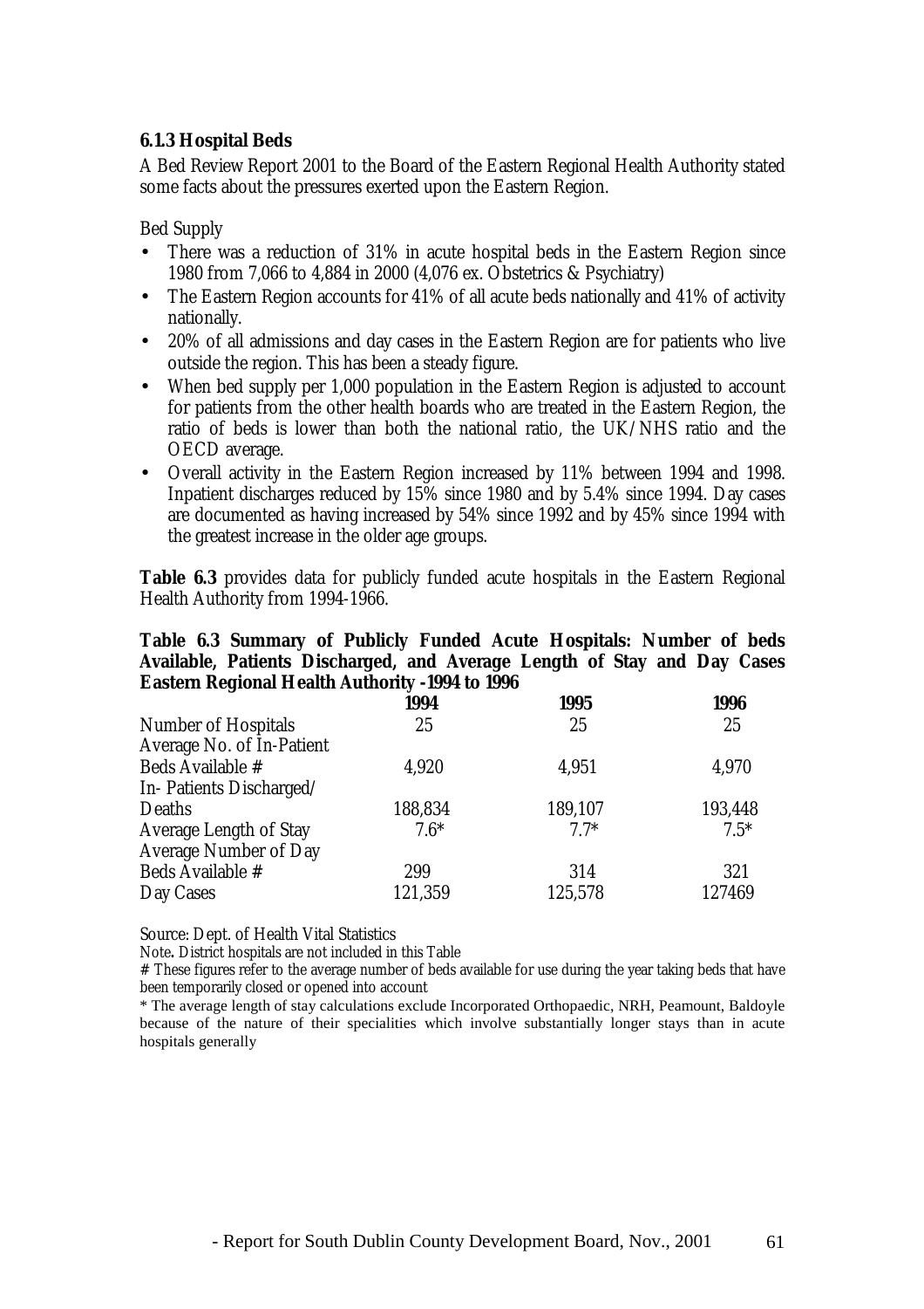### 6.1.3 Hospital Beds

A Bed Review Report 2001 to the Board of the Eastern Regional Health Authority stated some facts about the pressures exerted upon the Eastern Region.

Bed Supply

- There was a reduction of 31% in acute hospital beds in the Eastern Region since 1980 from 7,066 to 4,884 in 2000 (4,076 ex. Obstetrics & Psychiatry)
- The Eastern Region accounts for 41% of all acute beds nationally and 41% of activity nationally.
- 20% of all admissions and day cases in the Eastern Region are for patients who live outside the region. This has been a steady figure.
- When bed supply per 1,000 population in the Eastern Region is adjusted to account for patients from the other health boards who are treated in the Eastern Region, the ratio of beds is lower than both the national ratio, the UK/NHS ratio and the OECD average.
- Overall activity in the Eastern Region increased by 11% between 1994 and 1998. Inpatient discharges reduced by 15% since 1980 and by 5.4% since 1994. Day cases are documented as having increased by 54% since 1992 and by 45% since 1994 with the greatest increase in the older age groups.

**Table 6.3** provides data for publicly funded acute hospitals in the Eastern Regional Health Authority from 1994-1966.

**Table 6.3 Summary of Publicly Funded Acute Hospitals: Number of beds Available, Patients Discharged, and Average Length of Stay and Day Cases Eastern Regional Health Authority -1994 to 1996**

| | 1994 | 1995 | 1996 |
|---|---|---|---|
| Number of Hospitals | 25 | 25 | 25 |
| Average No. of In-Patient Beds Available # | 4,920 | 4,951 | 4,970 |
| In- Patients Discharged/ Deaths | 188,834 | 189,107 | 193,448 |
| Average Length of Stay | 7.6* | 7.7* | 7.5* |
| Average Number of Day Beds Available # | 299 | 314 | 321 |
| Day Cases | 121,359 | 125,578 | 127469 |

Source: Dept. of Health Vital Statistics

Note**.** District hospitals are not included in this Table

**#** These figures refer to the average number of beds available for use during the year taking beds that have been temporarily closed or opened into account

\* The average length of stay calculations exclude Incorporated Orthopaedic, NRH, Peamount, Baldoyle because of the nature of their specialities which involve substantially longer stays than in acute hospitals generally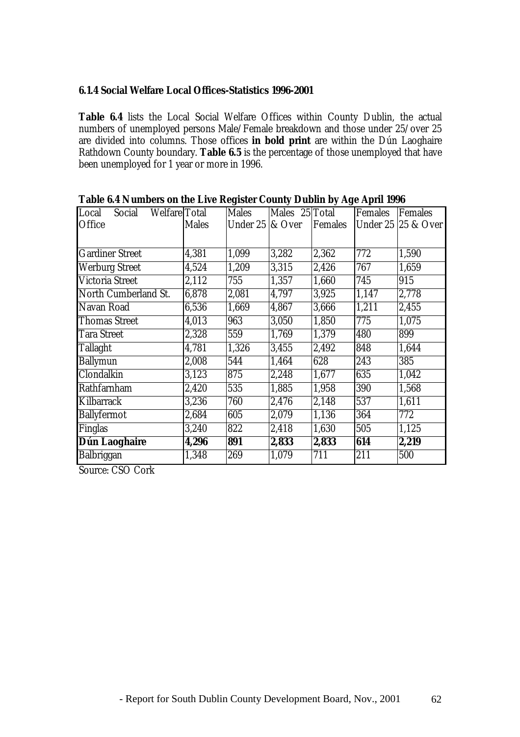### 6.1.4 Social Welfare Local Offices-Statistics 1996-2001

**Table 6.4** lists the Local Social Welfare Offices within County Dublin, the actual numbers of unemployed persons Male/Female breakdown and those under 25/over 25 are divided into columns. Those offices **in bold print** are within the Dún Laoghaire Rathdown County boundary. **Table 6.5** is the percentage of those unemployed that have been unemployed for 1 year or more in 1996.

**Table 6.4 Numbers on the Live Register County Dublin by Age April 1996**

| Local Social Welfare Office | Total Males | Males Under 25 | Males 25 & Over | Total Females | Females Under 25 | Females 25 & Over |
|---|---|---|---|---|---|---|
| Gardiner Street | 4,381 | 1,099 | 3,282 | 2,362 | 772 | 1,590 |
| Werburg Street | 4,524 | 1,209 | 3,315 | 2,426 | 767 | 1,659 |
| Victoria Street | 2,112 | 755 | 1,357 | 1,660 | 745 | 915 |
| North Cumberland St. | 6,878 | 2,081 | 4,797 | 3,925 | 1,147 | 2,778 |
| Navan Road | 6,536 | 1,669 | 4,867 | 3,666 | 1,211 | 2,455 |
| Thomas Street | 4,013 | 963 | 3,050 | 1,850 | 775 | 1,075 |
| Tara Street | 2,328 | 559 | 1,769 | 1,379 | 480 | 899 |
| Tallaght | 4,781 | 1,326 | 3,455 | 2,492 | 848 | 1,644 |
| Ballymun | 2,008 | 544 | 1,464 | 628 | 243 | 385 |
| Clondalkin | 3,123 | 875 | 2,248 | 1,677 | 635 | 1,042 |
| Rathfarnham | 2,420 | 535 | 1,885 | 1,958 | 390 | 1,568 |
| Kilbarrack | 3,236 | 760 | 2,476 | 2,148 | 537 | 1,611 |
| Ballyfermot | 2,684 | 605 | 2,079 | 1,136 | 364 | 772 |
| Finglas | 3,240 | 822 | 2,418 | 1,630 | 505 | 1,125 |
| **Dún Laoghaire** | **4,296** | **891** | **2,833** | **2,833** | **614** | **2,219** |
| Balbriggan | 1,348 | 269 | 1,079 | 711 | 211 | 500 |

Source: CSO Cork

- Report for South Dublin County Development Board, Nov., 2001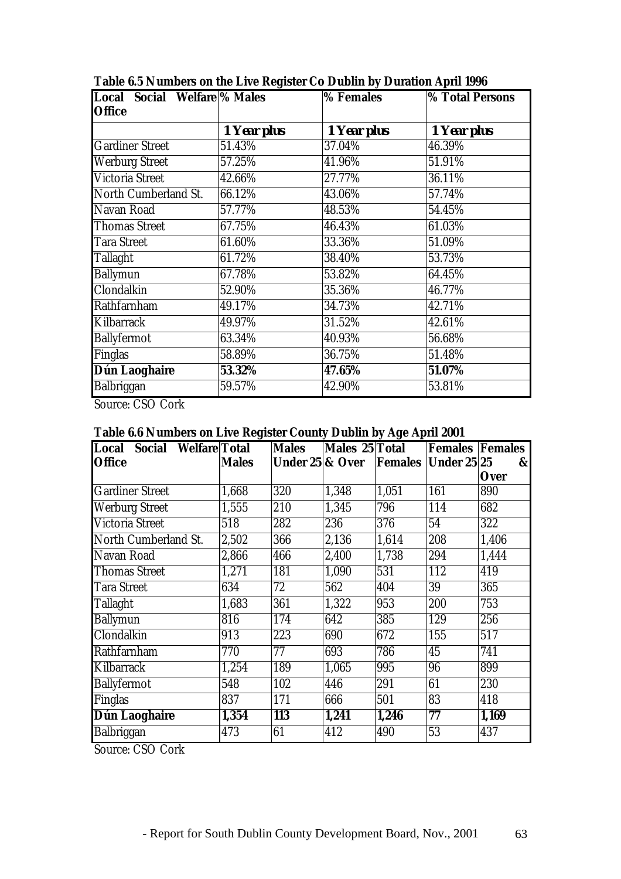**Table 6.5 Numbers on the Live Register Co Dublin by Duration April 1996**

| Local Social Welfare Office | % Males | % Females | % Total Persons |
|---|---|---|---|
| | ***1 Year plus*** | ***1 Year plus*** | ***1 Year plus*** |
| Gardiner Street | 51.43% | 37.04% | 46.39% |
| Werburg Street | 57.25% | 41.96% | 51.91% |
| Victoria Street | 42.66% | 27.77% | 36.11% |
| North Cumberland St. | 66.12% | 43.06% | 57.74% |
| Navan Road | 57.77% | 48.53% | 54.45% |
| Thomas Street | 67.75% | 46.43% | 61.03% |
| Tara Street | 61.60% | 33.36% | 51.09% |
| Tallaght | 61.72% | 38.40% | 53.73% |
| Ballymun | 67.78% | 53.82% | 64.45% |
| Clondalkin | 52.90% | 35.36% | 46.77% |
| Rathfarnham | 49.17% | 34.73% | 42.71% |
| Kilbarrack | 49.97% | 31.52% | 42.61% |
| Ballyfermot | 63.34% | 40.93% | 56.68% |
| Finglas | 58.89% | 36.75% | 51.48% |
| **Dún Laoghaire** | **53.32%** | **47.65%** | **51.07%** |
| Balbriggan | 59.57% | 42.90% | 53.81% |

Source: CSO Cork

**Table 6.6 Numbers on Live Register County Dublin by Age April 2001**

| Local Social Welfare Office | Total Males | Males Under 25 | Males 25 & Over | Total Females | Females Under 25 | Females 25 & Over |
|---|---|---|---|---|---|---|
| Gardiner Street | 1,668 | 320 | 1,348 | 1,051 | 161 | 890 |
| Werburg Street | 1,555 | 210 | 1,345 | 796 | 114 | 682 |
| Victoria Street | 518 | 282 | 236 | 376 | 54 | 322 |
| North Cumberland St. | 2,502 | 366 | 2,136 | 1,614 | 208 | 1,406 |
| Navan Road | 2,866 | 466 | 2,400 | 1,738 | 294 | 1,444 |
| Thomas Street | 1,271 | 181 | 1,090 | 531 | 112 | 419 |
| Tara Street | 634 | 72 | 562 | 404 | 39 | 365 |
| Tallaght | 1,683 | 361 | 1,322 | 953 | 200 | 753 |
| Ballymun | 816 | 174 | 642 | 385 | 129 | 256 |
| Clondalkin | 913 | 223 | 690 | 672 | 155 | 517 |
| Rathfarnham | 770 | 77 | 693 | 786 | 45 | 741 |
| Kilbarrack | 1,254 | 189 | 1,065 | 995 | 96 | 899 |
| Ballyfermot | 548 | 102 | 446 | 291 | 61 | 230 |
| Finglas | 837 | 171 | 666 | 501 | 83 | 418 |
| **Dún Laoghaire** | **1,354** | **113** | **1,241** | **1,246** | **77** | **1,169** |
| Balbriggan | 473 | 61 | 412 | 490 | 53 | 437 |

Source: CSO Cork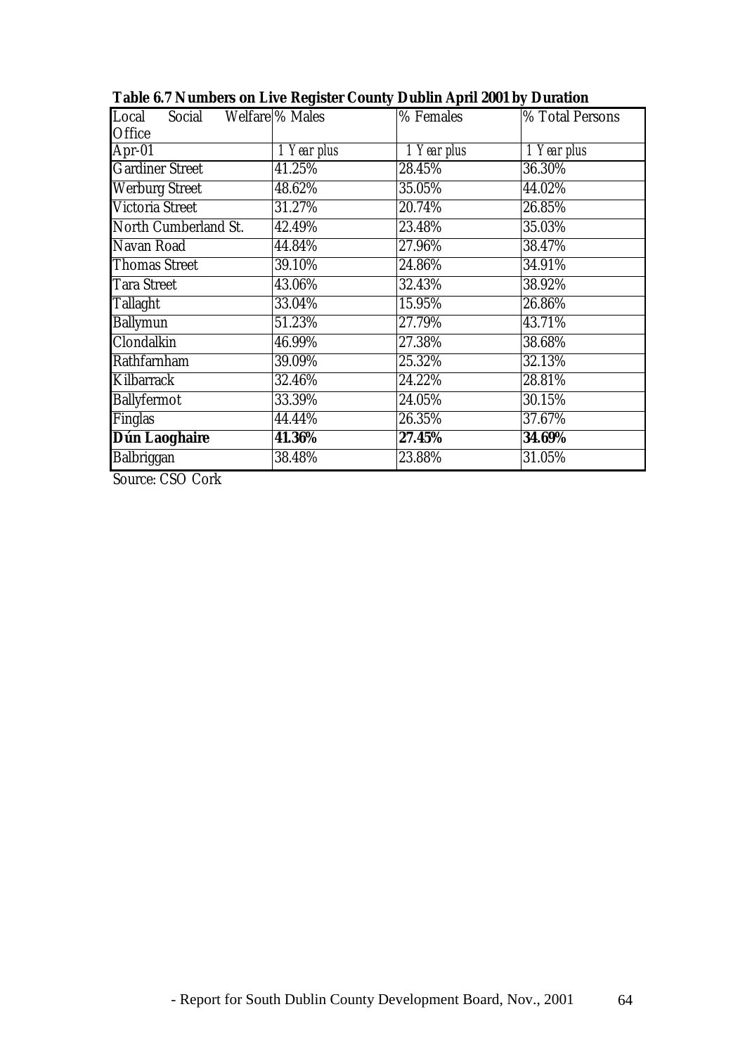**Table 6.7 Numbers on Live Register County Dublin April 2001 by Duration**

| Local Social Welfare Office | % Males | % Females | % Total Persons |
|---|---|---|---|
| Apr-01 | *1 Year plus* | *1 Year plus* | *1 Year plus* |
| Gardiner Street | 41.25% | 28.45% | 36.30% |
| Werburg Street | 48.62% | 35.05% | 44.02% |
| Victoria Street | 31.27% | 20.74% | 26.85% |
| North Cumberland St. | 42.49% | 23.48% | 35.03% |
| Navan Road | 44.84% | 27.96% | 38.47% |
| Thomas Street | 39.10% | 24.86% | 34.91% |
| Tara Street | 43.06% | 32.43% | 38.92% |
| Tallaght | 33.04% | 15.95% | 26.86% |
| Ballymun | 51.23% | 27.79% | 43.71% |
| Clondalkin | 46.99% | 27.38% | 38.68% |
| Rathfarnham | 39.09% | 25.32% | 32.13% |
| Kilbarrack | 32.46% | 24.22% | 28.81% |
| Ballyfermot | 33.39% | 24.05% | 30.15% |
| Finglas | 44.44% | 26.35% | 37.67% |
| **Dún Laoghaire** | **41.36%** | **27.45%** | **34.69%** |
| Balbriggan | 38.48% | 23.88% | 31.05% |

Source: CSO Cork

- Report for South Dublin County Development Board, Nov., 2001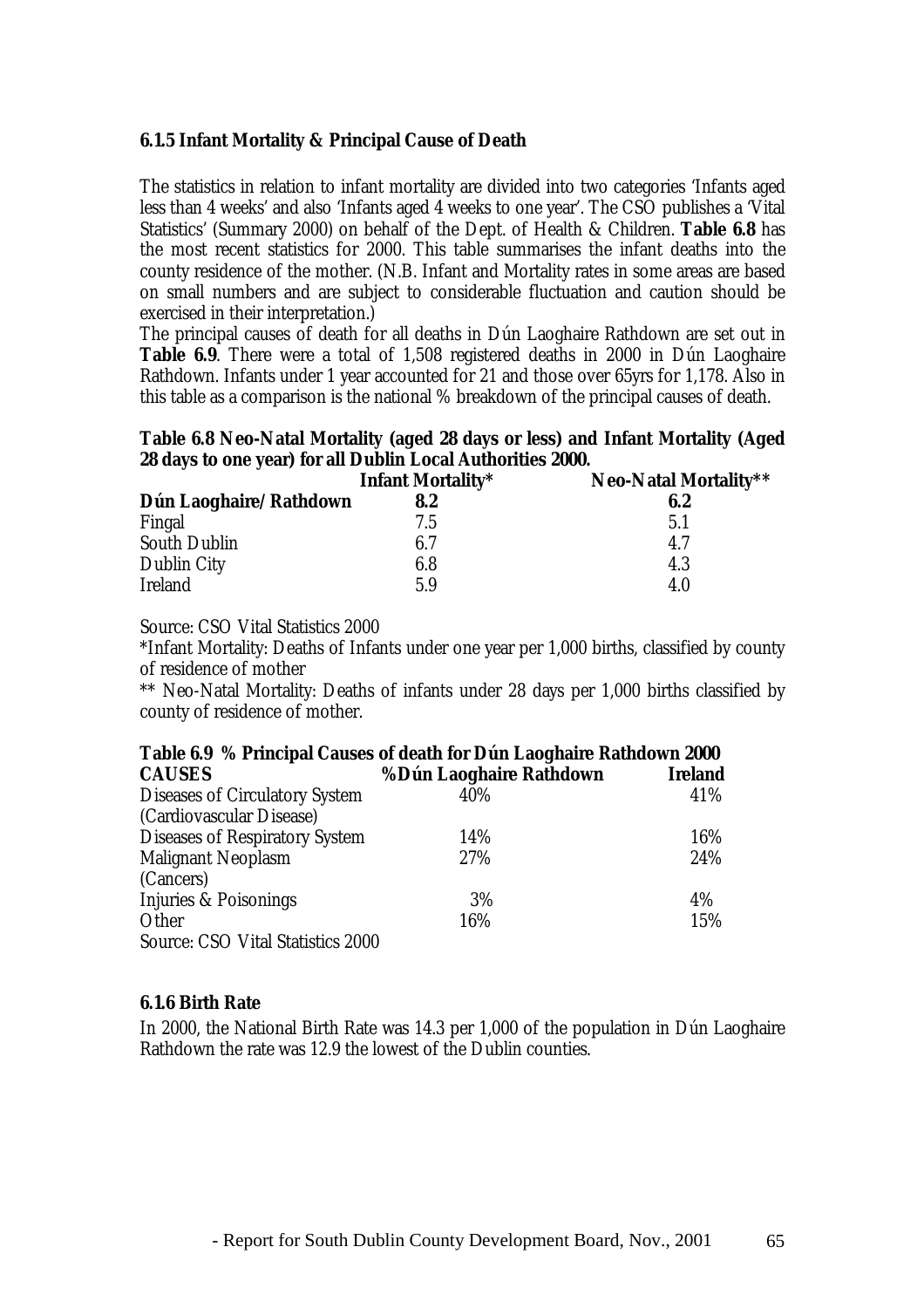### 6.1.5 Infant Mortality & Principal Cause of Death

The statistics in relation to infant mortality are divided into two categories 'Infants aged less than 4 weeks' and also 'Infants aged 4 weeks to one year'. The CSO publishes a 'Vital Statistics' (Summary 2000) on behalf of the Dept. of Health & Children. **Table 6.8** has the most recent statistics for 2000. This table summarises the infant deaths into the county residence of the mother. (N.B. Infant and Mortality rates in some areas are based on small numbers and are subject to considerable fluctuation and caution should be exercised in their interpretation.)

The principal causes of death for all deaths in Dún Laoghaire Rathdown are set out in **Table 6.9**. There were a total of 1,508 registered deaths in 2000 in Dún Laoghaire Rathdown. Infants under 1 year accounted for 21 and those over 65yrs for 1,178. Also in this table as a comparison is the national % breakdown of the principal causes of death.

**Table 6.8 Neo-Natal Mortality (aged 28 days or less) and Infant Mortality (Aged 28 days to one year) for all Dublin Local Authorities 2000.**

| | Infant Mortality* | Neo-Natal Mortality** |
|---|---|---|
| **Dún Laoghaire/Rathdown** | **8.2** | **6.2** |
| Fingal | 7.5 | 5.1 |
| South Dublin | 6.7 | 4.7 |
| Dublin City | 6.8 | 4.3 |
| Ireland | 5.9 | 4.0 |

Source: CSO Vital Statistics 2000

*Infant Mortality: Deaths of Infants under one year per 1,000 births, classified by county of residence of mother

** Neo-Natal Mortality: Deaths of infants under 28 days per 1,000 births classified by county of residence of mother.

**Table 6.9 % Principal Causes of death for Dún Laoghaire Rathdown 2000**

| CAUSES | %Dún Laoghaire Rathdown | Ireland |
|---|---|---|
| Diseases of Circulatory System (Cardiovascular Disease) | 40% | 41% |
| Diseases of Respiratory System | 14% | 16% |
| Malignant Neoplasm (Cancers) | 27% | 24% |
| Injuries & Poisonings | 3% | 4% |
| Other | 16% | 15% |

Source: CSO Vital Statistics 2000

### 6.1.6 Birth Rate

In 2000, the National Birth Rate was 14.3 per 1,000 of the population in Dún Laoghaire Rathdown the rate was 12.9 the lowest of the Dublin counties.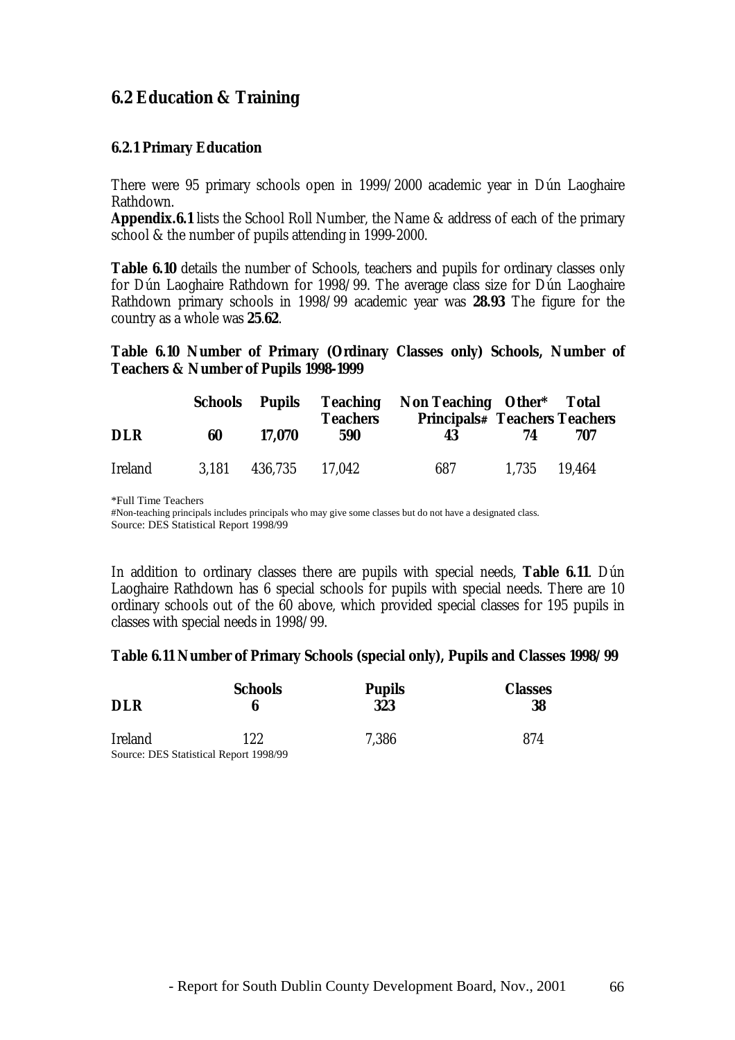## 6.2 Education & Training

### 6.2.1 Primary Education

There were 95 primary schools open in 1999/2000 academic year in Dún Laoghaire Rathdown.

**Appendix.6.1** lists the School Roll Number, the Name & address of each of the primary school & the number of pupils attending in 1999-2000.

**Table 6.10** details the number of Schools, teachers and pupils for ordinary classes only for Dún Laoghaire Rathdown for 1998/99. The average class size for Dún Laoghaire Rathdown primary schools in 1998/99 academic year was **28.93** The figure for the country as a whole was **25**.**62**.

**Table 6.10 Number of Primary (Ordinary Classes only) Schools, Number of Teachers & Number of Pupils 1998-1999**

| | Schools | Pupils | Teaching Teachers | Non Teaching Principals# | Other* Teachers | Total Teachers |
|---|---|---|---|---|---|---|
| **DLR** | **60** | **17,070** | **590** | **43** | **74** | **707** |
| Ireland | 3,181 | 436,735 | 17,042 | 687 | 1,735 | 19,464 |

*Full Time Teachers
#Non-teaching principals includes principals who may give some classes but do not have a designated class.
Source: DES Statistical Report 1998/99

In addition to ordinary classes there are pupils with special needs, **Table 6.11**. Dún Laoghaire Rathdown has 6 special schools for pupils with special needs. There are 10 ordinary schools out of the 60 above, which provided special classes for 195 pupils in classes with special needs in 1998/99.

**Table 6.11 Number of Primary Schools (special only), Pupils and Classes 1998/99**

| | Schools | Pupils | Classes |
|---|---|---|---|
| **DLR** | **6** | **323** | **38** |
| Ireland | 122 | 7,386 | 874 |

Source: DES Statistical Report 1998/99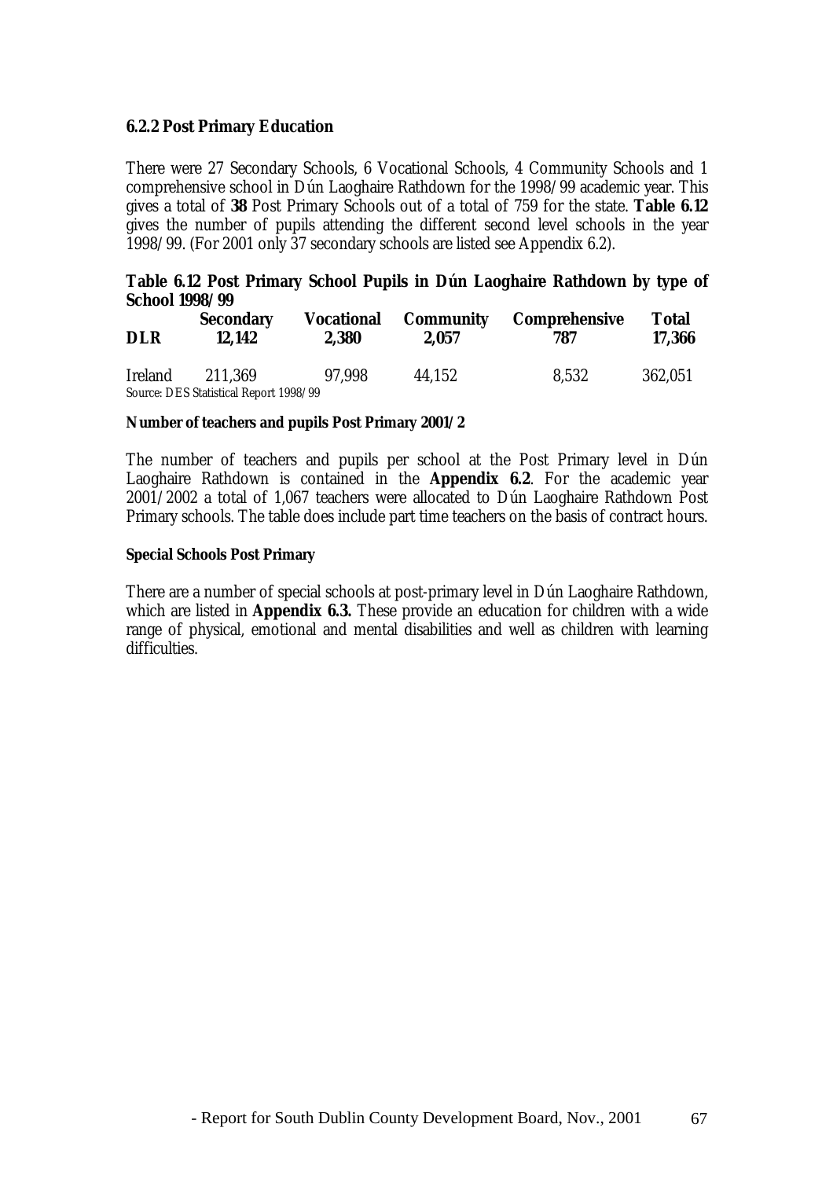### 6.2.2 Post Primary Education

There were 27 Secondary Schools, 6 Vocational Schools, 4 Community Schools and 1 comprehensive school in Dún Laoghaire Rathdown for the 1998/99 academic year. This gives a total of **38** Post Primary Schools out of a total of 759 for the state. **Table 6.12** gives the number of pupils attending the different second level schools in the year 1998/99. (For 2001 only 37 secondary schools are listed see Appendix 6.2).

**Table 6.12 Post Primary School Pupils in Dún Laoghaire Rathdown by type of School 1998/99**

| | Secondary | Vocational | Community | Comprehensive | Total |
|---|---|---|---|---|---|
| **DLR** | **12,142** | **2,380** | **2,057** | **787** | **17,366** |
| Ireland | 211,369 | 97,998 | 44,152 | 8,532 | 362,051 |

Source: DES Statistical Report 1998/99

**Number of teachers and pupils Post Primary 2001/2**

The number of teachers and pupils per school at the Post Primary level in Dún Laoghaire Rathdown is contained in the **Appendix 6.2**. For the academic year 2001/2002 a total of 1,067 teachers were allocated to Dún Laoghaire Rathdown Post Primary schools. The table does include part time teachers on the basis of contract hours.

**Special Schools Post Primary**

There are a number of special schools at post-primary level in Dún Laoghaire Rathdown, which are listed in **Appendix 6.3.** These provide an education for children with a wide range of physical, emotional and mental disabilities and well as children with learning difficulties.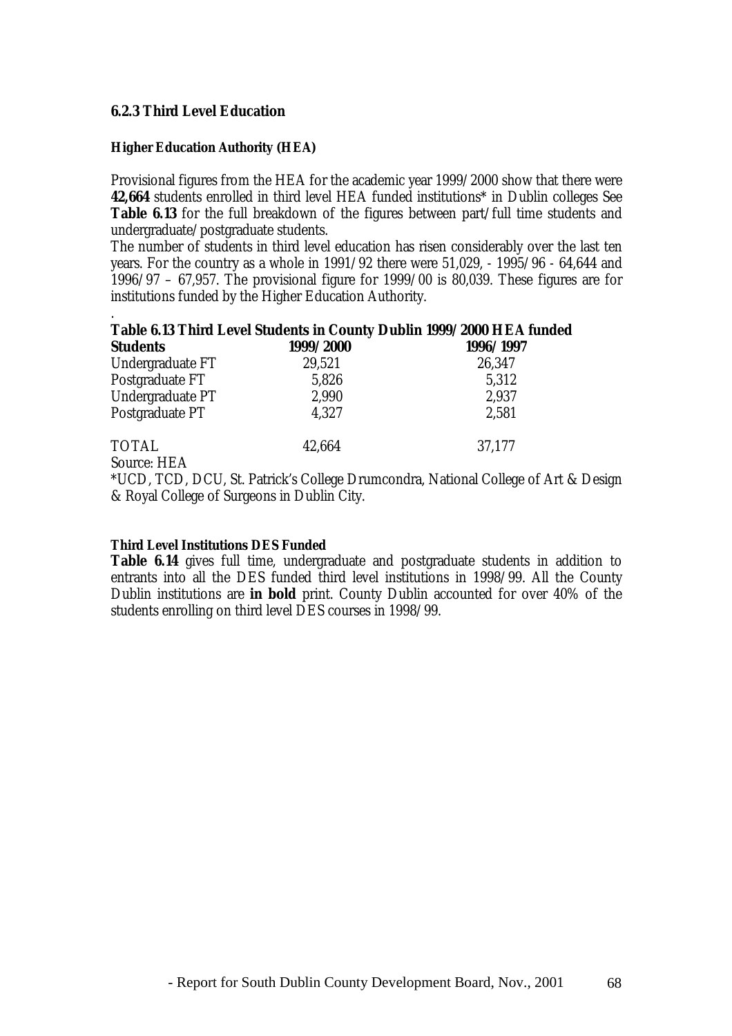### 6.2.3 Third Level Education

**Higher Education Authority (HEA)**

Provisional figures from the HEA for the academic year 1999/2000 show that there were **42,664** students enrolled in third level HEA funded institutions* in Dublin colleges See **Table 6.13** for the full breakdown of the figures between part/full time students and undergraduate/postgraduate students.

The number of students in third level education has risen considerably over the last ten years. For the country as a whole in 1991/92 there were 51,029, - 1995/96 - 64,644 and 1996/97 – 67,957. The provisional figure for 1999/00 is 80,039. These figures are for institutions funded by the Higher Education Authority.

.

**Table 6.13 Third Level Students in County Dublin 1999/2000 HEA funded**

| Students | 1999/2000 | 1996/1997 |
|---|---|---|
| Undergraduate FT | 29,521 | 26,347 |
| Postgraduate FT | 5,826 | 5,312 |
| Undergraduate PT | 2,990 | 2,937 |
| Postgraduate PT | 4,327 | 2,581 |
| TOTAL | 42,664 | 37,177 |

Source: HEA

*UCD, TCD, DCU, St. Patrick's College Drumcondra, National College of Art & Design & Royal College of Surgeons in Dublin City.

**Third Level Institutions DES Funded**

**Table 6.14** gives full time, undergraduate and postgraduate students in addition to entrants into all the DES funded third level institutions in 1998/99. All the County Dublin institutions are **in bold** print. County Dublin accounted for over 40% of the students enrolling on third level DES courses in 1998/99.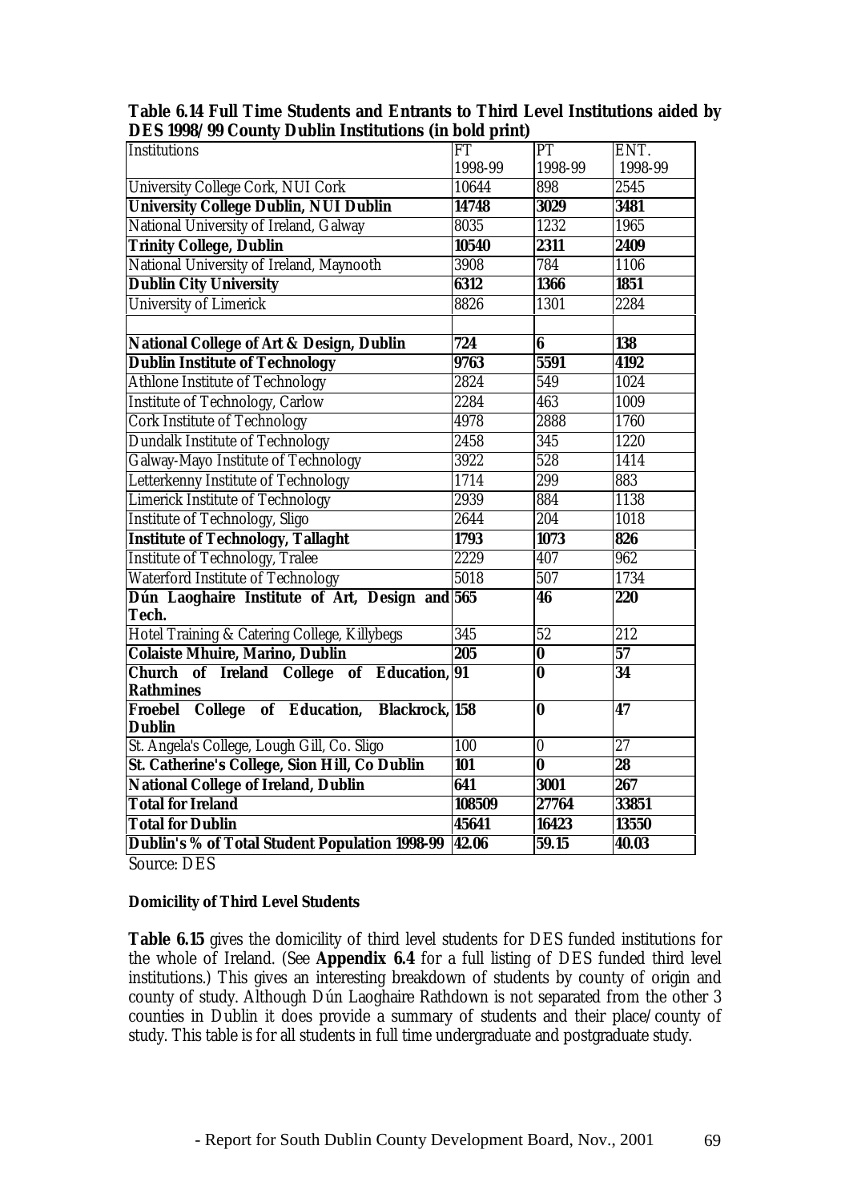**Table 6.14 Full Time Students and Entrants to Third Level Institutions aided by DES 1998/99 County Dublin Institutions (in bold print)**

| Institutions | FT 1998-99 | PT 1998-99 | ENT. 1998-99 |
|---|---|---|---|
| University College Cork, NUI Cork | 10644 | 898 | 2545 |
| **University College Dublin, NUI Dublin** | **14748** | **3029** | **3481** |
| National University of Ireland, Galway | 8035 | 1232 | 1965 |
| **Trinity College, Dublin** | **10540** | **2311** | **2409** |
| National University of Ireland, Maynooth | 3908 | 784 | 1106 |
| **Dublin City University** | **6312** | **1366** | **1851** |
| University of Limerick | 8826 | 1301 | 2284 |
| | | | |
| **National College of Art & Design, Dublin** | **724** | **6** | **138** |
| **Dublin Institute of Technology** | **9763** | **5591** | **4192** |
| Athlone Institute of Technology | 2824 | 549 | 1024 |
| Institute of Technology, Carlow | 2284 | 463 | 1009 |
| Cork Institute of Technology | 4978 | 2888 | 1760 |
| Dundalk Institute of Technology | 2458 | 345 | 1220 |
| Galway-Mayo Institute of Technology | 3922 | 528 | 1414 |
| Letterkenny Institute of Technology | 1714 | 299 | 883 |
| Limerick Institute of Technology | 2939 | 884 | 1138 |
| Institute of Technology, Sligo | 2644 | 204 | 1018 |
| **Institute of Technology, Tallaght** | **1793** | **1073** | **826** |
| Institute of Technology, Tralee | 2229 | 407 | 962 |
| Waterford Institute of Technology | 5018 | 507 | 1734 |
| **Dún Laoghaire Institute of Art, Design and Tech.** | **565** | **46** | **220** |
| Hotel Training & Catering College, Killybegs | 345 | 52 | 212 |
| **Colaiste Mhuire, Marino, Dublin** | **205** | **0** | **57** |
| **Church of Ireland College of Education, Rathmines** | **91** | **0** | **34** |
| **Froebel College of Education, Blackrock, Dublin** | **158** | **0** | **47** |
| St. Angela's College, Lough Gill, Co. Sligo | 100 | 0 | 27 |
| **St. Catherine's College, Sion Hill, Co Dublin** | **101** | **0** | **28** |
| **National College of Ireland, Dublin** | **641** | **3001** | **267** |
| **Total for Ireland** | **108509** | **27764** | **33851** |
| **Total for Dublin** | **45641** | **16423** | **13550** |
| **Dublin's % of Total Student Population 1998-99** | **42.06** | **59.15** | **40.03** |

Source: DES

**Domicility of Third Level Students**

**Table 6.15** gives the domicility of third level students for DES funded institutions for the whole of Ireland. (See **Appendix 6.4** for a full listing of DES funded third level institutions.) This gives an interesting breakdown of students by county of origin and county of study. Although Dún Laoghaire Rathdown is not separated from the other 3 counties in Dublin it does provide a summary of students and their place/county of study. This table is for all students in full time undergraduate and postgraduate study.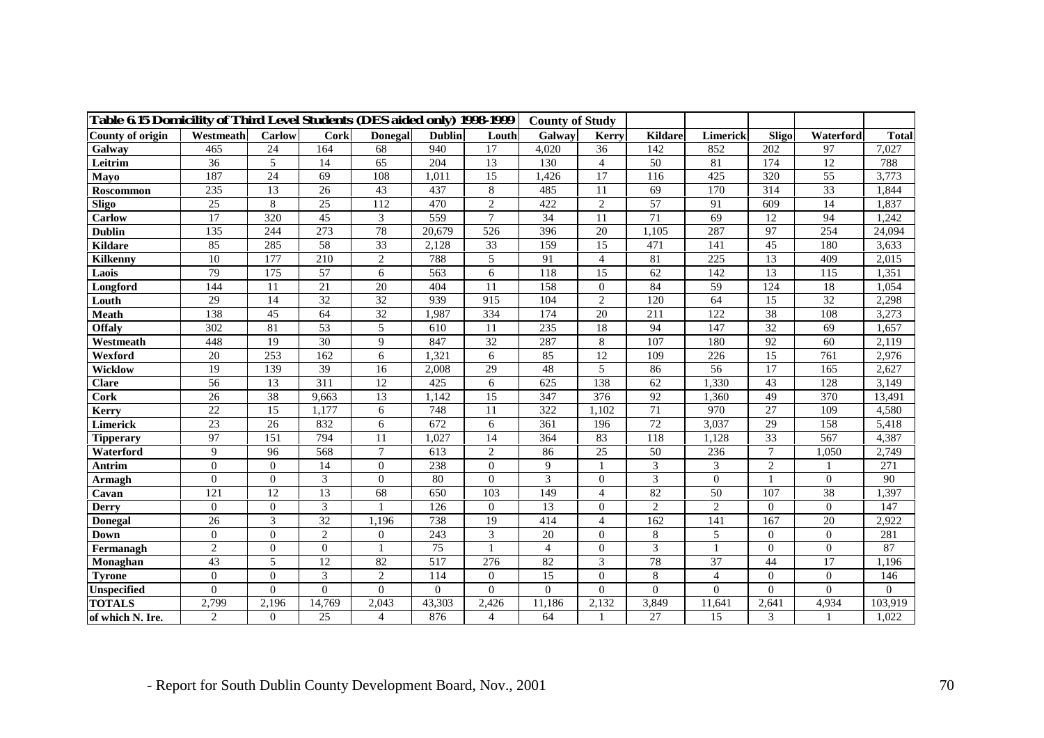**Table 6.15 Domicility of Third Level Students (DES aided only) 1998-1999**

| | County of Study | | | | | | | | | | | | |
|---|---|---|---|---|---|---|---|---|---|---|---|---|---|
| **County of origin** | **Westmeath** | **Carlow** | **Cork** | **Donegal** | **Dublin** | **Louth** | **Galway** | **Kerry** | **Kildare** | **Limerick** | **Sligo** | **Waterford** | **Total** |
| **Galway** | 465 | 24 | 164 | 68 | 940 | 17 | 4,020 | 36 | 142 | 852 | 202 | 97 | 7,027 |
| **Leitrim** | 36 | 5 | 14 | 65 | 204 | 13 | 130 | 4 | 50 | 81 | 174 | 12 | 788 |
| **Mayo** | 187 | 24 | 69 | 108 | 1,011 | 15 | 1,426 | 17 | 116 | 425 | 320 | 55 | 3,773 |
| **Roscommon** | 235 | 13 | 26 | 43 | 437 | 8 | 485 | 11 | 69 | 170 | 314 | 33 | 1,844 |
| **Sligo** | 25 | 8 | 25 | 112 | 470 | 2 | 422 | 2 | 57 | 91 | 609 | 14 | 1,837 |
| **Carlow** | 17 | 320 | 45 | 3 | 559 | 7 | 34 | 11 | 71 | 69 | 12 | 94 | 1,242 |
| **Dublin** | 135 | 244 | 273 | 78 | 20,679 | 526 | 396 | 20 | 1,105 | 287 | 97 | 254 | 24,094 |
| **Kildare** | 85 | 285 | 58 | 33 | 2,128 | 33 | 159 | 15 | 471 | 141 | 45 | 180 | 3,633 |
| **Kilkenny** | 10 | 177 | 210 | 2 | 788 | 5 | 91 | 4 | 81 | 225 | 13 | 409 | 2,015 |
| **Laois** | 79 | 175 | 57 | 6 | 563 | 6 | 118 | 15 | 62 | 142 | 13 | 115 | 1,351 |
| **Longford** | 144 | 11 | 21 | 20 | 404 | 11 | 158 | 0 | 84 | 59 | 124 | 18 | 1,054 |
| **Louth** | 29 | 14 | 32 | 32 | 939 | 915 | 104 | 2 | 120 | 64 | 15 | 32 | 2,298 |
| **Meath** | 138 | 45 | 64 | 32 | 1,987 | 334 | 174 | 20 | 211 | 122 | 38 | 108 | 3,273 |
| **Offaly** | 302 | 81 | 53 | 5 | 610 | 11 | 235 | 18 | 94 | 147 | 32 | 69 | 1,657 |
| **Westmeath** | 448 | 19 | 30 | 9 | 847 | 32 | 287 | 8 | 107 | 180 | 92 | 60 | 2,119 |
| **Wexford** | 20 | 253 | 162 | 6 | 1,321 | 6 | 85 | 12 | 109 | 226 | 15 | 761 | 2,976 |
| **Wicklow** | 19 | 139 | 39 | 16 | 2,008 | 29 | 48 | 5 | 86 | 56 | 17 | 165 | 2,627 |
| **Clare** | 56 | 13 | 311 | 12 | 425 | 6 | 625 | 138 | 62 | 1,330 | 43 | 128 | 3,149 |
| **Cork** | 26 | 38 | 9,663 | 13 | 1,142 | 15 | 347 | 376 | 92 | 1,360 | 49 | 370 | 13,491 |
| **Kerry** | 22 | 15 | 1,177 | 6 | 748 | 11 | 322 | 1,102 | 71 | 970 | 27 | 109 | 4,580 |
| **Limerick** | 23 | 26 | 832 | 6 | 672 | 6 | 361 | 196 | 72 | 3,037 | 29 | 158 | 5,418 |
| **Tipperary** | 97 | 151 | 794 | 11 | 1,027 | 14 | 364 | 83 | 118 | 1,128 | 33 | 567 | 4,387 |
| **Waterford** | 9 | 96 | 568 | 7 | 613 | 2 | 86 | 25 | 50 | 236 | 7 | 1,050 | 2,749 |
| **Antrim** | 0 | 0 | 14 | 0 | 238 | 0 | 9 | 1 | 3 | 3 | 2 | 1 | 271 |
| **Armagh** | 0 | 0 | 3 | 0 | 80 | 0 | 3 | 0 | 3 | 0 | 1 | 0 | 90 |
| **Cavan** | 121 | 12 | 13 | 68 | 650 | 103 | 149 | 4 | 82 | 50 | 107 | 38 | 1,397 |
| **Derry** | 0 | 0 | 3 | 1 | 126 | 0 | 13 | 0 | 2 | 2 | 0 | 0 | 147 |
| **Donegal** | 26 | 3 | 32 | 1,196 | 738 | 19 | 414 | 4 | 162 | 141 | 167 | 20 | 2,922 |
| **Down** | 0 | 0 | 2 | 0 | 243 | 3 | 20 | 0 | 8 | 5 | 0 | 0 | 281 |
| **Fermanagh** | 2 | 0 | 0 | 1 | 75 | 1 | 4 | 0 | 3 | 1 | 0 | 0 | 87 |
| **Monaghan** | 43 | 5 | 12 | 82 | 517 | 276 | 82 | 3 | 78 | 37 | 44 | 17 | 1,196 |
| **Tyrone** | 0 | 0 | 3 | 2 | 114 | 0 | 15 | 0 | 8 | 4 | 0 | 0 | 146 |
| **Unspecified** | 0 | 0 | 0 | 0 | 0 | 0 | 0 | 0 | 0 | 0 | 0 | 0 | 0 |
| **TOTALS** | 2,799 | 2,196 | 14,769 | 2,043 | 43,303 | 2,426 | 11,186 | 2,132 | 3,849 | 11,641 | 2,641 | 4,934 | 103,919 |
| **of which N. Ire.** | 2 | 0 | 25 | 4 | 876 | 4 | 64 | 1 | 27 | 15 | 3 | 1 | 1,022 |

- Report for South Dublin County Development Board, Nov., 2001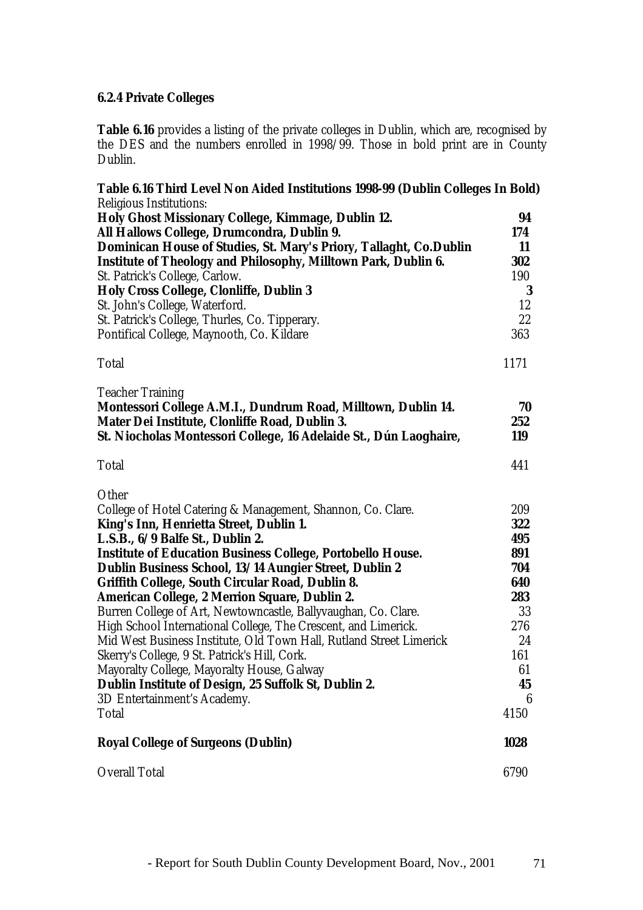### 6.2.4 Private Colleges

**Table 6.16** provides a listing of the private colleges in Dublin, which are, recognised by the DES and the numbers enrolled in 1998/99. Those in bold print are in County Dublin.

**Table 6.16 Third Level Non Aided Institutions 1998-99 (Dublin Colleges In Bold)**

| Institution | Number |
|---|---|
| Religious Institutions: | |
| **Holy Ghost Missionary College, Kimmage, Dublin 12.** | **94** |
| **All Hallows College, Drumcondra, Dublin 9.** | **174** |
| **Dominican House of Studies, St. Mary's Priory, Tallaght, Co.Dublin** | **11** |
| **Institute of Theology and Philosophy, Milltown Park, Dublin 6.** | **302** |
| St. Patrick's College, Carlow. | 190 |
| **Holy Cross College, Clonliffe, Dublin 3** | **3** |
| St. John's College, Waterford. | 12 |
| St. Patrick's College, Thurles, Co. Tipperary. | 22 |
| Pontifical College, Maynooth, Co. Kildare | 363 |
| Total | 1171 |
| Teacher Training | |
| **Montessori College A.M.I., Dundrum Road, Milltown, Dublin 14.** | **70** |
| **Mater Dei Institute, Clonliffe Road, Dublin 3.** | **252** |
| **St. Niocholas Montessori College, 16 Adelaide St., Dún Laoghaire,** | **119** |
| Total | 441 |
| Other | |
| College of Hotel Catering & Management, Shannon, Co. Clare. | 209 |
| **King's Inn, Henrietta Street, Dublin 1.** | **322** |
| **L.S.B., 6/9 Balfe St., Dublin 2.** | **495** |
| **Institute of Education Business College, Portobello House.** | **891** |
| **Dublin Business School, 13/14 Aungier Street, Dublin 2** | **704** |
| **Griffith College, South Circular Road, Dublin 8.** | **640** |
| **American College, 2 Merrion Square, Dublin 2.** | **283** |
| Burren College of Art, Newtowncastle, Ballyvaughan, Co. Clare. | 33 |
| High School International College, The Crescent, and Limerick. | 276 |
| Mid West Business Institute, Old Town Hall, Rutland Street Limerick | 24 |
| Skerry's College, 9 St. Patrick's Hill, Cork. | 161 |
| Mayoralty College, Mayoralty House, Galway | 61 |
| **Dublin Institute of Design, 25 Suffolk St, Dublin 2.** | **45** |
| 3D Entertainment's Academy. | 6 |
| Total | 4150 |
| **Royal College of Surgeons (Dublin)** | **1028** |
| Overall Total | 6790 |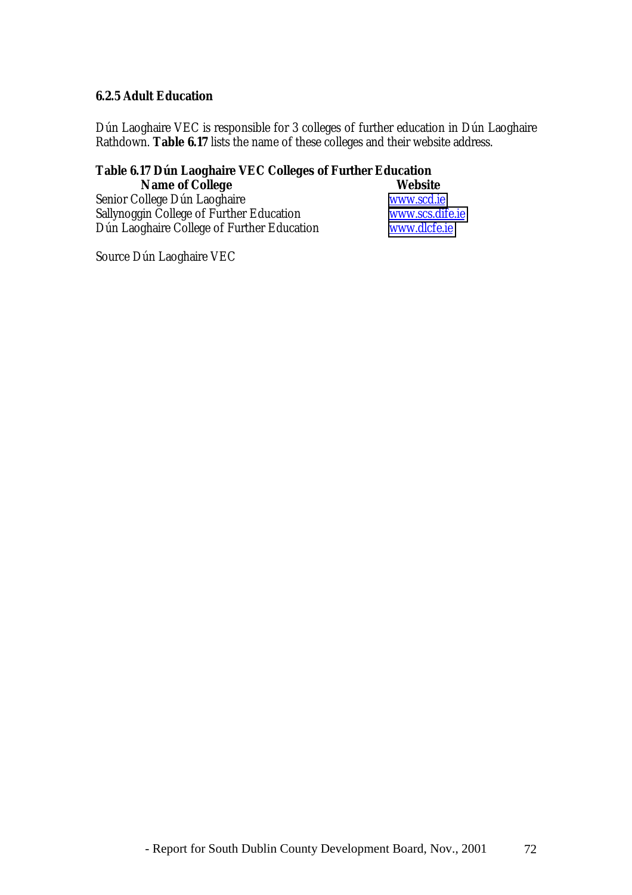### 6.2.5 Adult Education

Dún Laoghaire VEC is responsible for 3 colleges of further education in Dún Laoghaire Rathdown. **Table 6.17** lists the name of these colleges and their website address.

**Table 6.17 Dún Laoghaire VEC Colleges of Further Education**

| Name of College | Website |
|---|---|
| Senior College Dún Laoghaire | www.scd.ie |
| Sallynoggin College of Further Education | www.scs.dife.ie |
| Dún Laoghaire College of Further Education | www.dlcfe.ie |

Source Dún Laoghaire VEC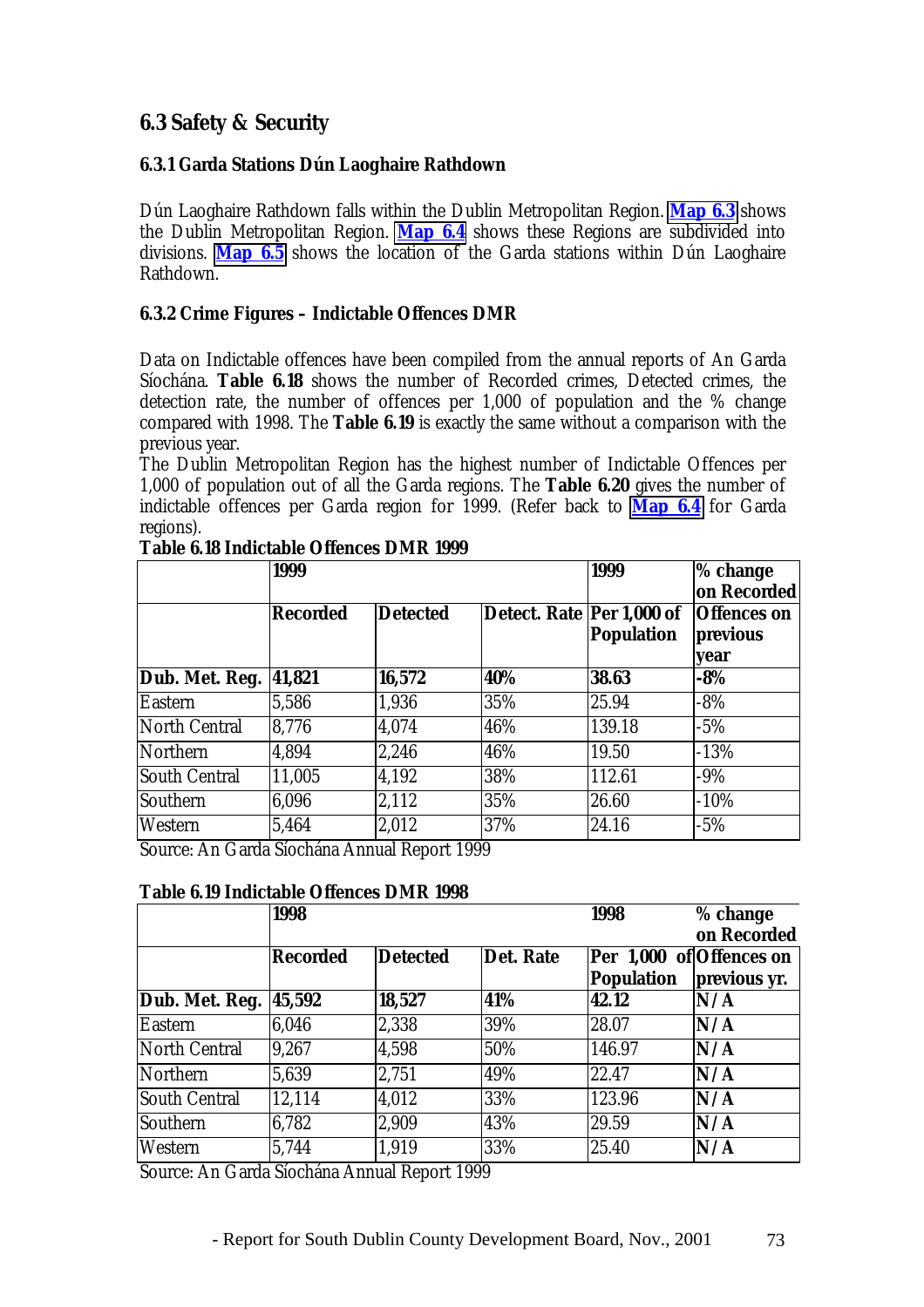## 6.3 Safety & Security

### 6.3.1 Garda Stations Dún Laoghaire Rathdown

Dún Laoghaire Rathdown falls within the Dublin Metropolitan Region. **Map 6.3** shows the Dublin Metropolitan Region. **Map 6.4** shows these Regions are subdivided into divisions. **Map 6.5** shows the location of the Garda stations within Dún Laoghaire Rathdown.

### 6.3.2 Crime Figures – Indictable Offences DMR

Data on Indictable offences have been compiled from the annual reports of An Garda Síochána. **Table 6.18** shows the number of Recorded crimes, Detected crimes, the detection rate, the number of offences per 1,000 of population and the % change compared with 1998. The **Table 6.19** is exactly the same without a comparison with the previous year.

The Dublin Metropolitan Region has the highest number of Indictable Offences per 1,000 of population out of all the Garda regions. The **Table 6.20** gives the number of indictable offences per Garda region for 1999. (Refer back to **Map 6.4** for Garda regions).

**Table 6.18 Indictable Offences DMR 1999**

| | **1999** | | | **1999** | **% change on Recorded** |
|---|---|---|---|---|---|
| | **Recorded** | **Detected** | **Detect. Rate** | **Per 1,000 of Population** | **Offences on previous year** |
| **Dub. Met. Reg.** | **41,821** | **16,572** | **40%** | **38.63** | **-8%** |
| Eastern | 5,586 | 1,936 | 35% | 25.94 | -8% |
| North Central | 8,776 | 4,074 | 46% | 139.18 | -5% |
| Northern | 4,894 | 2,246 | 46% | 19.50 | -13% |
| South Central | 11,005 | 4,192 | 38% | 112.61 | -9% |
| Southern | 6,096 | 2,112 | 35% | 26.60 | -10% |
| Western | 5,464 | 2,012 | 37% | 24.16 | -5% |

Source: An Garda Síochána Annual Report 1999

**Table 6.19 Indictable Offences DMR 1998**

| | **1998** | | | **1998** | **% change on Recorded** |
|---|---|---|---|---|---|
| | **Recorded** | **Detected** | **Det. Rate** | **Per 1,000 of Population** | **Offences on previous yr.** |
| **Dub. Met. Reg.** | **45,592** | **18,527** | **41%** | **42.12** | **N/A** |
| Eastern | 6,046 | 2,338 | 39% | 28.07 | **N/A** |
| North Central | 9,267 | 4,598 | 50% | 146.97 | **N/A** |
| Northern | 5,639 | 2,751 | 49% | 22.47 | **N/A** |
| South Central | 12,114 | 4,012 | 33% | 123.96 | **N/A** |
| Southern | 6,782 | 2,909 | 43% | 29.59 | **N/A** |
| Western | 5,744 | 1,919 | 33% | 25.40 | **N/A** |

Source: An Garda Síochána Annual Report 1999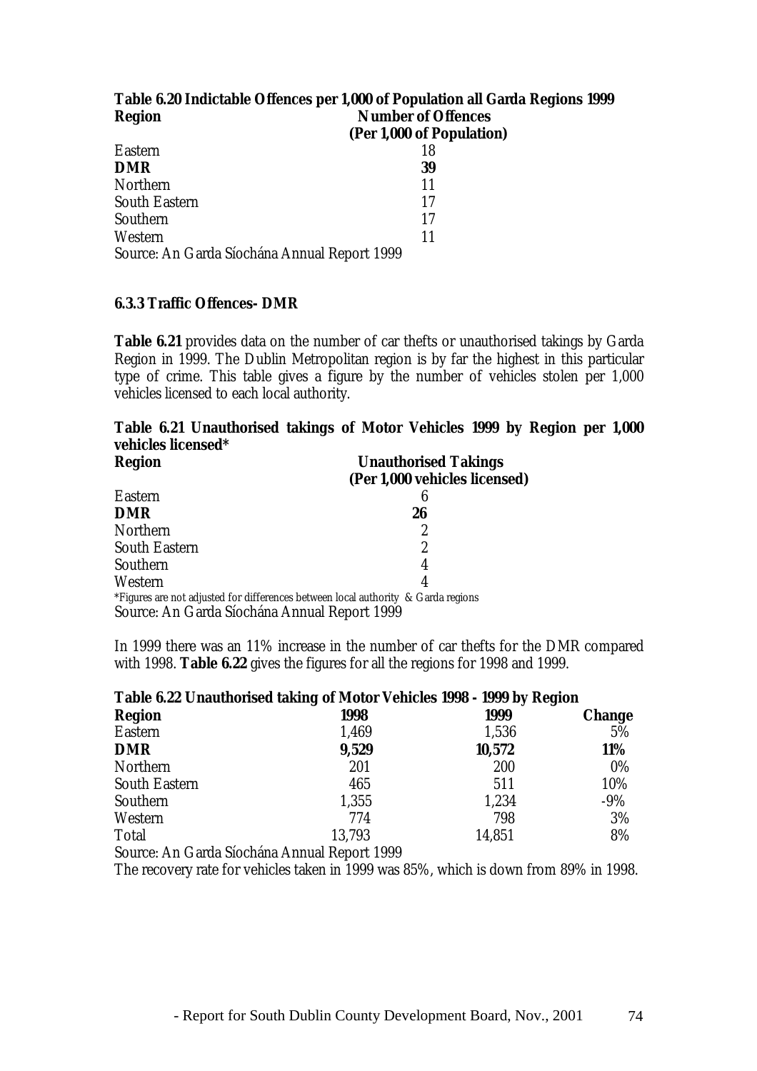**Table 6.20 Indictable Offences per 1,000 of Population all Garda Regions 1999**

| Region | Number of Offences (Per 1,000 of Population) |
|---|---|
| Eastern | 18 |
| **DMR** | **39** |
| Northern | 11 |
| South Eastern | 17 |
| Southern | 17 |
| Western | 11 |

Source: An Garda Síochána Annual Report 1999

### 6.3.3 Traffic Offences- DMR

**Table 6.21** provides data on the number of car thefts or unauthorised takings by Garda Region in 1999. The Dublin Metropolitan region is by far the highest in this particular type of crime. This table gives a figure by the number of vehicles stolen per 1,000 vehicles licensed to each local authority.

**Table 6.21 Unauthorised takings of Motor Vehicles 1999 by Region per 1,000 vehicles licensed***

| Region | Unauthorised Takings (Per 1,000 vehicles licensed) |
|---|---|
| Eastern | 6 |
| **DMR** | **26** |
| Northern | 2 |
| South Eastern | 2 |
| Southern | 4 |
| Western | 4 |

*Figures are not adjusted for differences between local authority & Garda regions

Source: An Garda Síochána Annual Report 1999

In 1999 there was an 11% increase in the number of car thefts for the DMR compared with 1998. **Table 6.22** gives the figures for all the regions for 1998 and 1999.

**Table 6.22 Unauthorised taking of Motor Vehicles 1998 - 1999 by Region**

| Region | 1998 | 1999 | Change |
|---|---|---|---|
| Eastern | 1,469 | 1,536 | 5% |
| **DMR** | **9,529** | **10,572** | **11%** |
| Northern | 201 | 200 | 0% |
| South Eastern | 465 | 511 | 10% |
| Southern | 1,355 | 1,234 | -9% |
| Western | 774 | 798 | 3% |
| Total | 13,793 | 14,851 | 8% |

Source: An Garda Síochána Annual Report 1999

The recovery rate for vehicles taken in 1999 was 85%, which is down from 89% in 1998.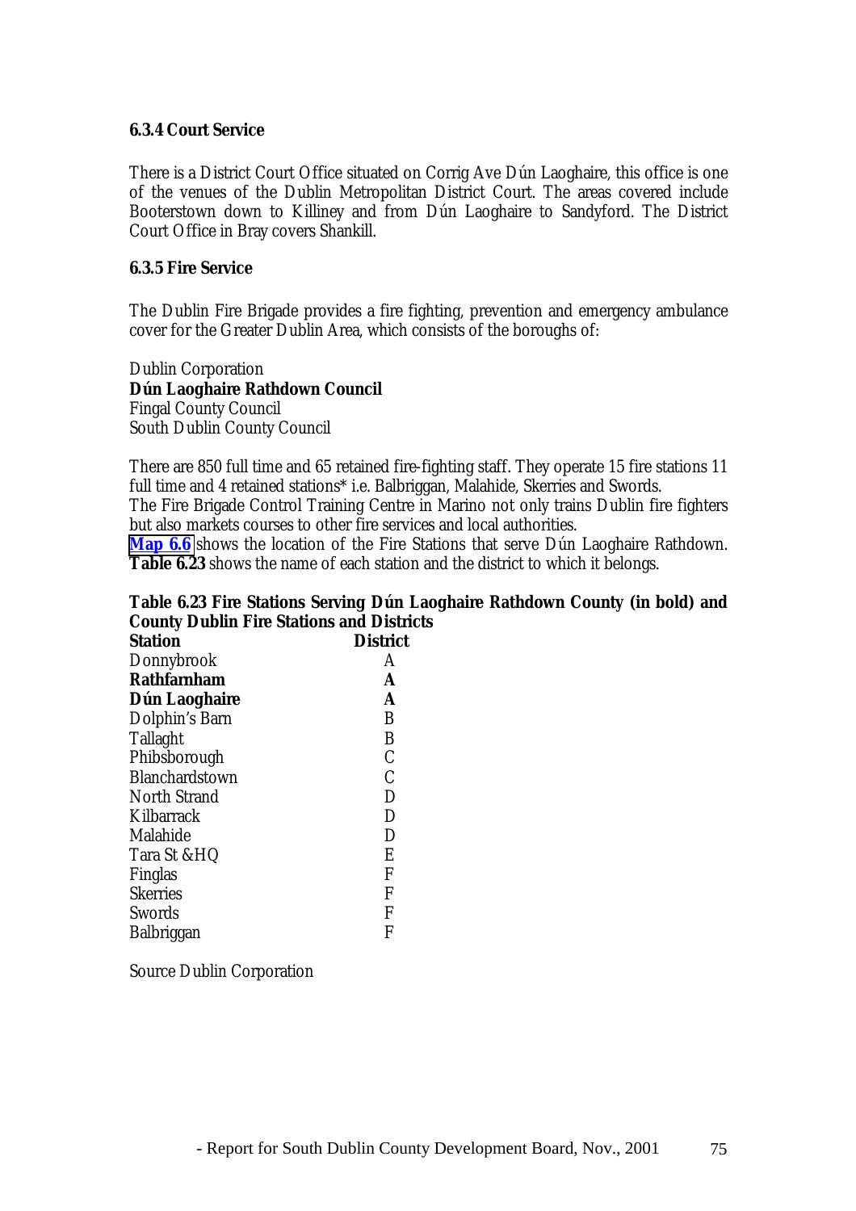### 6.3.4 Court Service

There is a District Court Office situated on Corrig Ave Dún Laoghaire, this office is one of the venues of the Dublin Metropolitan District Court. The areas covered include Booterstown down to Killiney and from Dún Laoghaire to Sandyford. The District Court Office in Bray covers Shankill.

### 6.3.5 Fire Service

The Dublin Fire Brigade provides a fire fighting, prevention and emergency ambulance cover for the Greater Dublin Area, which consists of the boroughs of:

Dublin Corporation
**Dún Laoghaire Rathdown Council**
Fingal County Council
South Dublin County Council

There are 850 full time and 65 retained fire-fighting staff. They operate 15 fire stations 11 full time and 4 retained stations* i.e. Balbriggan, Malahide, Skerries and Swords.
The Fire Brigade Control Training Centre in Marino not only trains Dublin fire fighters but also markets courses to other fire services and local authorities.
**Map 6.6** shows the location of the Fire Stations that serve Dún Laoghaire Rathdown. **Table 6.23** shows the name of each station and the district to which it belongs.

**Table 6.23 Fire Stations Serving Dún Laoghaire Rathdown County (in bold) and County Dublin Fire Stations and Districts**

| Station | District |
|---|---|
| Donnybrook | A |
| **Rathfarnham** | **A** |
| **Dún Laoghaire** | **A** |
| Dolphin's Barn | B |
| Tallaght | B |
| Phibsborough | C |
| Blanchardstown | C |
| North Strand | D |
| Kilbarrack | D |
| Malahide | D |
| Tara St &HQ | E |
| Finglas | F |
| Skerries | F |
| Swords | F |
| Balbriggan | F |

Source Dublin Corporation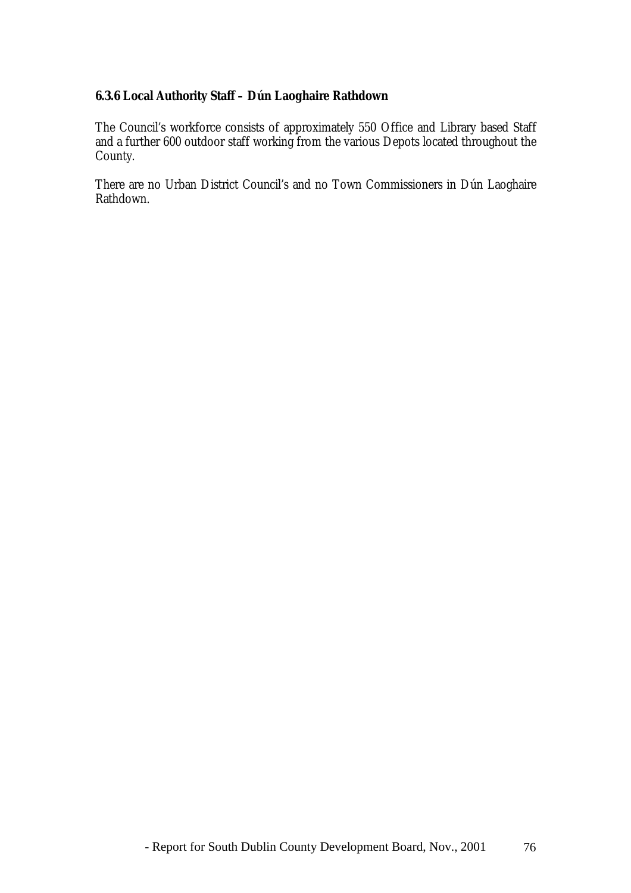### 6.3.6 Local Authority Staff – Dún Laoghaire Rathdown

The Council's workforce consists of approximately 550 Office and Library based Staff and a further 600 outdoor staff working from the various Depots located throughout the County.

There are no Urban District Council's and no Town Commissioners in Dún Laoghaire Rathdown.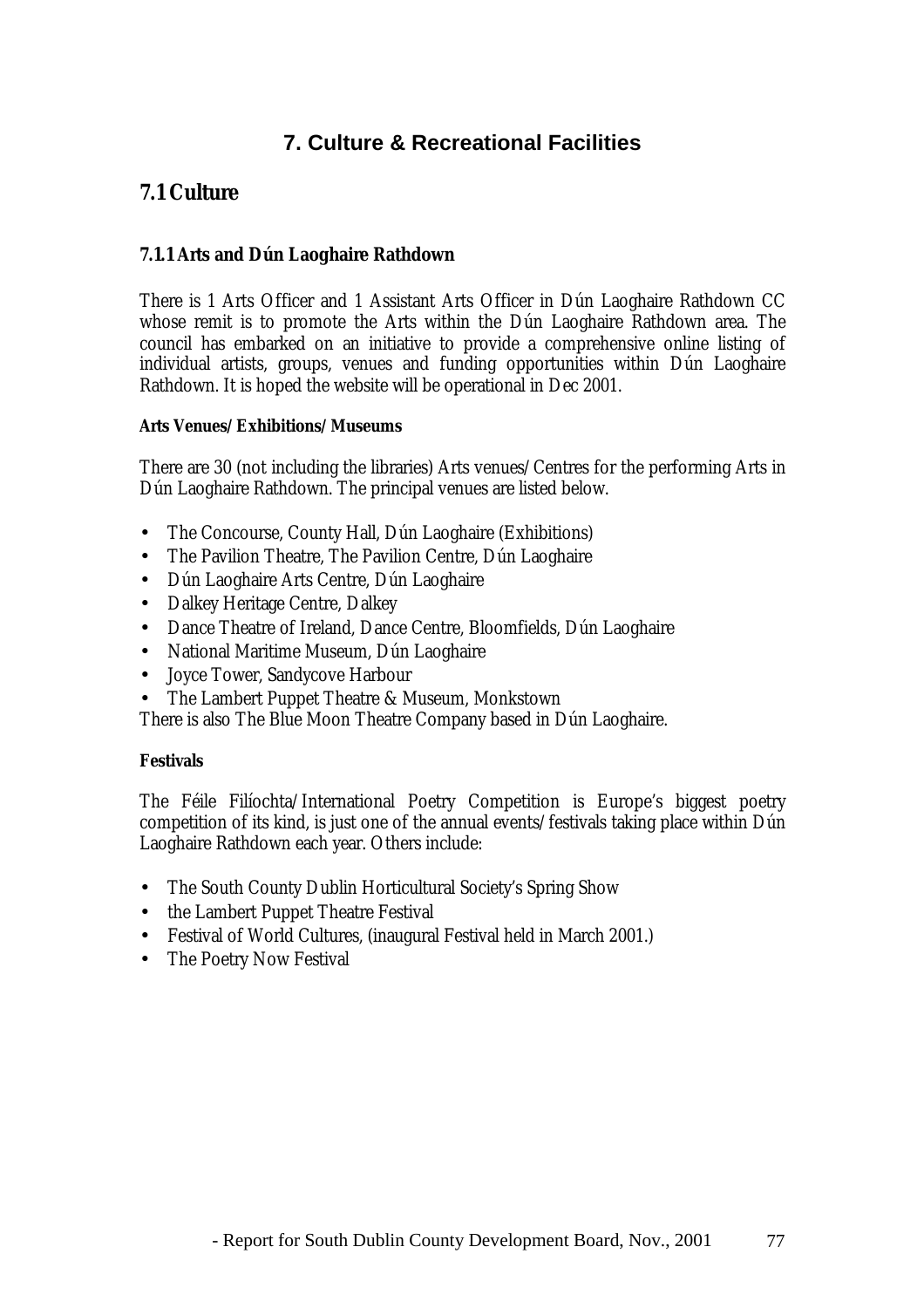# 7. Culture & Recreational Facilities

## 7.1 Culture

### 7.1.1 Arts and Dún Laoghaire Rathdown

There is 1 Arts Officer and 1 Assistant Arts Officer in Dún Laoghaire Rathdown CC whose remit is to promote the Arts within the Dún Laoghaire Rathdown area. The council has embarked on an initiative to provide a comprehensive online listing of individual artists, groups, venues and funding opportunities within Dún Laoghaire Rathdown. It is hoped the website will be operational in Dec 2001.

#### Arts Venues/Exhibitions/Museums

There are 30 (not including the libraries) Arts venues/Centres for the performing Arts in Dún Laoghaire Rathdown. The principal venues are listed below.

- The Concourse, County Hall, Dún Laoghaire (Exhibitions)
- The Pavilion Theatre, The Pavilion Centre, Dún Laoghaire
- Dún Laoghaire Arts Centre, Dún Laoghaire
- Dalkey Heritage Centre, Dalkey
- Dance Theatre of Ireland, Dance Centre, Bloomfields, Dún Laoghaire
- National Maritime Museum, Dún Laoghaire
- Joyce Tower, Sandycove Harbour
- The Lambert Puppet Theatre & Museum, Monkstown

There is also The Blue Moon Theatre Company based in Dún Laoghaire.

#### Festivals

The Féile Filíochta/International Poetry Competition is Europe's biggest poetry competition of its kind, is just one of the annual events/festivals taking place within Dún Laoghaire Rathdown each year. Others include:

- The South County Dublin Horticultural Society's Spring Show
- the Lambert Puppet Theatre Festival
- Festival of World Cultures, (inaugural Festival held in March 2001.)
- The Poetry Now Festival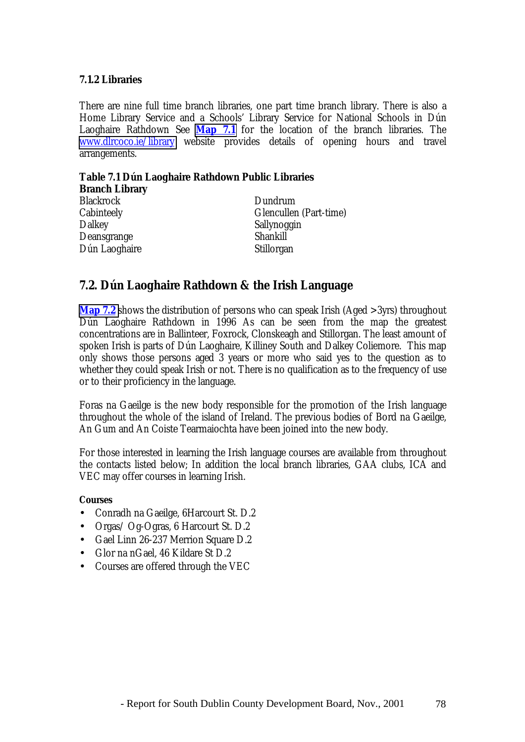### 7.1.2 Libraries

There are nine full time branch libraries, one part time branch library. There is also a Home Library Service and a Schools' Library Service for National Schools in Dún Laoghaire Rathdown See **Map 7.1** for the location of the branch libraries. The www.dlrcoco.ie/library website provides details of opening hours and travel arrangements.

**Table 7.1 Dún Laoghaire Rathdown Public Libraries**

| **Branch Library** | |
|---|---|
| Blackrock | Dundrum |
| Cabinteely | Glencullen (Part-time) |
| Dalkey | Sallynoggin |
| Deansgrange | Shankill |
| Dún Laoghaire | Stillorgan |

## 7.2. Dún Laoghaire Rathdown & the Irish Language

**Map 7.2** shows the distribution of persons who can speak Irish (Aged >3yrs) throughout Dún Laoghaire Rathdown in 1996 As can be seen from the map the greatest concentrations are in Ballinteer, Foxrock, Clonskeagh and Stillorgan. The least amount of spoken Irish is parts of Dún Laoghaire, Killiney South and Dalkey Coliemore. This map only shows those persons aged 3 years or more who said yes to the question as to whether they could speak Irish or not. There is no qualification as to the frequency of use or to their proficiency in the language.

Foras na Gaeilge is the new body responsible for the promotion of the Irish language throughout the whole of the island of Ireland. The previous bodies of Bord na Gaeilge, An Gum and An Coiste Tearmaiochta have been joined into the new body.

For those interested in learning the Irish language courses are available from throughout the contacts listed below; In addition the local branch libraries, GAA clubs, ICA and VEC may offer courses in learning Irish.

**Courses**

- Conradh na Gaeilge, 6Harcourt St. D.2
- Orgas/ Og-Ogras, 6 Harcourt St. D.2
- Gael Linn 26-237 Merrion Square D.2
- Glor na nGael, 46 Kildare St D.2
- Courses are offered through the VEC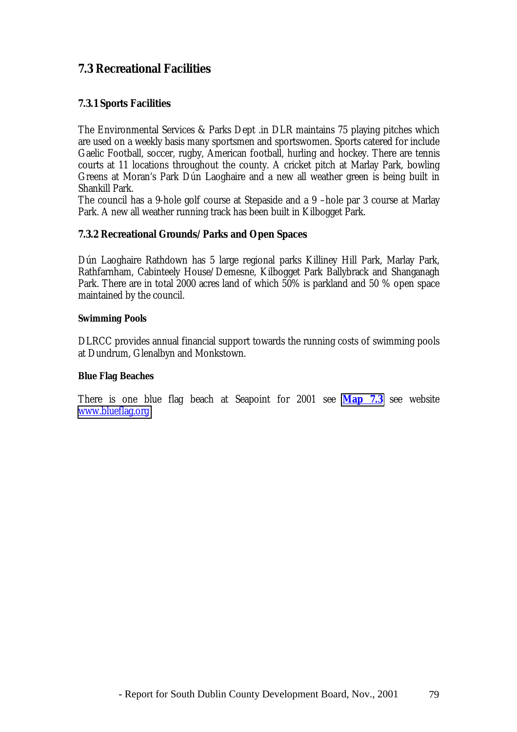## 7.3 Recreational Facilities

### 7.3.1 Sports Facilities

The Environmental Services & Parks Dept .in DLR maintains 75 playing pitches which are used on a weekly basis many sportsmen and sportswomen. Sports catered for include Gaelic Football, soccer, rugby, American football, hurling and hockey. There are tennis courts at 11 locations throughout the county. A cricket pitch at Marlay Park, bowling Greens at Moran's Park Dún Laoghaire and a new all weather green is being built in Shankill Park.
The council has a 9-hole golf course at Stepaside and a 9 –hole par 3 course at Marlay Park. A new all weather running track has been built in Kilbogget Park.

### 7.3.2 Recreational Grounds/Parks and Open Spaces

Dún Laoghaire Rathdown has 5 large regional parks Killiney Hill Park, Marlay Park, Rathfarnham, Cabinteely House/Demesne, Kilbogget Park Ballybrack and Shanganagh Park. There are in total 2000 acres land of which 50% is parkland and 50 % open space maintained by the council.

**Swimming Pools**

DLRCC provides annual financial support towards the running costs of swimming pools at Dundrum, Glenalbyn and Monkstown.

**Blue Flag Beaches**

There is one blue flag beach at Seapoint for 2001 see **Map 7.3** see website www.blueflag.org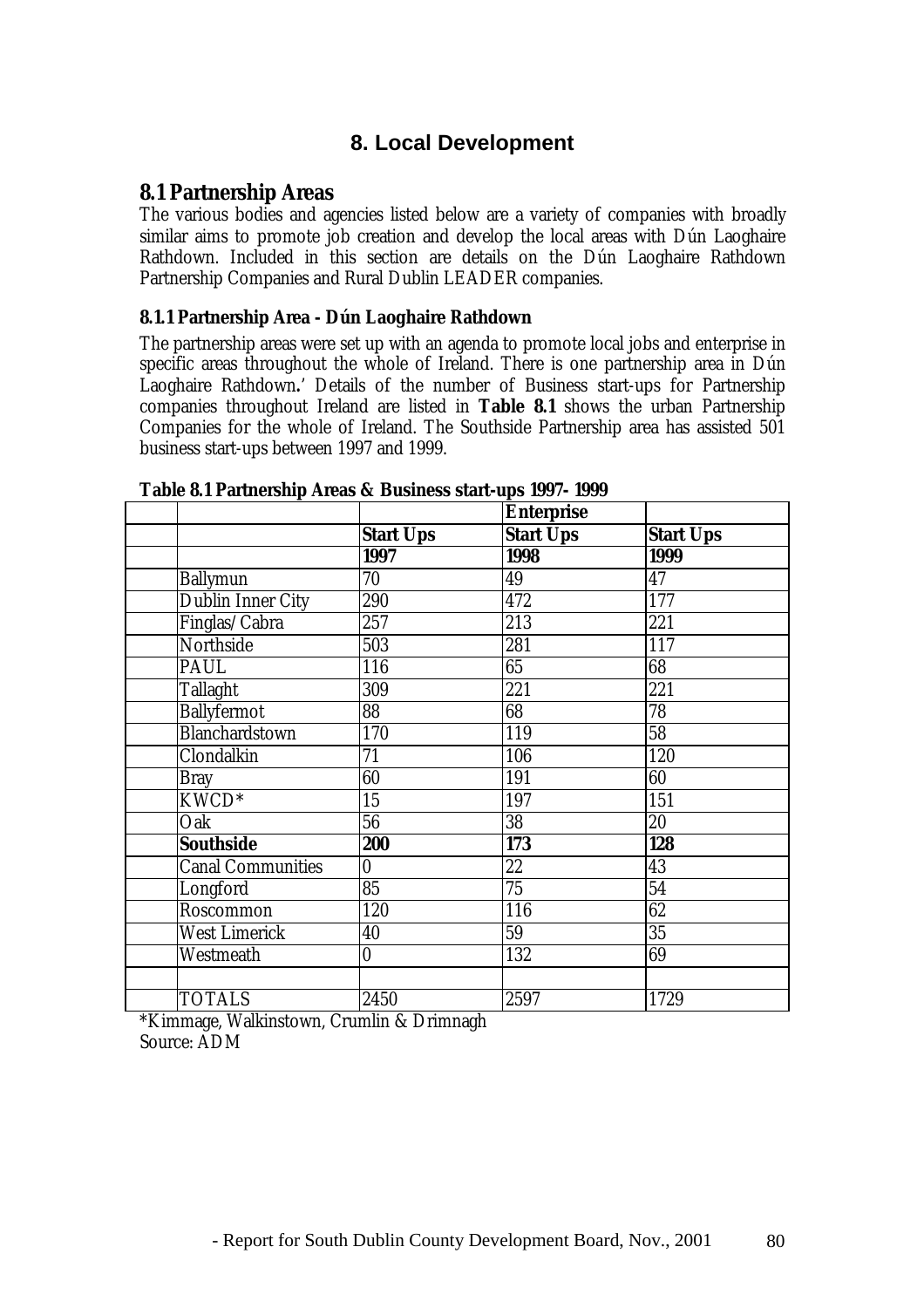# 8. Local Development

## 8.1 Partnership Areas

The various bodies and agencies listed below are a variety of companies with broadly similar aims to promote job creation and develop the local areas with Dún Laoghaire Rathdown. Included in this section are details on the Dún Laoghaire Rathdown Partnership Companies and Rural Dublin LEADER companies.

### 8.1.1 Partnership Area - Dún Laoghaire Rathdown

The partnership areas were set up with an agenda to promote local jobs and enterprise in specific areas throughout the whole of Ireland. There is one partnership area in Dún Laoghaire Rathdown**.'** Details of the number of Business start-ups for Partnership companies throughout Ireland are listed in **Table 8.1** shows the urban Partnership Companies for the whole of Ireland. The Southside Partnership area has assisted 501 business start-ups between 1997 and 1999.

**Table 8.1 Partnership Areas & Business start-ups 1997- 1999**

| | | | **Enterprise** | |
|---|---|---|---|---|
| | | **Start Ups** | **Start Ups** | **Start Ups** |
| | | **1997** | **1998** | **1999** |
| | Ballymun | 70 | 49 | 47 |
| | Dublin Inner City | 290 | 472 | 177 |
| | Finglas/Cabra | 257 | 213 | 221 |
| | Northside | 503 | 281 | 117 |
| | PAUL | 116 | 65 | 68 |
| | Tallaght | 309 | 221 | 221 |
| | Ballyfermot | 88 | 68 | 78 |
| | Blanchardstown | 170 | 119 | 58 |
| | Clondalkin | 71 | 106 | 120 |
| | Bray | 60 | 191 | 60 |
| | KWCD* | 15 | 197 | 151 |
| | Oak | 56 | 38 | 20 |
| | **Southside** | **200** | **173** | **128** |
| | Canal Communities | 0 | 22 | 43 |
| | Longford | 85 | 75 | 54 |
| | Roscommon | 120 | 116 | 62 |
| | West Limerick | 40 | 59 | 35 |
| | Westmeath | 0 | 132 | 69 |
| | | | | |
| | TOTALS | 2450 | 2597 | 1729 |

*Kimmage, Walkinstown, Crumlin & Drimnagh
Source: ADM

- Report for South Dublin County Development Board, Nov., 2001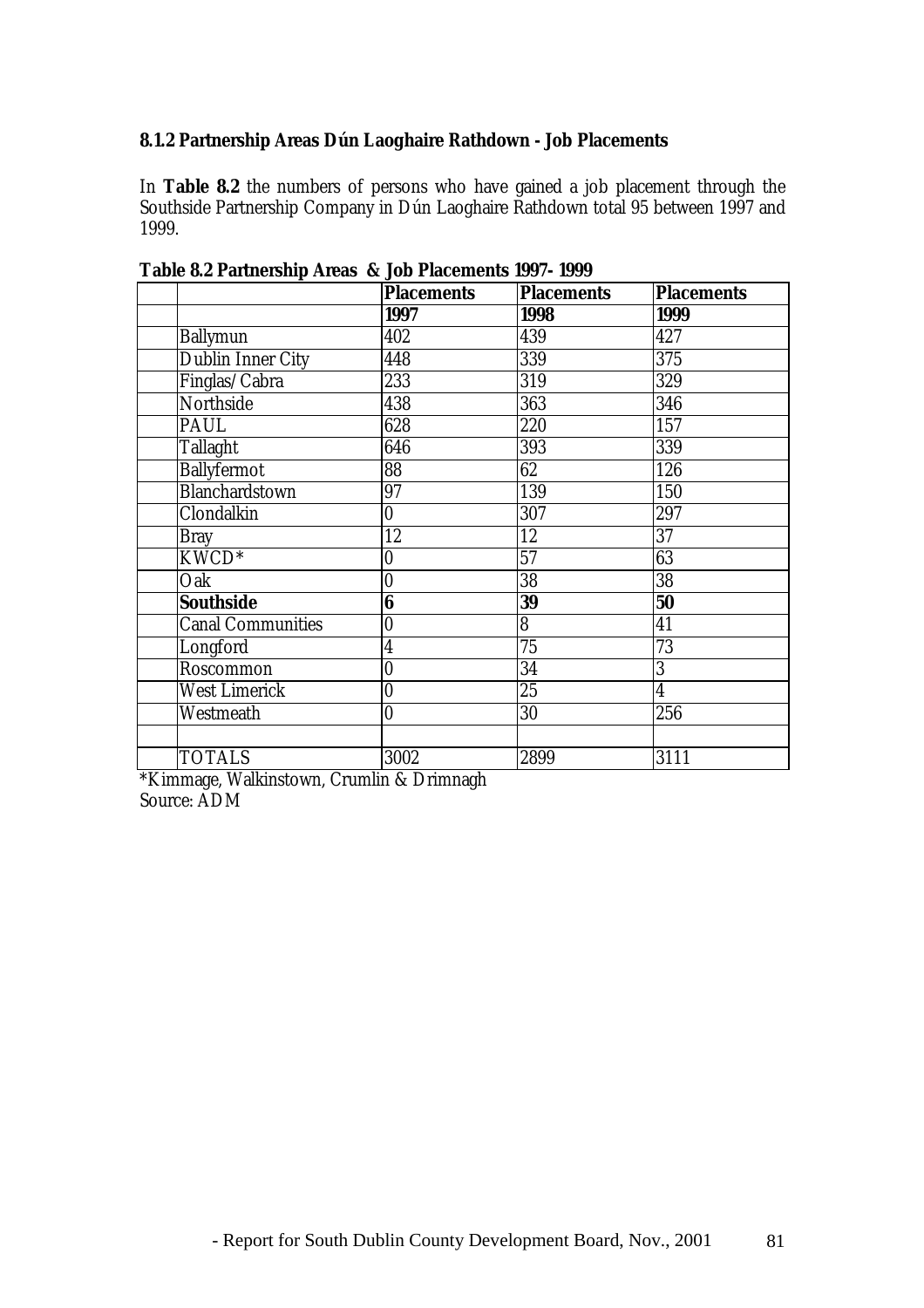### 8.1.2 Partnership Areas Dún Laoghaire Rathdown - Job Placements

In **Table 8.2** the numbers of persons who have gained a job placement through the Southside Partnership Company in Dún Laoghaire Rathdown total 95 between 1997 and 1999.

**Table 8.2 Partnership Areas & Job Placements 1997- 1999**

| | **Placements** | **Placements** | **Placements** |
|---|---|---|---|
| | **1997** | **1998** | **1999** |
| Ballymun | 402 | 439 | 427 |
| Dublin Inner City | 448 | 339 | 375 |
| Finglas/Cabra | 233 | 319 | 329 |
| Northside | 438 | 363 | 346 |
| PAUL | 628 | 220 | 157 |
| Tallaght | 646 | 393 | 339 |
| Ballyfermot | 88 | 62 | 126 |
| Blanchardstown | 97 | 139 | 150 |
| Clondalkin | 0 | 307 | 297 |
| Bray | 12 | 12 | 37 |
| KWCD* | 0 | 57 | 63 |
| Oak | 0 | 38 | 38 |
| **Southside** | **6** | **39** | **50** |
| Canal Communities | 0 | 8 | 41 |
| Longford | 4 | 75 | 73 |
| Roscommon | 0 | 34 | 3 |
| West Limerick | 0 | 25 | 4 |
| Westmeath | 0 | 30 | 256 |
| | | | |
| TOTALS | 3002 | 2899 | 3111 |

*Kimmage, Walkinstown, Crumlin & Drimnagh
Source: ADM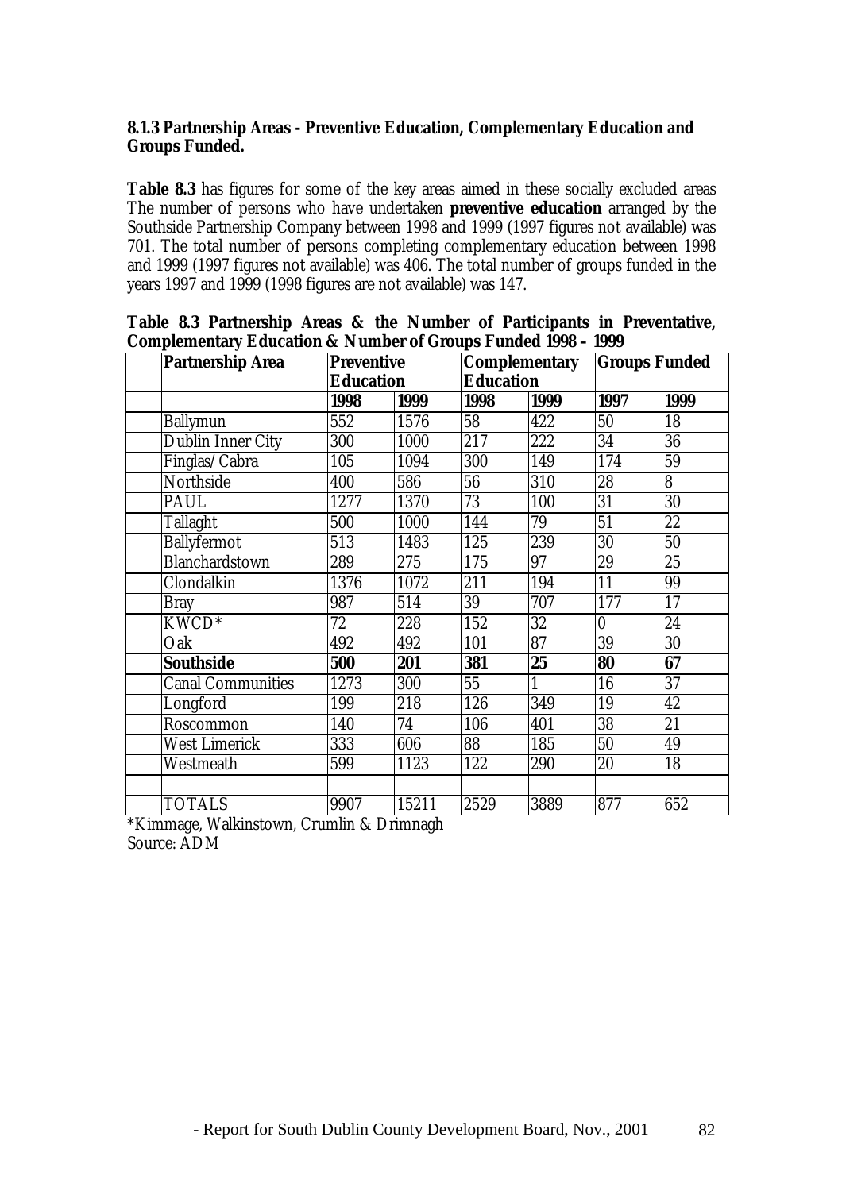**8.1.3 Partnership Areas - Preventive Education, Complementary Education and Groups Funded.**

**Table 8.3** has figures for some of the key areas aimed in these socially excluded areas The number of persons who have undertaken **preventive education** arranged by the Southside Partnership Company between 1998 and 1999 (1997 figures not available) was 701. The total number of persons completing complementary education between 1998 and 1999 (1997 figures not available) was 406. The total number of groups funded in the years 1997 and 1999 (1998 figures are not available) was 147.

**Table 8.3 Partnership Areas & the Number of Participants in Preventative, Complementary Education & Number of Groups Funded 1998 – 1999**

| Partnership Area | Preventive Education | | Complementary Education | | Groups Funded | |
|---|---|---|---|---|---|---|
| | **1998** | **1999** | **1998** | **1999** | **1997** | **1999** |
| Ballymun | 552 | 1576 | 58 | 422 | 50 | 18 |
| Dublin Inner City | 300 | 1000 | 217 | 222 | 34 | 36 |
| Finglas/Cabra | 105 | 1094 | 300 | 149 | 174 | 59 |
| Northside | 400 | 586 | 56 | 310 | 28 | 8 |
| PAUL | 1277 | 1370 | 73 | 100 | 31 | 30 |
| Tallaght | 500 | 1000 | 144 | 79 | 51 | 22 |
| Ballyfermot | 513 | 1483 | 125 | 239 | 30 | 50 |
| Blanchardstown | 289 | 275 | 175 | 97 | 29 | 25 |
| Clondalkin | 1376 | 1072 | 211 | 194 | 11 | 99 |
| Bray | 987 | 514 | 39 | 707 | 177 | 17 |
| KWCD* | 72 | 228 | 152 | 32 | 0 | 24 |
| Oak | 492 | 492 | 101 | 87 | 39 | 30 |
| **Southside** | **500** | **201** | **381** | **25** | **80** | **67** |
| Canal Communities | 1273 | 300 | 55 | 1 | 16 | 37 |
| Longford | 199 | 218 | 126 | 349 | 19 | 42 |
| Roscommon | 140 | 74 | 106 | 401 | 38 | 21 |
| West Limerick | 333 | 606 | 88 | 185 | 50 | 49 |
| Westmeath | 599 | 1123 | 122 | 290 | 20 | 18 |
| | | | | | | |
| TOTALS | 9907 | 15211 | 2529 | 3889 | 877 | 652 |

*Kimmage, Walkinstown, Crumlin & Drimnagh

Source: ADM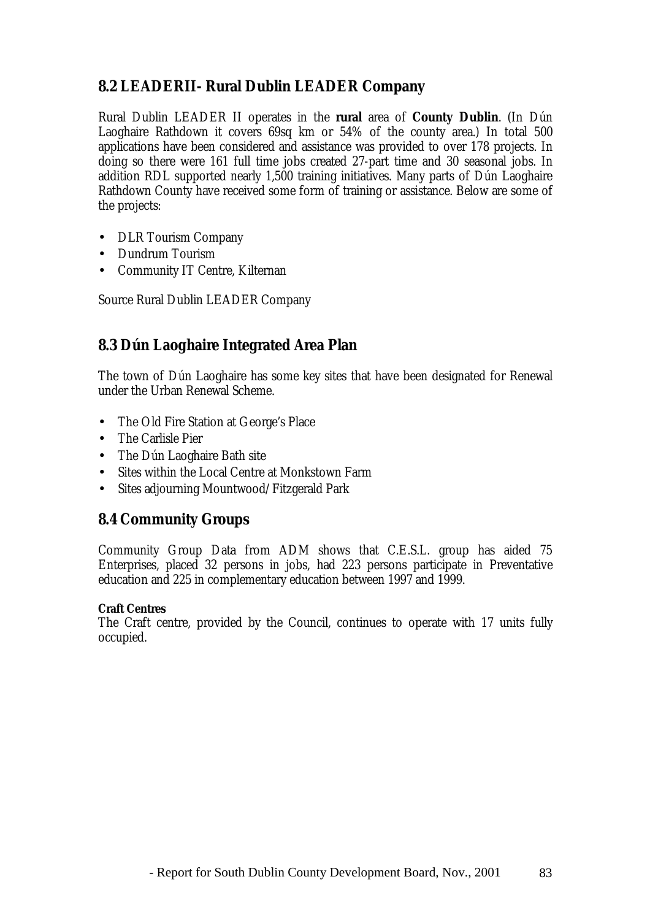## 8.2 LEADERII- Rural Dublin LEADER Company

Rural Dublin LEADER II operates in the **rural** area of **County Dublin**. (In Dún Laoghaire Rathdown it covers 69sq km or 54% of the county area.) In total 500 applications have been considered and assistance was provided to over 178 projects. In doing so there were 161 full time jobs created 27-part time and 30 seasonal jobs. In addition RDL supported nearly 1,500 training initiatives. Many parts of Dún Laoghaire Rathdown County have received some form of training or assistance. Below are some of the projects:

- DLR Tourism Company
- Dundrum Tourism
- Community IT Centre, Kilternan

Source Rural Dublin LEADER Company

## 8.3 Dún Laoghaire Integrated Area Plan

The town of Dún Laoghaire has some key sites that have been designated for Renewal under the Urban Renewal Scheme.

- The Old Fire Station at George's Place
- The Carlisle Pier
- The Dún Laoghaire Bath site
- Sites within the Local Centre at Monkstown Farm
- Sites adjourning Mountwood/Fitzgerald Park

## 8.4 Community Groups

Community Group Data from ADM shows that C.E.S.L. group has aided 75 Enterprises, placed 32 persons in jobs, had 223 persons participate in Preventative education and 225 in complementary education between 1997 and 1999.

**Craft Centres**

The Craft centre, provided by the Council, continues to operate with 17 units fully occupied.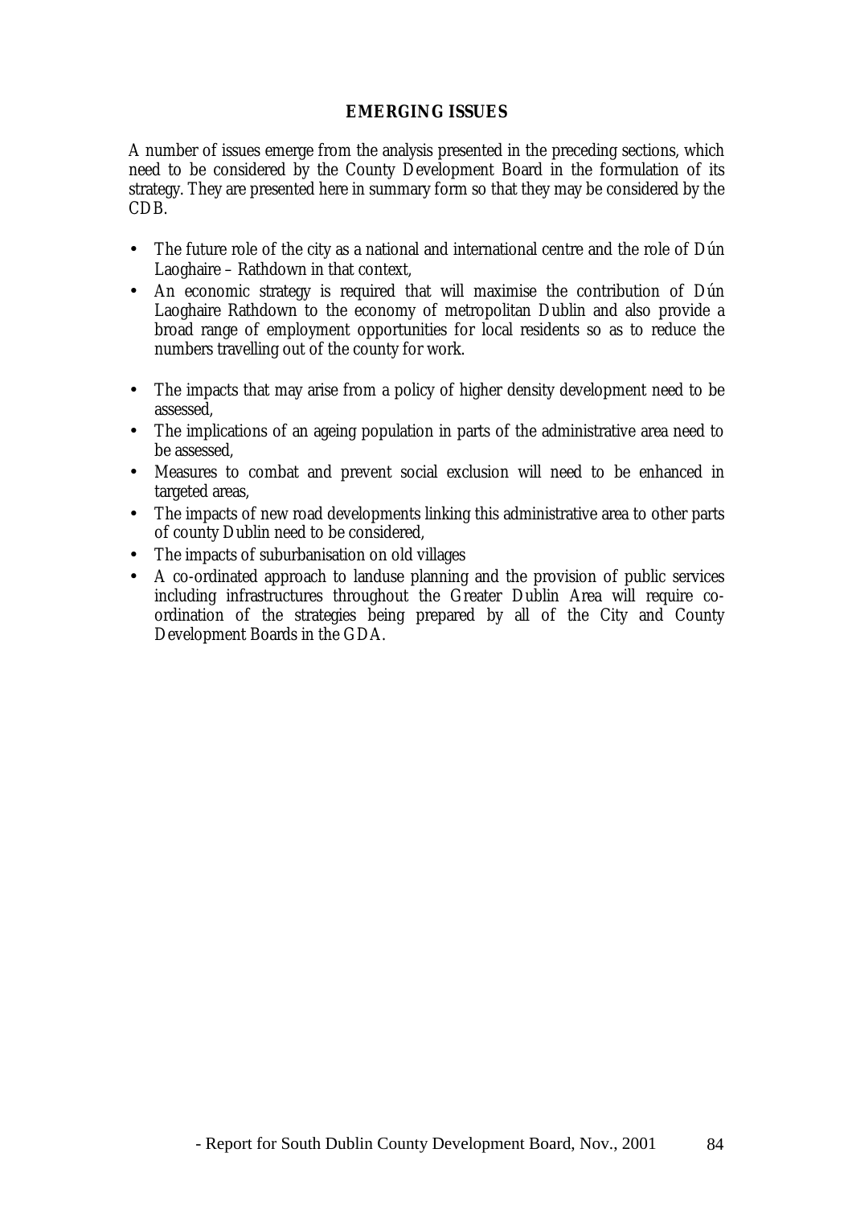## EMERGING ISSUES

A number of issues emerge from the analysis presented in the preceding sections, which need to be considered by the County Development Board in the formulation of its strategy. They are presented here in summary form so that they may be considered by the CDB.

- The future role of the city as a national and international centre and the role of Dún Laoghaire – Rathdown in that context,
- An economic strategy is required that will maximise the contribution of Dún Laoghaire Rathdown to the economy of metropolitan Dublin and also provide a broad range of employment opportunities for local residents so as to reduce the numbers travelling out of the county for work.
- The impacts that may arise from a policy of higher density development need to be assessed,
- The implications of an ageing population in parts of the administrative area need to be assessed,
- Measures to combat and prevent social exclusion will need to be enhanced in targeted areas,
- The impacts of new road developments linking this administrative area to other parts of county Dublin need to be considered,
- The impacts of suburbanisation on old villages
- A co-ordinated approach to landuse planning and the provision of public services including infrastructures throughout the Greater Dublin Area will require co-ordination of the strategies being prepared by all of the City and County Development Boards in the GDA.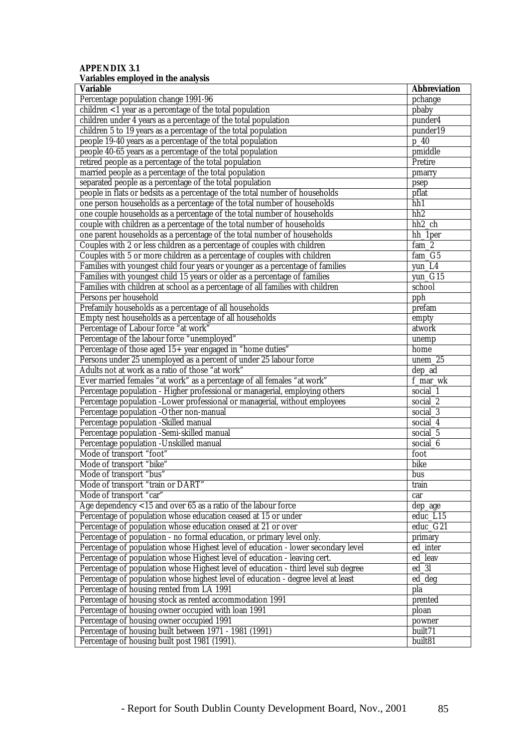**APPENDIX 3.1**
**Variables employed in the analysis**

| Variable | Abbreviation |
|---|---|
| Percentage population change 1991-96 | pchange |
| children <1 year as a percentage of the total population | pbaby |
| children under 4 years as a percentage of the total population | punder4 |
| children 5 to 19 years as a percentage of the total population | punder19 |
| people 19-40 years as a percentage of the total population | p_40 |
| people 40-65 years as a percentage of the total population | pmiddle |
| retired people as a percentage of the total population | Pretire |
| married people as a percentage of the total population | pmarry |
| separated people as a percentage of the total population | psep |
| people in flats or bedsits as a percentage of the total number of households | pflat |
| one person households as a percentage of the total number of households | hh1 |
| one couple households as a percentage of the total number of households | hh2 |
| couple with children as a percentage of the total number of households | hh2_ch |
| one parent households as a percentage of the total number of households | hh_1per |
| Couples with 2 or less children as a percentage of couples with children | fam_2 |
| Couples with 5 or more children as a percentage of couples with children | fam_G5 |
| Families with youngest child four years or younger as a percentage of families | yun_L4 |
| Families with youngest child 15 years or older as a percentage of families | yun_G15 |
| Families with children at school as a percentage of all families with children | school |
| Persons per household | pph |
| Prefamily households as a percentage of all households | prefam |
| Empty nest households as a percentage of all households | empty |
| Percentage of Labour force "at work" | atwork |
| Percentage of the labour force "unemployed" | unemp |
| Percentage of those aged 15+ year engaged in "home duties" | home |
| Persons under 25 unemployed as a percent of under 25 labour force | unem_25 |
| Adults not at work as a ratio of those "at work" | dep_ad |
| Ever married females "at work" as a percentage of all females "at work" | f_mar_wk |
| Percentage population - Higher professional or managerial, employing others | social_1 |
| Percentage population -Lower professional or managerial, without employees | social_2 |
| Percentage population -Other non-manual | social_3 |
| Percentage population -Skilled manual | social_4 |
| Percentage population -Semi-skilled manual | social_5 |
| Percentage population -Unskilled manual | social_6 |
| Mode of transport "foot" | foot |
| Mode of transport "bike" | bike |
| Mode of transport "bus" | bus |
| Mode of transport "train or DART" | train |
| Mode of transport "car" | car |
| Age dependency <15 and over 65 as a ratio of the labour force | dep_age |
| Percentage of population whose education ceased at 15 or under | educ_L15 |
| Percentage of population whose education ceased at 21 or over | educ_G21 |
| Percentage of population - no formal education, or primary level only. | primary |
| Percentage of population whose Highest level of education - lower secondary level | ed_inter |
| Percentage of population whose Highest level of education - leaving cert. | ed_leav |
| Percentage of population whose Highest level of education - third level sub degree | ed_3l |
| Percentage of population whose highest level of education - degree level at least | ed_deg |
| Percentage of housing rented from LA 1991 | pla |
| Percentage of housing stock as rented accommodation 1991 | prented |
| Percentage of housing owner occupied with loan 1991 | ploan |
| Percentage of housing owner occupied 1991 | powner |
| Percentage of housing built between 1971 - 1981 (1991) | built71 |
| Percentage of housing built post 1981 (1991). | built81 |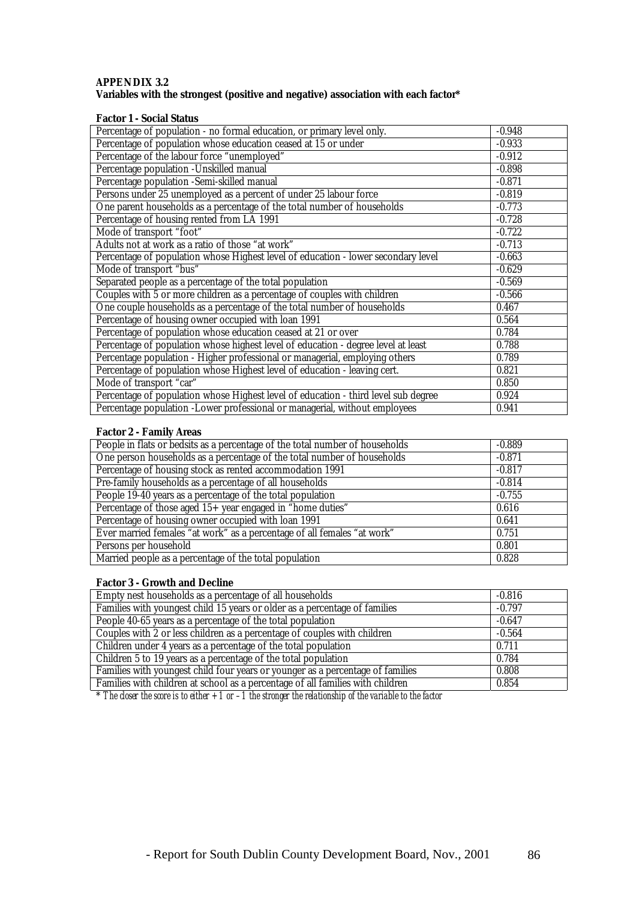**APPENDIX 3.2**
**Variables with the strongest (positive and negative) association with each factor***

**Factor 1 - Social Status**

| Variable | Score |
|---|---|
| Percentage of population - no formal education, or primary level only. | -0.948 |
| Percentage of population whose education ceased at 15 or under | -0.933 |
| Percentage of the labour force "unemployed" | -0.912 |
| Percentage population -Unskilled manual | -0.898 |
| Percentage population -Semi-skilled manual | -0.871 |
| Persons under 25 unemployed as a percent of under 25 labour force | -0.819 |
| One parent households as a percentage of the total number of households | -0.773 |
| Percentage of housing rented from LA 1991 | -0.728 |
| Mode of transport "foot" | -0.722 |
| Adults not at work as a ratio of those "at work" | -0.713 |
| Percentage of population whose Highest level of education - lower secondary level | -0.663 |
| Mode of transport "bus" | -0.629 |
| Separated people as a percentage of the total population | -0.569 |
| Couples with 5 or more children as a percentage of couples with children | -0.566 |
| One couple households as a percentage of the total number of households | 0.467 |
| Percentage of housing owner occupied with loan 1991 | 0.564 |
| Percentage of population whose education ceased at 21 or over | 0.784 |
| Percentage of population whose highest level of education - degree level at least | 0.788 |
| Percentage population - Higher professional or managerial, employing others | 0.789 |
| Percentage of population whose Highest level of education - leaving cert. | 0.821 |
| Mode of transport "car" | 0.850 |
| Percentage of population whose Highest level of education - third level sub degree | 0.924 |
| Percentage population -Lower professional or managerial, without employees | 0.941 |

**Factor 2 - Family Areas**

| Variable | Score |
|---|---|
| People in flats or bedsits as a percentage of the total number of households | -0.889 |
| One person households as a percentage of the total number of households | -0.871 |
| Percentage of housing stock as rented accommodation 1991 | -0.817 |
| Pre-family households as a percentage of all households | -0.814 |
| People 19-40 years as a percentage of the total population | -0.755 |
| Percentage of those aged 15+ year engaged in "home duties" | 0.616 |
| Percentage of housing owner occupied with loan 1991 | 0.641 |
| Ever married females "at work" as a percentage of all females "at work" | 0.751 |
| Persons per household | 0.801 |
| Married people as a percentage of the total population | 0.828 |

**Factor 3 - Growth and Decline**

| Variable | Score |
|---|---|
| Empty nest households as a percentage of all households | -0.816 |
| Families with youngest child 15 years or older as a percentage of families | -0.797 |
| People 40-65 years as a percentage of the total population | -0.647 |
| Couples with 2 or less children as a percentage of couples with children | -0.564 |
| Children under 4 years as a percentage of the total population | 0.711 |
| Children 5 to 19 years as a percentage of the total population | 0.784 |
| Families with youngest child four years or younger as a percentage of families | 0.808 |
| Families with children at school as a percentage of all families with children | 0.854 |

* *The closer the score is to either +1 or –1 the stronger the relationship of the variable to the factor*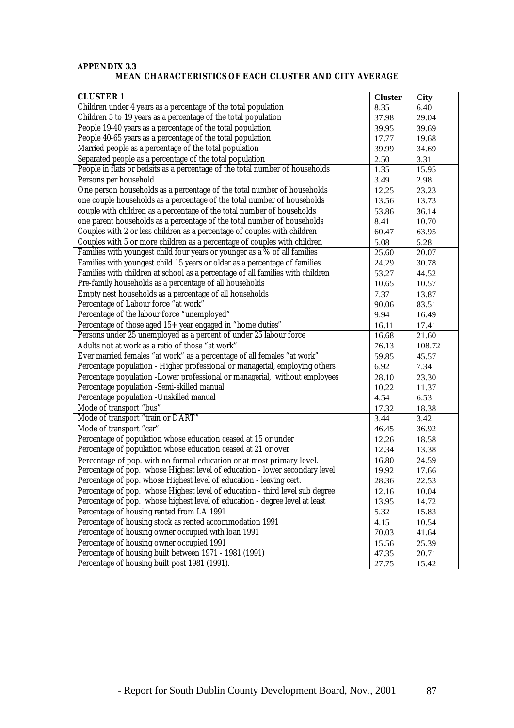**APPENDIX 3.3**

**MEAN CHARACTERISTICS OF EACH CLUSTER AND CITY AVERAGE**

| CLUSTER 1 | Cluster | City |
|---|---|---|
| Children under 4 years as a percentage of the total population | 8.35 | 6.40 |
| Children 5 to 19 years as a percentage of the total population | 37.98 | 29.04 |
| People 19-40 years as a percentage of the total population | 39.95 | 39.69 |
| People 40-65 years as a percentage of the total population | 17.77 | 19.68 |
| Married people as a percentage of the total population | 39.99 | 34.69 |
| Separated people as a percentage of the total population | 2.50 | 3.31 |
| People in flats or bedsits as a percentage of the total number of households | 1.35 | 15.95 |
| Persons per household | 3.49 | 2.98 |
| One person households as a percentage of the total number of households | 12.25 | 23.23 |
| one couple households as a percentage of the total number of households | 13.56 | 13.73 |
| couple with children as a percentage of the total number of households | 53.86 | 36.14 |
| one parent households as a percentage of the total number of households | 8.41 | 10.70 |
| Couples with 2 or less children as a percentage of couples with children | 60.47 | 63.95 |
| Couples with 5 or more children as a percentage of couples with children | 5.08 | 5.28 |
| Families with youngest child four years or younger as a % of all families | 25.60 | 20.07 |
| Families with youngest child 15 years or older as a percentage of families | 24.29 | 30.78 |
| Families with children at school as a percentage of all families with children | 53.27 | 44.52 |
| Pre-family households as a percentage of all households | 10.65 | 10.57 |
| Empty nest households as a percentage of all households | 7.37 | 13.87 |
| Percentage of Labour force "at work" | 90.06 | 83.51 |
| Percentage of the labour force "unemployed" | 9.94 | 16.49 |
| Percentage of those aged 15+ year engaged in "home duties" | 16.11 | 17.41 |
| Persons under 25 unemployed as a percent of under 25 labour force | 16.68 | 21.60 |
| Adults not at work as a ratio of those "at work" | 76.13 | 108.72 |
| Ever married females "at work" as a percentage of all females "at work" | 59.85 | 45.57 |
| Percentage population - Higher professional or managerial, employing others | 6.92 | 7.34 |
| Percentage population -Lower professional or managerial, without employees | 28.10 | 23.30 |
| Percentage population -Semi-skilled manual | 10.22 | 11.37 |
| Percentage population -Unskilled manual | 4.54 | 6.53 |
| Mode of transport "bus" | 17.32 | 18.38 |
| Mode of transport "train or DART" | 3.44 | 3.42 |
| Mode of transport "car" | 46.45 | 36.92 |
| Percentage of population whose education ceased at 15 or under | 12.26 | 18.58 |
| Percentage of population whose education ceased at 21 or over | 12.34 | 13.38 |
| Percentage of pop. with no formal education or at most primary level. | 16.80 | 24.59 |
| Percentage of pop. whose Highest level of education - lower secondary level | 19.92 | 17.66 |
| Percentage of pop. whose Highest level of education - leaving cert. | 28.36 | 22.53 |
| Percentage of pop. whose Highest level of education - third level sub degree | 12.16 | 10.04 |
| Percentage of pop. whose highest level of education - degree level at least | 13.95 | 14.72 |
| Percentage of housing rented from LA 1991 | 5.32 | 15.83 |
| Percentage of housing stock as rented accommodation 1991 | 4.15 | 10.54 |
| Percentage of housing owner occupied with loan 1991 | 70.03 | 41.64 |
| Percentage of housing owner occupied 1991 | 15.56 | 25.39 |
| Percentage of housing built between 1971 - 1981 (1991) | 47.35 | 20.71 |
| Percentage of housing built post 1981 (1991). | 27.75 | 15.42 |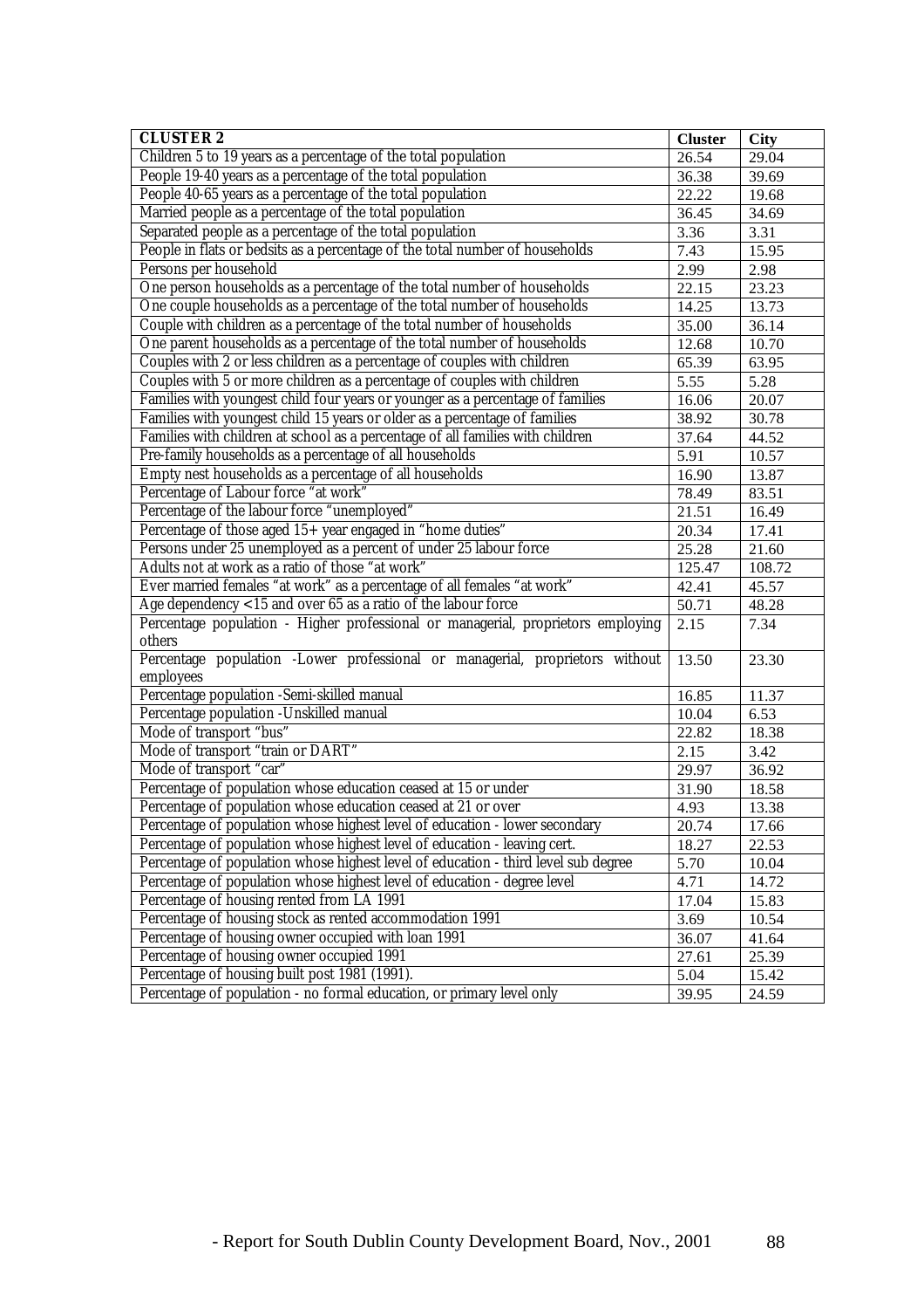| CLUSTER 2 | Cluster | City |
|---|---|---|
| Children 5 to 19 years as a percentage of the total population | 26.54 | 29.04 |
| People 19-40 years as a percentage of the total population | 36.38 | 39.69 |
| People 40-65 years as a percentage of the total population | 22.22 | 19.68 |
| Married people as a percentage of the total population | 36.45 | 34.69 |
| Separated people as a percentage of the total population | 3.36 | 3.31 |
| People in flats or bedsits as a percentage of the total number of households | 7.43 | 15.95 |
| Persons per household | 2.99 | 2.98 |
| One person households as a percentage of the total number of households | 22.15 | 23.23 |
| One couple households as a percentage of the total number of households | 14.25 | 13.73 |
| Couple with children as a percentage of the total number of households | 35.00 | 36.14 |
| One parent households as a percentage of the total number of households | 12.68 | 10.70 |
| Couples with 2 or less children as a percentage of couples with children | 65.39 | 63.95 |
| Couples with 5 or more children as a percentage of couples with children | 5.55 | 5.28 |
| Families with youngest child four years or younger as a percentage of families | 16.06 | 20.07 |
| Families with youngest child 15 years or older as a percentage of families | 38.92 | 30.78 |
| Families with children at school as a percentage of all families with children | 37.64 | 44.52 |
| Pre-family households as a percentage of all households | 5.91 | 10.57 |
| Empty nest households as a percentage of all households | 16.90 | 13.87 |
| Percentage of Labour force "at work" | 78.49 | 83.51 |
| Percentage of the labour force "unemployed" | 21.51 | 16.49 |
| Percentage of those aged 15+ year engaged in "home duties" | 20.34 | 17.41 |
| Persons under 25 unemployed as a percent of under 25 labour force | 25.28 | 21.60 |
| Adults not at work as a ratio of those "at work" | 125.47 | 108.72 |
| Ever married females "at work" as a percentage of all females "at work" | 42.41 | 45.57 |
| Age dependency <15 and over 65 as a ratio of the labour force | 50.71 | 48.28 |
| Percentage population - Higher professional or managerial, proprietors employing others | 2.15 | 7.34 |
| Percentage population -Lower professional or managerial, proprietors without employees | 13.50 | 23.30 |
| Percentage population -Semi-skilled manual | 16.85 | 11.37 |
| Percentage population -Unskilled manual | 10.04 | 6.53 |
| Mode of transport "bus" | 22.82 | 18.38 |
| Mode of transport "train or DART" | 2.15 | 3.42 |
| Mode of transport "car" | 29.97 | 36.92 |
| Percentage of population whose education ceased at 15 or under | 31.90 | 18.58 |
| Percentage of population whose education ceased at 21 or over | 4.93 | 13.38 |
| Percentage of population whose highest level of education - lower secondary | 20.74 | 17.66 |
| Percentage of population whose highest level of education - leaving cert. | 18.27 | 22.53 |
| Percentage of population whose highest level of education - third level sub degree | 5.70 | 10.04 |
| Percentage of population whose highest level of education - degree level | 4.71 | 14.72 |
| Percentage of housing rented from LA 1991 | 17.04 | 15.83 |
| Percentage of housing stock as rented accommodation 1991 | 3.69 | 10.54 |
| Percentage of housing owner occupied with loan 1991 | 36.07 | 41.64 |
| Percentage of housing owner occupied 1991 | 27.61 | 25.39 |
| Percentage of housing built post 1981 (1991). | 5.04 | 15.42 |
| Percentage of population - no formal education, or primary level only | 39.95 | 24.59 |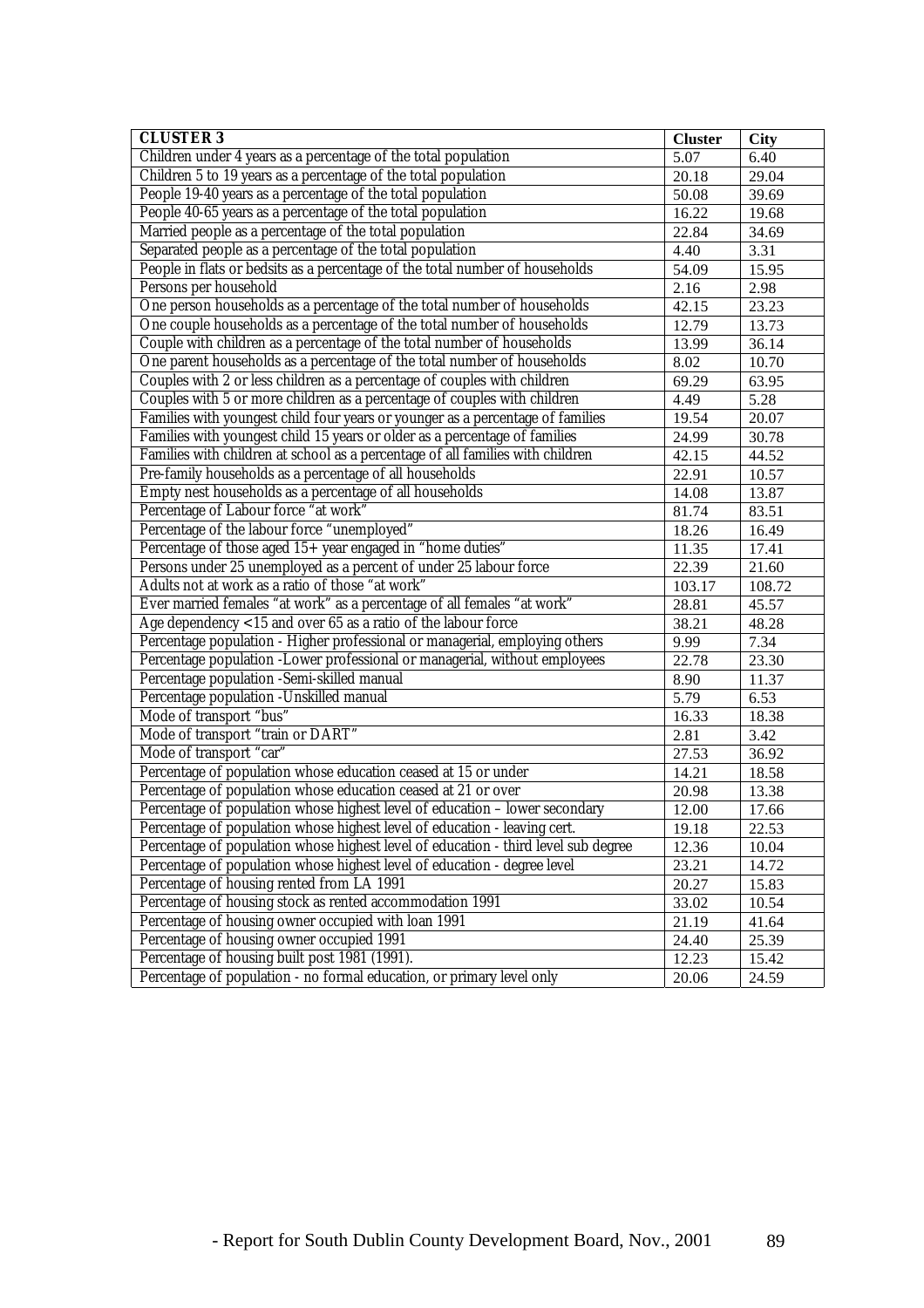| CLUSTER 3 | Cluster | City |
|---|---|---|
| Children under 4 years as a percentage of the total population | 5.07 | 6.40 |
| Children 5 to 19 years as a percentage of the total population | 20.18 | 29.04 |
| People 19-40 years as a percentage of the total population | 50.08 | 39.69 |
| People 40-65 years as a percentage of the total population | 16.22 | 19.68 |
| Married people as a percentage of the total population | 22.84 | 34.69 |
| Separated people as a percentage of the total population | 4.40 | 3.31 |
| People in flats or bedsits as a percentage of the total number of households | 54.09 | 15.95 |
| Persons per household | 2.16 | 2.98 |
| One person households as a percentage of the total number of households | 42.15 | 23.23 |
| One couple households as a percentage of the total number of households | 12.79 | 13.73 |
| Couple with children as a percentage of the total number of households | 13.99 | 36.14 |
| One parent households as a percentage of the total number of households | 8.02 | 10.70 |
| Couples with 2 or less children as a percentage of couples with children | 69.29 | 63.95 |
| Couples with 5 or more children as a percentage of couples with children | 4.49 | 5.28 |
| Families with youngest child four years or younger as a percentage of families | 19.54 | 20.07 |
| Families with youngest child 15 years or older as a percentage of families | 24.99 | 30.78 |
| Families with children at school as a percentage of all families with children | 42.15 | 44.52 |
| Pre-family households as a percentage of all households | 22.91 | 10.57 |
| Empty nest households as a percentage of all households | 14.08 | 13.87 |
| Percentage of Labour force "at work" | 81.74 | 83.51 |
| Percentage of the labour force "unemployed" | 18.26 | 16.49 |
| Percentage of those aged 15+ year engaged in "home duties" | 11.35 | 17.41 |
| Persons under 25 unemployed as a percent of under 25 labour force | 22.39 | 21.60 |
| Adults not at work as a ratio of those "at work" | 103.17 | 108.72 |
| Ever married females "at work" as a percentage of all females "at work" | 28.81 | 45.57 |
| Age dependency <15 and over 65 as a ratio of the labour force | 38.21 | 48.28 |
| Percentage population - Higher professional or managerial, employing others | 9.99 | 7.34 |
| Percentage population -Lower professional or managerial, without employees | 22.78 | 23.30 |
| Percentage population -Semi-skilled manual | 8.90 | 11.37 |
| Percentage population -Unskilled manual | 5.79 | 6.53 |
| Mode of transport "bus" | 16.33 | 18.38 |
| Mode of transport "train or DART" | 2.81 | 3.42 |
| Mode of transport "car" | 27.53 | 36.92 |
| Percentage of population whose education ceased at 15 or under | 14.21 | 18.58 |
| Percentage of population whose education ceased at 21 or over | 20.98 | 13.38 |
| Percentage of population whose highest level of education – lower secondary | 12.00 | 17.66 |
| Percentage of population whose highest level of education - leaving cert. | 19.18 | 22.53 |
| Percentage of population whose highest level of education - third level sub degree | 12.36 | 10.04 |
| Percentage of population whose highest level of education - degree level | 23.21 | 14.72 |
| Percentage of housing rented from LA 1991 | 20.27 | 15.83 |
| Percentage of housing stock as rented accommodation 1991 | 33.02 | 10.54 |
| Percentage of housing owner occupied with loan 1991 | 21.19 | 41.64 |
| Percentage of housing owner occupied 1991 | 24.40 | 25.39 |
| Percentage of housing built post 1981 (1991). | 12.23 | 15.42 |
| Percentage of population - no formal education, or primary level only | 20.06 | 24.59 |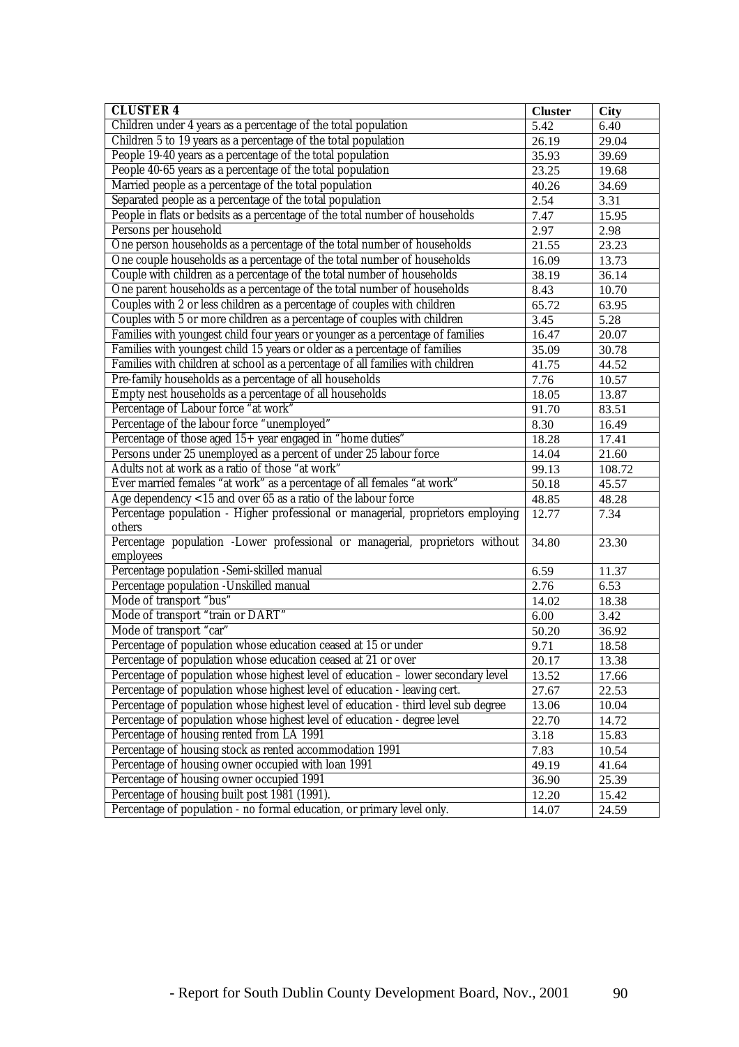| CLUSTER 4 | Cluster | City |
|---|---|---|
| Children under 4 years as a percentage of the total population | 5.42 | 6.40 |
| Children 5 to 19 years as a percentage of the total population | 26.19 | 29.04 |
| People 19-40 years as a percentage of the total population | 35.93 | 39.69 |
| People 40-65 years as a percentage of the total population | 23.25 | 19.68 |
| Married people as a percentage of the total population | 40.26 | 34.69 |
| Separated people as a percentage of the total population | 2.54 | 3.31 |
| People in flats or bedsits as a percentage of the total number of households | 7.47 | 15.95 |
| Persons per household | 2.97 | 2.98 |
| One person households as a percentage of the total number of households | 21.55 | 23.23 |
| One couple households as a percentage of the total number of households | 16.09 | 13.73 |
| Couple with children as a percentage of the total number of households | 38.19 | 36.14 |
| One parent households as a percentage of the total number of households | 8.43 | 10.70 |
| Couples with 2 or less children as a percentage of couples with children | 65.72 | 63.95 |
| Couples with 5 or more children as a percentage of couples with children | 3.45 | 5.28 |
| Families with youngest child four years or younger as a percentage of families | 16.47 | 20.07 |
| Families with youngest child 15 years or older as a percentage of families | 35.09 | 30.78 |
| Families with children at school as a percentage of all families with children | 41.75 | 44.52 |
| Pre-family households as a percentage of all households | 7.76 | 10.57 |
| Empty nest households as a percentage of all households | 18.05 | 13.87 |
| Percentage of Labour force "at work" | 91.70 | 83.51 |
| Percentage of the labour force "unemployed" | 8.30 | 16.49 |
| Percentage of those aged 15+ year engaged in "home duties" | 18.28 | 17.41 |
| Persons under 25 unemployed as a percent of under 25 labour force | 14.04 | 21.60 |
| Adults not at work as a ratio of those "at work" | 99.13 | 108.72 |
| Ever married females "at work" as a percentage of all females "at work" | 50.18 | 45.57 |
| Age dependency <15 and over 65 as a ratio of the labour force | 48.85 | 48.28 |
| Percentage population - Higher professional or managerial, proprietors employing others | 12.77 | 7.34 |
| Percentage population -Lower professional or managerial, proprietors without employees | 34.80 | 23.30 |
| Percentage population -Semi-skilled manual | 6.59 | 11.37 |
| Percentage population -Unskilled manual | 2.76 | 6.53 |
| Mode of transport "bus" | 14.02 | 18.38 |
| Mode of transport "train or DART" | 6.00 | 3.42 |
| Mode of transport "car" | 50.20 | 36.92 |
| Percentage of population whose education ceased at 15 or under | 9.71 | 18.58 |
| Percentage of population whose education ceased at 21 or over | 20.17 | 13.38 |
| Percentage of population whose highest level of education – lower secondary level | 13.52 | 17.66 |
| Percentage of population whose highest level of education - leaving cert. | 27.67 | 22.53 |
| Percentage of population whose highest level of education - third level sub degree | 13.06 | 10.04 |
| Percentage of population whose highest level of education - degree level | 22.70 | 14.72 |
| Percentage of housing rented from LA 1991 | 3.18 | 15.83 |
| Percentage of housing stock as rented accommodation 1991 | 7.83 | 10.54 |
| Percentage of housing owner occupied with loan 1991 | 49.19 | 41.64 |
| Percentage of housing owner occupied 1991 | 36.90 | 25.39 |
| Percentage of housing built post 1981 (1991). | 12.20 | 15.42 |
| Percentage of population - no formal education, or primary level only. | 14.07 | 24.59 |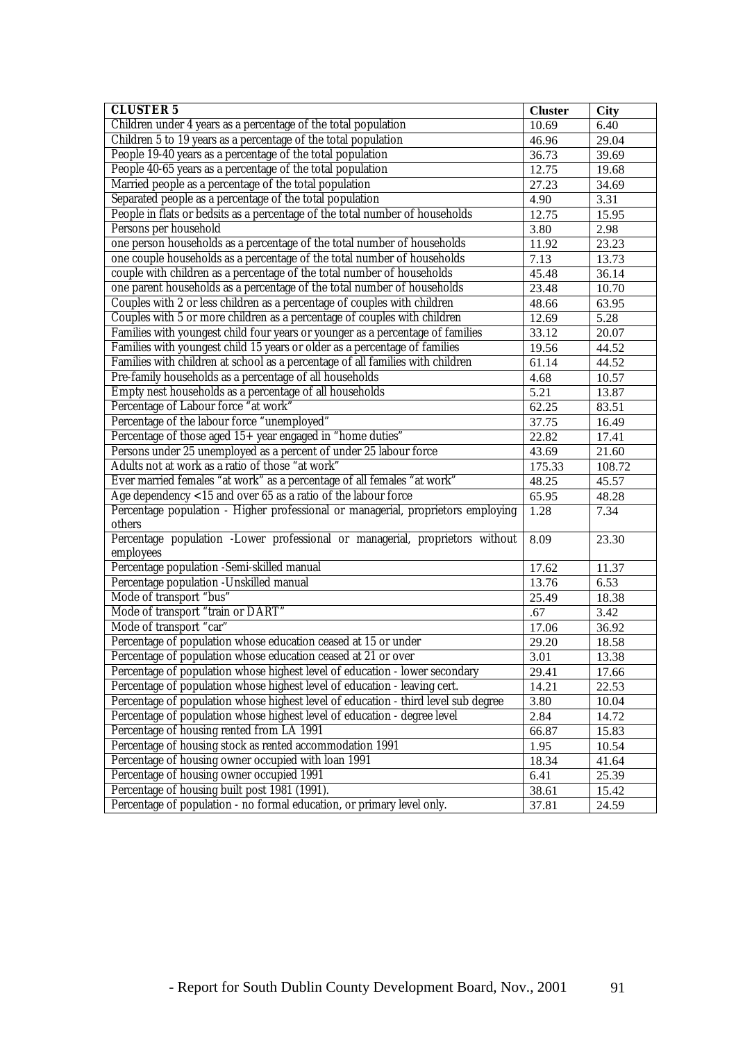| CLUSTER 5 | Cluster | City |
|---|---|---|
| Children under 4 years as a percentage of the total population | 10.69 | 6.40 |
| Children 5 to 19 years as a percentage of the total population | 46.96 | 29.04 |
| People 19-40 years as a percentage of the total population | 36.73 | 39.69 |
| People 40-65 years as a percentage of the total population | 12.75 | 19.68 |
| Married people as a percentage of the total population | 27.23 | 34.69 |
| Separated people as a percentage of the total population | 4.90 | 3.31 |
| People in flats or bedsits as a percentage of the total number of households | 12.75 | 15.95 |
| Persons per household | 3.80 | 2.98 |
| one person households as a percentage of the total number of households | 11.92 | 23.23 |
| one couple households as a percentage of the total number of households | 7.13 | 13.73 |
| couple with children as a percentage of the total number of households | 45.48 | 36.14 |
| one parent households as a percentage of the total number of households | 23.48 | 10.70 |
| Couples with 2 or less children as a percentage of couples with children | 48.66 | 63.95 |
| Couples with 5 or more children as a percentage of couples with children | 12.69 | 5.28 |
| Families with youngest child four years or younger as a percentage of families | 33.12 | 20.07 |
| Families with youngest child 15 years or older as a percentage of families | 19.56 | 44.52 |
| Families with children at school as a percentage of all families with children | 61.14 | 44.52 |
| Pre-family households as a percentage of all households | 4.68 | 10.57 |
| Empty nest households as a percentage of all households | 5.21 | 13.87 |
| Percentage of Labour force "at work" | 62.25 | 83.51 |
| Percentage of the labour force "unemployed" | 37.75 | 16.49 |
| Percentage of those aged 15+ year engaged in "home duties" | 22.82 | 17.41 |
| Persons under 25 unemployed as a percent of under 25 labour force | 43.69 | 21.60 |
| Adults not at work as a ratio of those "at work" | 175.33 | 108.72 |
| Ever married females "at work" as a percentage of all females "at work" | 48.25 | 45.57 |
| Age dependency <15 and over 65 as a ratio of the labour force | 65.95 | 48.28 |
| Percentage population - Higher professional or managerial, proprietors employing others | 1.28 | 7.34 |
| Percentage population -Lower professional or managerial, proprietors without employees | 8.09 | 23.30 |
| Percentage population -Semi-skilled manual | 17.62 | 11.37 |
| Percentage population -Unskilled manual | 13.76 | 6.53 |
| Mode of transport "bus" | 25.49 | 18.38 |
| Mode of transport "train or DART" | .67 | 3.42 |
| Mode of transport "car" | 17.06 | 36.92 |
| Percentage of population whose education ceased at 15 or under | 29.20 | 18.58 |
| Percentage of population whose education ceased at 21 or over | 3.01 | 13.38 |
| Percentage of population whose highest level of education - lower secondary | 29.41 | 17.66 |
| Percentage of population whose highest level of education - leaving cert. | 14.21 | 22.53 |
| Percentage of population whose highest level of education - third level sub degree | 3.80 | 10.04 |
| Percentage of population whose highest level of education - degree level | 2.84 | 14.72 |
| Percentage of housing rented from LA 1991 | 66.87 | 15.83 |
| Percentage of housing stock as rented accommodation 1991 | 1.95 | 10.54 |
| Percentage of housing owner occupied with loan 1991 | 18.34 | 41.64 |
| Percentage of housing owner occupied 1991 | 6.41 | 25.39 |
| Percentage of housing built post 1981 (1991). | 38.61 | 15.42 |
| Percentage of population - no formal education, or primary level only. | 37.81 | 24.59 |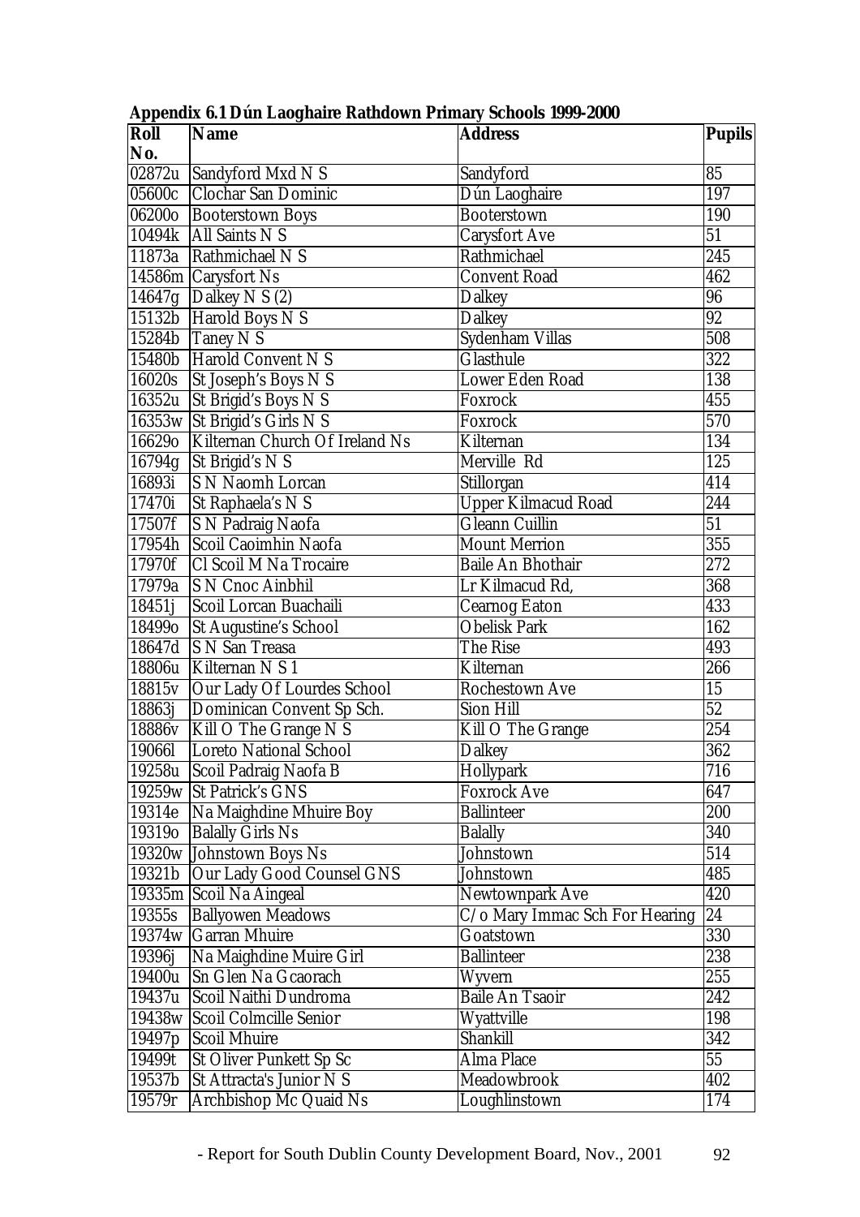**Appendix 6.1 Dún Laoghaire Rathdown Primary Schools 1999-2000**

| Roll No. | Name | Address | Pupils |
|---|---|---|---|
| 02872u | Sandyford Mxd N S | Sandyford | 85 |
| 05600c | Clochar San Dominic | Dún Laoghaire | 197 |
| 06200o | Booterstown Boys | Booterstown | 190 |
| 10494k | All Saints N S | Carysfort Ave | 51 |
| 11873a | Rathmichael N S | Rathmichael | 245 |
| 14586m | Carysfort Ns | Convent Road | 462 |
| 14647g | Dalkey N S (2) | Dalkey | 96 |
| 15132b | Harold Boys N S | Dalkey | 92 |
| 15284b | Taney N S | Sydenham Villas | 508 |
| 15480b | Harold Convent N S | Glasthule | 322 |
| 16020s | St Joseph's Boys N S | Lower Eden Road | 138 |
| 16352u | St Brigid's Boys N S | Foxrock | 455 |
| 16353w | St Brigid's Girls N S | Foxrock | 570 |
| 16629o | Kilternan Church Of Ireland Ns | Kilternan | 134 |
| 16794g | St Brigid's N S | Merville Rd | 125 |
| 16893i | S N Naomh Lorcan | Stillorgan | 414 |
| 17470i | St Raphaela's N S | Upper Kilmacud Road | 244 |
| 17507f | S N Padraig Naofa | Gleann Cuillin | 51 |
| 17954h | Scoil Caoimhin Naofa | Mount Merrion | 355 |
| 17970f | Cl Scoil M Na Trocaire | Baile An Bhothair | 272 |
| 17979a | S N Cnoc Ainbhil | Lr Kilmacud Rd, | 368 |
| 18451j | Scoil Lorcan Buachaili | Cearnog Eaton | 433 |
| 18499o | St Augustine's School | Obelisk Park | 162 |
| 18647d | S N San Treasa | The Rise | 493 |
| 18806u | Kilternan N S 1 | Kilternan | 266 |
| 18815v | Our Lady Of Lourdes School | Rochestown Ave | 15 |
| 18863j | Dominican Convent Sp Sch. | Sion Hill | 52 |
| 18886v | Kill O The Grange N S | Kill O The Grange | 254 |
| 19066l | Loreto National School | Dalkey | 362 |
| 19258u | Scoil Padraig Naofa B | Hollypark | 716 |
| 19259w | St Patrick's GNS | Foxrock Ave | 647 |
| 19314e | Na Maighdine Mhuire Boy | Ballinteer | 200 |
| 19319o | Balally Girls Ns | Balally | 340 |
| 19320w | Johnstown Boys Ns | Johnstown | 514 |
| 19321b | Our Lady Good Counsel GNS | Johnstown | 485 |
| 19335m | Scoil Na Aingeal | Newtownpark Ave | 420 |
| 19355s | Ballyowen Meadows | C/o Mary Immac Sch For Hearing | 24 |
| 19374w | Garran Mhuire | Goatstown | 330 |
| 19396j | Na Maighdine Muire Girl | Ballinteer | 238 |
| 19400u | Sn Glen Na Gcaorach | Wyvern | 255 |
| 19437u | Scoil Naithi Dundroma | Baile An Tsaoir | 242 |
| 19438w | Scoil Colmcille Senior | Wyattville | 198 |
| 19497p | Scoil Mhuire | Shankill | 342 |
| 19499t | St Oliver Punkett Sp Sc | Alma Place | 55 |
| 19537b | St Attracta's Junior N S | Meadowbrook | 402 |
| 19579r | Archbishop Mc Quaid Ns | Loughlinstown | 174 |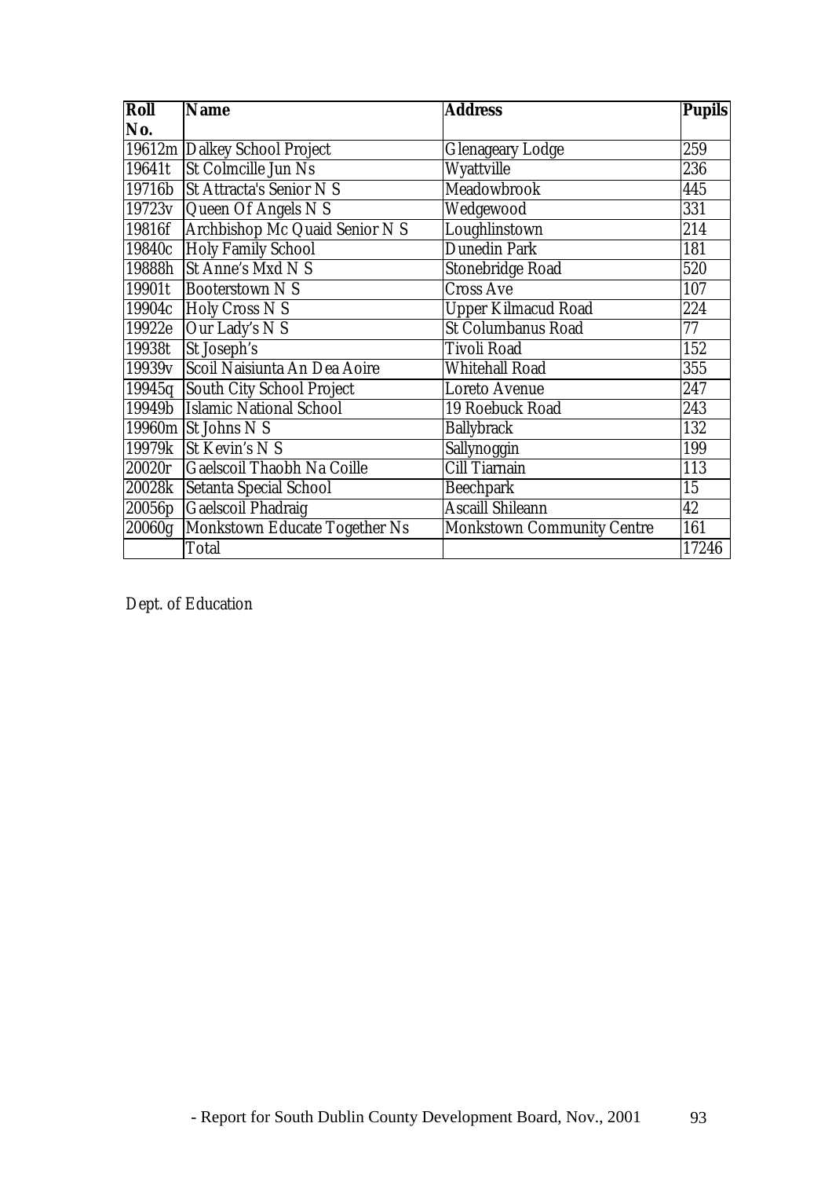| Roll No. | Name | Address | Pupils |
|---|---|---|---|
| 19612m | Dalkey School Project | Glenageary Lodge | 259 |
| 19641t | St Colmcille Jun Ns | Wyattville | 236 |
| 19716b | St Attracta's Senior N S | Meadowbrook | 445 |
| 19723v | Queen Of Angels N S | Wedgewood | 331 |
| 19816f | Archbishop Mc Quaid Senior N S | Loughlinstown | 214 |
| 19840c | Holy Family School | Dunedin Park | 181 |
| 19888h | St Anne's Mxd N S | Stonebridge Road | 520 |
| 19901t | Booterstown N S | Cross Ave | 107 |
| 19904c | Holy Cross N S | Upper Kilmacud Road | 224 |
| 19922e | Our Lady's N S | St Columbanus Road | 77 |
| 19938t | St Joseph's | Tivoli Road | 152 |
| 19939v | Scoil Naisiunta An Dea Aoire | Whitehall Road | 355 |
| 19945q | South City School Project | Loreto Avenue | 247 |
| 19949b | Islamic National School | 19 Roebuck Road | 243 |
| 19960m | St Johns N S | Ballybrack | 132 |
| 19979k | St Kevin's N S | Sallynoggin | 199 |
| 20020r | Gaelscoil Thaobh Na Coille | Cill Tiarnain | 113 |
| 20028k | Setanta Special School | Beechpark | 15 |
| 20056p | Gaelscoil Phadraig | Ascaill Shileann | 42 |
| 20060g | Monkstown Educate Together Ns | Monkstown Community Centre | 161 |
| | Total | | 17246 |

Dept. of Education

- Report for South Dublin County Development Board, Nov., 2001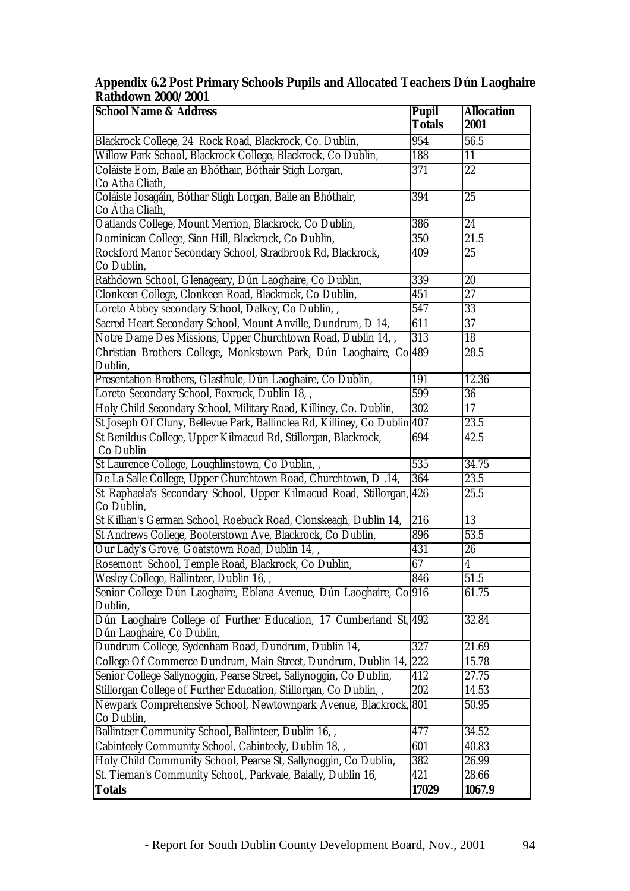**Appendix 6.2 Post Primary Schools Pupils and Allocated Teachers Dún Laoghaire Rathdown 2000/2001**

| School Name & Address | Pupil Totals | Allocation 2001 |
|---|---|---|
| Blackrock College, 24 Rock Road, Blackrock, Co. Dublin, | 954 | 56.5 |
| Willow Park School, Blackrock College, Blackrock, Co Dublin, | 188 | 11 |
| Coláiste Eoin, Baile an Bhóthair, Bóthair Stigh Lorgan, Co Atha Cliath, | 371 | 22 |
| Coláiste Iosagáin, Bóthar Stigh Lorgan, Baile an Bhóthair, Co Átha Cliath, | 394 | 25 |
| Oatlands College, Mount Merrion, Blackrock, Co Dublin, | 386 | 24 |
| Dominican College, Sion Hill, Blackrock, Co Dublin, | 350 | 21.5 |
| Rockford Manor Secondary School, Stradbrook Rd, Blackrock, Co Dublin, | 409 | 25 |
| Rathdown School, Glenageary, Dún Laoghaire, Co Dublin, | 339 | 20 |
| Clonkeen College, Clonkeen Road, Blackrock, Co Dublin, | 451 | 27 |
| Loreto Abbey secondary School, Dalkey, Co Dublin, , | 547 | 33 |
| Sacred Heart Secondary School, Mount Anville, Dundrum, D 14, | 611 | 37 |
| Notre Dame Des Missions, Upper Churchtown Road, Dublin 14, , | 313 | 18 |
| Christian Brothers College, Monkstown Park, Dún Laoghaire, Co Dublin, | 489 | 28.5 |
| Presentation Brothers, Glasthule, Dún Laoghaire, Co Dublin, | 191 | 12.36 |
| Loreto Secondary School, Foxrock, Dublin 18, , | 599 | 36 |
| Holy Child Secondary School, Military Road, Killiney, Co. Dublin, | 302 | 17 |
| St Joseph Of Cluny, Bellevue Park, Ballinclea Rd, Killiney, Co Dublin | 407 | 23.5 |
| St Benildus College, Upper Kilmacud Rd, Stillorgan, Blackrock, Co Dublin | 694 | 42.5 |
| St Laurence College, Loughlinstown, Co Dublin, , | 535 | 34.75 |
| De La Salle College, Upper Churchtown Road, Churchtown, D .14, | 364 | 23.5 |
| St Raphaela's Secondary School, Upper Kilmacud Road, Stillorgan, Co Dublin, | 426 | 25.5 |
| St Killian's German School, Roebuck Road, Clonskeagh, Dublin 14, | 216 | 13 |
| St Andrews College, Booterstown Ave, Blackrock, Co Dublin, | 896 | 53.5 |
| Our Lady's Grove, Goatstown Road, Dublin 14, , | 431 | 26 |
| Rosemont School, Temple Road, Blackrock, Co Dublin, | 67 | 4 |
| Wesley College, Ballinteer, Dublin 16, , | 846 | 51.5 |
| Senior College Dún Laoghaire, Eblana Avenue, Dún Laoghaire, Co Dublin, | 916 | 61.75 |
| Dún Laoghaire College of Further Education, 17 Cumberland St, Dún Laoghaire, Co Dublin, | 492 | 32.84 |
| Dundrum College, Sydenham Road, Dundrum, Dublin 14, | 327 | 21.69 |
| College Of Commerce Dundrum, Main Street, Dundrum, Dublin 14, | 222 | 15.78 |
| Senior College Sallynoggin, Pearse Street, Sallynoggin, Co Dublin, | 412 | 27.75 |
| Stillorgan College of Further Education, Stillorgan, Co Dublin, , | 202 | 14.53 |
| Newpark Comprehensive School, Newtownpark Avenue, Blackrock, Co Dublin, | 801 | 50.95 |
| Ballinteer Community School, Ballinteer, Dublin 16, , | 477 | 34.52 |
| Cabinteely Community School, Cabinteely, Dublin 18, , | 601 | 40.83 |
| Holy Child Community School, Pearse St, Sallynoggin, Co Dublin, | 382 | 26.99 |
| St. Tiernan's Community School,, Parkvale, Balally, Dublin 16, | 421 | 28.66 |
| **Totals** | **17029** | **1067.9** |

- Report for South Dublin County Development Board, Nov., 2001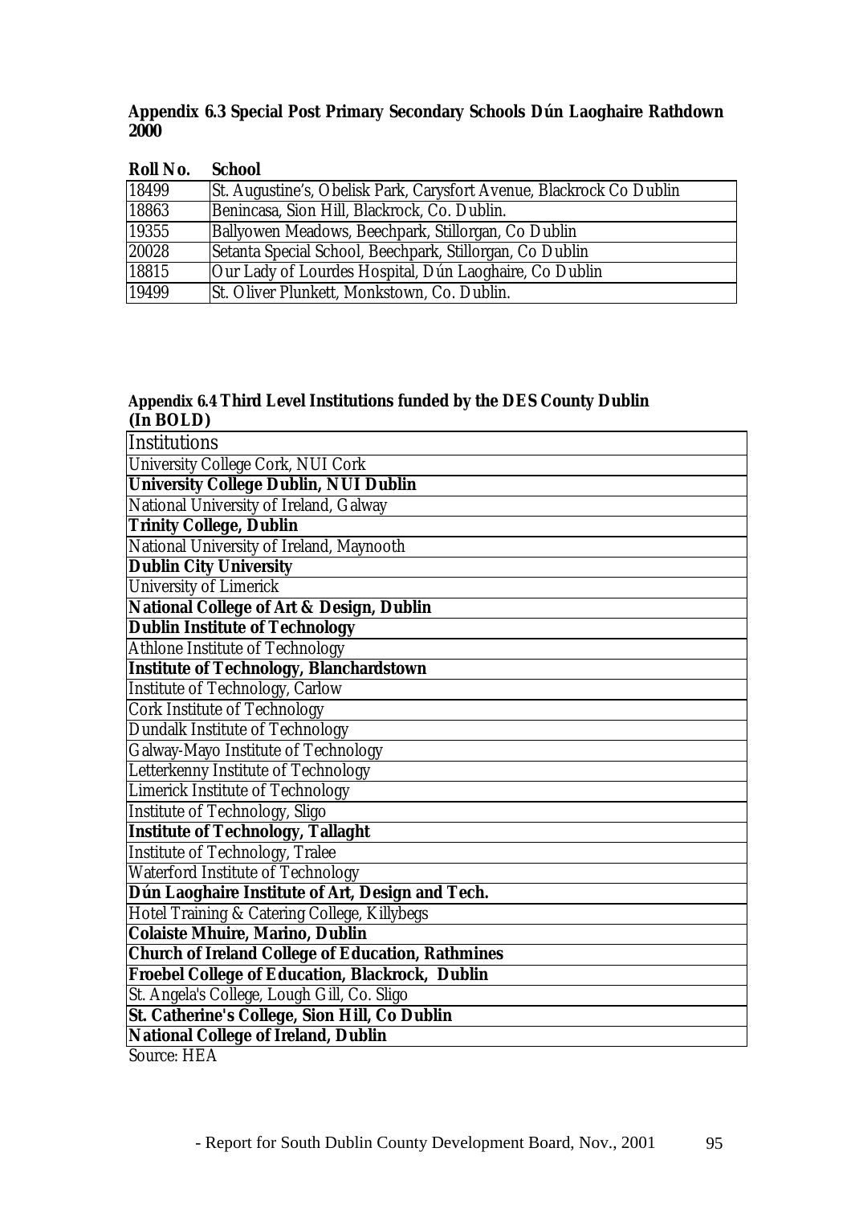**Appendix 6.3 Special Post Primary Secondary Schools Dún Laoghaire Rathdown 2000**

| Roll No. | School |
|---|---|
| 18499 | St. Augustine's, Obelisk Park, Carysfort Avenue, Blackrock Co Dublin |
| 18863 | Benincasa, Sion Hill, Blackrock, Co. Dublin. |
| 19355 | Ballyowen Meadows, Beechpark, Stillorgan, Co Dublin |
| 20028 | Setanta Special School, Beechpark, Stillorgan, Co Dublin |
| 18815 | Our Lady of Lourdes Hospital, Dún Laoghaire, Co Dublin |
| 19499 | St. Oliver Plunkett, Monkstown, Co. Dublin. |

**Appendix 6.4 Third Level Institutions funded by the DES County Dublin (In BOLD)**

| Institutions |
|---|
| University College Cork, NUI Cork |
| **University College Dublin, NUI Dublin** |
| National University of Ireland, Galway |
| **Trinity College, Dublin** |
| National University of Ireland, Maynooth |
| **Dublin City University** |
| University of Limerick |
| **National College of Art & Design, Dublin** |
| **Dublin Institute of Technology** |
| Athlone Institute of Technology |
| **Institute of Technology, Blanchardstown** |
| Institute of Technology, Carlow |
| Cork Institute of Technology |
| Dundalk Institute of Technology |
| Galway-Mayo Institute of Technology |
| Letterkenny Institute of Technology |
| Limerick Institute of Technology |
| Institute of Technology, Sligo |
| **Institute of Technology, Tallaght** |
| Institute of Technology, Tralee |
| Waterford Institute of Technology |
| **Dún Laoghaire Institute of Art, Design and Tech.** |
| Hotel Training & Catering College, Killybegs |
| **Colaiste Mhuire, Marino, Dublin** |
| **Church of Ireland College of Education, Rathmines** |
| **Froebel College of Education, Blackrock, Dublin** |
| St. Angela's College, Lough Gill, Co. Sligo |
| **St. Catherine's College, Sion Hill, Co Dublin** |
| **National College of Ireland, Dublin** |

Source: HEA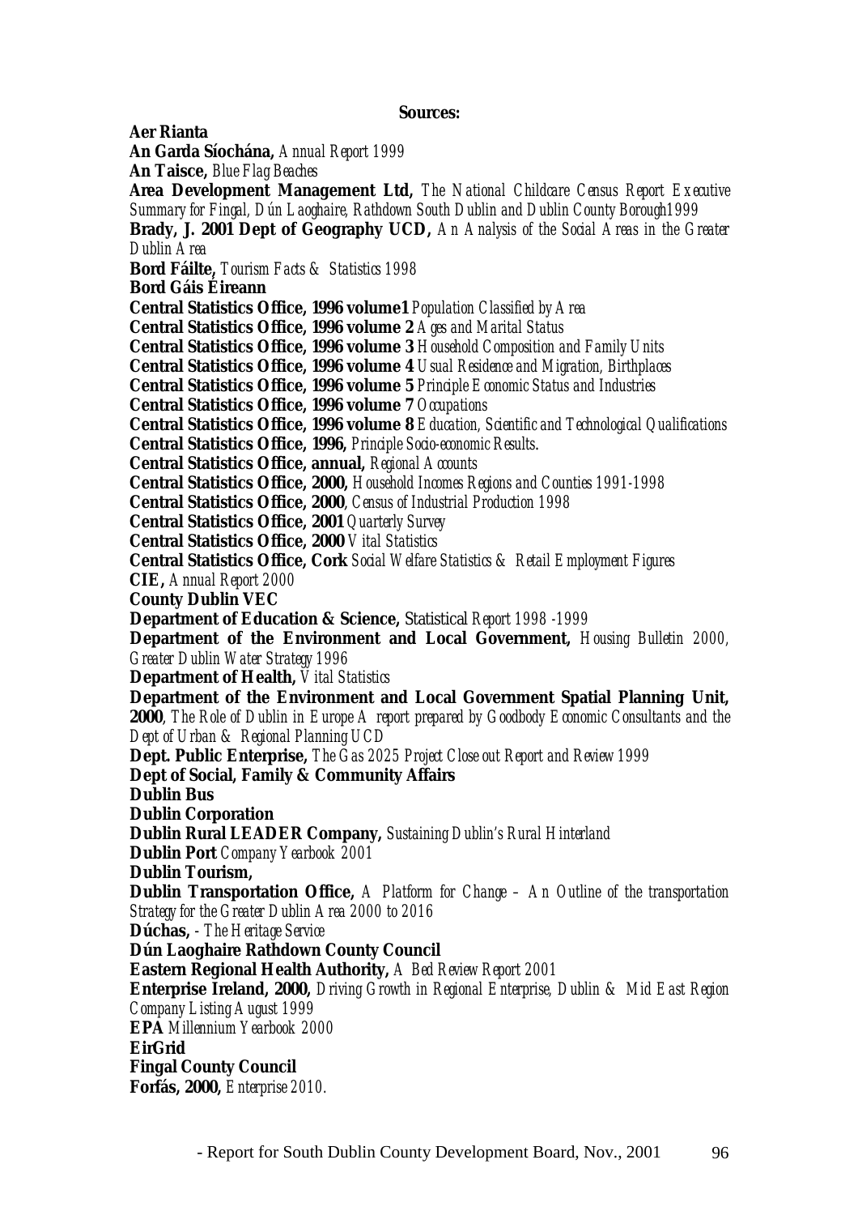**Sources:**

**Aer Rianta**
**An Garda Síochána,** *Annual Report 1999*
**An Taisce,** *Blue Flag Beaches*
**Area Development Management Ltd,** *The National Childcare Census Report Executive Summary for Fingal, Dún Laoghaire, Rathdown South Dublin and Dublin County Borough1999*
**Brady, J. 2001 Dept of Geography UCD,** *An Analysis of the Social Areas in the Greater Dublin Area*
**Bord Fáilte,** *Tourism Facts & Statistics 1998*
**Bord Gáis Éireann**
**Central Statistics Office, 1996 volume1** *Population Classified by Area*
**Central Statistics Office, 1996 volume 2** *Ages and Marital Status*
**Central Statistics Office, 1996 volume 3** *Household Composition and Family Units*
**Central Statistics Office, 1996 volume 4** *Usual Residence and Migration, Birthplaces*
**Central Statistics Office, 1996 volume 5** *Principle Economic Status and Industries*
**Central Statistics Office, 1996 volume 7** *Occupations*
**Central Statistics Office, 1996 volume 8** *Education, Scientific and Technological Qualifications*
**Central Statistics Office, 1996,** *Principle Socio-economic Results.*
**Central Statistics Office, annual,** *Regional Accounts*
**Central Statistics Office, 2000,** *Household Incomes Regions and Counties 1991-1998*
**Central Statistics Office, 2000**, *Census of Industrial Production 1998*
**Central Statistics Office, 2001** *Quarterly Survey*
**Central Statistics Office, 2000** *Vital Statistics*
**Central Statistics Office, Cork** *Social Welfare Statistics & Retail Employment Figures*
**CIE,** *Annual Report 2000*
**County Dublin VEC**
**Department of Education & Science,** Statistical *Report 1998 -1999*
**Department of the Environment and Local Government,** *Housing Bulletin 2000, Greater Dublin Water Strategy 1996*
**Department of Health,** *Vital Statistics*
**Department of the Environment and Local Government Spatial Planning Unit, 2000**, *The Role of Dublin in Europe A report prepared by Goodbody Economic Consultants and the Dept of Urban & Regional Planning UCD*
**Dept. Public Enterprise,** *The Gas 2025 Project Close out Report and Review 1999*
**Dept of Social, Family & Community Affairs**
**Dublin Bus**
**Dublin Corporation**
**Dublin Rural LEADER Company,** *Sustaining Dublin's Rural Hinterland*
**Dublin Port** *Company Yearbook 2001*
**Dublin Tourism,**
**Dublin Transportation Office,** *A Platform for Change – An Outline of the transportation Strategy for the Greater Dublin Area 2000 to 2016*
**Dúchas,** *- The Heritage Service*
**Dún Laoghaire Rathdown County Council**
**Eastern Regional Health Authority,** *A Bed Review Report 2001*
**Enterprise Ireland, 2000,** *Driving Growth in Regional Enterprise, Dublin & Mid East Region Company Listing August 1999*
**EPA** *Millennium Yearbook 2000*
**EirGrid**
**Fingal County Council**
**Forfás, 2000,** *Enterprise 2010.*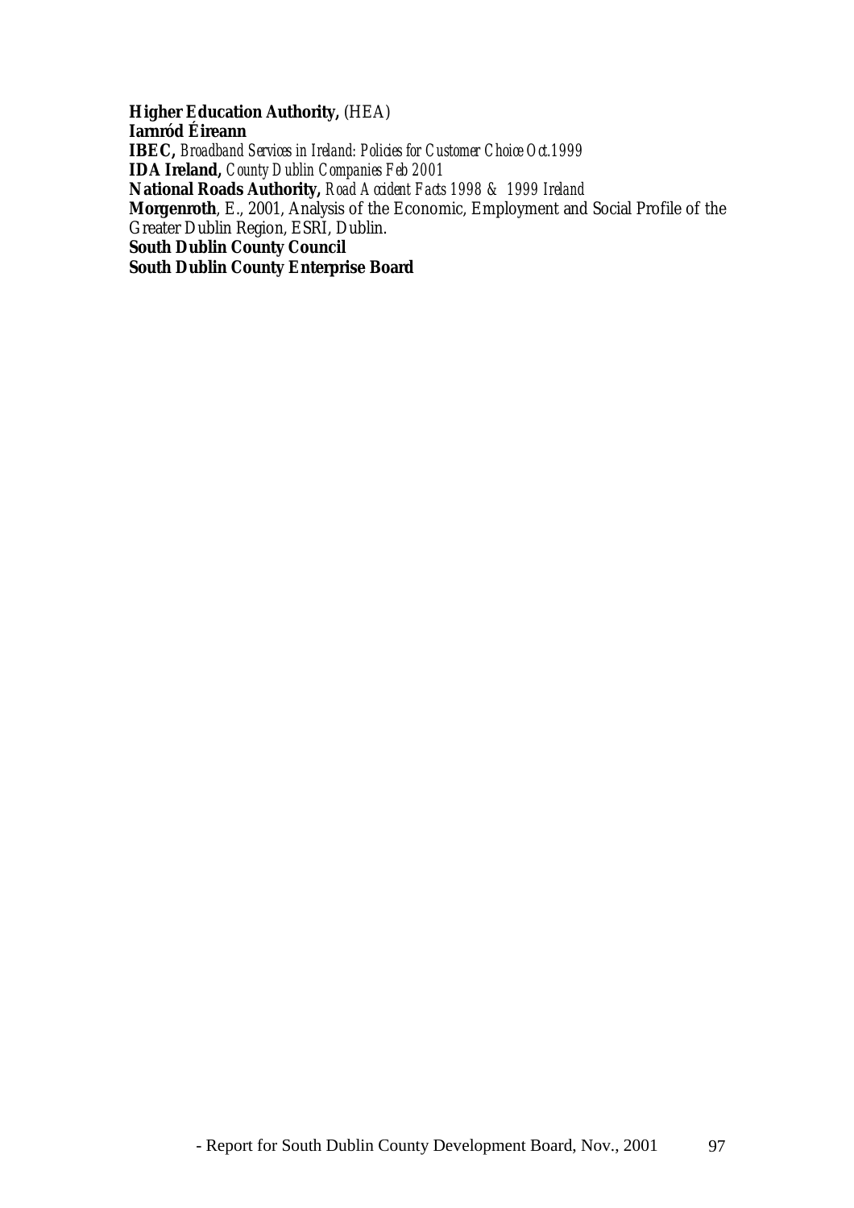**Higher Education Authority,** (HEA)
**Iarnród Éireann**
**IBEC,** *Broadband Services in Ireland: Policies for Customer Choice Oct.1999*
**IDA Ireland,** *County Dublin Companies Feb 2001*
**National Roads Authority,** *Road Accident Facts 1998 & 1999 Ireland*
**Morgenroth**, E., 2001, Analysis of the Economic, Employment and Social Profile of the Greater Dublin Region, ESRI, Dublin.
**South Dublin County Council**
**South Dublin County Enterprise Board**